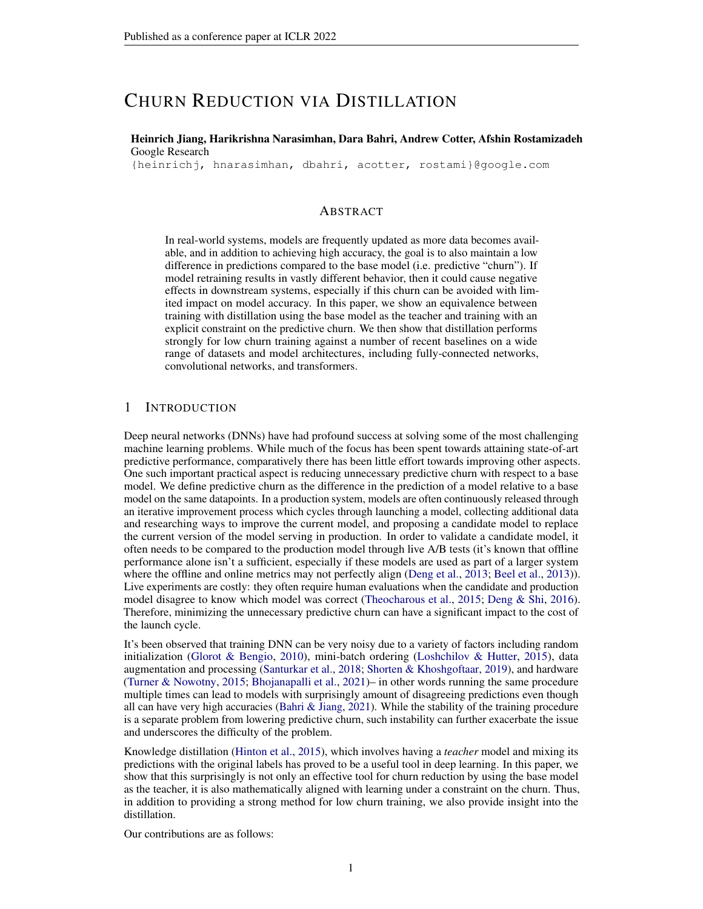# CHURN REDUCTION VIA DISTILLATION

**Heinrich Jiang, Harikrishna Narasimhan, Dara Bahri, Andrew Cotter, Afshin Rostamizadeh**
Google Research
{heinrichj, hnarasimhan, dbahri, acotter, rostami}@google.com

## ABSTRACT

In real-world systems, models are frequently updated as more data becomes available, and in addition to achieving high accuracy, the goal is to also maintain a low difference in predictions compared to the base model (i.e. predictive "churn"). If model retraining results in vastly different behavior, then it could cause negative effects in downstream systems, especially if this churn can be avoided with limited impact on model accuracy. In this paper, we show an equivalence between training with distillation using the base model as the teacher and training with an explicit constraint on the predictive churn. We then show that distillation performs strongly for low churn training against a number of recent baselines on a wide range of datasets and model architectures, including fully-connected networks, convolutional networks, and transformers.

## 1 INTRODUCTION

Deep neural networks (DNNs) have had profound success at solving some of the most challenging machine learning problems. While much of the focus has been spent towards attaining state-of-art predictive performance, comparatively there has been little effort towards improving other aspects. One such important practical aspect is reducing unnecessary predictive churn with respect to a base model. We define predictive churn as the difference in the prediction of a model relative to a base model on the same datapoints. In a production system, models are often continuously released through an iterative improvement process which cycles through launching a model, collecting additional data and researching ways to improve the current model, and proposing a candidate model to replace the current version of the model serving in production. In order to validate a candidate model, it often needs to be compared to the production model through live A/B tests (it's known that offline performance alone isn't a sufficient, especially if these models are used as part of a larger system where the offline and online metrics may not perfectly align (Deng et al., 2013; Beel et al., 2013)). Live experiments are costly: they often require human evaluations when the candidate and production model disagree to know which model was correct (Theocharous et al., 2015; Deng & Shi, 2016). Therefore, minimizing the unnecessary predictive churn can have a significant impact to the cost of the launch cycle.

It's been observed that training DNN can be very noisy due to a variety of factors including random initialization (Glorot & Bengio, 2010), mini-batch ordering (Loshchilov & Hutter, 2015), data augmentation and processing (Santurkar et al., 2018; Shorten & Khoshgoftaar, 2019), and hardware (Turner & Nowotny, 2015; Bhojanapalli et al., 2021)– in other words running the same procedure multiple times can lead to models with surprisingly amount of disagreeing predictions even though all can have very high accuracies (Bahri & Jiang, 2021). While the stability of the training procedure is a separate problem from lowering predictive churn, such instability can further exacerbate the issue and underscores the difficulty of the problem.

Knowledge distillation (Hinton et al., 2015), which involves having a *teacher* model and mixing its predictions with the original labels has proved to be a useful tool in deep learning. In this paper, we show that this surprisingly is not only an effective tool for churn reduction by using the base model as the teacher, it is also mathematically aligned with learning under a constraint on the churn. Thus, in addition to providing a strong method for low churn training, we also provide insight into the distillation.

Our contributions are as follows: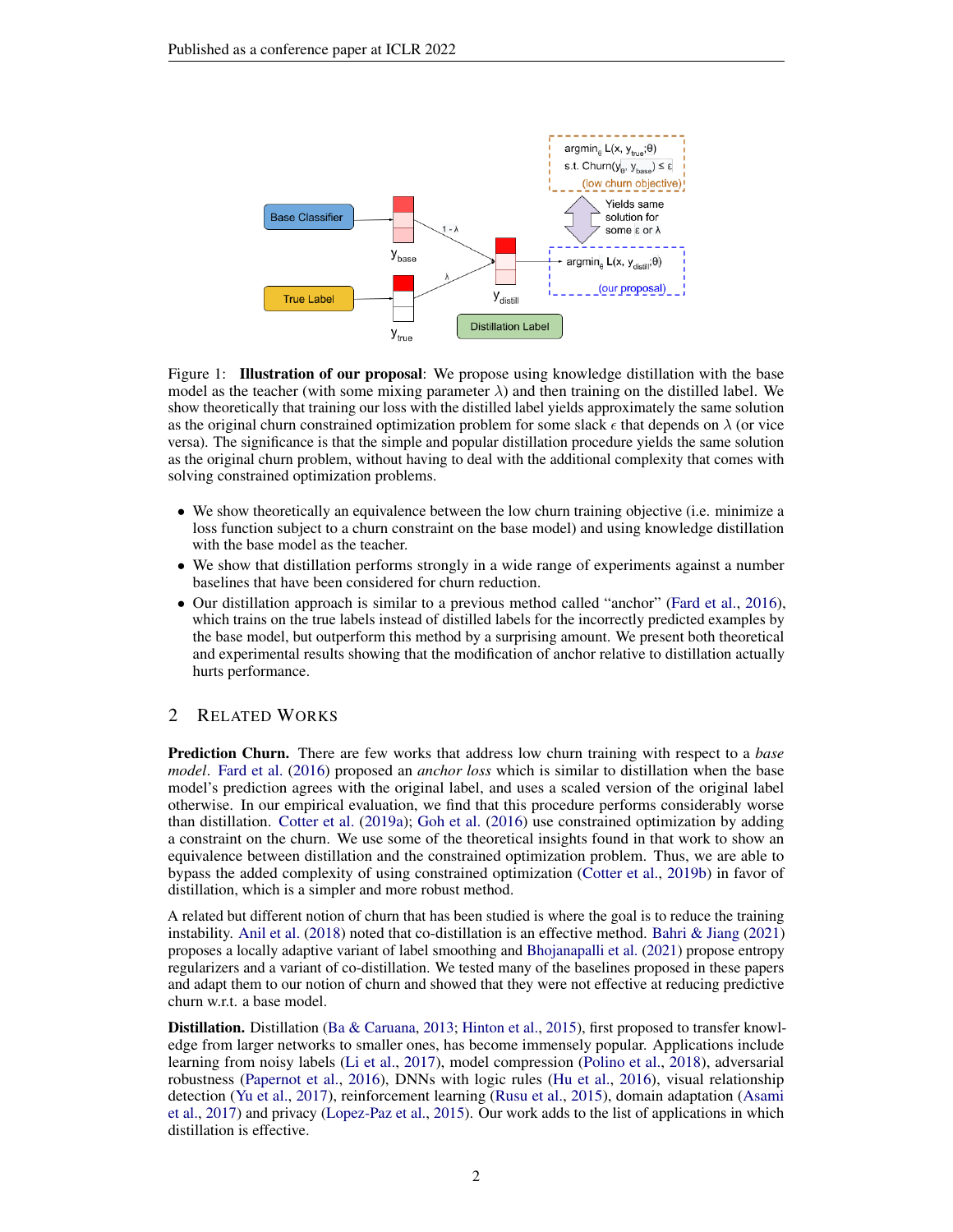Figure 1: **Illustration of our proposal**: We propose using knowledge distillation with the base model as the teacher (with some mixing parameter $\lambda$) and then training on the distilled label. We show theoretically that training our loss with the distilled label yields approximately the same solution as the original churn constrained optimization problem for some slack $\epsilon$ that depends on $\lambda$ (or vice versa). The significance is that the simple and popular distillation procedure yields the same solution as the original churn problem, without having to deal with the additional complexity that comes with solving constrained optimization problems.

- We show theoretically an equivalence between the low churn training objective (i.e. minimize a loss function subject to a churn constraint on the base model) and using knowledge distillation with the base model as the teacher.
- We show that distillation performs strongly in a wide range of experiments against a number baselines that have been considered for churn reduction.
- Our distillation approach is similar to a previous method called "anchor" (Fard et al., 2016), which trains on the true labels instead of distilled labels for the incorrectly predicted examples by the base model, but outperform this method by a surprising amount. We present both theoretical and experimental results showing that the modification of anchor relative to distillation actually hurts performance.

## 2 Related Works

**Prediction Churn.** There are few works that address low churn training with respect to a *base model*. Fard et al. (2016) proposed an *anchor loss* which is similar to distillation when the base model's prediction agrees with the original label, and uses a scaled version of the original label otherwise. In our empirical evaluation, we find that this procedure performs considerably worse than distillation. Cotter et al. (2019a); Goh et al. (2016) use constrained optimization by adding a constraint on the churn. We use some of the theoretical insights found in that work to show an equivalence between distillation and the constrained optimization problem. Thus, we are able to bypass the added complexity of using constrained optimization (Cotter et al., 2019b) in favor of distillation, which is a simpler and more robust method.

A related but different notion of churn that has been studied is where the goal is to reduce the training instability. Anil et al. (2018) noted that co-distillation is an effective method. Bahri & Jiang (2021) proposes a locally adaptive variant of label smoothing and Bhojanapalli et al. (2021) propose entropy regularizers and a variant of co-distillation. We tested many of the baselines proposed in these papers and adapt them to our notion of churn and showed that they were not effective at reducing predictive churn w.r.t. a base model.

**Distillation.** Distillation (Ba & Caruana, 2013; Hinton et al., 2015), first proposed to transfer knowledge from larger networks to smaller ones, has become immensely popular. Applications include learning from noisy labels (Li et al., 2017), model compression (Polino et al., 2018), adversarial robustness (Papernot et al., 2016), DNNs with logic rules (Hu et al., 2016), visual relationship detection (Yu et al., 2017), reinforcement learning (Rusu et al., 2015), domain adaptation (Asami et al., 2017) and privacy (Lopez-Paz et al., 2015). Our work adds to the list of applications in which distillation is effective.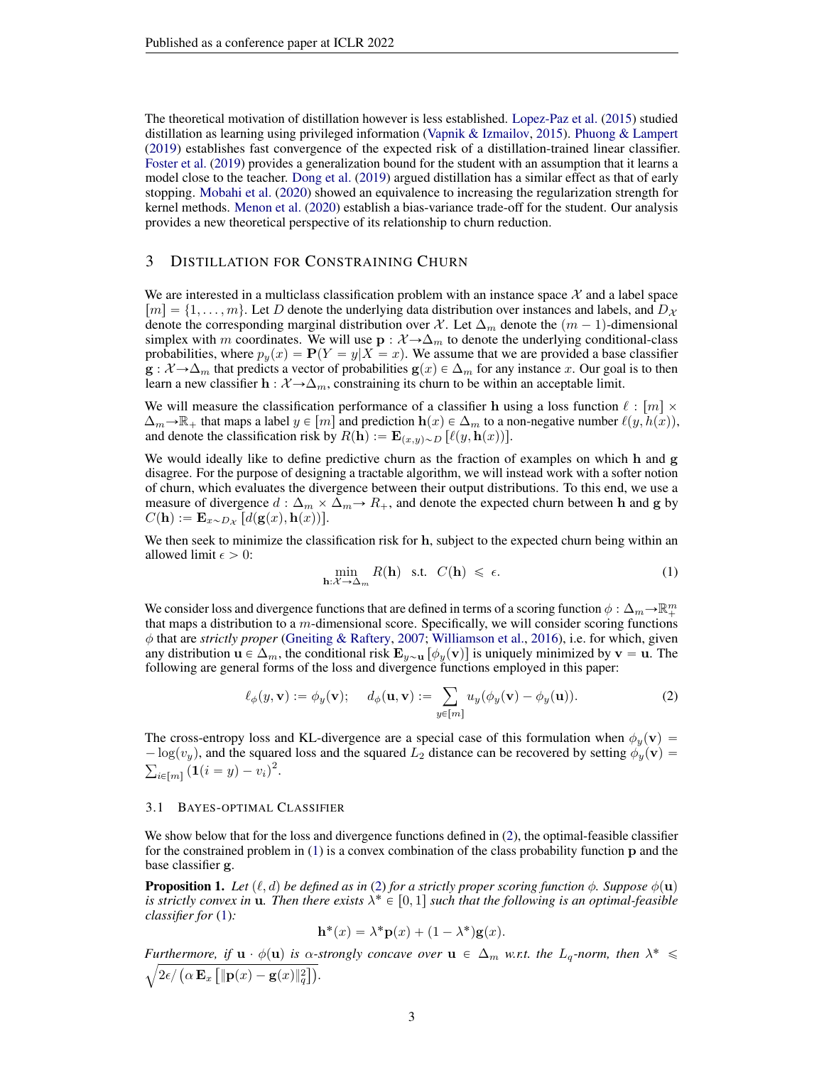The theoretical motivation of distillation however is less established. Lopez-Paz et al. (2015) studied distillation as learning using privileged information (Vapnik & Izmailov, 2015). Phuong & Lampert (2019) establishes fast convergence of the expected risk of a distillation-trained linear classifier. Foster et al. (2019) provides a generalization bound for the student with an assumption that it learns a model close to the teacher. Dong et al. (2019) argued distillation has a similar effect as that of early stopping. Mobahi et al. (2020) showed an equivalence to increasing the regularization strength for kernel methods. Menon et al. (2020) establish a bias-variance trade-off for the student. Our analysis provides a new theoretical perspective of its relationship to churn reduction.

## 3 Distillation for Constraining Churn

We are interested in a multiclass classification problem with an instance space $\mathcal{X}$ and a label space $[m] = \{1, \ldots, m\}$. Let $D$ denote the underlying data distribution over instances and labels, and $D_{\mathcal{X}}$ denote the corresponding marginal distribution over $\mathcal{X}$. Let $\Delta_m$ denote the $(m-1)$-dimensional simplex with $m$ coordinates. We will use $\mathbf{p} : \mathcal{X} \to \Delta_m$ to denote the underlying conditional-class probabilities, where $p_y(x) = \mathbf{P}(Y = y | X = x)$. We assume that we are provided a base classifier $\mathbf{g} : \mathcal{X} \to \Delta_m$ that predicts a vector of probabilities $\mathbf{g}(x) \in \Delta_m$ for any instance $x$. Our goal is to then learn a new classifier $\mathbf{h} : \mathcal{X} \to \Delta_m$, constraining its churn to be within an acceptable limit.

We will measure the classification performance of a classifier $\mathbf{h}$ using a loss function $\ell : [m] \times \Delta_m \to \mathbb{R}_+$ that maps a label $y \in [m]$ and prediction $\mathbf{h}(x) \in \Delta_m$ to a non-negative number $\ell(y, h(x))$, and denote the classification risk by $R(\mathbf{h}) := \mathbf{E}_{(x,y)\sim D}\left[\ell(y, \mathbf{h}(x))\right]$.

We would ideally like to define predictive churn as the fraction of examples on which $\mathbf{h}$ and $\mathbf{g}$ disagree. For the purpose of designing a tractable algorithm, we will instead work with a softer notion of churn, which evaluates the divergence between their output distributions. To this end, we use a measure of divergence $d : \Delta_m \times \Delta_m \to R_+$, and denote the expected churn between $\mathbf{h}$ and $\mathbf{g}$ by $C(\mathbf{h}) := \mathbf{E}_{x\sim D_{\mathcal{X}}}\left[d(\mathbf{g}(x), \mathbf{h}(x))\right]$.

We then seek to minimize the classification risk for $\mathbf{h}$, subject to the expected churn being within an allowed limit $\epsilon > 0$:

$$\min_{\mathbf{h}:\mathcal{X}\to\Delta_m} R(\mathbf{h}) \quad \text{s.t.} \quad C(\mathbf{h}) \leqslant \epsilon. \tag{1}$$

We consider loss and divergence functions that are defined in terms of a scoring function $\phi : \Delta_m \to \mathbb{R}_+^m$ that maps a distribution to a $m$-dimensional score. Specifically, we will consider scoring functions $\phi$ that are *strictly proper* (Gneiting & Raftery, 2007; Williamson et al., 2016), i.e. for which, given any distribution $\mathbf{u} \in \Delta_m$, the conditional risk $\mathbf{E}_{y\sim\mathbf{u}}\left[\phi_y(\mathbf{v})\right]$ is uniquely minimized by $\mathbf{v} = \mathbf{u}$. The following are general forms of the loss and divergence functions employed in this paper:

$$\ell_\phi(y, \mathbf{v}) := \phi_y(\mathbf{v}); \qquad d_\phi(\mathbf{u}, \mathbf{v}) := \sum_{y\in[m]} u_y(\phi_y(\mathbf{v}) - \phi_y(\mathbf{u})). \tag{2}$$

The cross-entropy loss and KL-divergence are a special case of this formulation when $\phi_y(\mathbf{v}) = -\log(v_y)$, and the squared loss and the squared $L_2$ distance can be recovered by setting $\phi_y(\mathbf{v}) = \sum_{i\in[m]} \left(\mathbf{1}(i = y) - v_i\right)^2$.

### 3.1 Bayes-optimal Classifier

We show below that for the loss and divergence functions defined in (2), the optimal-feasible classifier for the constrained problem in (1) is a convex combination of the class probability function $\mathbf{p}$ and the base classifier $\mathbf{g}$.

**Proposition 1.** *Let $(\ell, d)$ be defined as in (2) for a strictly proper scoring function $\phi$. Suppose $\phi(\mathbf{u})$ is strictly convex in $\mathbf{u}$. Then there exists $\lambda^* \in [0, 1]$ such that the following is an optimal-feasible classifier for (1):*

$$\mathbf{h}^*(x) = \lambda^*\mathbf{p}(x) + (1 - \lambda^*)\mathbf{g}(x).$$

*Furthermore, if $\mathbf{u} \cdot \phi(\mathbf{u})$ is $\alpha$-strongly concave over $\mathbf{u} \in \Delta_m$ w.r.t. the $L_q$-norm, then $\lambda^* \leqslant \sqrt{2\epsilon / \left(\alpha\, \mathbf{E}_x\left[\|\mathbf{p}(x) - \mathbf{g}(x)\|_q^2\right]\right)}$.*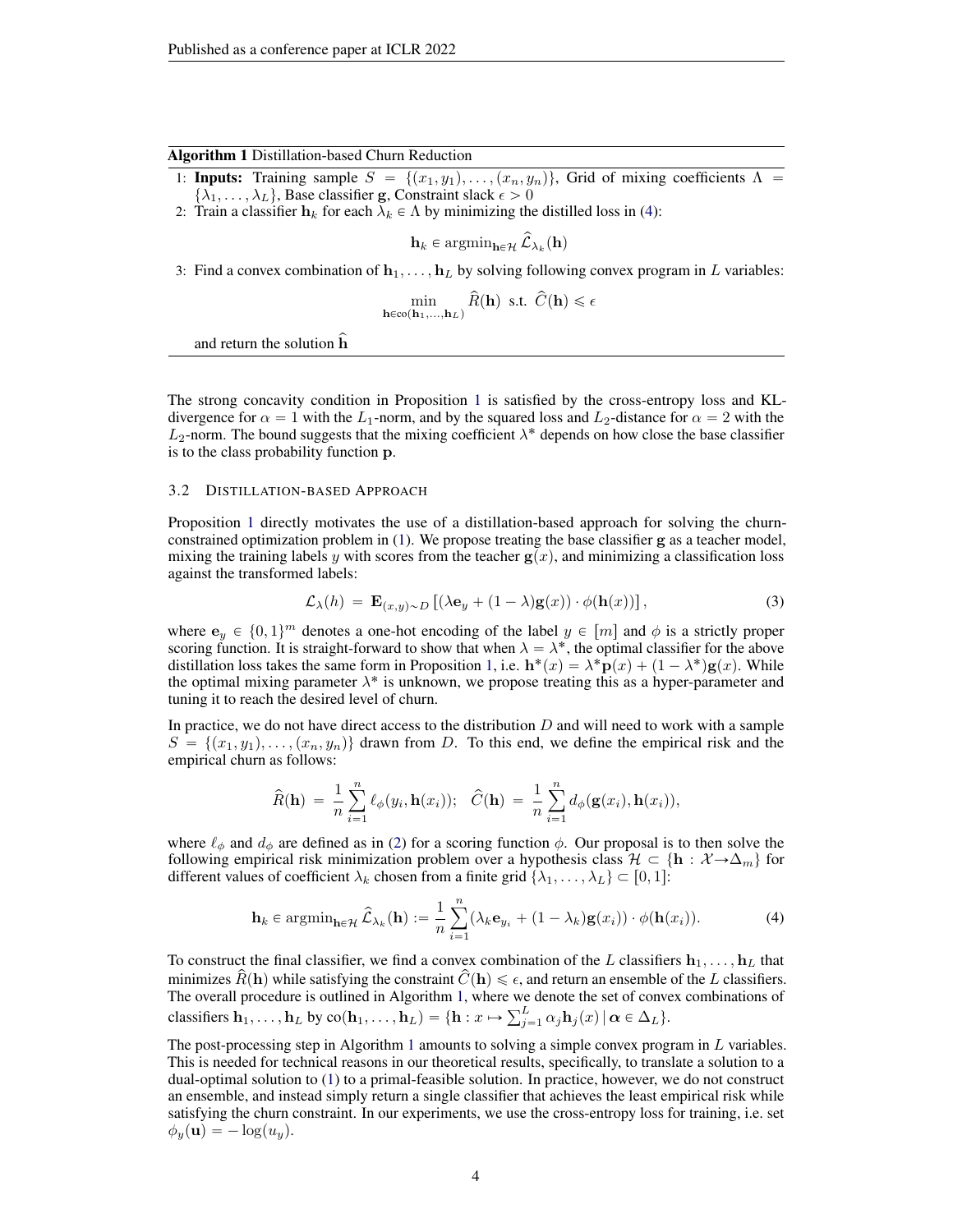**Algorithm 1** Distillation-based Churn Reduction

1: **Inputs:** Training sample $S = \{(x_1, y_1), \ldots, (x_n, y_n)\}$, Grid of mixing coefficients $\Lambda = \{\lambda_1, \ldots, \lambda_L\}$, Base classifier $\mathbf{g}$, Constraint slack $\epsilon > 0$

2: Train a classifier $\mathbf{h}_k$ for each $\lambda_k \in \Lambda$ by minimizing the distilled loss in (4):

$$\mathbf{h}_k \in \operatorname{argmin}_{\mathbf{h} \in \mathcal{H}} \widehat{\mathcal{L}}_{\lambda_k}(\mathbf{h})$$

3: Find a convex combination of $\mathbf{h}_1, \ldots, \mathbf{h}_L$ by solving following convex program in $L$ variables:

$$\min_{\mathbf{h} \in \text{co}(\mathbf{h}_1, \ldots, \mathbf{h}_L)} \widehat{R}(\mathbf{h}) \text{ s.t. } \widehat{C}(\mathbf{h}) \leqslant \epsilon$$

and return the solution $\widehat{\mathbf{h}}$

The strong concavity condition in Proposition 1 is satisfied by the cross-entropy loss and KL-divergence for $\alpha = 1$ with the $L_1$-norm, and by the squared loss and $L_2$-distance for $\alpha = 2$ with the $L_2$-norm. The bound suggests that the mixing coefficient $\lambda^*$ depends on how close the base classifier is to the class probability function $\mathbf{p}$.

### 3.2 Distillation-based Approach

Proposition 1 directly motivates the use of a distillation-based approach for solving the churn-constrained optimization problem in (1). We propose treating the base classifier $\mathbf{g}$ as a teacher model, mixing the training labels $y$ with scores from the teacher $\mathbf{g}(x)$, and minimizing a classification loss against the transformed labels:

$$\mathcal{L}_\lambda(h) = \mathbf{E}_{(x,y)\sim D}\left[(\lambda \mathbf{e}_y + (1-\lambda)\mathbf{g}(x)) \cdot \phi(\mathbf{h}(x))\right], \tag{3}$$

where $\mathbf{e}_y \in \{0,1\}^m$ denotes a one-hot encoding of the label $y \in [m]$ and $\phi$ is a strictly proper scoring function. It is straight-forward to show that when $\lambda = \lambda^*$, the optimal classifier for the above distillation loss takes the same form in Proposition 1, i.e. $\mathbf{h}^*(x) = \lambda^* \mathbf{p}(x) + (1-\lambda^*)\mathbf{g}(x)$. While the optimal mixing parameter $\lambda^*$ is unknown, we propose treating this as a hyper-parameter and tuning it to reach the desired level of churn.

In practice, we do not have direct access to the distribution $D$ and will need to work with a sample $S = \{(x_1, y_1), \ldots, (x_n, y_n)\}$ drawn from $D$. To this end, we define the empirical risk and the empirical churn as follows:

$$\widehat{R}(\mathbf{h}) = \frac{1}{n}\sum_{i=1}^{n} \ell_\phi(y_i, \mathbf{h}(x_i)); \quad \widehat{C}(\mathbf{h}) = \frac{1}{n}\sum_{i=1}^{n} d_\phi(\mathbf{g}(x_i), \mathbf{h}(x_i)),$$

where $\ell_\phi$ and $d_\phi$ are defined as in (2) for a scoring function $\phi$. Our proposal is to then solve the following empirical risk minimization problem over a hypothesis class $\mathcal{H} \subset \{\mathbf{h} : \mathcal{X} \to \Delta_m\}$ for different values of coefficient $\lambda_k$ chosen from a finite grid $\{\lambda_1, \ldots, \lambda_L\} \subset [0,1]$:

$$\mathbf{h}_k \in \operatorname{argmin}_{\mathbf{h} \in \mathcal{H}} \widehat{\mathcal{L}}_{\lambda_k}(\mathbf{h}) := \frac{1}{n}\sum_{i=1}^{n} (\lambda_k \mathbf{e}_{y_i} + (1-\lambda_k)\mathbf{g}(x_i)) \cdot \phi(\mathbf{h}(x_i)). \tag{4}$$

To construct the final classifier, we find a convex combination of the $L$ classifiers $\mathbf{h}_1, \ldots, \mathbf{h}_L$ that minimizes $\widehat{R}(\mathbf{h})$ while satisfying the constraint $\widehat{C}(\mathbf{h}) \leqslant \epsilon$, and return an ensemble of the $L$ classifiers. The overall procedure is outlined in Algorithm 1, where we denote the set of convex combinations of classifiers $\mathbf{h}_1, \ldots, \mathbf{h}_L$ by $\text{co}(\mathbf{h}_1, \ldots, \mathbf{h}_L) = \{\mathbf{h} : x \mapsto \sum_{j=1}^{L} \alpha_j \mathbf{h}_j(x) \,|\, \boldsymbol{\alpha} \in \Delta_L\}$.

The post-processing step in Algorithm 1 amounts to solving a simple convex program in $L$ variables. This is needed for technical reasons in our theoretical results, specifically, to translate a solution to a dual-optimal solution to (1) to a primal-feasible solution. In practice, however, we do not construct an ensemble, and instead simply return a single classifier that achieves the least empirical risk while satisfying the churn constraint. In our experiments, we use the cross-entropy loss for training, i.e. set $\phi_y(\mathbf{u}) = -\log(u_y)$.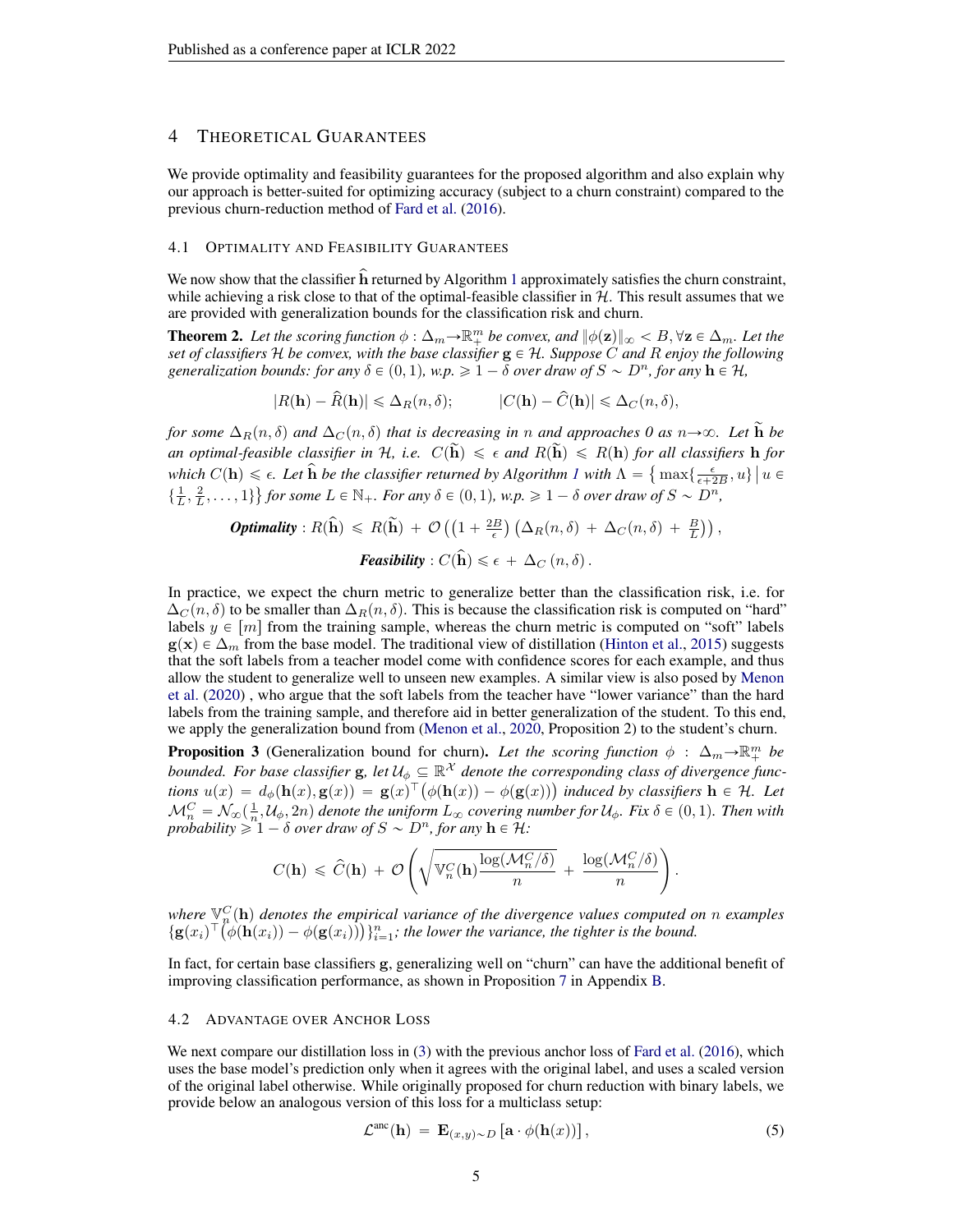## 4 Theoretical Guarantees

We provide optimality and feasibility guarantees for the proposed algorithm and also explain why our approach is better-suited for optimizing accuracy (subject to a churn constraint) compared to the previous churn-reduction method of Fard et al. (2016).

### 4.1 Optimality and Feasibility Guarantees

We now show that the classifier $\widehat{\mathbf{h}}$ returned by Algorithm 1 approximately satisfies the churn constraint, while achieving a risk close to that of the optimal-feasible classifier in $\mathcal{H}$. This result assumes that we are provided with generalization bounds for the classification risk and churn.

**Theorem 2.** *Let the scoring function $\phi : \Delta_m \to \mathbb{R}_+^m$ be convex, and $\|\phi(\mathbf{z})\|_\infty < B, \forall \mathbf{z} \in \Delta_m$. Let the set of classifiers $\mathcal{H}$ be convex, with the base classifier $\mathbf{g} \in \mathcal{H}$. Suppose $C$ and $R$ enjoy the following generalization bounds: for any $\delta \in (0, 1)$, w.p. $\geqslant 1 - \delta$ over draw of $S \sim D^n$, for any $\mathbf{h} \in \mathcal{H}$,*

$$|R(\mathbf{h}) - \widehat{R}(\mathbf{h})| \leqslant \Delta_R(n, \delta); \qquad |C(\mathbf{h}) - \widehat{C}(\mathbf{h})| \leqslant \Delta_C(n, \delta),$$

*for some $\Delta_R(n, \delta)$ and $\Delta_C(n, \delta)$ that is decreasing in $n$ and approaches 0 as $n \to \infty$. Let $\widetilde{\mathbf{h}}$ be an optimal-feasible classifier in $\mathcal{H}$, i.e. $C(\widetilde{\mathbf{h}}) \leqslant \epsilon$ and $R(\widetilde{\mathbf{h}}) \leqslant R(\mathbf{h})$ for all classifiers $\mathbf{h}$ for which $C(\mathbf{h}) \leqslant \epsilon$. Let $\widehat{\mathbf{h}}$ be the classifier returned by Algorithm 1 with $\Lambda = \left\{ \max\{\frac{\epsilon}{\epsilon + 2B}, u\} \,\middle|\, u \in \{\frac{1}{L}, \frac{2}{L}, \ldots, 1\} \right\}$ for some $L \in \mathbb{N}_+$. For any $\delta \in (0, 1)$, w.p. $\geqslant 1 - \delta$ over draw of $S \sim D^n$,*

$$\textbf{\textit{Optimality}} : R(\widehat{\mathbf{h}}) \leqslant R(\widetilde{\mathbf{h}}) + \mathcal{O}\left(\left(1 + \tfrac{2B}{\epsilon}\right)\left(\Delta_R(n, \delta) + \Delta_C(n, \delta) + \tfrac{B}{L}\right)\right),$$

$$\textbf{\textit{Feasibility}} : C(\widehat{\mathbf{h}}) \leqslant \epsilon + \Delta_C(n, \delta).$$

In practice, we expect the churn metric to generalize better than the classification risk, i.e. for $\Delta_C(n, \delta)$ to be smaller than $\Delta_R(n, \delta)$. This is because the classification risk is computed on "hard" labels $y \in [m]$ from the training sample, whereas the churn metric is computed on "soft" labels $\mathbf{g}(\mathbf{x}) \in \Delta_m$ from the base model. The traditional view of distillation (Hinton et al., 2015) suggests that the soft labels from a teacher model come with confidence scores for each example, and thus allow the student to generalize well to unseen new examples. A similar view is also posed by Menon et al. (2020) , who argue that the soft labels from the teacher have "lower variance" than the hard labels from the training sample, and therefore aid in better generalization of the student. To this end, we apply the generalization bound from (Menon et al., 2020, Proposition 2) to the student's churn.

**Proposition 3** (Generalization bound for churn)**.** *Let the scoring function $\phi : \Delta_m \to \mathbb{R}_+^m$ be bounded. For base classifier $\mathbf{g}$, let $\mathcal{U}_\phi \subseteq \mathbb{R}^\mathcal{X}$ denote the corresponding class of divergence functions $u(x) = d_\phi(\mathbf{h}(x), \mathbf{g}(x)) = \mathbf{g}(x)^\top\big(\phi(\mathbf{h}(x)) - \phi(\mathbf{g}(x))\big)$ induced by classifiers $\mathbf{h} \in \mathcal{H}$. Let $\mathcal{M}_n^C = \mathcal{N}_\infty(\frac{1}{n}, \mathcal{U}_\phi, 2n)$ denote the uniform $L_\infty$ covering number for $\mathcal{U}_\phi$. Fix $\delta \in (0, 1)$. Then with probability $\geqslant 1 - \delta$ over draw of $S \sim D^n$, for any $\mathbf{h} \in \mathcal{H}$:*

$$C(\mathbf{h}) \leqslant \widehat{C}(\mathbf{h}) + \mathcal{O}\left(\sqrt{\mathbb{V}_n^C(\mathbf{h})\frac{\log(\mathcal{M}_n^C/\delta)}{n}} + \frac{\log(\mathcal{M}_n^C/\delta)}{n}\right).$$

*where $\mathbb{V}_n^C(\mathbf{h})$ denotes the empirical variance of the divergence values computed on $n$ examples $\{\mathbf{g}(x_i)^\top\big(\phi(\mathbf{h}(x_i)) - \phi(\mathbf{g}(x_i))\big)\}_{i=1}^n$; the lower the variance, the tighter is the bound.*

In fact, for certain base classifiers $\mathbf{g}$, generalizing well on "churn" can have the additional benefit of improving classification performance, as shown in Proposition 7 in Appendix B.

### 4.2 Advantage over Anchor Loss

We next compare our distillation loss in (3) with the previous anchor loss of Fard et al. (2016), which uses the base model's prediction only when it agrees with the original label, and uses a scaled version of the original label otherwise. While originally proposed for churn reduction with binary labels, we provide below an analogous version of this loss for a multiclass setup:

$$\mathcal{L}^{\text{anc}}(\mathbf{h}) = \mathbf{E}_{(x,y)\sim D}\left[\mathbf{a} \cdot \phi(\mathbf{h}(x))\right], \tag{5}$$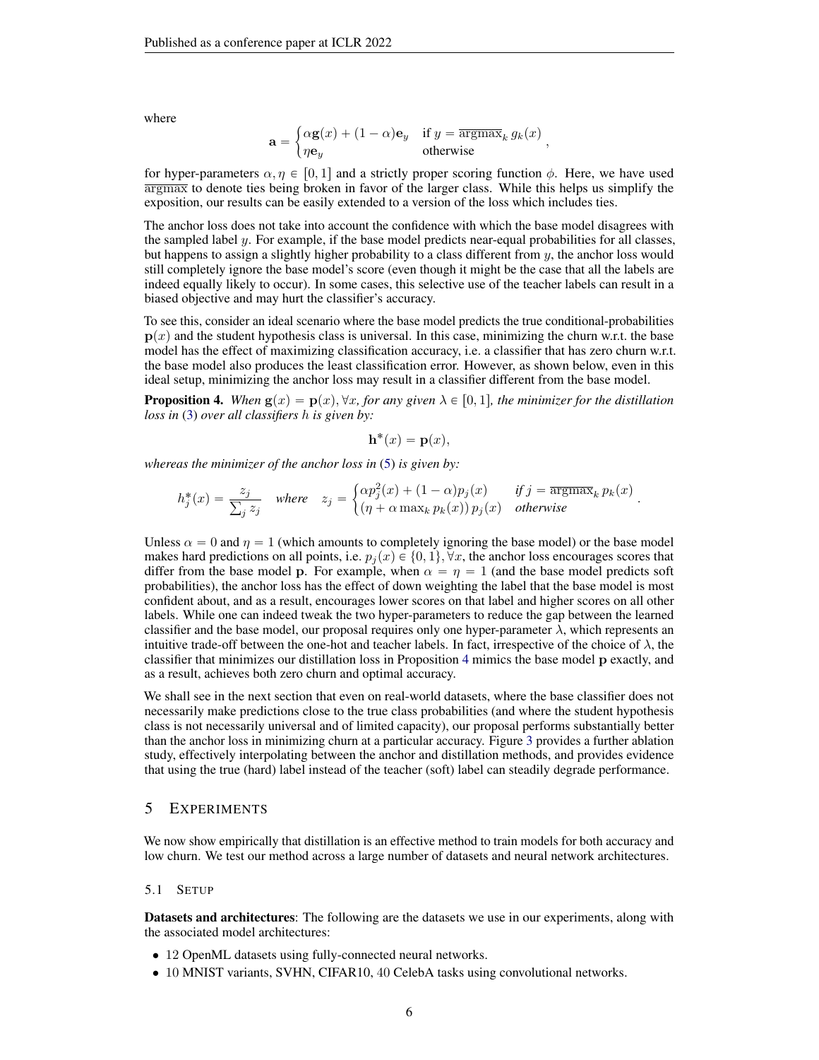where

$$\mathbf{a} = \begin{cases} \alpha \mathbf{g}(x) + (1-\alpha)\mathbf{e}_y & \text{if } y = \overline{\text{argmax}}_k\, g_k(x) \\ \eta \mathbf{e}_y & \text{otherwise} \end{cases},$$

for hyper-parameters $\alpha, \eta \in [0, 1]$ and a strictly proper scoring function $\phi$. Here, we have used $\overline{\text{argmax}}$ to denote ties being broken in favor of the larger class. While this helps us simplify the exposition, our results can be easily extended to a version of the loss which includes ties.

The anchor loss does not take into account the confidence with which the base model disagrees with the sampled label $y$. For example, if the base model predicts near-equal probabilities for all classes, but happens to assign a slightly higher probability to a class different from $y$, the anchor loss would still completely ignore the base model's score (even though it might be the case that all the labels are indeed equally likely to occur). In some cases, this selective use of the teacher labels can result in a biased objective and may hurt the classifier's accuracy.

To see this, consider an ideal scenario where the base model predicts the true conditional-probabilities $\mathbf{p}(x)$ and the student hypothesis class is universal. In this case, minimizing the churn w.r.t. the base model has the effect of maximizing classification accuracy, i.e. a classifier that has zero churn w.r.t. the base model also produces the least classification error. However, as shown below, even in this ideal setup, minimizing the anchor loss may result in a classifier different from the base model.

**Proposition 4.** *When $\mathbf{g}(x) = \mathbf{p}(x), \forall x$, for any given $\lambda \in [0, 1]$, the minimizer for the distillation loss in (3) over all classifiers $h$ is given by:*

$$\mathbf{h}^*(x) = \mathbf{p}(x),$$

*whereas the minimizer of the anchor loss in (5) is given by:*

$$h_j^*(x) = \frac{z_j}{\sum_j z_j} \quad \textit{where} \quad z_j = \begin{cases} \alpha p_j^2(x) + (1-\alpha) p_j(x) & \textit{if } j = \overline{\text{argmax}}_k\, p_k(x) \\ (\eta + \alpha \max_k p_k(x))\, p_j(x) & \textit{otherwise} \end{cases}.$$

Unless $\alpha = 0$ and $\eta = 1$ (which amounts to completely ignoring the base model) or the base model makes hard predictions on all points, i.e. $p_j(x) \in \{0, 1\}, \forall x$, the anchor loss encourages scores that differ from the base model $\mathbf{p}$. For example, when $\alpha = \eta = 1$ (and the base model predicts soft probabilities), the anchor loss has the effect of down weighting the label that the base model is most confident about, and as a result, encourages lower scores on that label and higher scores on all other labels. While one can indeed tweak the two hyper-parameters to reduce the gap between the learned classifier and the base model, our proposal requires only one hyper-parameter $\lambda$, which represents an intuitive trade-off between the one-hot and teacher labels. In fact, irrespective of the choice of $\lambda$, the classifier that minimizes our distillation loss in Proposition 4 mimics the base model $\mathbf{p}$ exactly, and as a result, achieves both zero churn and optimal accuracy.

We shall see in the next section that even on real-world datasets, where the base classifier does not necessarily make predictions close to the true class probabilities (and where the student hypothesis class is not necessarily universal and of limited capacity), our proposal performs substantially better than the anchor loss in minimizing churn at a particular accuracy. Figure 3 provides a further ablation study, effectively interpolating between the anchor and distillation methods, and provides evidence that using the true (hard) label instead of the teacher (soft) label can steadily degrade performance.

# 5 Experiments

We now show empirically that distillation is an effective method to train models for both accuracy and low churn. We test our method across a large number of datasets and neural network architectures.

## 5.1 Setup

**Datasets and architectures**: The following are the datasets we use in our experiments, along with the associated model architectures:

- 12 OpenML datasets using fully-connected neural networks.
- 10 MNIST variants, SVHN, CIFAR10, 40 CelebA tasks using convolutional networks.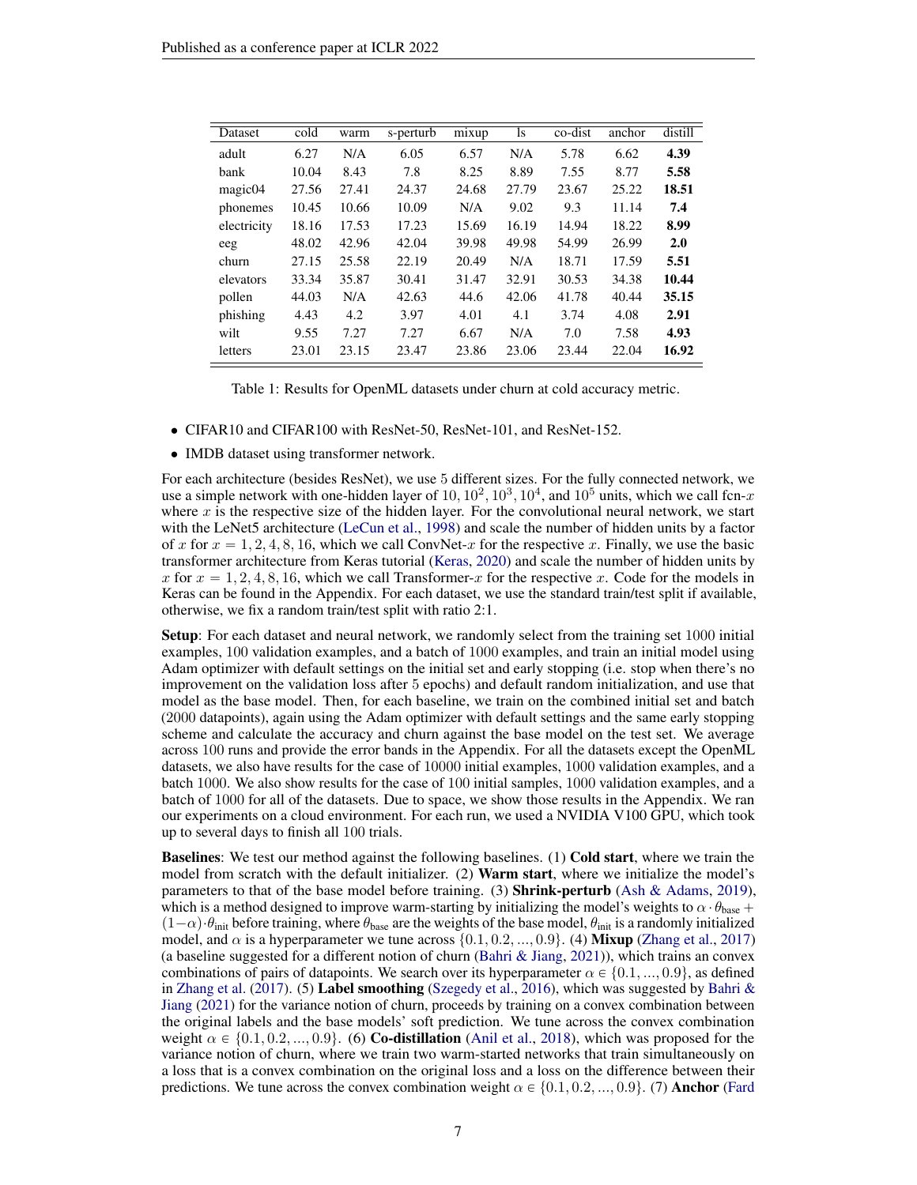| Dataset | cold | warm | s-perturb | mixup | ls | co-dist | anchor | distill |
|---|---|---|---|---|---|---|---|---|
| adult | 6.27 | N/A | 6.05 | 6.57 | N/A | 5.78 | 6.62 | **4.39** |
| bank | 10.04 | 8.43 | 7.8 | 8.25 | 8.89 | 7.55 | 8.77 | **5.58** |
| magic04 | 27.56 | 27.41 | 24.37 | 24.68 | 27.79 | 23.67 | 25.22 | **18.51** |
| phonemes | 10.45 | 10.66 | 10.09 | N/A | 9.02 | 9.3 | 11.14 | **7.4** |
| electricity | 18.16 | 17.53 | 17.23 | 15.69 | 16.19 | 14.94 | 18.22 | **8.99** |
| eeg | 48.02 | 42.96 | 42.04 | 39.98 | 49.98 | 54.99 | 26.99 | **2.0** |
| churn | 27.15 | 25.58 | 22.19 | 20.49 | N/A | 18.71 | 17.59 | **5.51** |
| elevators | 33.34 | 35.87 | 30.41 | 31.47 | 32.91 | 30.53 | 34.38 | **10.44** |
| pollen | 44.03 | N/A | 42.63 | 44.6 | 42.06 | 41.78 | 40.44 | **35.15** |
| phishing | 4.43 | 4.2 | 3.97 | 4.01 | 4.1 | 3.74 | 4.08 | **2.91** |
| wilt | 9.55 | 7.27 | 7.27 | 6.67 | N/A | 7.0 | 7.58 | **4.93** |
| letters | 23.01 | 23.15 | 23.47 | 23.86 | 23.06 | 23.44 | 22.04 | **16.92** |

Table 1: Results for OpenML datasets under churn at cold accuracy metric.

- CIFAR10 and CIFAR100 with ResNet-50, ResNet-101, and ResNet-152.
- IMDB dataset using transformer network.

For each architecture (besides ResNet), we use 5 different sizes. For the fully connected network, we use a simple network with one-hidden layer of $10, 10^2, 10^3, 10^4$, and $10^5$ units, which we call fcn-$x$ where $x$ is the respective size of the hidden layer. For the convolutional neural network, we start with the LeNet5 architecture (LeCun et al., 1998) and scale the number of hidden units by a factor of $x$ for $x = 1, 2, 4, 8, 16$, which we call ConvNet-$x$ for the respective $x$. Finally, we use the basic transformer architecture from Keras tutorial (Keras, 2020) and scale the number of hidden units by $x$ for $x = 1, 2, 4, 8, 16$, which we call Transformer-$x$ for the respective $x$. Code for the models in Keras can be found in the Appendix. For each dataset, we use the standard train/test split if available, otherwise, we fix a random train/test split with ratio 2:1.

**Setup**: For each dataset and neural network, we randomly select from the training set 1000 initial examples, 100 validation examples, and a batch of 1000 examples, and train an initial model using Adam optimizer with default settings on the initial set and early stopping (i.e. stop when there's no improvement on the validation loss after 5 epochs) and default random initialization, and use that model as the base model. Then, for each baseline, we train on the combined initial set and batch (2000 datapoints), again using the Adam optimizer with default settings and the same early stopping scheme and calculate the accuracy and churn against the base model on the test set. We average across 100 runs and provide the error bands in the Appendix. For all the datasets except the OpenML datasets, we also have results for the case of 10000 initial examples, 1000 validation examples, and a batch 1000. We also show results for the case of 100 initial samples, 1000 validation examples, and a batch of 1000 for all of the datasets. Due to space, we show those results in the Appendix. We ran our experiments on a cloud environment. For each run, we used a NVIDIA V100 GPU, which took up to several days to finish all 100 trials.

**Baselines**: We test our method against the following baselines. (1) **Cold start**, where we train the model from scratch with the default initializer. (2) **Warm start**, where we initialize the model's parameters to that of the base model before training. (3) **Shrink-perturb** (Ash & Adams, 2019), which is a method designed to improve warm-starting by initializing the model's weights to $\alpha \cdot \theta_{\text{base}} + (1-\alpha) \cdot \theta_{\text{init}}$ before training, where $\theta_{\text{base}}$ are the weights of the base model, $\theta_{\text{init}}$ is a randomly initialized model, and $\alpha$ is a hyperparameter we tune across $\{0.1, 0.2, ..., 0.9\}$. (4) **Mixup** (Zhang et al., 2017) (a baseline suggested for a different notion of churn (Bahri & Jiang, 2021)), which trains an convex combinations of pairs of datapoints. We search over its hyperparameter $\alpha \in \{0.1, ..., 0.9\}$, as defined in Zhang et al. (2017). (5) **Label smoothing** (Szegedy et al., 2016), which was suggested by Bahri & Jiang (2021) for the variance notion of churn, proceeds by training on a convex combination between the original labels and the base models' soft prediction. We tune across the convex combination weight $\alpha \in \{0.1, 0.2, ..., 0.9\}$. (6) **Co-distillation** (Anil et al., 2018), which was proposed for the variance notion of churn, where we train two warm-started networks that train simultaneously on a loss that is a convex combination on the original loss and a loss on the difference between their predictions. We tune across the convex combination weight $\alpha \in \{0.1, 0.2, ..., 0.9\}$. (7) **Anchor** (Fard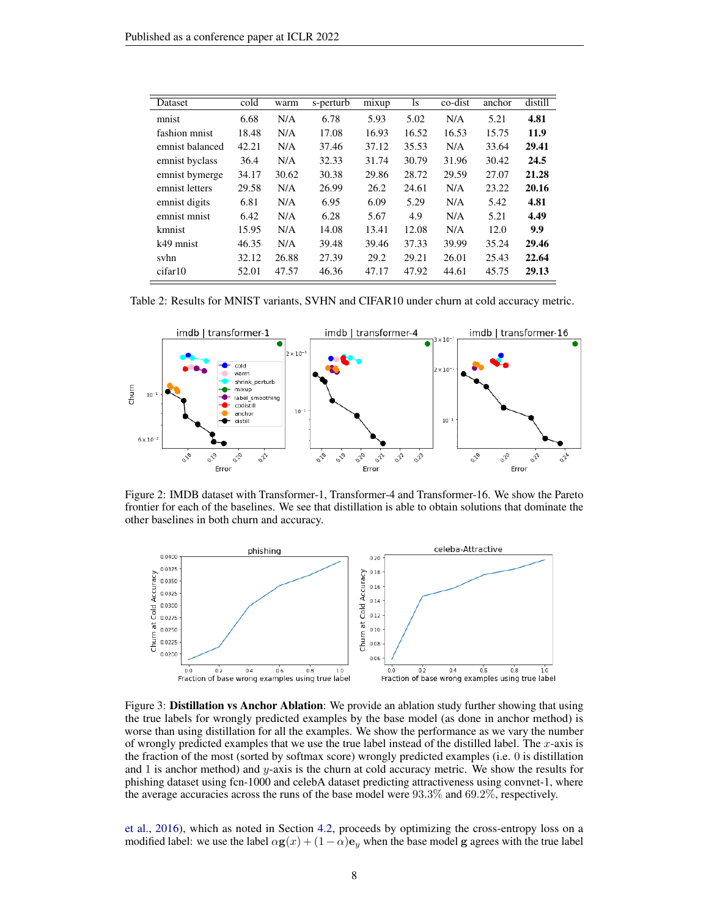| Dataset | cold | warm | s-perturb | mixup | ls | co-dist | anchor | distill |
|---|---|---|---|---|---|---|---|---|
| mnist | 6.68 | N/A | 6.78 | 5.93 | 5.02 | N/A | 5.21 | **4.81** |
| fashion mnist | 18.48 | N/A | 17.08 | 16.93 | 16.52 | 16.53 | 15.75 | **11.9** |
| emnist balanced | 42.21 | N/A | 37.46 | 37.12 | 35.53 | N/A | 33.64 | **29.41** |
| emnist byclass | 36.4 | N/A | 32.33 | 31.74 | 30.79 | 31.96 | 30.42 | **24.5** |
| emnist bymerge | 34.17 | 30.62 | 30.38 | 29.86 | 28.72 | 29.59 | 27.07 | **21.28** |
| emnist letters | 29.58 | N/A | 26.99 | 26.2 | 24.61 | N/A | 23.22 | **20.16** |
| emnist digits | 6.81 | N/A | 6.95 | 6.09 | 5.29 | N/A | 5.42 | **4.81** |
| emnist mnist | 6.42 | N/A | 6.28 | 5.67 | 4.9 | N/A | 5.21 | **4.49** |
| kmnist | 15.95 | N/A | 14.08 | 13.41 | 12.08 | N/A | 12.0 | **9.9** |
| k49 mnist | 46.35 | N/A | 39.48 | 39.46 | 37.33 | 39.99 | 35.24 | **29.46** |
| svhn | 32.12 | 26.88 | 27.39 | 29.2 | 29.21 | 26.01 | 25.43 | **22.64** |
| cifar10 | 52.01 | 47.57 | 46.36 | 47.17 | 47.92 | 44.61 | 45.75 | **29.13** |

Table 2: Results for MNIST variants, SVHN and CIFAR10 under churn at cold accuracy metric.

Figure 2: IMDB dataset with Transformer-1, Transformer-4 and Transformer-16. We show the Pareto frontier for each of the baselines. We see that distillation is able to obtain solutions that dominate the other baselines in both churn and accuracy.

Figure 3: **Distillation vs Anchor Ablation**: We provide an ablation study further showing that using the true labels for wrongly predicted examples by the base model (as done in anchor method) is worse than using distillation for all the examples. We show the performance as we vary the number of wrongly predicted examples that we use the true label instead of the distilled label. The $x$-axis is the fraction of the most (sorted by softmax score) wrongly predicted examples (i.e. 0 is distillation and 1 is anchor method) and $y$-axis is the churn at cold accuracy metric. We show the results for phishing dataset using fcn-1000 and celebA dataset predicting attractiveness using convnet-1, where the average accuracies across the runs of the base model were $93.3\%$ and $69.2\%$, respectively.

et al., 2016), which as noted in Section 4.2, proceeds by optimizing the cross-entropy loss on a modified label: we use the label $\alpha \mathbf{g}(x) + (1 - \alpha)\mathbf{e}_y$ when the base model $\mathbf{g}$ agrees with the true label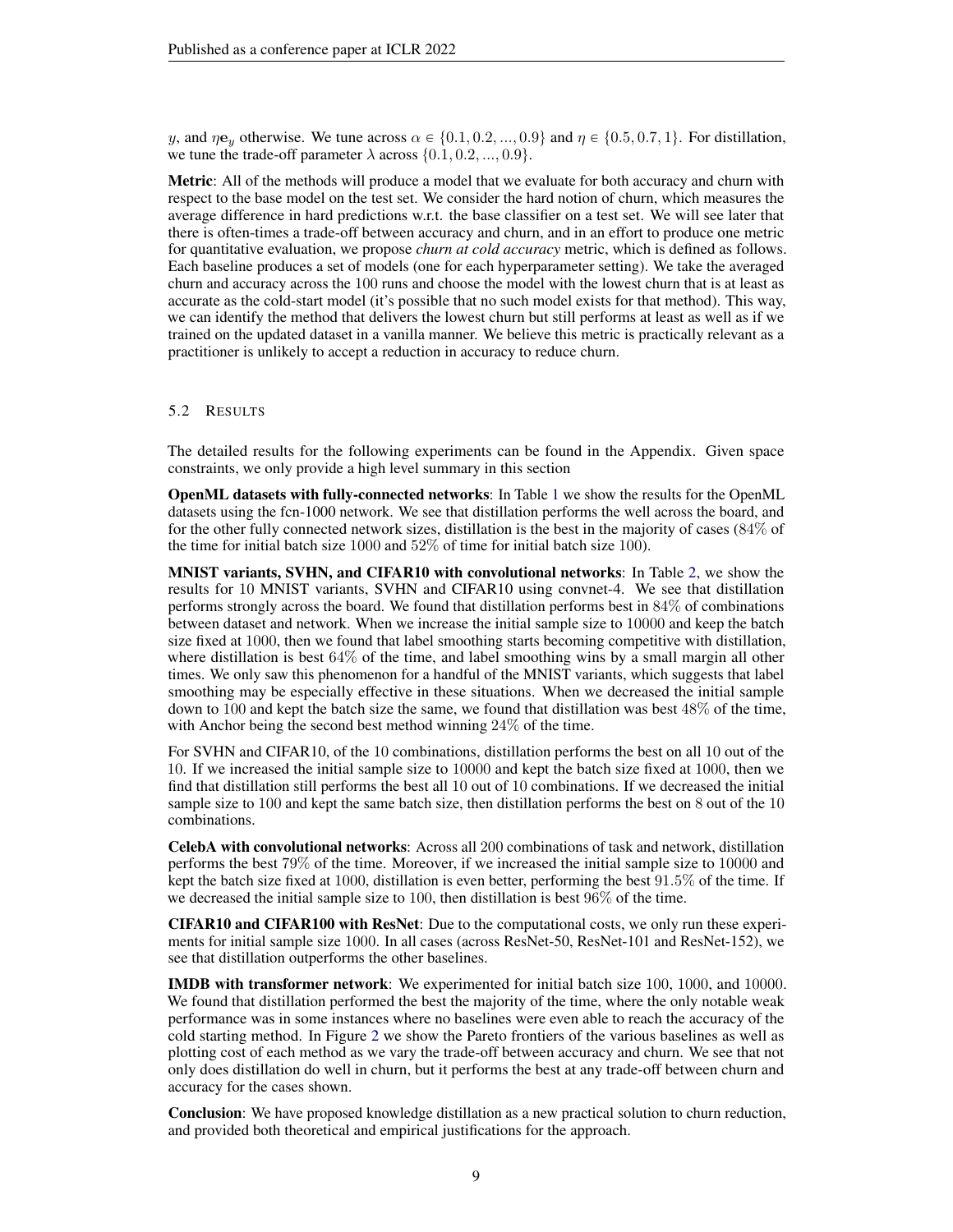$y$, and $\eta \mathbf{e}_y$ otherwise. We tune across $\alpha \in \{0.1, 0.2, ..., 0.9\}$ and $\eta \in \{0.5, 0.7, 1\}$. For distillation, we tune the trade-off parameter $\lambda$ across $\{0.1, 0.2, ..., 0.9\}$.

**Metric**: All of the methods will produce a model that we evaluate for both accuracy and churn with respect to the base model on the test set. We consider the hard notion of churn, which measures the average difference in hard predictions w.r.t. the base classifier on a test set. We will see later that there is often-times a trade-off between accuracy and churn, and in an effort to produce one metric for quantitative evaluation, we propose *churn at cold accuracy* metric, which is defined as follows. Each baseline produces a set of models (one for each hyperparameter setting). We take the averaged churn and accuracy across the 100 runs and choose the model with the lowest churn that is at least as accurate as the cold-start model (it's possible that no such model exists for that method). This way, we can identify the method that delivers the lowest churn but still performs at least as well as if we trained on the updated dataset in a vanilla manner. We believe this metric is practically relevant as a practitioner is unlikely to accept a reduction in accuracy to reduce churn.

### 5.2 Results

The detailed results for the following experiments can be found in the Appendix. Given space constraints, we only provide a high level summary in this section

**OpenML datasets with fully-connected networks**: In Table 1 we show the results for the OpenML datasets using the fcn-1000 network. We see that distillation performs the well across the board, and for the other fully connected network sizes, distillation is the best in the majority of cases (84% of the time for initial batch size 1000 and 52% of time for initial batch size 100).

**MNIST variants, SVHN, and CIFAR10 with convolutional networks**: In Table 2, we show the results for 10 MNIST variants, SVHN and CIFAR10 using convnet-4. We see that distillation performs strongly across the board. We found that distillation performs best in 84% of combinations between dataset and network. When we increase the initial sample size to 10000 and keep the batch size fixed at 1000, then we found that label smoothing starts becoming competitive with distillation, where distillation is best 64% of the time, and label smoothing wins by a small margin all other times. We only saw this phenomenon for a handful of the MNIST variants, which suggests that label smoothing may be especially effective in these situations. When we decreased the initial sample down to 100 and kept the batch size the same, we found that distillation was best 48% of the time, with Anchor being the second best method winning 24% of the time.

For SVHN and CIFAR10, of the 10 combinations, distillation performs the best on all 10 out of the 10. If we increased the initial sample size to 10000 and kept the batch size fixed at 1000, then we find that distillation still performs the best all 10 out of 10 combinations. If we decreased the initial sample size to 100 and kept the same batch size, then distillation performs the best on 8 out of the 10 combinations.

**CelebA with convolutional networks**: Across all 200 combinations of task and network, distillation performs the best 79% of the time. Moreover, if we increased the initial sample size to 10000 and kept the batch size fixed at 1000, distillation is even better, performing the best 91.5% of the time. If we decreased the initial sample size to 100, then distillation is best 96% of the time.

**CIFAR10 and CIFAR100 with ResNet**: Due to the computational costs, we only run these experiments for initial sample size 1000. In all cases (across ResNet-50, ResNet-101 and ResNet-152), we see that distillation outperforms the other baselines.

**IMDB with transformer network**: We experimented for initial batch size 100, 1000, and 10000. We found that distillation performed the best the majority of the time, where the only notable weak performance was in some instances where no baselines were even able to reach the accuracy of the cold starting method. In Figure 2 we show the Pareto frontiers of the various baselines as well as plotting cost of each method as we vary the trade-off between accuracy and churn. We see that not only does distillation do well in churn, but it performs the best at any trade-off between churn and accuracy for the cases shown.

**Conclusion**: We have proposed knowledge distillation as a new practical solution to churn reduction, and provided both theoretical and empirical justifications for the approach.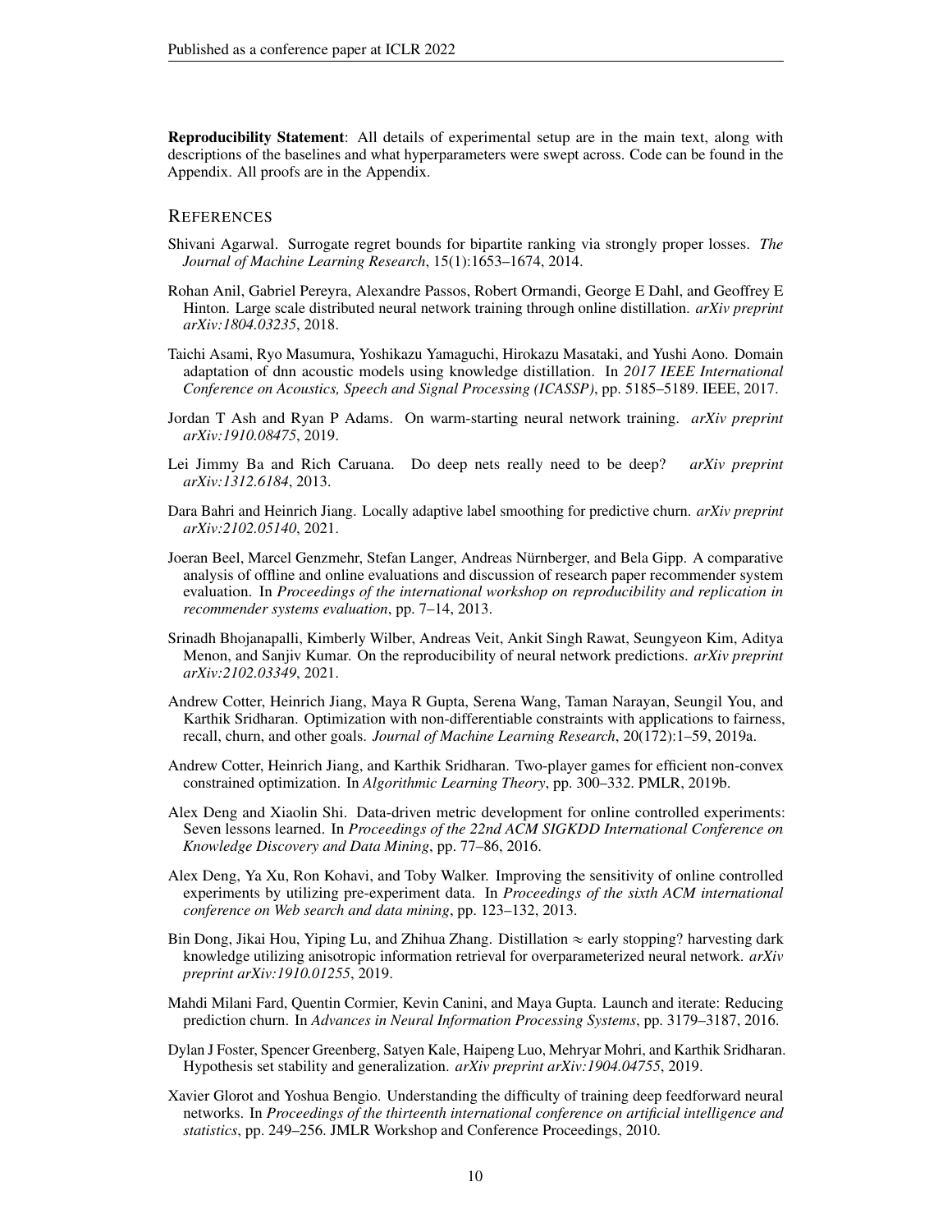**Reproducibility Statement**: All details of experimental setup are in the main text, along with descriptions of the baselines and what hyperparameters were swept across. Code can be found in the Appendix. All proofs are in the Appendix.

## References

Shivani Agarwal. Surrogate regret bounds for bipartite ranking via strongly proper losses. *The Journal of Machine Learning Research*, 15(1):1653–1674, 2014.

Rohan Anil, Gabriel Pereyra, Alexandre Passos, Robert Ormandi, George E Dahl, and Geoffrey E Hinton. Large scale distributed neural network training through online distillation. *arXiv preprint arXiv:1804.03235*, 2018.

Taichi Asami, Ryo Masumura, Yoshikazu Yamaguchi, Hirokazu Masataki, and Yushi Aono. Domain adaptation of dnn acoustic models using knowledge distillation. In *2017 IEEE International Conference on Acoustics, Speech and Signal Processing (ICASSP)*, pp. 5185–5189. IEEE, 2017.

Jordan T Ash and Ryan P Adams. On warm-starting neural network training. *arXiv preprint arXiv:1910.08475*, 2019.

Lei Jimmy Ba and Rich Caruana. Do deep nets really need to be deep? *arXiv preprint arXiv:1312.6184*, 2013.

Dara Bahri and Heinrich Jiang. Locally adaptive label smoothing for predictive churn. *arXiv preprint arXiv:2102.05140*, 2021.

Joeran Beel, Marcel Genzmehr, Stefan Langer, Andreas Nürnberger, and Bela Gipp. A comparative analysis of offline and online evaluations and discussion of research paper recommender system evaluation. In *Proceedings of the international workshop on reproducibility and replication in recommender systems evaluation*, pp. 7–14, 2013.

Srinadh Bhojanapalli, Kimberly Wilber, Andreas Veit, Ankit Singh Rawat, Seungyeon Kim, Aditya Menon, and Sanjiv Kumar. On the reproducibility of neural network predictions. *arXiv preprint arXiv:2102.03349*, 2021.

Andrew Cotter, Heinrich Jiang, Maya R Gupta, Serena Wang, Taman Narayan, Seungil You, and Karthik Sridharan. Optimization with non-differentiable constraints with applications to fairness, recall, churn, and other goals. *Journal of Machine Learning Research*, 20(172):1–59, 2019a.

Andrew Cotter, Heinrich Jiang, and Karthik Sridharan. Two-player games for efficient non-convex constrained optimization. In *Algorithmic Learning Theory*, pp. 300–332. PMLR, 2019b.

Alex Deng and Xiaolin Shi. Data-driven metric development for online controlled experiments: Seven lessons learned. In *Proceedings of the 22nd ACM SIGKDD International Conference on Knowledge Discovery and Data Mining*, pp. 77–86, 2016.

Alex Deng, Ya Xu, Ron Kohavi, and Toby Walker. Improving the sensitivity of online controlled experiments by utilizing pre-experiment data. In *Proceedings of the sixth ACM international conference on Web search and data mining*, pp. 123–132, 2013.

Bin Dong, Jikai Hou, Yiping Lu, and Zhihua Zhang. Distillation $\approx$ early stopping? harvesting dark knowledge utilizing anisotropic information retrieval for overparameterized neural network. *arXiv preprint arXiv:1910.01255*, 2019.

Mahdi Milani Fard, Quentin Cormier, Kevin Canini, and Maya Gupta. Launch and iterate: Reducing prediction churn. In *Advances in Neural Information Processing Systems*, pp. 3179–3187, 2016.

Dylan J Foster, Spencer Greenberg, Satyen Kale, Haipeng Luo, Mehryar Mohri, and Karthik Sridharan. Hypothesis set stability and generalization. *arXiv preprint arXiv:1904.04755*, 2019.

Xavier Glorot and Yoshua Bengio. Understanding the difficulty of training deep feedforward neural networks. In *Proceedings of the thirteenth international conference on artificial intelligence and statistics*, pp. 249–256. JMLR Workshop and Conference Proceedings, 2010.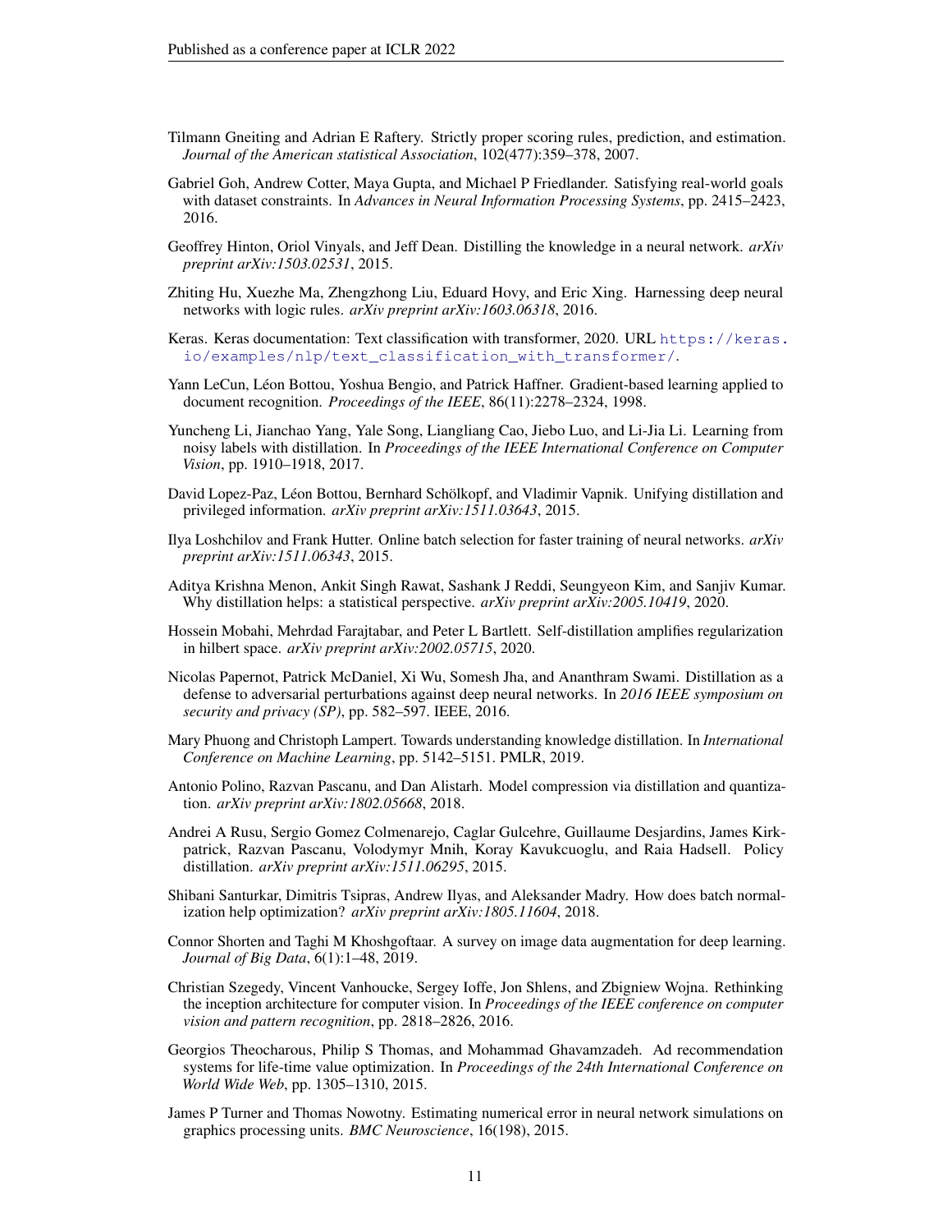Tilmann Gneiting and Adrian E Raftery. Strictly proper scoring rules, prediction, and estimation. *Journal of the American statistical Association*, 102(477):359–378, 2007.

Gabriel Goh, Andrew Cotter, Maya Gupta, and Michael P Friedlander. Satisfying real-world goals with dataset constraints. In *Advances in Neural Information Processing Systems*, pp. 2415–2423, 2016.

Geoffrey Hinton, Oriol Vinyals, and Jeff Dean. Distilling the knowledge in a neural network. *arXiv preprint arXiv:1503.02531*, 2015.

Zhiting Hu, Xuezhe Ma, Zhengzhong Liu, Eduard Hovy, and Eric Xing. Harnessing deep neural networks with logic rules. *arXiv preprint arXiv:1603.06318*, 2016.

Keras. Keras documentation: Text classification with transformer, 2020. URL `https://keras.io/examples/nlp/text_classification_with_transformer/`.

Yann LeCun, Léon Bottou, Yoshua Bengio, and Patrick Haffner. Gradient-based learning applied to document recognition. *Proceedings of the IEEE*, 86(11):2278–2324, 1998.

Yuncheng Li, Jianchao Yang, Yale Song, Liangliang Cao, Jiebo Luo, and Li-Jia Li. Learning from noisy labels with distillation. In *Proceedings of the IEEE International Conference on Computer Vision*, pp. 1910–1918, 2017.

David Lopez-Paz, Léon Bottou, Bernhard Schölkopf, and Vladimir Vapnik. Unifying distillation and privileged information. *arXiv preprint arXiv:1511.03643*, 2015.

Ilya Loshchilov and Frank Hutter. Online batch selection for faster training of neural networks. *arXiv preprint arXiv:1511.06343*, 2015.

Aditya Krishna Menon, Ankit Singh Rawat, Sashank J Reddi, Seungyeon Kim, and Sanjiv Kumar. Why distillation helps: a statistical perspective. *arXiv preprint arXiv:2005.10419*, 2020.

Hossein Mobahi, Mehrdad Farajtabar, and Peter L Bartlett. Self-distillation amplifies regularization in hilbert space. *arXiv preprint arXiv:2002.05715*, 2020.

Nicolas Papernot, Patrick McDaniel, Xi Wu, Somesh Jha, and Ananthram Swami. Distillation as a defense to adversarial perturbations against deep neural networks. In *2016 IEEE symposium on security and privacy (SP)*, pp. 582–597. IEEE, 2016.

Mary Phuong and Christoph Lampert. Towards understanding knowledge distillation. In *International Conference on Machine Learning*, pp. 5142–5151. PMLR, 2019.

Antonio Polino, Razvan Pascanu, and Dan Alistarh. Model compression via distillation and quantization. *arXiv preprint arXiv:1802.05668*, 2018.

Andrei A Rusu, Sergio Gomez Colmenarejo, Caglar Gulcehre, Guillaume Desjardins, James Kirkpatrick, Razvan Pascanu, Volodymyr Mnih, Koray Kavukcuoglu, and Raia Hadsell. Policy distillation. *arXiv preprint arXiv:1511.06295*, 2015.

Shibani Santurkar, Dimitris Tsipras, Andrew Ilyas, and Aleksander Madry. How does batch normalization help optimization? *arXiv preprint arXiv:1805.11604*, 2018.

Connor Shorten and Taghi M Khoshgoftaar. A survey on image data augmentation for deep learning. *Journal of Big Data*, 6(1):1–48, 2019.

Christian Szegedy, Vincent Vanhoucke, Sergey Ioffe, Jon Shlens, and Zbigniew Wojna. Rethinking the inception architecture for computer vision. In *Proceedings of the IEEE conference on computer vision and pattern recognition*, pp. 2818–2826, 2016.

Georgios Theocharous, Philip S Thomas, and Mohammad Ghavamzadeh. Ad recommendation systems for life-time value optimization. In *Proceedings of the 24th International Conference on World Wide Web*, pp. 1305–1310, 2015.

James P Turner and Thomas Nowotny. Estimating numerical error in neural network simulations on graphics processing units. *BMC Neuroscience*, 16(198), 2015.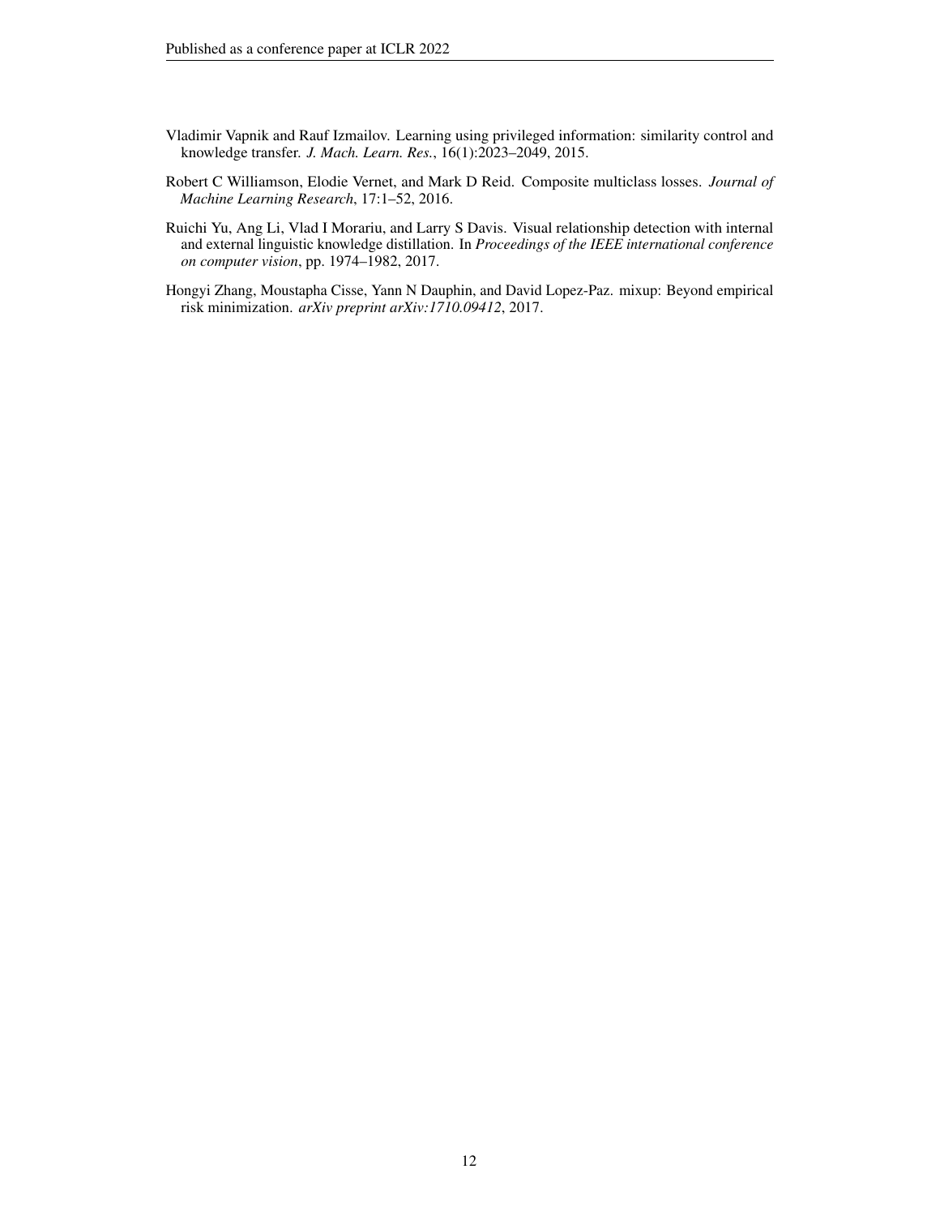Vladimir Vapnik and Rauf Izmailov. Learning using privileged information: similarity control and knowledge transfer. *J. Mach. Learn. Res.*, 16(1):2023–2049, 2015.

Robert C Williamson, Elodie Vernet, and Mark D Reid. Composite multiclass losses. *Journal of Machine Learning Research*, 17:1–52, 2016.

Ruichi Yu, Ang Li, Vlad I Morariu, and Larry S Davis. Visual relationship detection with internal and external linguistic knowledge distillation. In *Proceedings of the IEEE international conference on computer vision*, pp. 1974–1982, 2017.

Hongyi Zhang, Moustapha Cisse, Yann N Dauphin, and David Lopez-Paz. mixup: Beyond empirical risk minimization. *arXiv preprint arXiv:1710.09412*, 2017.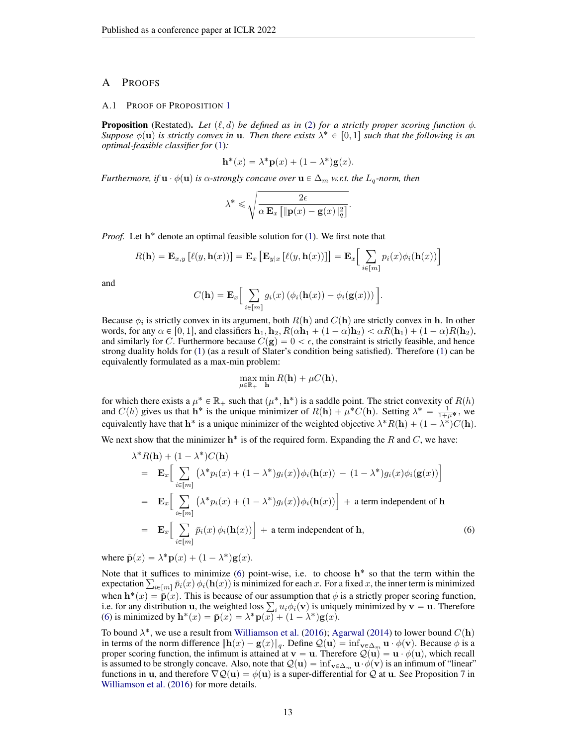# A Proofs

## A.1 Proof of Proposition 1

**Proposition** (Restated). *Let $(\ell, d)$ be defined as in (2) for a strictly proper scoring function $\phi$. Suppose $\phi(\mathbf{u})$ is strictly convex in $\mathbf{u}$. Then there exists $\lambda^* \in [0, 1]$ such that the following is an optimal-feasible classifier for (1):*

$$\mathbf{h}^*(x) = \lambda^* \mathbf{p}(x) + (1 - \lambda^*)\mathbf{g}(x).$$

*Furthermore, if $\mathbf{u} \cdot \phi(\mathbf{u})$ is $\alpha$-strongly concave over $\mathbf{u} \in \Delta_m$ w.r.t. the $L_q$-norm, then*

$$\lambda^* \leqslant \sqrt{\frac{2\epsilon}{\alpha\, \mathbf{E}_x\left[\|\mathbf{p}(x) - \mathbf{g}(x)\|_q^2\right]}}.$$

*Proof.* Let $\mathbf{h}^*$ denote an optimal feasible solution for (1). We first note that

$$R(\mathbf{h}) = \mathbf{E}_{x,y}\left[\ell(y, \mathbf{h}(x))\right] = \mathbf{E}_x\left[\mathbf{E}_{y|x}\left[\ell(y, \mathbf{h}(x))\right]\right] = \mathbf{E}_x\Big[\sum_{i \in [m]} p_i(x)\phi_i(\mathbf{h}(x))\Big]$$

and

$$C(\mathbf{h}) = \mathbf{E}_x\Big[\sum_{i \in [m]} g_i(x)\left(\phi_i(\mathbf{h}(x)) - \phi_i(\mathbf{g}(x))\right)\Big].$$

Because $\phi_i$ is strictly convex in its argument, both $R(\mathbf{h})$ and $C(\mathbf{h})$ are strictly convex in $\mathbf{h}$. In other words, for any $\alpha \in [0, 1]$, and classifiers $\mathbf{h}_1, \mathbf{h}_2$, $R(\alpha\mathbf{h}_1 + (1-\alpha)\mathbf{h}_2) < \alpha R(\mathbf{h}_1) + (1-\alpha)R(\mathbf{h}_2)$, and similarly for $C$. Furthermore because $C(\mathbf{g}) = 0 < \epsilon$, the constraint is strictly feasible, and hence strong duality holds for (1) (as a result of Slater's condition being satisfied). Therefore (1) can be equivalently formulated as a max-min problem:

$$\max_{\mu \in \mathbb{R}_+} \min_{\mathbf{h}} R(\mathbf{h}) + \mu C(\mathbf{h}),$$

for which there exists a $\mu^* \in \mathbb{R}_+$ such that $(\mu^*, \mathbf{h}^*)$ is a saddle point. The strict convexity of $R(h)$ and $C(h)$ gives us that $\mathbf{h}^*$ is the unique minimizer of $R(\mathbf{h}) + \mu^* C(\mathbf{h})$. Setting $\lambda^* = \frac{1}{1+\mu^*}$, we equivalently have that $\mathbf{h}^*$ is a unique minimizer of the weighted objective $\lambda^* R(\mathbf{h}) + (1-\lambda^*)C(\mathbf{h})$.

We next show that the minimizer $\mathbf{h}^*$ is of the required form. Expanding the $R$ and $C$, we have:

$$\begin{aligned}
&\lambda^* R(\mathbf{h}) + (1-\lambda^*)C(\mathbf{h}) \\
&= \mathbf{E}_x\Big[\sum_{i \in [m]} \big(\lambda^* p_i(x) + (1-\lambda^*)g_i(x)\big)\phi_i(\mathbf{h}(x)) \;-\; (1-\lambda^*)g_i(x)\phi_i(\mathbf{g}(x))\Big] \\
&= \mathbf{E}_x\Big[\sum_{i \in [m]} \big(\lambda^* p_i(x) + (1-\lambda^*)g_i(x)\big)\phi_i(\mathbf{h}(x))\Big] \;+\; \text{a term independent of } \mathbf{h} \\
&= \mathbf{E}_x\Big[\sum_{i \in [m]} \bar{p}_i(x)\, \phi_i(\mathbf{h}(x))\Big] \;+\; \text{a term independent of } \mathbf{h},
\end{aligned} \tag{6}$$

where $\bar{\mathbf{p}}(x) = \lambda^* \mathbf{p}(x) + (1-\lambda^*)\mathbf{g}(x)$.

Note that it suffices to minimize (6) point-wise, i.e. to choose $\mathbf{h}^*$ so that the term within the expectation $\sum_{i \in [m]} \bar{p}_i(x)\, \phi_i(\mathbf{h}(x))$ is minimized for each $x$. For a fixed $x$, the inner term is minimized when $\mathbf{h}^*(x) = \bar{\mathbf{p}}(x)$. This is because of our assumption that $\phi$ is a strictly proper scoring function, i.e. for any distribution $\mathbf{u}$, the weighted loss $\sum_i u_i \phi_i(\mathbf{v})$ is uniquely minimized by $\mathbf{v} = \mathbf{u}$. Therefore (6) is minimized by $\mathbf{h}^*(x) = \bar{\mathbf{p}}(x) = \lambda^* \mathbf{p}(x) + (1-\lambda^*)\mathbf{g}(x)$.

To bound $\lambda^*$, we use a result from Williamson et al. (2016); Agarwal (2014) to lower bound $C(\mathbf{h})$ in terms of the norm difference $\|\mathbf{h}(x) - \mathbf{g}(x)\|_q$. Define $\mathcal{Q}(\mathbf{u}) = \inf_{\mathbf{v} \in \Delta_m} \mathbf{u} \cdot \phi(\mathbf{v})$. Because $\phi$ is a proper scoring function, the infimum is attained at $\mathbf{v} = \mathbf{u}$. Therefore $\mathcal{Q}(\mathbf{u}) = \mathbf{u} \cdot \phi(\mathbf{u})$, which recall is assumed to be strongly concave. Also, note that $\mathcal{Q}(\mathbf{u}) = \inf_{\mathbf{v} \in \Delta_m} \mathbf{u} \cdot \phi(\mathbf{v})$ is an infimum of "linear" functions in $\mathbf{u}$, and therefore $\nabla \mathcal{Q}(\mathbf{u}) = \phi(\mathbf{u})$ is a super-differential for $\mathcal{Q}$ at $\mathbf{u}$. See Proposition 7 in Williamson et al. (2016) for more details.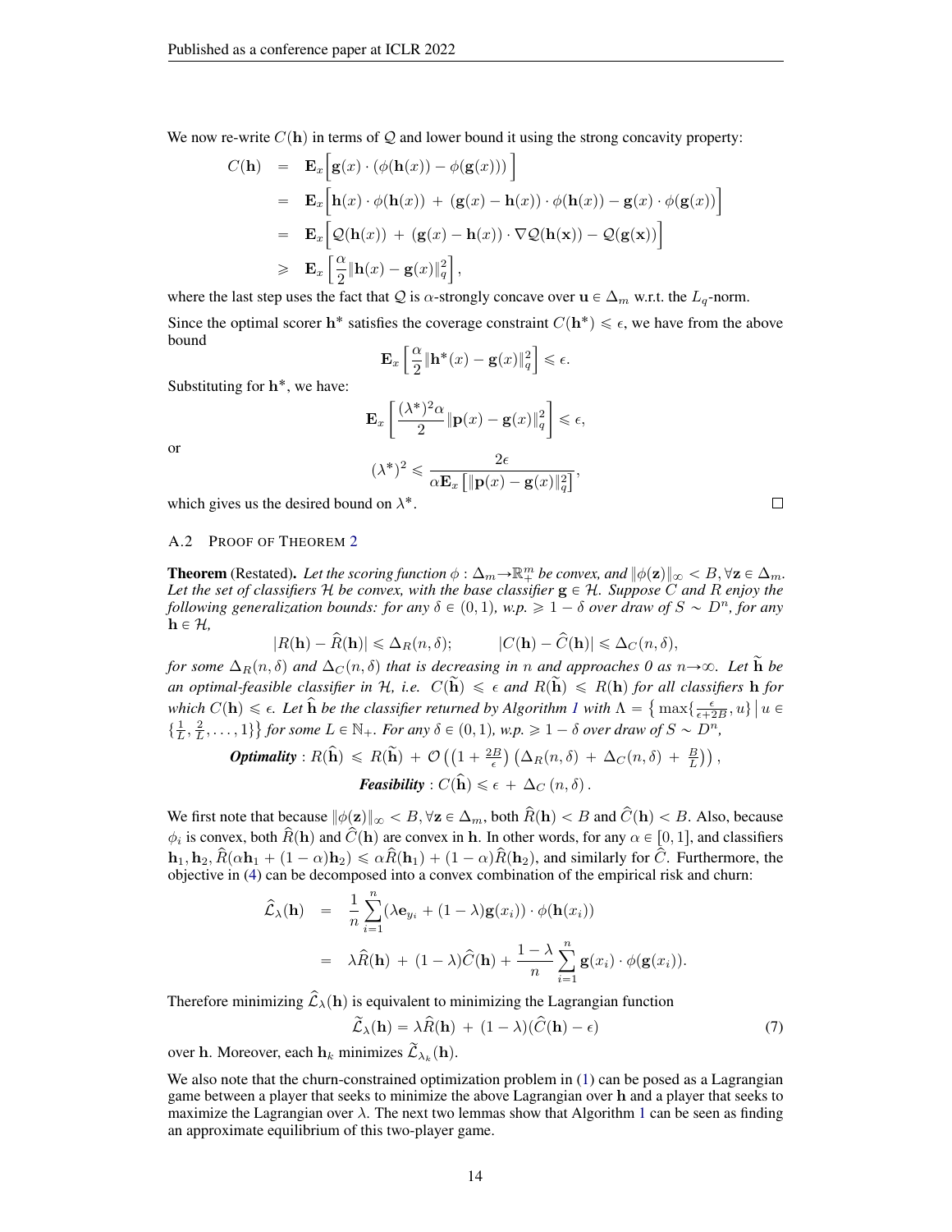We now re-write $C(\mathbf{h})$ in terms of $\mathcal{Q}$ and lower bound it using the strong concavity property:

$$
\begin{aligned}
C(\mathbf{h}) &= \mathbf{E}_x\Big[\mathbf{g}(x)\cdot(\phi(\mathbf{h}(x)) - \phi(\mathbf{g}(x)))\Big] \\
&= \mathbf{E}_x\Big[\mathbf{h}(x)\cdot\phi(\mathbf{h}(x)) \,+\, (\mathbf{g}(x)-\mathbf{h}(x))\cdot\phi(\mathbf{h}(x)) - \mathbf{g}(x)\cdot\phi(\mathbf{g}(x))\Big] \\
&= \mathbf{E}_x\Big[\mathcal{Q}(\mathbf{h}(x)) \,+\, (\mathbf{g}(x)-\mathbf{h}(x))\cdot\nabla\mathcal{Q}(\mathbf{h}(\mathbf{x})) - \mathcal{Q}(\mathbf{g}(\mathbf{x}))\Big] \\
&\geqslant \mathbf{E}_x\left[\frac{\alpha}{2}\|\mathbf{h}(x)-\mathbf{g}(x)\|_q^2\right],
\end{aligned}
$$

where the last step uses the fact that $\mathcal{Q}$ is $\alpha$-strongly concave over $\mathbf{u}\in\Delta_m$ w.r.t. the $L_q$-norm.

Since the optimal scorer $\mathbf{h}^*$ satisfies the coverage constraint $C(\mathbf{h}^*) \leqslant \epsilon$, we have from the above bound

$$
\mathbf{E}_x\left[\frac{\alpha}{2}\|\mathbf{h}^*(x)-\mathbf{g}(x)\|_q^2\right] \leqslant \epsilon.
$$

Substituting for $\mathbf{h}^*$, we have:

$$
\mathbf{E}_x\left[\frac{(\lambda^*)^2\alpha}{2}\|\mathbf{p}(x)-\mathbf{g}(x)\|_q^2\right] \leqslant \epsilon,
$$

or

$$
(\lambda^*)^2 \leqslant \frac{2\epsilon}{\alpha\mathbf{E}_x\left[\|\mathbf{p}(x)-\mathbf{g}(x)\|_q^2\right]},
$$

which gives us the desired bound on $\lambda^*$. □

### A.2 Proof of Theorem 2

**Theorem** (Restated). *Let the scoring function $\phi:\Delta_m\to\mathbb{R}_+^m$ be convex, and $\|\phi(\mathbf{z})\|_\infty < B, \forall \mathbf{z}\in\Delta_m$. Let the set of classifiers $\mathcal{H}$ be convex, with the base classifier $\mathbf{g}\in\mathcal{H}$. Suppose $C$ and $R$ enjoy the following generalization bounds: for any $\delta\in(0,1)$, w.p. $\geqslant 1-\delta$ over draw of $S\sim D^n$, for any $\mathbf{h}\in\mathcal{H}$,*

$$
|R(\mathbf{h}) - \widehat{R}(\mathbf{h})| \leqslant \Delta_R(n,\delta); \qquad |C(\mathbf{h}) - \widehat{C}(\mathbf{h})| \leqslant \Delta_C(n,\delta),
$$

*for some $\Delta_R(n,\delta)$ and $\Delta_C(n,\delta)$ that is decreasing in $n$ and approaches 0 as $n\to\infty$. Let $\widetilde{\mathbf{h}}$ be an optimal-feasible classifier in $\mathcal{H}$, i.e. $C(\widetilde{\mathbf{h}}) \leqslant \epsilon$ and $R(\widetilde{\mathbf{h}}) \leqslant R(\mathbf{h})$ for all classifiers $\mathbf{h}$ for which $C(\mathbf{h}) \leqslant \epsilon$. Let $\widehat{\mathbf{h}}$ be the classifier returned by Algorithm 1 with $\Lambda = \big\{\max\{\frac{\epsilon}{\epsilon+2B}, u\}\,\big|\, u\in\{\frac{1}{L},\frac{2}{L},\ldots,1\}\big\}$ for some $L\in\mathbb{N}_+$. For any $\delta\in(0,1)$, w.p. $\geqslant 1-\delta$ over draw of $S\sim D^n$,*

$$
\textbf{\textit{Optimality}}: R(\widehat{\mathbf{h}}) \leqslant R(\widetilde{\mathbf{h}}) + \mathcal{O}\left(\left(1+\tfrac{2B}{\epsilon}\right)\left(\Delta_R(n,\delta) + \Delta_C(n,\delta) + \tfrac{B}{L}\right)\right),
$$

$$
\textbf{\textit{Feasibility}}: C(\widehat{\mathbf{h}}) \leqslant \epsilon + \Delta_C(n,\delta).
$$

We first note that because $\|\phi(\mathbf{z})\|_\infty < B, \forall \mathbf{z}\in\Delta_m$, both $\widehat{R}(\mathbf{h}) < B$ and $\widehat{C}(\mathbf{h}) < B$. Also, because $\phi_i$ is convex, both $\widehat{R}(\mathbf{h})$ and $\widehat{C}(\mathbf{h})$ are convex in $\mathbf{h}$. In other words, for any $\alpha\in[0,1]$, and classifiers $\mathbf{h}_1,\mathbf{h}_2$, $\widehat{R}(\alpha\mathbf{h}_1 + (1-\alpha)\mathbf{h}_2) \leqslant \alpha\widehat{R}(\mathbf{h}_1) + (1-\alpha)\widehat{R}(\mathbf{h}_2)$, and similarly for $\widehat{C}$. Furthermore, the objective in (4) can be decomposed into a convex combination of the empirical risk and churn:

$$
\begin{aligned}
\widehat{\mathcal{L}}_\lambda(\mathbf{h}) &= \frac{1}{n}\sum_{i=1}^n(\lambda\mathbf{e}_{y_i} + (1-\lambda)\mathbf{g}(x_i))\cdot\phi(\mathbf{h}(x_i)) \\
&= \lambda\widehat{R}(\mathbf{h}) \,+\, (1-\lambda)\widehat{C}(\mathbf{h}) + \frac{1-\lambda}{n}\sum_{i=1}^n\mathbf{g}(x_i)\cdot\phi(\mathbf{g}(x_i)).
\end{aligned}
$$

Therefore minimizing $\widehat{\mathcal{L}}_\lambda(\mathbf{h})$ is equivalent to minimizing the Lagrangian function

$$
\widetilde{\mathcal{L}}_\lambda(\mathbf{h}) = \lambda\widehat{R}(\mathbf{h}) \,+\, (1-\lambda)(\widehat{C}(\mathbf{h}) - \epsilon) \tag{7}
$$

over $\mathbf{h}$. Moreover, each $\mathbf{h}_k$ minimizes $\widetilde{\mathcal{L}}_{\lambda_k}(\mathbf{h})$.

We also note that the churn-constrained optimization problem in (1) can be posed as a Lagrangian game between a player that seeks to minimize the above Lagrangian over $\mathbf{h}$ and a player that seeks to maximize the Lagrangian over $\lambda$. The next two lemmas show that Algorithm 1 can be seen as finding an approximate equilibrium of this two-player game.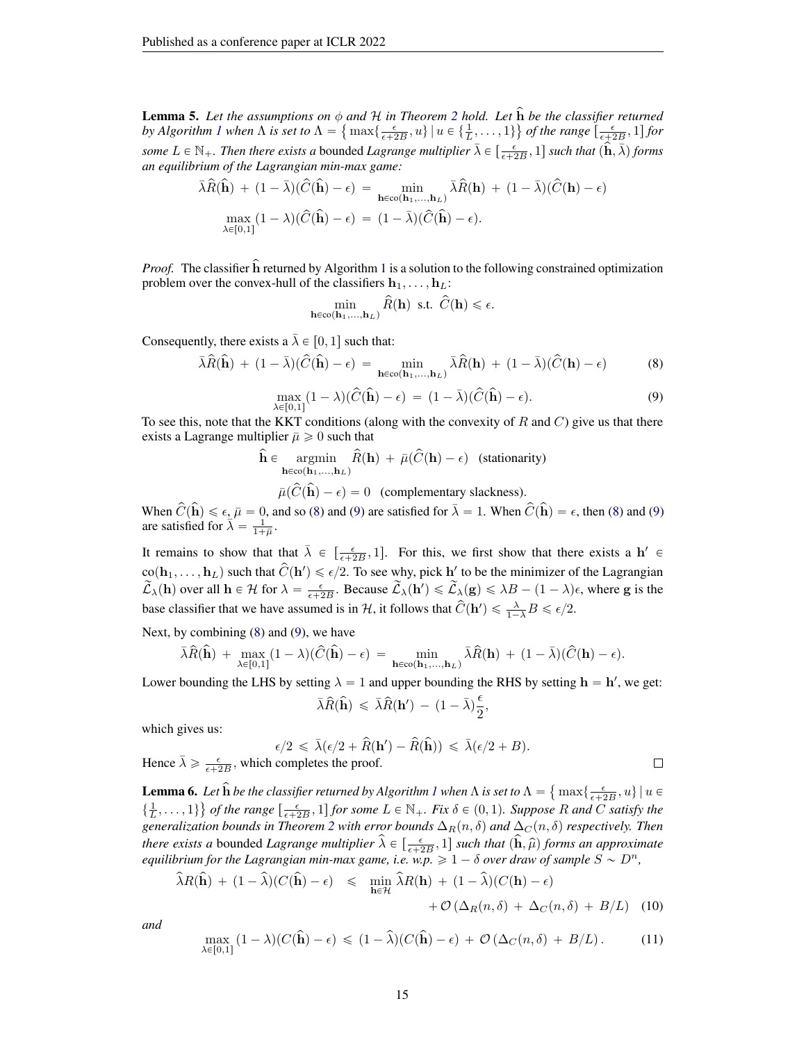**Lemma 5.** *Let the assumptions on $\phi$ and $\mathcal{H}$ in Theorem 2 hold. Let $\widehat{\mathbf{h}}$ be the classifier returned by Algorithm 1 when $\Lambda$ is set to $\Lambda = \{ \max\{\frac{\epsilon}{\epsilon+2B}, u\} \,|\, u \in \{\frac{1}{L}, \ldots, 1\}\}$ of the range $[\frac{\epsilon}{\epsilon+2B}, 1]$ for some $L \in \mathbb{N}_+$. Then there exists a* bounded *Lagrange multiplier $\bar{\lambda} \in [\frac{\epsilon}{\epsilon+2B}, 1]$ such that $(\widehat{\mathbf{h}}, \bar{\lambda})$ forms an equilibrium of the Lagrangian min-max game:*

$$\bar{\lambda}\widehat{R}(\widehat{\mathbf{h}}) \,+\, (1-\bar{\lambda})(\widehat{C}(\widehat{\mathbf{h}}) - \epsilon) \,=\, \min_{\mathbf{h}\in\mathrm{co}(\mathbf{h}_1,\ldots,\mathbf{h}_L)} \bar{\lambda}\widehat{R}(\mathbf{h}) \,+\, (1-\bar{\lambda})(\widehat{C}(\mathbf{h}) - \epsilon)$$

$$\max_{\lambda\in[0,1]} (1-\lambda)(\widehat{C}(\widehat{\mathbf{h}}) - \epsilon) \,=\, (1-\bar{\lambda})(\widehat{C}(\widehat{\mathbf{h}}) - \epsilon).$$

*Proof.* The classifier $\widehat{\mathbf{h}}$ returned by Algorithm 1 is a solution to the following constrained optimization problem over the convex-hull of the classifiers $\mathbf{h}_1, \ldots, \mathbf{h}_L$:

$$\min_{\mathbf{h}\in\mathrm{co}(\mathbf{h}_1,\ldots,\mathbf{h}_L)} \widehat{R}(\mathbf{h}) \;\text{ s.t. }\; \widehat{C}(\mathbf{h}) \leqslant \epsilon.$$

Consequently, there exists a $\bar{\lambda} \in [0, 1]$ such that:

$$\bar{\lambda}\widehat{R}(\widehat{\mathbf{h}}) \,+\, (1-\bar{\lambda})(\widehat{C}(\widehat{\mathbf{h}}) - \epsilon) \,=\, \min_{\mathbf{h}\in\mathrm{co}(\mathbf{h}_1,\ldots,\mathbf{h}_L)} \bar{\lambda}\widehat{R}(\mathbf{h}) \,+\, (1-\bar{\lambda})(\widehat{C}(\mathbf{h}) - \epsilon) \tag{8}$$

$$\max_{\lambda\in[0,1]} (1-\lambda)(\widehat{C}(\widehat{\mathbf{h}}) - \epsilon) \,=\, (1-\bar{\lambda})(\widehat{C}(\widehat{\mathbf{h}}) - \epsilon). \tag{9}$$

To see this, note that the KKT conditions (along with the convexity of $R$ and $C$) give us that there exists a Lagrange multiplier $\bar{\mu} \geqslant 0$ such that

$$\widehat{\mathbf{h}} \in \operatorname*{argmin}_{\mathbf{h}\in\mathrm{co}(\mathbf{h}_1,\ldots,\mathbf{h}_L)} \widehat{R}(\mathbf{h}) \,+\, \bar{\mu}(\widehat{C}(\mathbf{h}) - \epsilon) \quad \text{(stationarity)}$$

$$\bar{\mu}(\widehat{C}(\widehat{\mathbf{h}}) - \epsilon) = 0 \quad \text{(complementary slackness).}$$

When $\widehat{C}(\widehat{\mathbf{h}}) \leqslant \epsilon$, $\bar{\mu} = 0$, and so (8) and (9) are satisfied for $\bar{\lambda} = 1$. When $\widehat{C}(\widehat{\mathbf{h}}) = \epsilon$, then (8) and (9) are satisfied for $\bar{\lambda} = \frac{1}{1+\bar{\mu}}$.

It remains to show that that $\bar{\lambda} \in [\frac{\epsilon}{\epsilon+2B}, 1]$. For this, we first show that there exists a $\mathbf{h}' \in \mathrm{co}(\mathbf{h}_1, \ldots, \mathbf{h}_L)$ such that $\widehat{C}(\mathbf{h}') \leqslant \epsilon/2$. To see why, pick $\mathbf{h}'$ to be the minimizer of the Lagrangian $\widetilde{\mathcal{L}}_\lambda(\mathbf{h})$ over all $\mathbf{h} \in \mathcal{H}$ for $\lambda = \frac{\epsilon}{\epsilon+2B}$. Because $\widetilde{\mathcal{L}}_\lambda(\mathbf{h}') \leqslant \widetilde{\mathcal{L}}_\lambda(\mathbf{g}) \leqslant \lambda B - (1-\lambda)\epsilon$, where $\mathbf{g}$ is the base classifier that we have assumed is in $\mathcal{H}$, it follows that $\widehat{C}(\mathbf{h}') \leqslant \frac{\lambda}{1-\lambda} B \leqslant \epsilon/2$.

Next, by combining (8) and (9), we have

$$\bar{\lambda}\widehat{R}(\widehat{\mathbf{h}}) \,+\, \max_{\lambda\in[0,1]} (1-\lambda)(\widehat{C}(\widehat{\mathbf{h}}) - \epsilon) \,=\, \min_{\mathbf{h}\in\mathrm{co}(\mathbf{h}_1,\ldots,\mathbf{h}_L)} \bar{\lambda}\widehat{R}(\mathbf{h}) \,+\, (1-\bar{\lambda})(\widehat{C}(\mathbf{h}) - \epsilon).$$

Lower bounding the LHS by setting $\lambda = 1$ and upper bounding the RHS by setting $\mathbf{h} = \mathbf{h}'$, we get:

$$\bar{\lambda}\widehat{R}(\widehat{\mathbf{h}}) \,\leqslant\, \bar{\lambda}\widehat{R}(\mathbf{h}') \,-\, (1-\bar{\lambda})\frac{\epsilon}{2},$$

which gives us:

$$\epsilon/2 \,\leqslant\, \bar{\lambda}(\epsilon/2 + \widehat{R}(\mathbf{h}') - \widehat{R}(\widehat{\mathbf{h}})) \,\leqslant\, \bar{\lambda}(\epsilon/2 + B).$$

Hence $\bar{\lambda} \geqslant \frac{\epsilon}{\epsilon+2B}$, which completes the proof. $\square$

**Lemma 6.** *Let $\widehat{\mathbf{h}}$ be the classifier returned by Algorithm 1 when $\Lambda$ is set to $\Lambda = \{ \max\{\frac{\epsilon}{\epsilon+2B}, u\} \,|\, u \in \{\frac{1}{L}, \ldots, 1\}\}$ of the range $[\frac{\epsilon}{\epsilon+2B}, 1]$ for some $L \in \mathbb{N}_+$. Fix $\delta \in (0, 1)$. Suppose $R$ and $C$ satisfy the generalization bounds in Theorem 2 with error bounds $\Delta_R(n, \delta)$ and $\Delta_C(n, \delta)$ respectively. Then there exists a* bounded *Lagrange multiplier $\widehat{\lambda} \in [\frac{\epsilon}{\epsilon+2B}, 1]$ such that $(\widehat{\mathbf{h}}, \widehat{\mu})$ forms an approximate equilibrium for the Lagrangian min-max game, i.e. w.p. $\geqslant 1 - \delta$ over draw of sample $S \sim D^n$,*

$$\begin{aligned}\widehat{\lambda}R(\widehat{\mathbf{h}}) \,+\, (1-\widehat{\lambda})(C(\widehat{\mathbf{h}}) - \epsilon) \;\;&\leqslant\;\; \min_{\mathbf{h}\in\mathcal{H}} \widehat{\lambda}R(\mathbf{h}) \,+\, (1-\widehat{\lambda})(C(\mathbf{h}) - \epsilon) \\ &\qquad + \mathcal{O}\left(\Delta_R(n,\delta) \,+\, \Delta_C(n,\delta) \,+\, B/L\right) \end{aligned} \tag{10}$$

*and*

$$\max_{\lambda\in[0,1]} (1-\lambda)(C(\widehat{\mathbf{h}}) - \epsilon) \,\leqslant\, (1-\widehat{\lambda})(C(\widehat{\mathbf{h}}) - \epsilon) \,+\, \mathcal{O}\left(\Delta_C(n,\delta) \,+\, B/L\right). \tag{11}$$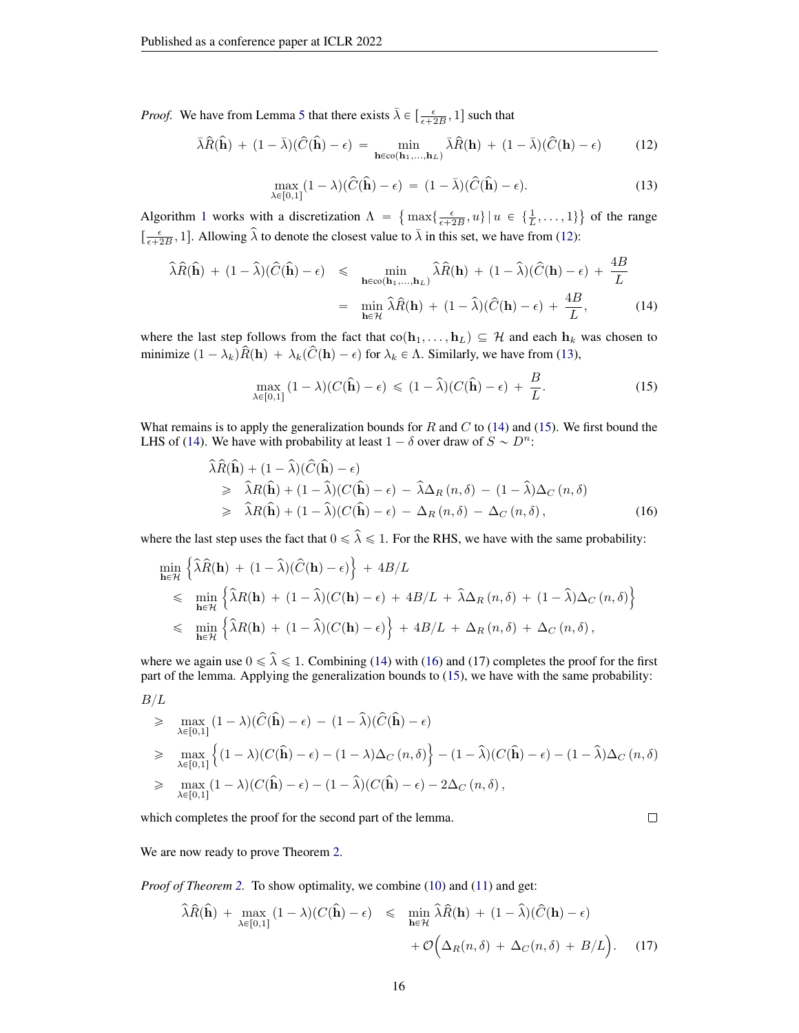*Proof.* We have from Lemma 5 that there exists $\bar{\lambda} \in [\frac{\epsilon}{\epsilon+2B}, 1]$ such that

$$\bar{\lambda}\widehat{R}(\widehat{\mathbf{h}}) \,+\, (1-\bar{\lambda})(\widehat{C}(\widehat{\mathbf{h}}) - \epsilon) \,=\, \min_{\mathbf{h}\in\text{co}(\mathbf{h}_1,\ldots,\mathbf{h}_L)} \bar{\lambda}\widehat{R}(\mathbf{h}) \,+\, (1-\bar{\lambda})(\widehat{C}(\mathbf{h}) - \epsilon) \tag{12}$$

$$\max_{\lambda\in[0,1]} (1-\lambda)(\widehat{C}(\widehat{\mathbf{h}}) - \epsilon) \,=\, (1-\bar{\lambda})(\widehat{C}(\widehat{\mathbf{h}}) - \epsilon). \tag{13}$$

Algorithm 1 works with a discretization $\Lambda = \big\{\max\{\frac{\epsilon}{\epsilon+2B}, u\}\,|\, u \in \{\frac{1}{L},\ldots,1\}\big\}$ of the range $[\frac{\epsilon}{\epsilon+2B}, 1]$. Allowing $\widehat{\lambda}$ to denote the closest value to $\bar{\lambda}$ in this set, we have from (12):

$$\begin{aligned}
\widehat{\lambda}\widehat{R}(\widehat{\mathbf{h}}) \,+\, (1-\widehat{\lambda})(\widehat{C}(\widehat{\mathbf{h}}) - \epsilon) \;&\leqslant\; \min_{\mathbf{h}\in\text{co}(\mathbf{h}_1,\ldots,\mathbf{h}_L)} \widehat{\lambda}\widehat{R}(\mathbf{h}) \,+\, (1-\widehat{\lambda})(\widehat{C}(\mathbf{h}) - \epsilon) \,+\, \frac{4B}{L} \\
&=\; \min_{\mathbf{h}\in\mathcal{H}} \widehat{\lambda}\widehat{R}(\mathbf{h}) \,+\, (1-\widehat{\lambda})(\widehat{C}(\mathbf{h}) - \epsilon) \,+\, \frac{4B}{L},
\end{aligned} \tag{14}$$

where the last step follows from the fact that $\text{co}(\mathbf{h}_1,\ldots,\mathbf{h}_L) \subseteq \mathcal{H}$ and each $\mathbf{h}_k$ was chosen to minimize $(1-\lambda_k)\widehat{R}(\mathbf{h}) \,+\, \lambda_k(\widehat{C}(\mathbf{h}) - \epsilon)$ for $\lambda_k \in \Lambda$. Similarly, we have from (13),

$$\max_{\lambda\in[0,1]} (1-\lambda)(C(\widehat{\mathbf{h}}) - \epsilon) \,\leqslant\, (1-\widehat{\lambda})(C(\widehat{\mathbf{h}}) - \epsilon) \,+\, \frac{B}{L}. \tag{15}$$

What remains is to apply the generalization bounds for $R$ and $C$ to (14) and (15). We first bound the LHS of (14). We have with probability at least $1-\delta$ over draw of $S \sim D^n$:

$$\begin{aligned}
&\widehat{\lambda}\widehat{R}(\widehat{\mathbf{h}}) + (1-\widehat{\lambda})(\widehat{C}(\widehat{\mathbf{h}}) - \epsilon) \\
&\quad\geqslant\; \widehat{\lambda}R(\widehat{\mathbf{h}}) + (1-\widehat{\lambda})(C(\widehat{\mathbf{h}}) - \epsilon) \,-\, \widehat{\lambda}\Delta_R\,(n,\delta) \,-\, (1-\widehat{\lambda})\Delta_C\,(n,\delta) \\
&\quad\geqslant\; \widehat{\lambda}R(\widehat{\mathbf{h}}) + (1-\widehat{\lambda})(C(\widehat{\mathbf{h}}) - \epsilon) \,-\, \Delta_R\,(n,\delta) \,-\, \Delta_C\,(n,\delta)\,,
\end{aligned} \tag{16}$$

where the last step uses the fact that $0 \leqslant \widehat{\lambda} \leqslant 1$. For the RHS, we have with the same probability:

$$\begin{aligned}
&\min_{\mathbf{h}\in\mathcal{H}} \Big\{\widehat{\lambda}\widehat{R}(\mathbf{h}) \,+\, (1-\widehat{\lambda})(\widehat{C}(\mathbf{h}) - \epsilon)\Big\} \,+\, 4B/L \\
&\quad\leqslant\; \min_{\mathbf{h}\in\mathcal{H}} \Big\{\widehat{\lambda}R(\mathbf{h}) \,+\, (1-\widehat{\lambda})(C(\mathbf{h}) - \epsilon) \,+\, 4B/L \,+\, \widehat{\lambda}\Delta_R\,(n,\delta) \,+\, (1-\widehat{\lambda})\Delta_C\,(n,\delta)\Big\} \\
&\quad\leqslant\; \min_{\mathbf{h}\in\mathcal{H}} \Big\{\widehat{\lambda}R(\mathbf{h}) \,+\, (1-\widehat{\lambda})(C(\mathbf{h}) - \epsilon)\Big\} \,+\, 4B/L \,+\, \Delta_R\,(n,\delta) \,+\, \Delta_C\,(n,\delta)\,,
\end{aligned}$$

where we again use $0 \leqslant \widehat{\lambda} \leqslant 1$. Combining (14) with (16) and (17) completes the proof for the first part of the lemma. Applying the generalization bounds to (15), we have with the same probability:

$$\begin{aligned}
&B/L \\
&\quad\geqslant\; \max_{\lambda\in[0,1]} (1-\lambda)(\widehat{C}(\widehat{\mathbf{h}}) - \epsilon) \,-\, (1-\widehat{\lambda})(\widehat{C}(\widehat{\mathbf{h}}) - \epsilon) \\
&\quad\geqslant\; \max_{\lambda\in[0,1]} \Big\{(1-\lambda)(C(\widehat{\mathbf{h}}) - \epsilon) - (1-\lambda)\Delta_C\,(n,\delta)\Big\} - (1-\widehat{\lambda})(C(\widehat{\mathbf{h}}) - \epsilon) - (1-\widehat{\lambda})\Delta_C\,(n,\delta) \\
&\quad\geqslant\; \max_{\lambda\in[0,1]} (1-\lambda)(C(\widehat{\mathbf{h}}) - \epsilon) - (1-\widehat{\lambda})(C(\widehat{\mathbf{h}}) - \epsilon) - 2\Delta_C\,(n,\delta)\,,
\end{aligned}$$

which completes the proof for the second part of the lemma. $\square$

We are now ready to prove Theorem 2.

*Proof of Theorem 2.* To show optimality, we combine (10) and (11) and get:

$$\begin{aligned}
\widehat{\lambda}\widehat{R}(\widehat{\mathbf{h}}) \,+\, \max_{\lambda\in[0,1]} (1-\lambda)(C(\widehat{\mathbf{h}}) - \epsilon) \;&\leqslant\; \min_{\mathbf{h}\in\mathcal{H}} \widehat{\lambda}\widehat{R}(\mathbf{h}) \,+\, (1-\widehat{\lambda})(\widehat{C}(\mathbf{h}) - \epsilon) \\
&\qquad +\, \mathcal{O}\Big(\Delta_R(n,\delta) \,+\, \Delta_C(n,\delta) \,+\, B/L\Big).
\end{aligned} \tag{17}$$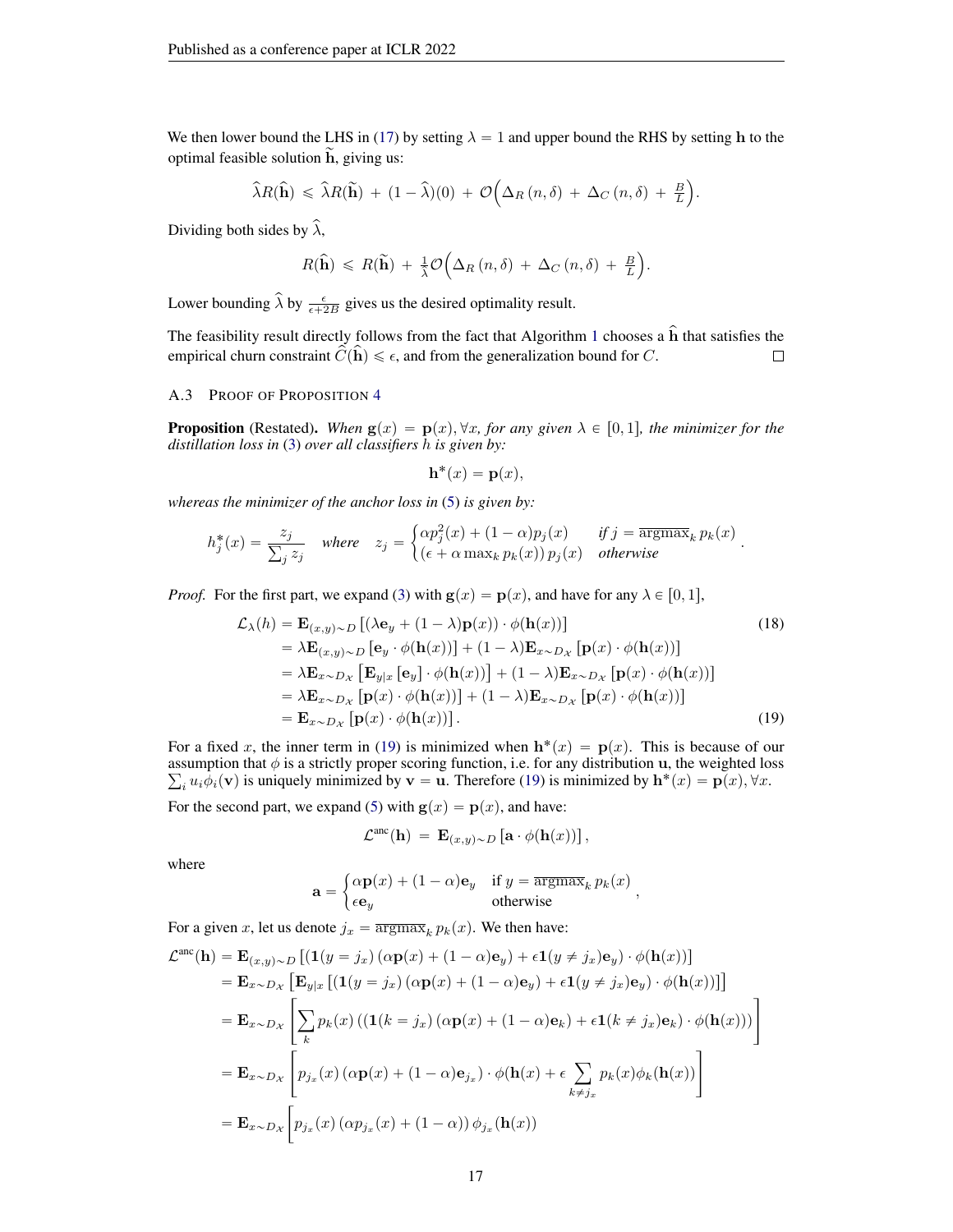We then lower bound the LHS in (17) by setting $\lambda = 1$ and upper bound the RHS by setting $\mathbf{h}$ to the optimal feasible solution $\widetilde{\mathbf{h}}$, giving us:

$$\widehat{\lambda}R(\widehat{\mathbf{h}}) \leqslant \widehat{\lambda}R(\widetilde{\mathbf{h}}) + (1-\widehat{\lambda})(0) + \mathcal{O}\Big(\Delta_R(n,\delta) + \Delta_C(n,\delta) + \tfrac{B}{L}\Big).$$

Dividing both sides by $\widehat{\lambda}$,

$$R(\widehat{\mathbf{h}}) \leqslant R(\widetilde{\mathbf{h}}) + \tfrac{1}{\widehat{\lambda}}\mathcal{O}\Big(\Delta_R(n,\delta) + \Delta_C(n,\delta) + \tfrac{B}{L}\Big).$$

Lower bounding $\widehat{\lambda}$ by $\frac{\epsilon}{\epsilon+2B}$ gives us the desired optimality result.

The feasibility result directly follows from the fact that Algorithm 1 chooses a $\widehat{\mathbf{h}}$ that satisfies the empirical churn constraint $\widehat{C}(\widehat{\mathbf{h}}) \leqslant \epsilon$, and from the generalization bound for $C$. $\square$

### A.3 Proof of Proposition 4

**Proposition** (Restated). *When $\mathbf{g}(x) = \mathbf{p}(x), \forall x$, for any given $\lambda \in [0,1]$, the minimizer for the distillation loss in (3) over all classifiers $h$ is given by:*

$$\mathbf{h}^*(x) = \mathbf{p}(x),$$

*whereas the minimizer of the anchor loss in (5) is given by:*

$$h_j^*(x) = \frac{z_j}{\sum_j z_j} \quad \text{where} \quad z_j = \begin{cases} \alpha p_j^2(x) + (1-\alpha)p_j(x) & \text{if } j = \overline{\operatorname{argmax}}_k\, p_k(x) \\ (\epsilon + \alpha \max_k p_k(x))\, p_j(x) & \text{otherwise} \end{cases}.$$

*Proof.* For the first part, we expand (3) with $\mathbf{g}(x) = \mathbf{p}(x)$, and have for any $\lambda \in [0,1]$,

$$\begin{aligned}
\mathcal{L}_\lambda(h) &= \mathbf{E}_{(x,y)\sim D}\left[(\lambda \mathbf{e}_y + (1-\lambda)\mathbf{p}(x)) \cdot \phi(\mathbf{h}(x))\right] &(18)\\
&= \lambda \mathbf{E}_{(x,y)\sim D}\left[\mathbf{e}_y \cdot \phi(\mathbf{h}(x))\right] + (1-\lambda)\mathbf{E}_{x\sim D_\mathcal{X}}\left[\mathbf{p}(x)\cdot\phi(\mathbf{h}(x))\right]\\
&= \lambda \mathbf{E}_{x\sim D_\mathcal{X}}\left[\mathbf{E}_{y|x}\left[\mathbf{e}_y\right] \cdot \phi(\mathbf{h}(x))\right] + (1-\lambda)\mathbf{E}_{x\sim D_\mathcal{X}}\left[\mathbf{p}(x)\cdot\phi(\mathbf{h}(x))\right]\\
&= \lambda \mathbf{E}_{x\sim D_\mathcal{X}}\left[\mathbf{p}(x) \cdot \phi(\mathbf{h}(x))\right] + (1-\lambda)\mathbf{E}_{x\sim D_\mathcal{X}}\left[\mathbf{p}(x)\cdot\phi(\mathbf{h}(x))\right]\\
&= \mathbf{E}_{x\sim D_\mathcal{X}}\left[\mathbf{p}(x)\cdot\phi(\mathbf{h}(x))\right]. &(19)
\end{aligned}$$

For a fixed $x$, the inner term in (19) is minimized when $\mathbf{h}^*(x) = \mathbf{p}(x)$. This is because of our assumption that $\phi$ is a strictly proper scoring function, i.e. for any distribution $\mathbf{u}$, the weighted loss $\sum_i u_i \phi_i(\mathbf{v})$ is uniquely minimized by $\mathbf{v} = \mathbf{u}$. Therefore (19) is minimized by $\mathbf{h}^*(x) = \mathbf{p}(x), \forall x$.

For the second part, we expand (5) with $\mathbf{g}(x) = \mathbf{p}(x)$, and have:

$$\mathcal{L}^{\text{anc}}(\mathbf{h}) = \mathbf{E}_{(x,y)\sim D}\left[\mathbf{a}\cdot\phi(\mathbf{h}(x))\right],$$

where

$$\mathbf{a} = \begin{cases} \alpha\mathbf{p}(x) + (1-\alpha)\mathbf{e}_y & \text{if } y = \overline{\operatorname{argmax}}_k\, p_k(x) \\ \epsilon \mathbf{e}_y & \text{otherwise} \end{cases},$$

For a given $x$, let us denote $j_x = \overline{\operatorname{argmax}}_k\, p_k(x)$. We then have:

$$\begin{aligned}
\mathcal{L}^{\text{anc}}(\mathbf{h}) &= \mathbf{E}_{(x,y)\sim D}\left[(\mathbf{1}(y = j_x)(\alpha\mathbf{p}(x) + (1-\alpha)\mathbf{e}_y) + \epsilon\mathbf{1}(y \neq j_x)\mathbf{e}_y)\cdot\phi(\mathbf{h}(x))\right]\\
&= \mathbf{E}_{x\sim D_\mathcal{X}}\left[\mathbf{E}_{y|x}\left[(\mathbf{1}(y = j_x)(\alpha\mathbf{p}(x) + (1-\alpha)\mathbf{e}_y) + \epsilon\mathbf{1}(y \neq j_x)\mathbf{e}_y)\cdot\phi(\mathbf{h}(x))\right]\right]\\
&= \mathbf{E}_{x\sim D_\mathcal{X}}\left[\sum_k p_k(x)\left((\mathbf{1}(k = j_x)(\alpha\mathbf{p}(x) + (1-\alpha)\mathbf{e}_k) + \epsilon\mathbf{1}(k \neq j_x)\mathbf{e}_k)\cdot\phi(\mathbf{h}(x))\right)\right]\\
&= \mathbf{E}_{x\sim D_\mathcal{X}}\left[p_{j_x}(x)\left(\alpha\mathbf{p}(x) + (1-\alpha)\mathbf{e}_{j_x}\right)\cdot\phi(\mathbf{h}(x) + \epsilon\sum_{k\neq j_x} p_k(x)\phi_k(\mathbf{h}(x))\right]\\
&= \mathbf{E}_{x\sim D_\mathcal{X}}\Big[p_{j_x}(x)\left(\alpha p_{j_x}(x) + (1-\alpha)\right)\phi_{j_x}(\mathbf{h}(x))
\end{aligned}$$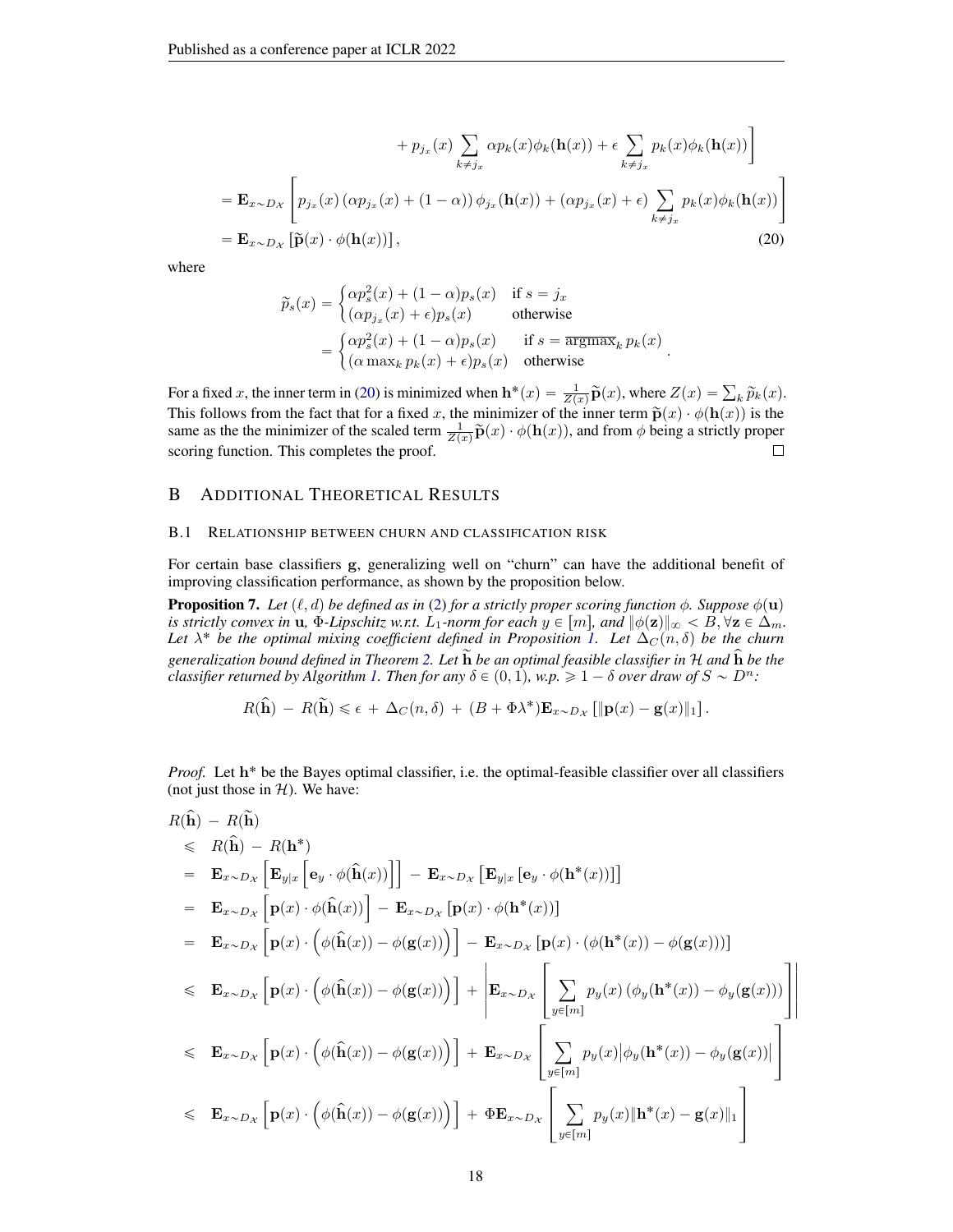$$+ p_{j_x}(x) \sum_{k \neq j_x} \alpha p_k(x) \phi_k(\mathbf{h}(x)) + \epsilon \sum_{k \neq j_x} p_k(x) \phi_k(\mathbf{h}(x)) \Bigg]$$

$$= \mathbf{E}_{x \sim D_{\mathcal{X}}} \left[ p_{j_x}(x) \left( \alpha p_{j_x}(x) + (1-\alpha) \right) \phi_{j_x}(\mathbf{h}(x)) + (\alpha p_{j_x}(x) + \epsilon) \sum_{k \neq j_x} p_k(x) \phi_k(\mathbf{h}(x)) \right]$$

$$= \mathbf{E}_{x \sim D_{\mathcal{X}}} \left[ \widetilde{\mathbf{p}}(x) \cdot \phi(\mathbf{h}(x)) \right], \tag{20}$$

where

$$\widetilde{p}_s(x) = \begin{cases} \alpha p_s^2(x) + (1-\alpha) p_s(x) & \text{if } s = j_x \\ (\alpha p_{j_x}(x) + \epsilon) p_s(x) & \text{otherwise} \end{cases}$$

$$= \begin{cases} \alpha p_s^2(x) + (1-\alpha) p_s(x) & \text{if } s = \overline{\operatorname{argmax}}_k\, p_k(x) \\ (\alpha \max_k p_k(x) + \epsilon) p_s(x) & \text{otherwise} \end{cases}.$$

For a fixed $x$, the inner term in (20) is minimized when $\mathbf{h}^*(x) = \frac{1}{Z(x)} \widetilde{\mathbf{p}}(x)$, where $Z(x) = \sum_k \widetilde{p}_k(x)$. This follows from the fact that for a fixed $x$, the minimizer of the inner term $\widetilde{\mathbf{p}}(x) \cdot \phi(\mathbf{h}(x))$ is the same as the the minimizer of the scaled term $\frac{1}{Z(x)} \widetilde{\mathbf{p}}(x) \cdot \phi(\mathbf{h}(x))$, and from $\phi$ being a strictly proper scoring function. This completes the proof. □

# B Additional Theoretical Results

## B.1 Relationship between churn and classification risk

For certain base classifiers $\mathbf{g}$, generalizing well on "churn" can have the additional benefit of improving classification performance, as shown by the proposition below.

**Proposition 7.** *Let $(\ell, d)$ be defined as in (2) for a strictly proper scoring function $\phi$. Suppose $\phi(\mathbf{u})$ is strictly convex in $\mathbf{u}$, $\Phi$-Lipschitz w.r.t. $L_1$-norm for each $y \in [m]$, and $\|\phi(\mathbf{z})\|_\infty < B, \forall \mathbf{z} \in \Delta_m$. Let $\lambda^*$ be the optimal mixing coefficient defined in Proposition 1. Let $\Delta_C(n, \delta)$ be the churn generalization bound defined in Theorem 2. Let $\widetilde{\mathbf{h}}$ be an optimal feasible classifier in $\mathcal{H}$ and $\widehat{\mathbf{h}}$ be the classifier returned by Algorithm 1. Then for any $\delta \in (0, 1)$, w.p. $\geqslant 1 - \delta$ over draw of $S \sim D^n$:*

$$R(\widehat{\mathbf{h}}) \,-\, R(\widetilde{\mathbf{h}}) \leqslant \epsilon \,+\, \Delta_C(n, \delta) \,+\, (B + \Phi\lambda^*) \mathbf{E}_{x \sim D_{\mathcal{X}}} \left[ \|\mathbf{p}(x) - \mathbf{g}(x)\|_1 \right].$$

*Proof.* Let $\mathbf{h}^*$ be the Bayes optimal classifier, i.e. the optimal-feasible classifier over all classifiers (not just those in $\mathcal{H}$). We have:

$$\begin{aligned}
& R(\widehat{\mathbf{h}}) \,-\, R(\widetilde{\mathbf{h}}) \\
& \leqslant \; R(\widehat{\mathbf{h}}) \,-\, R(\mathbf{h}^*) \\
& = \; \mathbf{E}_{x \sim D_{\mathcal{X}}} \left[ \mathbf{E}_{y|x} \left[ \mathbf{e}_y \cdot \phi(\widehat{\mathbf{h}}(x)) \right] \right] \,-\, \mathbf{E}_{x \sim D_{\mathcal{X}}} \left[ \mathbf{E}_{y|x} \left[ \mathbf{e}_y \cdot \phi(\mathbf{h}^*(x)) \right] \right] \\
& = \; \mathbf{E}_{x \sim D_{\mathcal{X}}} \left[ \mathbf{p}(x) \cdot \phi(\widehat{\mathbf{h}}(x)) \right] \,-\, \mathbf{E}_{x \sim D_{\mathcal{X}}} \left[ \mathbf{p}(x) \cdot \phi(\mathbf{h}^*(x)) \right] \\
& = \; \mathbf{E}_{x \sim D_{\mathcal{X}}} \left[ \mathbf{p}(x) \cdot \left( \phi(\widehat{\mathbf{h}}(x)) - \phi(\mathbf{g}(x)) \right) \right] \,-\, \mathbf{E}_{x \sim D_{\mathcal{X}}} \left[ \mathbf{p}(x) \cdot \left( \phi(\mathbf{h}^*(x)) - \phi(\mathbf{g}(x)) \right) \right] \\
& \leqslant \; \mathbf{E}_{x \sim D_{\mathcal{X}}} \left[ \mathbf{p}(x) \cdot \left( \phi(\widehat{\mathbf{h}}(x)) - \phi(\mathbf{g}(x)) \right) \right] \,+\, \left| \mathbf{E}_{x \sim D_{\mathcal{X}}} \left[ \sum_{y \in [m]} p_y(x) \left( \phi_y(\mathbf{h}^*(x)) - \phi_y(\mathbf{g}(x)) \right) \right] \right| \\
& \leqslant \; \mathbf{E}_{x \sim D_{\mathcal{X}}} \left[ \mathbf{p}(x) \cdot \left( \phi(\widehat{\mathbf{h}}(x)) - \phi(\mathbf{g}(x)) \right) \right] \,+\, \mathbf{E}_{x \sim D_{\mathcal{X}}} \left[ \sum_{y \in [m]} p_y(x) \left| \phi_y(\mathbf{h}^*(x)) - \phi_y(\mathbf{g}(x)) \right| \right] \\
& \leqslant \; \mathbf{E}_{x \sim D_{\mathcal{X}}} \left[ \mathbf{p}(x) \cdot \left( \phi(\widehat{\mathbf{h}}(x)) - \phi(\mathbf{g}(x)) \right) \right] \,+\, \Phi \mathbf{E}_{x \sim D_{\mathcal{X}}} \left[ \sum_{y \in [m]} p_y(x) \|\mathbf{h}^*(x) - \mathbf{g}(x)\|_1 \right]
\end{aligned}$$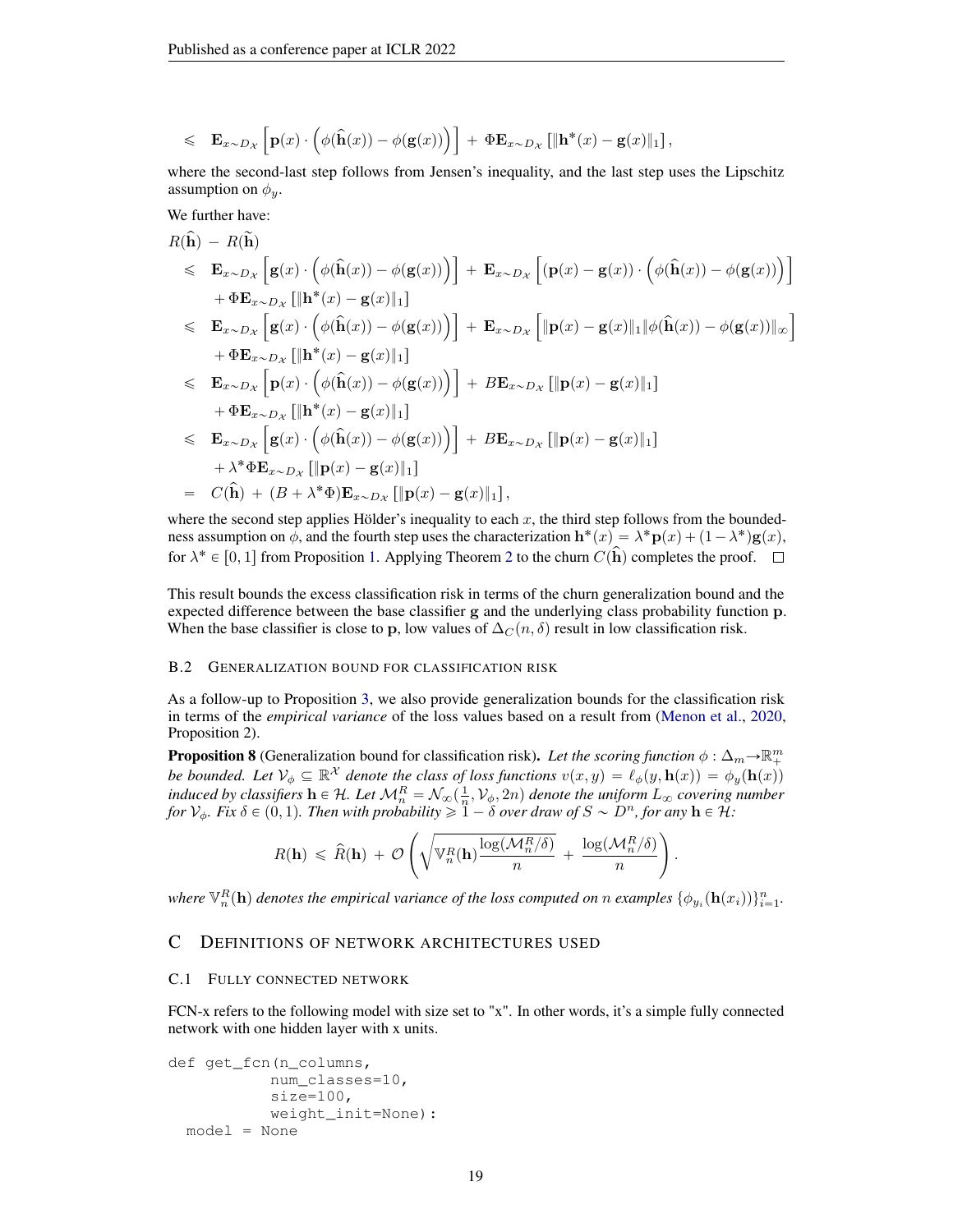$$\leqslant \mathbf{E}_{x\sim D_\mathcal{X}}\left[\mathbf{p}(x)\cdot\left(\phi(\widehat{\mathbf{h}}(x)) - \phi(\mathbf{g}(x))\right)\right] + \Phi\mathbf{E}_{x\sim D_\mathcal{X}}\left[\|\mathbf{h}^*(x) - \mathbf{g}(x)\|_1\right],$$

where the second-last step follows from Jensen's inequality, and the last step uses the Lipschitz assumption on $\phi_y$.

We further have:

$$
\begin{aligned}
R(\widehat{\mathbf{h}}) - R(\widetilde{\mathbf{h}})
&\leqslant \mathbf{E}_{x\sim D_\mathcal{X}}\left[\mathbf{g}(x)\cdot\left(\phi(\widehat{\mathbf{h}}(x)) - \phi(\mathbf{g}(x))\right)\right] + \mathbf{E}_{x\sim D_\mathcal{X}}\left[(\mathbf{p}(x)-\mathbf{g}(x))\cdot\left(\phi(\widehat{\mathbf{h}}(x)) - \phi(\mathbf{g}(x))\right)\right] \\
&\quad + \Phi\mathbf{E}_{x\sim D_\mathcal{X}}\left[\|\mathbf{h}^*(x) - \mathbf{g}(x)\|_1\right] \\
&\leqslant \mathbf{E}_{x\sim D_\mathcal{X}}\left[\mathbf{g}(x)\cdot\left(\phi(\widehat{\mathbf{h}}(x)) - \phi(\mathbf{g}(x))\right)\right] + \mathbf{E}_{x\sim D_\mathcal{X}}\left[\|\mathbf{p}(x)-\mathbf{g}(x)\|_1\|\phi(\widehat{\mathbf{h}}(x)) - \phi(\mathbf{g}(x))\|_\infty\right] \\
&\quad + \Phi\mathbf{E}_{x\sim D_\mathcal{X}}\left[\|\mathbf{h}^*(x) - \mathbf{g}(x)\|_1\right] \\
&\leqslant \mathbf{E}_{x\sim D_\mathcal{X}}\left[\mathbf{p}(x)\cdot\left(\phi(\widehat{\mathbf{h}}(x)) - \phi(\mathbf{g}(x))\right)\right] + B\mathbf{E}_{x\sim D_\mathcal{X}}\left[\|\mathbf{p}(x)-\mathbf{g}(x)\|_1\right] \\
&\quad + \Phi\mathbf{E}_{x\sim D_\mathcal{X}}\left[\|\mathbf{h}^*(x) - \mathbf{g}(x)\|_1\right] \\
&\leqslant \mathbf{E}_{x\sim D_\mathcal{X}}\left[\mathbf{g}(x)\cdot\left(\phi(\widehat{\mathbf{h}}(x)) - \phi(\mathbf{g}(x))\right)\right] + B\mathbf{E}_{x\sim D_\mathcal{X}}\left[\|\mathbf{p}(x)-\mathbf{g}(x)\|_1\right] \\
&\quad + \lambda^*\Phi\mathbf{E}_{x\sim D_\mathcal{X}}\left[\|\mathbf{p}(x) - \mathbf{g}(x)\|_1\right] \\
&= C(\widehat{\mathbf{h}}) + (B + \lambda^*\Phi)\mathbf{E}_{x\sim D_\mathcal{X}}\left[\|\mathbf{p}(x)-\mathbf{g}(x)\|_1\right],
\end{aligned}
$$

where the second step applies Hölder's inequality to each $x$, the third step follows from the boundedness assumption on $\phi$, and the fourth step uses the characterization $\mathbf{h}^*(x) = \lambda^*\mathbf{p}(x) + (1-\lambda^*)\mathbf{g}(x)$, for $\lambda^* \in [0,1]$ from Proposition 1. Applying Theorem 2 to the churn $C(\widehat{\mathbf{h}})$ completes the proof. □

This result bounds the excess classification risk in terms of the churn generalization bound and the expected difference between the base classifier $\mathbf{g}$ and the underlying class probability function $\mathbf{p}$. When the base classifier is close to $\mathbf{p}$, low values of $\Delta_C(n,\delta)$ result in low classification risk.

### B.2 Generalization bound for classification risk

As a follow-up to Proposition 3, we also provide generalization bounds for the classification risk in terms of the *empirical variance* of the loss values based on a result from (Menon et al., 2020, Proposition 2).

**Proposition 8** (Generalization bound for classification risk)**.** *Let the scoring function $\phi : \Delta_m \to \mathbb{R}^m_+$ be bounded. Let $\mathcal{V}_\phi \subseteq \mathbb{R}^\mathcal{X}$ denote the class of loss functions $v(x,y) = \ell_\phi(y, \mathbf{h}(x)) = \phi_y(\mathbf{h}(x))$ induced by classifiers $\mathbf{h} \in \mathcal{H}$. Let $\mathcal{M}^R_n = \mathcal{N}_\infty(\frac{1}{n}, \mathcal{V}_\phi, 2n)$ denote the uniform $L_\infty$ covering number for $\mathcal{V}_\phi$. Fix $\delta \in (0,1)$. Then with probability $\geqslant 1-\delta$ over draw of $S \sim D^n$, for any $\mathbf{h} \in \mathcal{H}$:*

$$R(\mathbf{h}) \leqslant \widehat{R}(\mathbf{h}) + \mathcal{O}\left(\sqrt{\mathbb{V}^R_n(\mathbf{h})\frac{\log(\mathcal{M}^R_n/\delta)}{n}} + \frac{\log(\mathcal{M}^R_n/\delta)}{n}\right).$$

*where $\mathbb{V}^R_n(\mathbf{h})$ denotes the empirical variance of the loss computed on $n$ examples $\{\phi_{y_i}(\mathbf{h}(x_i))\}_{i=1}^n$.*

## C Definitions of network architectures used

### C.1 Fully connected network

FCN-x refers to the following model with size set to "x". In other words, it's a simple fully connected network with one hidden layer with x units.

```
def get_fcn(n_columns,
            num_classes=10,
            size=100,
            weight_init=None):
  model = None
```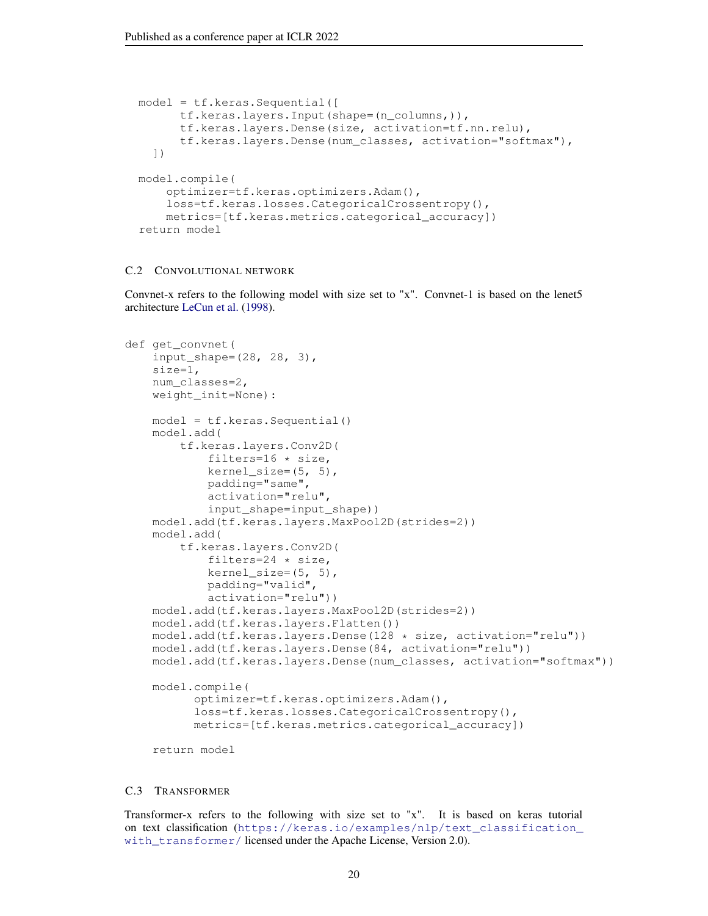```
  model = tf.keras.Sequential([
        tf.keras.layers.Input(shape=(n_columns,)),
        tf.keras.layers.Dense(size, activation=tf.nn.relu),
        tf.keras.layers.Dense(num_classes, activation="softmax"),
    ])

  model.compile(
      optimizer=tf.keras.optimizers.Adam(),
      loss=tf.keras.losses.CategoricalCrossentropy(),
      metrics=[tf.keras.metrics.categorical_accuracy])
  return model
```

### C.2 Convolutional network

Convnet-x refers to the following model with size set to "x". Convnet-1 is based on the lenet5 architecture LeCun et al. (1998).

```
def get_convnet(
    input_shape=(28, 28, 3),
    size=1,
    num_classes=2,
    weight_init=None):

    model = tf.keras.Sequential()
    model.add(
        tf.keras.layers.Conv2D(
            filters=16 * size,
            kernel_size=(5, 5),
            padding="same",
            activation="relu",
            input_shape=input_shape))
    model.add(tf.keras.layers.MaxPool2D(strides=2))
    model.add(
        tf.keras.layers.Conv2D(
            filters=24 * size,
            kernel_size=(5, 5),
            padding="valid",
            activation="relu"))
    model.add(tf.keras.layers.MaxPool2D(strides=2))
    model.add(tf.keras.layers.Flatten())
    model.add(tf.keras.layers.Dense(128 * size, activation="relu"))
    model.add(tf.keras.layers.Dense(84, activation="relu"))
    model.add(tf.keras.layers.Dense(num_classes, activation="softmax"))

    model.compile(
          optimizer=tf.keras.optimizers.Adam(),
          loss=tf.keras.losses.CategoricalCrossentropy(),
          metrics=[tf.keras.metrics.categorical_accuracy])

    return model
```

### C.3 Transformer

Transformer-x refers to the following with size set to "x". It is based on keras tutorial on text classification (https://keras.io/examples/nlp/text_classification_with_transformer/ licensed under the Apache License, Version 2.0).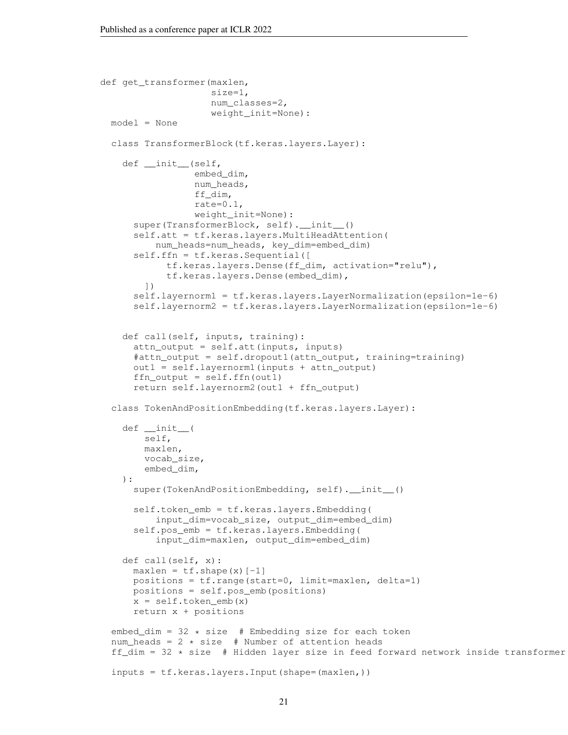```
def get_transformer(maxlen,
                    size=1,
                    num_classes=2,
                    weight_init=None):
  model = None

  class TransformerBlock(tf.keras.layers.Layer):

    def __init__(self,
                 embed_dim,
                 num_heads,
                 ff_dim,
                 rate=0.1,
                 weight_init=None):
      super(TransformerBlock, self).__init__()
      self.att = tf.keras.layers.MultiHeadAttention(
          num_heads=num_heads, key_dim=embed_dim)
      self.ffn = tf.keras.Sequential([
            tf.keras.layers.Dense(ff_dim, activation="relu"),
            tf.keras.layers.Dense(embed_dim),
        ])
      self.layernorm1 = tf.keras.layers.LayerNormalization(epsilon=1e-6)
      self.layernorm2 = tf.keras.layers.LayerNormalization(epsilon=1e-6)


    def call(self, inputs, training):
      attn_output = self.att(inputs, inputs)
      #attn_output = self.dropout1(attn_output, training=training)
      out1 = self.layernorm1(inputs + attn_output)
      ffn_output = self.ffn(out1)
      return self.layernorm2(out1 + ffn_output)

  class TokenAndPositionEmbedding(tf.keras.layers.Layer):

    def __init__(
        self,
        maxlen,
        vocab_size,
        embed_dim,
    ):
      super(TokenAndPositionEmbedding, self).__init__()

      self.token_emb = tf.keras.layers.Embedding(
          input_dim=vocab_size, output_dim=embed_dim)
      self.pos_emb = tf.keras.layers.Embedding(
          input_dim=maxlen, output_dim=embed_dim)

    def call(self, x):
      maxlen = tf.shape(x)[-1]
      positions = tf.range(start=0, limit=maxlen, delta=1)
      positions = self.pos_emb(positions)
      x = self.token_emb(x)
      return x + positions

  embed_dim = 32 * size  # Embedding size for each token
  num_heads = 2 * size  # Number of attention heads
  ff_dim = 32 * size  # Hidden layer size in feed forward network inside transformer

  inputs = tf.keras.layers.Input(shape=(maxlen,))
```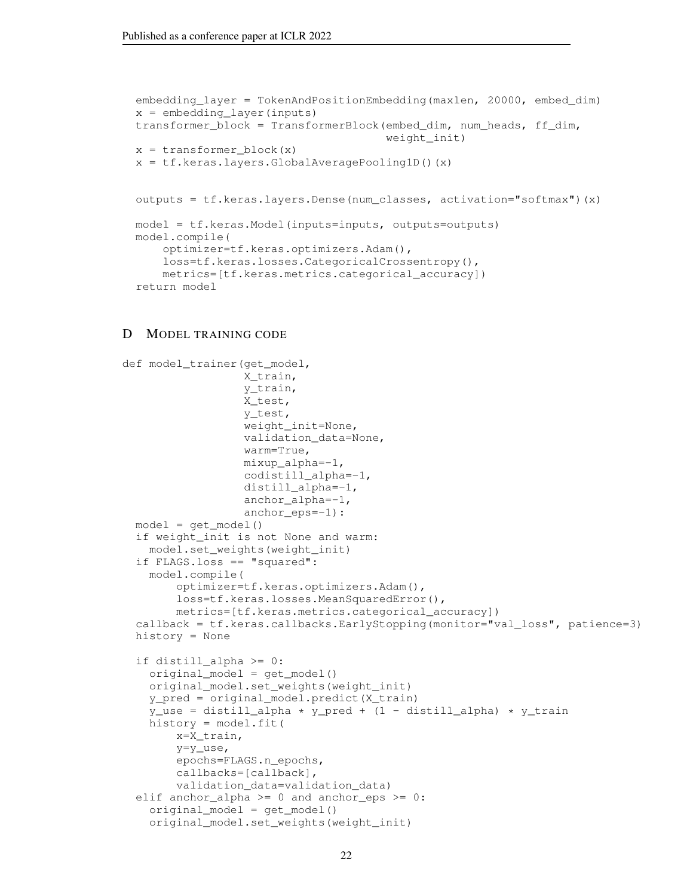```
  embedding_layer = TokenAndPositionEmbedding(maxlen, 20000, embed_dim)
  x = embedding_layer(inputs)
  transformer_block = TransformerBlock(embed_dim, num_heads, ff_dim,
                                       weight_init)
  x = transformer_block(x)
  x = tf.keras.layers.GlobalAveragePooling1D()(x)


  outputs = tf.keras.layers.Dense(num_classes, activation="softmax")(x)

  model = tf.keras.Model(inputs=inputs, outputs=outputs)
  model.compile(
      optimizer=tf.keras.optimizers.Adam(),
      loss=tf.keras.losses.CategoricalCrossentropy(),
      metrics=[tf.keras.metrics.categorical_accuracy])
  return model
```

## D MODEL TRAINING CODE

```
def model_trainer(get_model,
                  X_train,
                  y_train,
                  X_test,
                  y_test,
                  weight_init=None,
                  validation_data=None,
                  warm=True,
                  mixup_alpha=-1,
                  codistill_alpha=-1,
                  distill_alpha=-1,
                  anchor_alpha=-1,
                  anchor_eps=-1):
  model = get_model()
  if weight_init is not None and warm:
    model.set_weights(weight_init)
  if FLAGS.loss == "squared":
    model.compile(
        optimizer=tf.keras.optimizers.Adam(),
        loss=tf.keras.losses.MeanSquaredError(),
        metrics=[tf.keras.metrics.categorical_accuracy])
  callback = tf.keras.callbacks.EarlyStopping(monitor="val_loss", patience=3)
  history = None

  if distill_alpha >= 0:
    original_model = get_model()
    original_model.set_weights(weight_init)
    y_pred = original_model.predict(X_train)
    y_use = distill_alpha * y_pred + (1 - distill_alpha) * y_train
    history = model.fit(
        x=X_train,
        y=y_use,
        epochs=FLAGS.n_epochs,
        callbacks=[callback],
        validation_data=validation_data)
  elif anchor_alpha >= 0 and anchor_eps >= 0:
    original_model = get_model()
    original_model.set_weights(weight_init)
```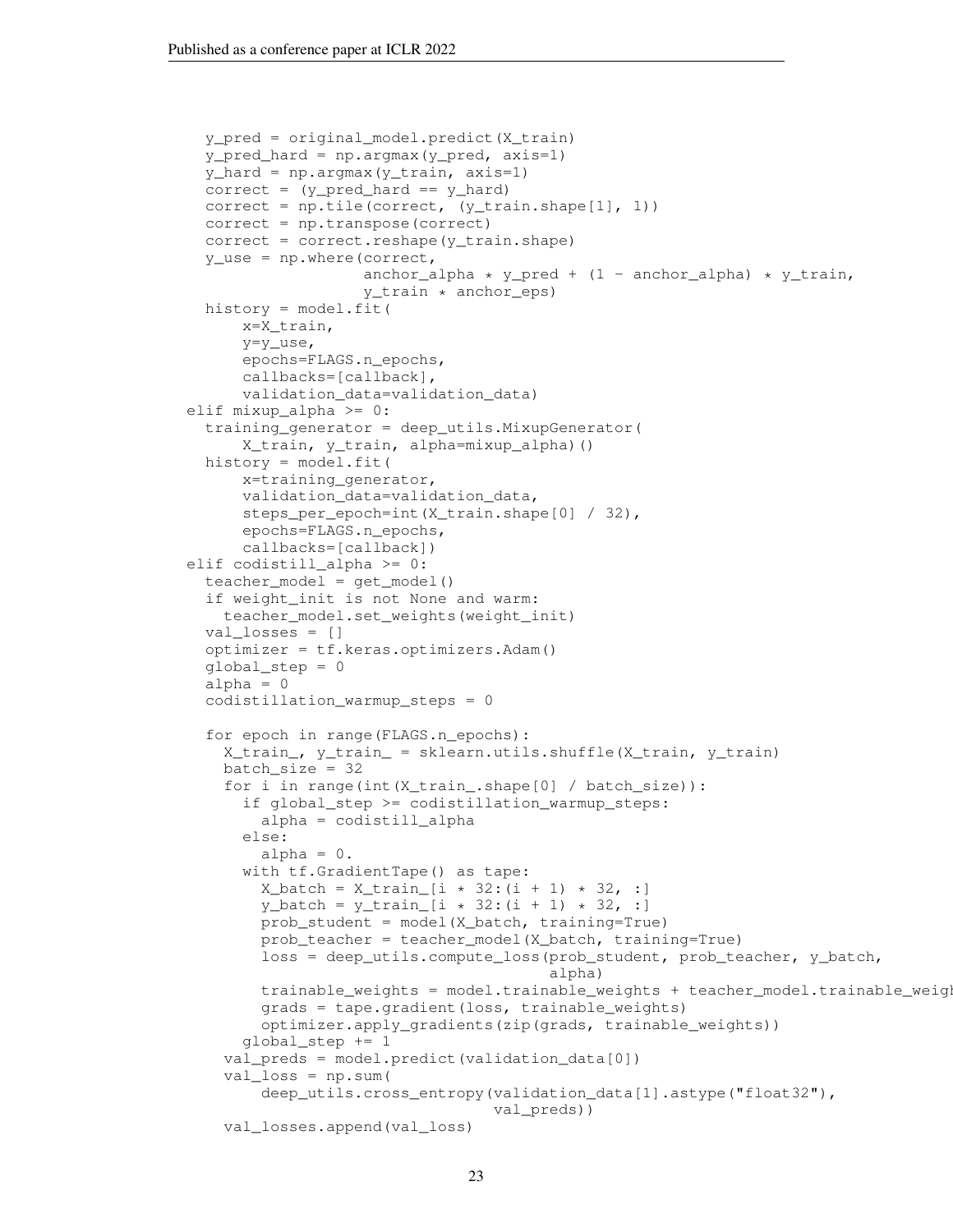```
    y_pred = original_model.predict(X_train)
    y_pred_hard = np.argmax(y_pred, axis=1)
    y_hard = np.argmax(y_train, axis=1)
    correct = (y_pred_hard == y_hard)
    correct = np.tile(correct, (y_train.shape[1], 1))
    correct = np.transpose(correct)
    correct = correct.reshape(y_train.shape)
    y_use = np.where(correct,
                     anchor_alpha * y_pred + (1 - anchor_alpha) * y_train,
                     y_train * anchor_eps)
    history = model.fit(
        x=X_train,
        y=y_use,
        epochs=FLAGS.n_epochs,
        callbacks=[callback],
        validation_data=validation_data)
  elif mixup_alpha >= 0:
    training_generator = deep_utils.MixupGenerator(
        X_train, y_train, alpha=mixup_alpha)()
    history = model.fit(
        x=training_generator,
        validation_data=validation_data,
        steps_per_epoch=int(X_train.shape[0] / 32),
        epochs=FLAGS.n_epochs,
        callbacks=[callback])
  elif codistill_alpha >= 0:
    teacher_model = get_model()
    if weight_init is not None and warm:
      teacher_model.set_weights(weight_init)
    val_losses = []
    optimizer = tf.keras.optimizers.Adam()
    global_step = 0
    alpha = 0
    codistillation_warmup_steps = 0

    for epoch in range(FLAGS.n_epochs):
      X_train_, y_train_ = sklearn.utils.shuffle(X_train, y_train)
      batch_size = 32
      for i in range(int(X_train_.shape[0] / batch_size)):
        if global_step >= codistillation_warmup_steps:
          alpha = codistill_alpha
        else:
          alpha = 0.
        with tf.GradientTape() as tape:
          X_batch = X_train_[i * 32:(i + 1) * 32, :]
          y_batch = y_train_[i * 32:(i + 1) * 32, :]
          prob_student = model(X_batch, training=True)
          prob_teacher = teacher_model(X_batch, training=True)
          loss = deep_utils.compute_loss(prob_student, prob_teacher, y_batch,
                                         alpha)
          trainable_weights = model.trainable_weights + teacher_model.trainable_weigh
          grads = tape.gradient(loss, trainable_weights)
          optimizer.apply_gradients(zip(grads, trainable_weights))
        global_step += 1
      val_preds = model.predict(validation_data[0])
      val_loss = np.sum(
          deep_utils.cross_entropy(validation_data[1].astype("float32"),
                                   val_preds))
      val_losses.append(val_loss)
```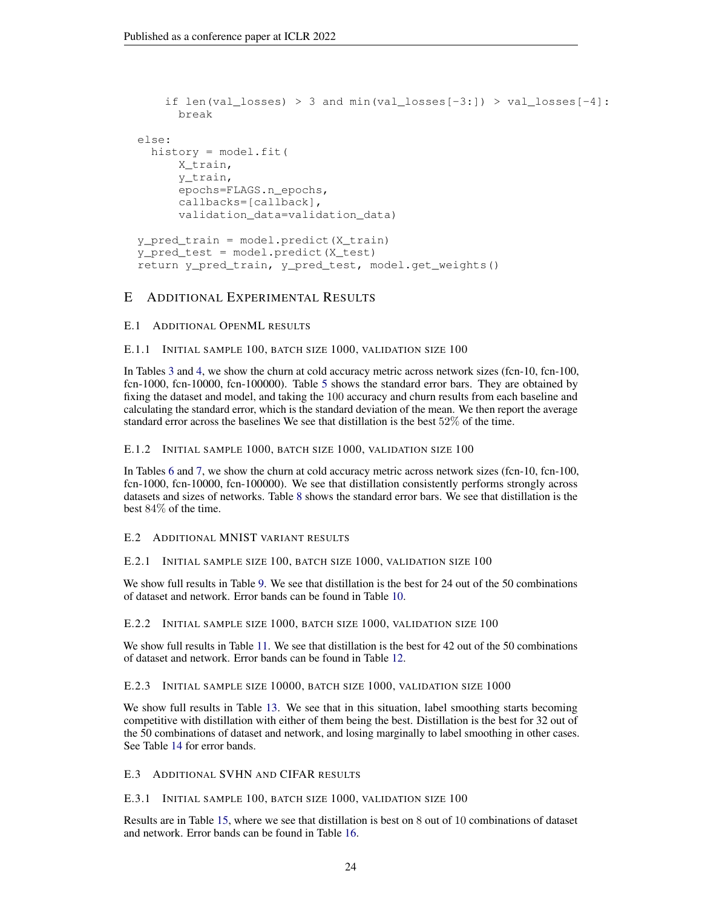```
    if len(val_losses) > 3 and min(val_losses[-3:]) > val_losses[-4]:
      break

else:
  history = model.fit(
      X_train,
      y_train,
      epochs=FLAGS.n_epochs,
      callbacks=[callback],
      validation_data=validation_data)

y_pred_train = model.predict(X_train)
y_pred_test = model.predict(X_test)
return y_pred_train, y_pred_test, model.get_weights()
```

# E Additional Experimental Results

## E.1 Additional OpenML results

### E.1.1 Initial sample 100, batch size 1000, validation size 100

In Tables 3 and 4, we show the churn at cold accuracy metric across network sizes (fcn-10, fcn-100, fcn-1000, fcn-10000, fcn-100000). Table 5 shows the standard error bars. They are obtained by fixing the dataset and model, and taking the 100 accuracy and churn results from each baseline and calculating the standard error, which is the standard deviation of the mean. We then report the average standard error across the baselines We see that distillation is the best 52% of the time.

### E.1.2 Initial sample 1000, batch size 1000, validation size 100

In Tables 6 and 7, we show the churn at cold accuracy metric across network sizes (fcn-10, fcn-100, fcn-1000, fcn-10000, fcn-100000). We see that distillation consistently performs strongly across datasets and sizes of networks. Table 8 shows the standard error bars. We see that distillation is the best 84% of the time.

## E.2 Additional MNIST variant results

### E.2.1 Initial sample size 100, batch size 1000, validation size 100

We show full results in Table 9. We see that distillation is the best for 24 out of the 50 combinations of dataset and network. Error bands can be found in Table 10.

### E.2.2 Initial sample size 1000, batch size 1000, validation size 100

We show full results in Table 11. We see that distillation is the best for 42 out of the 50 combinations of dataset and network. Error bands can be found in Table 12.

### E.2.3 Initial sample size 10000, batch size 1000, validation size 1000

We show full results in Table 13. We see that in this situation, label smoothing starts becoming competitive with distillation with either of them being the best. Distillation is the best for 32 out of the 50 combinations of dataset and network, and losing marginally to label smoothing in other cases. See Table 14 for error bands.

## E.3 Additional SVHN and CIFAR results

### E.3.1 Initial sample 100, batch size 1000, validation size 100

Results are in Table 15, where we see that distillation is best on 8 out of 10 combinations of dataset and network. Error bands can be found in Table 16.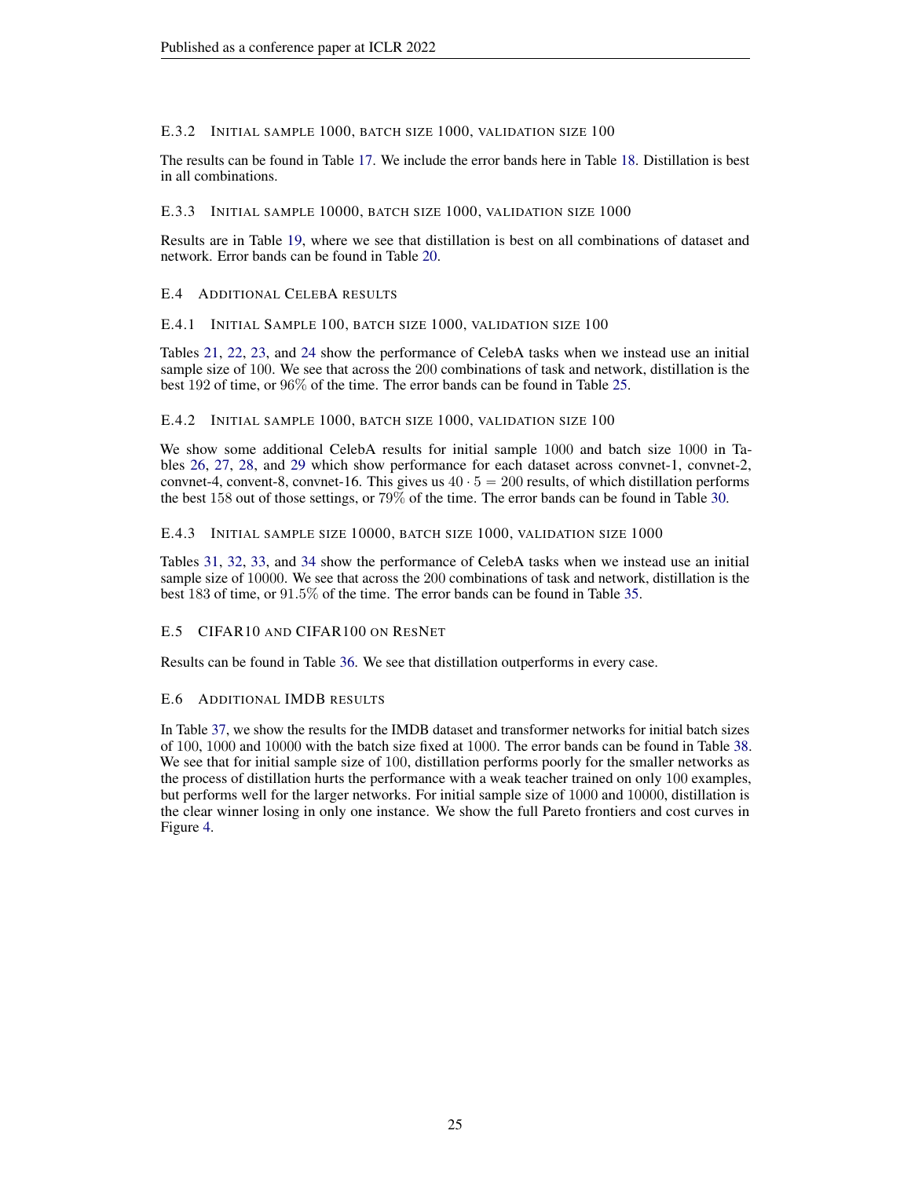#### E.3.2 Initial sample 1000, batch size 1000, validation size 100

The results can be found in Table 17. We include the error bands here in Table 18. Distillation is best in all combinations.

#### E.3.3 Initial sample 10000, batch size 1000, validation size 1000

Results are in Table 19, where we see that distillation is best on all combinations of dataset and network. Error bands can be found in Table 20.

### E.4 Additional CelebA results

#### E.4.1 Initial Sample 100, batch size 1000, validation size 100

Tables 21, 22, 23, and 24 show the performance of CelebA tasks when we instead use an initial sample size of 100. We see that across the 200 combinations of task and network, distillation is the best 192 of time, or 96% of the time. The error bands can be found in Table 25.

#### E.4.2 Initial sample 1000, batch size 1000, validation size 100

We show some additional CelebA results for initial sample 1000 and batch size 1000 in Tables 26, 27, 28, and 29 which show performance for each dataset across convnet-1, convnet-2, convnet-4, convent-8, convnet-16. This gives us $40 \cdot 5 = 200$ results, of which distillation performs the best 158 out of those settings, or 79% of the time. The error bands can be found in Table 30.

#### E.4.3 Initial sample size 10000, batch size 1000, validation size 1000

Tables 31, 32, 33, and 34 show the performance of CelebA tasks when we instead use an initial sample size of 10000. We see that across the 200 combinations of task and network, distillation is the best 183 of time, or 91.5% of the time. The error bands can be found in Table 35.

### E.5 CIFAR10 and CIFAR100 on ResNet

Results can be found in Table 36. We see that distillation outperforms in every case.

### E.6 Additional IMDB results

In Table 37, we show the results for the IMDB dataset and transformer networks for initial batch sizes of 100, 1000 and 10000 with the batch size fixed at 1000. The error bands can be found in Table 38. We see that for initial sample size of 100, distillation performs poorly for the smaller networks as the process of distillation hurts the performance with a weak teacher trained on only 100 examples, but performs well for the larger networks. For initial sample size of 1000 and 10000, distillation is the clear winner losing in only one instance. We show the full Pareto frontiers and cost curves in Figure 4.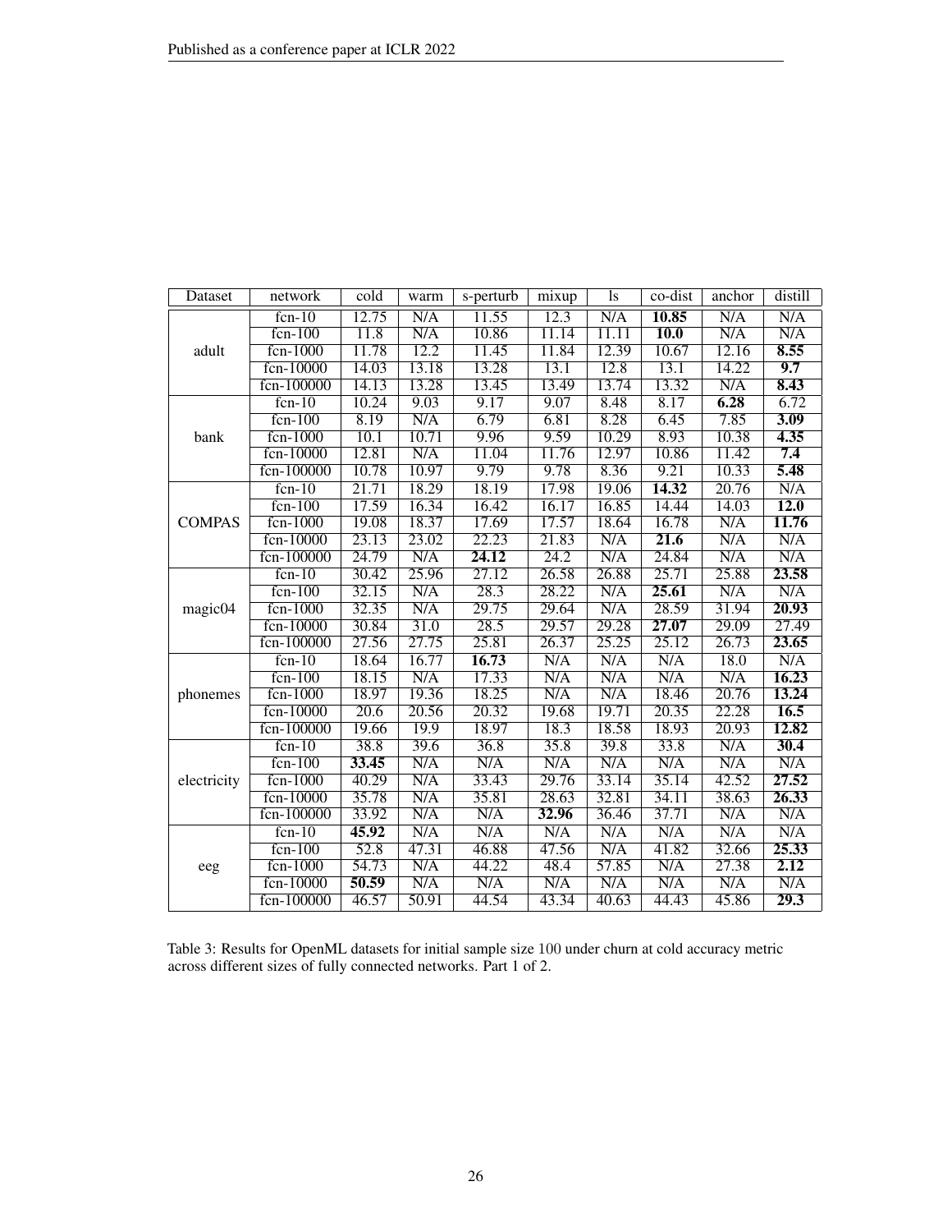| Dataset | network | cold | warm | s-perturb | mixup | ls | co-dist | anchor | distill |
|---|---|---|---|---|---|---|---|---|---|
| adult | fcn-10 | 12.75 | N/A | 11.55 | 12.3 | N/A | **10.85** | N/A | N/A |
| | fcn-100 | 11.8 | N/A | 10.86 | 11.14 | 11.11 | **10.0** | N/A | N/A |
| | fcn-1000 | 11.78 | 12.2 | 11.45 | 11.84 | 12.39 | 10.67 | 12.16 | **8.55** |
| | fcn-10000 | 14.03 | 13.18 | 13.28 | 13.1 | 12.8 | 13.1 | 14.22 | **9.7** |
| | fcn-100000 | 14.13 | 13.28 | 13.45 | 13.49 | 13.74 | 13.32 | N/A | **8.43** |
| bank | fcn-10 | 10.24 | 9.03 | 9.17 | 9.07 | 8.48 | 8.17 | **6.28** | 6.72 |
| | fcn-100 | 8.19 | N/A | 6.79 | 6.81 | 8.28 | 6.45 | 7.85 | **3.09** |
| | fcn-1000 | 10.1 | 10.71 | 9.96 | 9.59 | 10.29 | 8.93 | 10.38 | **4.35** |
| | fcn-10000 | 12.81 | N/A | 11.04 | 11.76 | 12.97 | 10.86 | 11.42 | **7.4** |
| | fcn-100000 | 10.78 | 10.97 | 9.79 | 9.78 | 8.36 | 9.21 | 10.33 | **5.48** |
| COMPAS | fcn-10 | 21.71 | 18.29 | 18.19 | 17.98 | 19.06 | **14.32** | 20.76 | N/A |
| | fcn-100 | 17.59 | 16.34 | 16.42 | 16.17 | 16.85 | 14.44 | 14.03 | **12.0** |
| | fcn-1000 | 19.08 | 18.37 | 17.69 | 17.57 | 18.64 | 16.78 | N/A | **11.76** |
| | fcn-10000 | 23.13 | 23.02 | 22.23 | 21.83 | N/A | **21.6** | N/A | N/A |
| | fcn-100000 | 24.79 | N/A | **24.12** | 24.2 | N/A | 24.84 | N/A | N/A |
| magic04 | fcn-10 | 30.42 | 25.96 | 27.12 | 26.58 | 26.88 | 25.71 | 25.88 | **23.58** |
| | fcn-100 | 32.15 | N/A | 28.3 | 28.22 | N/A | **25.61** | N/A | N/A |
| | fcn-1000 | 32.35 | N/A | 29.75 | 29.64 | N/A | 28.59 | 31.94 | **20.93** |
| | fcn-10000 | 30.84 | 31.0 | 28.5 | 29.57 | 29.28 | **27.07** | 29.09 | 27.49 |
| | fcn-100000 | 27.56 | 27.75 | 25.81 | 26.37 | 25.25 | 25.12 | 26.73 | **23.65** |
| phonemes | fcn-10 | 18.64 | 16.77 | **16.73** | N/A | N/A | N/A | 18.0 | N/A |
| | fcn-100 | 18.15 | N/A | 17.33 | N/A | N/A | N/A | N/A | **16.23** |
| | fcn-1000 | 18.97 | 19.36 | 18.25 | N/A | N/A | 18.46 | 20.76 | **13.24** |
| | fcn-10000 | 20.6 | 20.56 | 20.32 | 19.68 | 19.71 | 20.35 | 22.28 | **16.5** |
| | fcn-100000 | 19.66 | 19.9 | 18.97 | 18.3 | 18.58 | 18.93 | 20.93 | **12.82** |
| electricity | fcn-10 | 38.8 | 39.6 | 36.8 | 35.8 | 39.8 | 33.8 | N/A | **30.4** |
| | fcn-100 | **33.45** | N/A | N/A | N/A | N/A | N/A | N/A | N/A |
| | fcn-1000 | 40.29 | N/A | 33.43 | 29.76 | 33.14 | 35.14 | 42.52 | **27.52** |
| | fcn-10000 | 35.78 | N/A | 35.81 | 28.63 | 32.81 | 34.11 | 38.63 | **26.33** |
| | fcn-100000 | 33.92 | N/A | N/A | **32.96** | 36.46 | 37.71 | N/A | N/A |
| eeg | fcn-10 | **45.92** | N/A | N/A | N/A | N/A | N/A | N/A | N/A |
| | fcn-100 | 52.8 | 47.31 | 46.88 | 47.56 | N/A | 41.82 | 32.66 | **25.33** |
| | fcn-1000 | 54.73 | N/A | 44.22 | 48.4 | 57.85 | N/A | 27.38 | **2.12** |
| | fcn-10000 | **50.59** | N/A | N/A | N/A | N/A | N/A | N/A | N/A |
| | fcn-100000 | 46.57 | 50.91 | 44.54 | 43.34 | 40.63 | 44.43 | 45.86 | **29.3** |

Table 3: Results for OpenML datasets for initial sample size 100 under churn at cold accuracy metric across different sizes of fully connected networks. Part 1 of 2.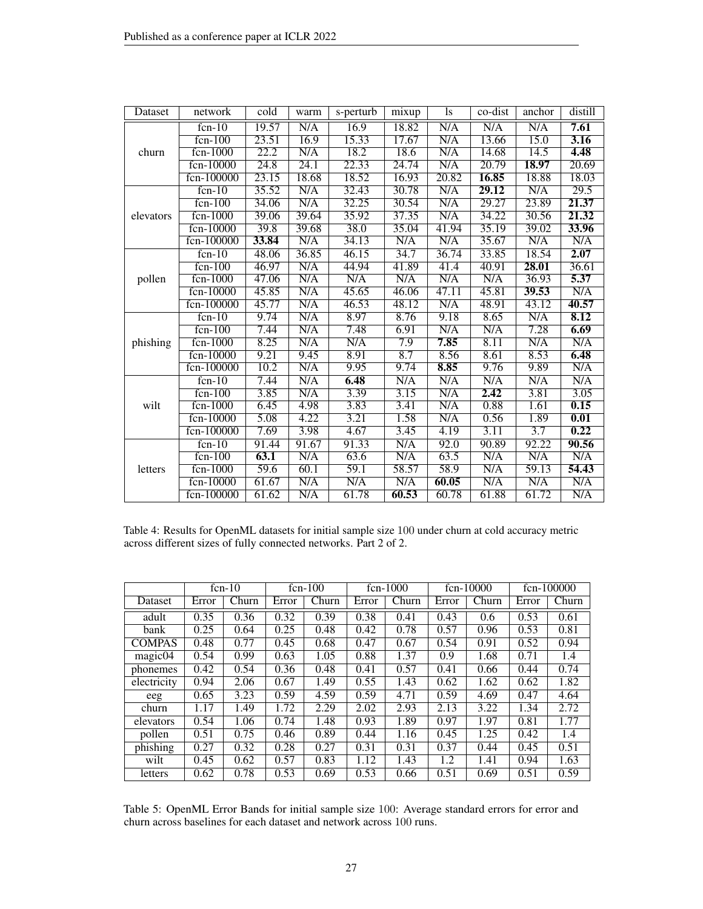| Dataset | network | cold | warm | s-perturb | mixup | ls | co-dist | anchor | distill |
|---|---|---|---|---|---|---|---|---|---|
| churn | fcn-10 | 19.57 | N/A | 16.9 | 18.82 | N/A | N/A | N/A | **7.61** |
| | fcn-100 | 23.51 | 16.9 | 15.33 | 17.67 | N/A | 13.66 | 15.0 | **3.16** |
| | fcn-1000 | 22.2 | N/A | 18.2 | 18.6 | N/A | 14.68 | 14.5 | **4.48** |
| | fcn-10000 | 24.8 | 24.1 | 22.33 | 24.74 | N/A | 20.79 | **18.97** | 20.69 |
| | fcn-100000 | 23.15 | 18.68 | 18.52 | 16.93 | 20.82 | **16.85** | 18.88 | 18.03 |
| elevators | fcn-10 | 35.52 | N/A | 32.43 | 30.78 | N/A | **29.12** | N/A | 29.5 |
| | fcn-100 | 34.06 | N/A | 32.25 | 30.54 | N/A | 29.27 | 23.89 | **21.37** |
| | fcn-1000 | 39.06 | 39.64 | 35.92 | 37.35 | N/A | 34.22 | 30.56 | **21.32** |
| | fcn-10000 | 39.8 | 39.68 | 38.0 | 35.04 | 41.94 | 35.19 | 39.02 | **33.96** |
| | fcn-100000 | **33.84** | N/A | 34.13 | N/A | N/A | 35.67 | N/A | N/A |
| pollen | fcn-10 | 48.06 | 36.85 | 46.15 | 34.7 | 36.74 | 33.85 | 18.54 | **2.07** |
| | fcn-100 | 46.97 | N/A | 44.94 | 41.89 | 41.4 | 40.91 | **28.01** | 36.61 |
| | fcn-1000 | 47.06 | N/A | N/A | N/A | N/A | N/A | 36.93 | **5.37** |
| | fcn-10000 | 45.85 | N/A | 45.65 | 46.06 | 47.11 | 45.81 | **39.53** | N/A |
| | fcn-100000 | 45.77 | N/A | 46.53 | 48.12 | N/A | 48.91 | 43.12 | **40.57** |
| phishing | fcn-10 | 9.74 | N/A | 8.97 | 8.76 | 9.18 | 8.65 | N/A | **8.12** |
| | fcn-100 | 7.44 | N/A | 7.48 | 6.91 | N/A | N/A | 7.28 | **6.69** |
| | fcn-1000 | 8.25 | N/A | N/A | 7.9 | **7.85** | 8.11 | N/A | N/A |
| | fcn-10000 | 9.21 | 9.45 | 8.91 | 8.7 | 8.56 | 8.61 | 8.53 | **6.48** |
| | fcn-100000 | 10.2 | N/A | 9.95 | 9.74 | **8.85** | 9.76 | 9.89 | N/A |
| wilt | fcn-10 | 7.44 | N/A | **6.48** | N/A | N/A | N/A | N/A | N/A |
| | fcn-100 | 3.85 | N/A | 3.39 | 3.15 | N/A | **2.42** | 3.81 | 3.05 |
| | fcn-1000 | 6.45 | 4.98 | 3.83 | 3.41 | N/A | 0.88 | 1.61 | **0.15** |
| | fcn-10000 | 5.08 | 4.22 | 3.21 | 1.58 | N/A | 0.56 | 1.89 | **0.01** |
| | fcn-100000 | 7.69 | 3.98 | 4.67 | 3.45 | 4.19 | 3.11 | 3.7 | **0.22** |
| letters | fcn-10 | 91.44 | 91.67 | 91.33 | N/A | 92.0 | 90.89 | 92.22 | **90.56** |
| | fcn-100 | **63.1** | N/A | 63.6 | N/A | 63.5 | N/A | N/A | N/A |
| | fcn-1000 | 59.6 | 60.1 | 59.1 | 58.57 | 58.9 | N/A | 59.13 | **54.43** |
| | fcn-10000 | 61.67 | N/A | N/A | N/A | **60.05** | N/A | N/A | N/A |
| | fcn-100000 | 61.62 | N/A | 61.78 | **60.53** | 60.78 | 61.88 | 61.72 | N/A |

Table 4: Results for OpenML datasets for initial sample size 100 under churn at cold accuracy metric across different sizes of fully connected networks. Part 2 of 2.

| | fcn-10 | | fcn-100 | | fcn-1000 | | fcn-10000 | | fcn-100000 | |
|---|---|---|---|---|---|---|---|---|---|---|
| Dataset | Error | Churn | Error | Churn | Error | Churn | Error | Churn | Error | Churn |
| adult | 0.35 | 0.36 | 0.32 | 0.39 | 0.38 | 0.41 | 0.43 | 0.6 | 0.53 | 0.61 |
| bank | 0.25 | 0.64 | 0.25 | 0.48 | 0.42 | 0.78 | 0.57 | 0.96 | 0.53 | 0.81 |
| COMPAS | 0.48 | 0.77 | 0.45 | 0.68 | 0.47 | 0.67 | 0.54 | 0.91 | 0.52 | 0.94 |
| magic04 | 0.54 | 0.99 | 0.63 | 1.05 | 0.88 | 1.37 | 0.9 | 1.68 | 0.71 | 1.4 |
| phonemes | 0.42 | 0.54 | 0.36 | 0.48 | 0.41 | 0.57 | 0.41 | 0.66 | 0.44 | 0.74 |
| electricity | 0.94 | 2.06 | 0.67 | 1.49 | 0.55 | 1.43 | 0.62 | 1.62 | 0.62 | 1.82 |
| eeg | 0.65 | 3.23 | 0.59 | 4.59 | 0.59 | 4.71 | 0.59 | 4.69 | 0.47 | 4.64 |
| churn | 1.17 | 1.49 | 1.72 | 2.29 | 2.02 | 2.93 | 2.13 | 3.22 | 1.34 | 2.72 |
| elevators | 0.54 | 1.06 | 0.74 | 1.48 | 0.93 | 1.89 | 0.97 | 1.97 | 0.81 | 1.77 |
| pollen | 0.51 | 0.75 | 0.46 | 0.89 | 0.44 | 1.16 | 0.45 | 1.25 | 0.42 | 1.4 |
| phishing | 0.27 | 0.32 | 0.28 | 0.27 | 0.31 | 0.31 | 0.37 | 0.44 | 0.45 | 0.51 |
| wilt | 0.45 | 0.62 | 0.57 | 0.83 | 1.12 | 1.43 | 1.2 | 1.41 | 0.94 | 1.63 |
| letters | 0.62 | 0.78 | 0.53 | 0.69 | 0.53 | 0.66 | 0.51 | 0.69 | 0.51 | 0.59 |

Table 5: OpenML Error Bands for initial sample size 100: Average standard errors for error and churn across baselines for each dataset and network across 100 runs.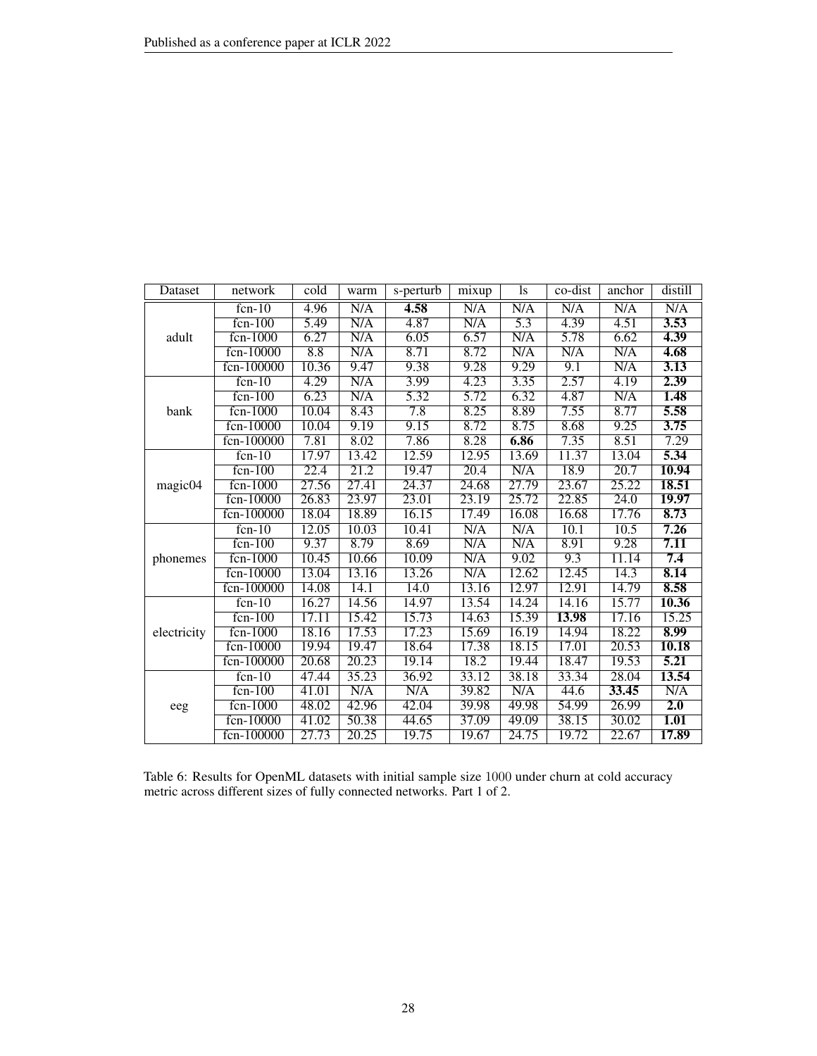| Dataset | network | cold | warm | s-perturb | mixup | ls | co-dist | anchor | distill |
|---|---|---|---|---|---|---|---|---|---|
| adult | fcn-10 | 4.96 | N/A | **4.58** | N/A | N/A | N/A | N/A | N/A |
| | fcn-100 | 5.49 | N/A | 4.87 | N/A | 5.3 | 4.39 | 4.51 | **3.53** |
| | fcn-1000 | 6.27 | N/A | 6.05 | 6.57 | N/A | 5.78 | 6.62 | **4.39** |
| | fcn-10000 | 8.8 | N/A | 8.71 | 8.72 | N/A | N/A | N/A | **4.68** |
| | fcn-100000 | 10.36 | 9.47 | 9.38 | 9.28 | 9.29 | 9.1 | N/A | **3.13** |
| bank | fcn-10 | 4.29 | N/A | 3.99 | 4.23 | 3.35 | 2.57 | 4.19 | **2.39** |
| | fcn-100 | 6.23 | N/A | 5.32 | 5.72 | 6.32 | 4.87 | N/A | **1.48** |
| | fcn-1000 | 10.04 | 8.43 | 7.8 | 8.25 | 8.89 | 7.55 | 8.77 | **5.58** |
| | fcn-10000 | 10.04 | 9.19 | 9.15 | 8.72 | 8.75 | 8.68 | 9.25 | **3.75** |
| | fcn-100000 | 7.81 | 8.02 | 7.86 | 8.28 | **6.86** | 7.35 | 8.51 | 7.29 |
| magic04 | fcn-10 | 17.97 | 13.42 | 12.59 | 12.95 | 13.69 | 11.37 | 13.04 | **5.34** |
| | fcn-100 | 22.4 | 21.2 | 19.47 | 20.4 | N/A | 18.9 | 20.7 | **10.94** |
| | fcn-1000 | 27.56 | 27.41 | 24.37 | 24.68 | 27.79 | 23.67 | 25.22 | **18.51** |
| | fcn-10000 | 26.83 | 23.97 | 23.01 | 23.19 | 25.72 | 22.85 | 24.0 | **19.97** |
| | fcn-100000 | 18.04 | 18.89 | 16.15 | 17.49 | 16.08 | 16.68 | 17.76 | **8.73** |
| phonemes | fcn-10 | 12.05 | 10.03 | 10.41 | N/A | N/A | 10.1 | 10.5 | **7.26** |
| | fcn-100 | 9.37 | 8.79 | 8.69 | N/A | N/A | 8.91 | 9.28 | **7.11** |
| | fcn-1000 | 10.45 | 10.66 | 10.09 | N/A | 9.02 | 9.3 | 11.14 | **7.4** |
| | fcn-10000 | 13.04 | 13.16 | 13.26 | N/A | 12.62 | 12.45 | 14.3 | **8.14** |
| | fcn-100000 | 14.08 | 14.1 | 14.0 | 13.16 | 12.97 | 12.91 | 14.79 | **8.58** |
| electricity | fcn-10 | 16.27 | 14.56 | 14.97 | 13.54 | 14.24 | 14.16 | 15.77 | **10.36** |
| | fcn-100 | 17.11 | 15.42 | 15.73 | 14.63 | 15.39 | **13.98** | 17.16 | 15.25 |
| | fcn-1000 | 18.16 | 17.53 | 17.23 | 15.69 | 16.19 | 14.94 | 18.22 | **8.99** |
| | fcn-10000 | 19.94 | 19.47 | 18.64 | 17.38 | 18.15 | 17.01 | 20.53 | **10.18** |
| | fcn-100000 | 20.68 | 20.23 | 19.14 | 18.2 | 19.44 | 18.47 | 19.53 | **5.21** |
| eeg | fcn-10 | 47.44 | 35.23 | 36.92 | 33.12 | 38.18 | 33.34 | 28.04 | **13.54** |
| | fcn-100 | 41.01 | N/A | N/A | 39.82 | N/A | 44.6 | **33.45** | N/A |
| | fcn-1000 | 48.02 | 42.96 | 42.04 | 39.98 | 49.98 | 54.99 | 26.99 | **2.0** |
| | fcn-10000 | 41.02 | 50.38 | 44.65 | 37.09 | 49.09 | 38.15 | 30.02 | **1.01** |
| | fcn-100000 | 27.73 | 20.25 | 19.75 | 19.67 | 24.75 | 19.72 | 22.67 | **17.89** |

Table 6: Results for OpenML datasets with initial sample size 1000 under churn at cold accuracy metric across different sizes of fully connected networks. Part 1 of 2.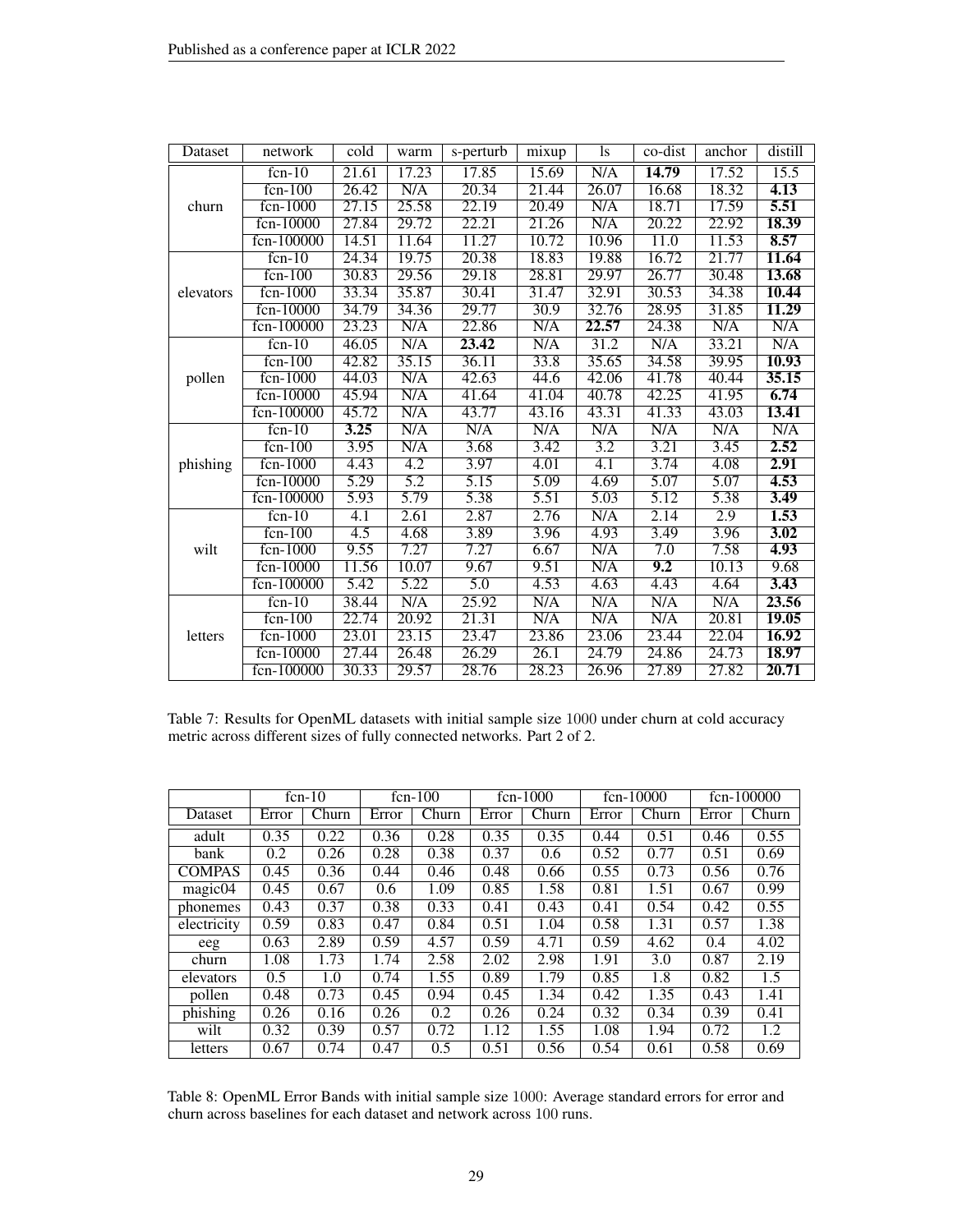| Dataset | network | cold | warm | s-perturb | mixup | ls | co-dist | anchor | distill |
|---|---|---|---|---|---|---|---|---|---|
| churn | fcn-10 | 21.61 | 17.23 | 17.85 | 15.69 | N/A | **14.79** | 17.52 | 15.5 |
| | fcn-100 | 26.42 | N/A | 20.34 | 21.44 | 26.07 | 16.68 | 18.32 | **4.13** |
| | fcn-1000 | 27.15 | 25.58 | 22.19 | 20.49 | N/A | 18.71 | 17.59 | **5.51** |
| | fcn-10000 | 27.84 | 29.72 | 22.21 | 21.26 | N/A | 20.22 | 22.92 | **18.39** |
| | fcn-100000 | 14.51 | 11.64 | 11.27 | 10.72 | 10.96 | 11.0 | 11.53 | **8.57** |
| elevators | fcn-10 | 24.34 | 19.75 | 20.38 | 18.83 | 19.88 | 16.72 | 21.77 | **11.64** |
| | fcn-100 | 30.83 | 29.56 | 29.18 | 28.81 | 29.97 | 26.77 | 30.48 | **13.68** |
| | fcn-1000 | 33.34 | 35.87 | 30.41 | 31.47 | 32.91 | 30.53 | 34.38 | **10.44** |
| | fcn-10000 | 34.79 | 34.36 | 29.77 | 30.9 | 32.76 | 28.95 | 31.85 | **11.29** |
| | fcn-100000 | 23.23 | N/A | 22.86 | N/A | **22.57** | 24.38 | N/A | N/A |
| pollen | fcn-10 | 46.05 | N/A | **23.42** | N/A | 31.2 | N/A | 33.21 | N/A |
| | fcn-100 | 42.82 | 35.15 | 36.11 | 33.8 | 35.65 | 34.58 | 39.95 | **10.93** |
| | fcn-1000 | 44.03 | N/A | 42.63 | 44.6 | 42.06 | 41.78 | 40.44 | **35.15** |
| | fcn-10000 | 45.94 | N/A | 41.64 | 41.04 | 40.78 | 42.25 | 41.95 | **6.74** |
| | fcn-100000 | 45.72 | N/A | 43.77 | 43.16 | 43.31 | 41.33 | 43.03 | **13.41** |
| phishing | fcn-10 | **3.25** | N/A | N/A | N/A | N/A | N/A | N/A | N/A |
| | fcn-100 | 3.95 | N/A | 3.68 | 3.42 | 3.2 | 3.21 | 3.45 | **2.52** |
| | fcn-1000 | 4.43 | 4.2 | 3.97 | 4.01 | 4.1 | 3.74 | 4.08 | **2.91** |
| | fcn-10000 | 5.29 | 5.2 | 5.15 | 5.09 | 4.69 | 5.07 | 5.07 | **4.53** |
| | fcn-100000 | 5.93 | 5.79 | 5.38 | 5.51 | 5.03 | 5.12 | 5.38 | **3.49** |
| wilt | fcn-10 | 4.1 | 2.61 | 2.87 | 2.76 | N/A | 2.14 | 2.9 | **1.53** |
| | fcn-100 | 4.5 | 4.68 | 3.89 | 3.96 | 4.93 | 3.49 | 3.96 | **3.02** |
| | fcn-1000 | 9.55 | 7.27 | 7.27 | 6.67 | N/A | 7.0 | 7.58 | **4.93** |
| | fcn-10000 | 11.56 | 10.07 | 9.67 | 9.51 | N/A | **9.2** | 10.13 | 9.68 |
| | fcn-100000 | 5.42 | 5.22 | 5.0 | 4.53 | 4.63 | 4.43 | 4.64 | **3.43** |
| letters | fcn-10 | 38.44 | N/A | 25.92 | N/A | N/A | N/A | N/A | **23.56** |
| | fcn-100 | 22.74 | 20.92 | 21.31 | N/A | N/A | N/A | 20.81 | **19.05** |
| | fcn-1000 | 23.01 | 23.15 | 23.47 | 23.86 | 23.06 | 23.44 | 22.04 | **16.92** |
| | fcn-10000 | 27.44 | 26.48 | 26.29 | 26.1 | 24.79 | 24.86 | 24.73 | **18.97** |
| | fcn-100000 | 30.33 | 29.57 | 28.76 | 28.23 | 26.96 | 27.89 | 27.82 | **20.71** |

Table 7: Results for OpenML datasets with initial sample size 1000 under churn at cold accuracy metric across different sizes of fully connected networks. Part 2 of 2.

| | fcn-10 | | fcn-100 | | fcn-1000 | | fcn-10000 | | fcn-100000 | |
|---|---|---|---|---|---|---|---|---|---|---|
| Dataset | Error | Churn | Error | Churn | Error | Churn | Error | Churn | Error | Churn |
| adult | 0.35 | 0.22 | 0.36 | 0.28 | 0.35 | 0.35 | 0.44 | 0.51 | 0.46 | 0.55 |
| bank | 0.2 | 0.26 | 0.28 | 0.38 | 0.37 | 0.6 | 0.52 | 0.77 | 0.51 | 0.69 |
| COMPAS | 0.45 | 0.36 | 0.44 | 0.46 | 0.48 | 0.66 | 0.55 | 0.73 | 0.56 | 0.76 |
| magic04 | 0.45 | 0.67 | 0.6 | 1.09 | 0.85 | 1.58 | 0.81 | 1.51 | 0.67 | 0.99 |
| phonemes | 0.43 | 0.37 | 0.38 | 0.33 | 0.41 | 0.43 | 0.41 | 0.54 | 0.42 | 0.55 |
| electricity | 0.59 | 0.83 | 0.47 | 0.84 | 0.51 | 1.04 | 0.58 | 1.31 | 0.57 | 1.38 |
| eeg | 0.63 | 2.89 | 0.59 | 4.57 | 0.59 | 4.71 | 0.59 | 4.62 | 0.4 | 4.02 |
| churn | 1.08 | 1.73 | 1.74 | 2.58 | 2.02 | 2.98 | 1.91 | 3.0 | 0.87 | 2.19 |
| elevators | 0.5 | 1.0 | 0.74 | 1.55 | 0.89 | 1.79 | 0.85 | 1.8 | 0.82 | 1.5 |
| pollen | 0.48 | 0.73 | 0.45 | 0.94 | 0.45 | 1.34 | 0.42 | 1.35 | 0.43 | 1.41 |
| phishing | 0.26 | 0.16 | 0.26 | 0.2 | 0.26 | 0.24 | 0.32 | 0.34 | 0.39 | 0.41 |
| wilt | 0.32 | 0.39 | 0.57 | 0.72 | 1.12 | 1.55 | 1.08 | 1.94 | 0.72 | 1.2 |
| letters | 0.67 | 0.74 | 0.47 | 0.5 | 0.51 | 0.56 | 0.54 | 0.61 | 0.58 | 0.69 |

Table 8: OpenML Error Bands with initial sample size 1000: Average standard errors for error and churn across baselines for each dataset and network across 100 runs.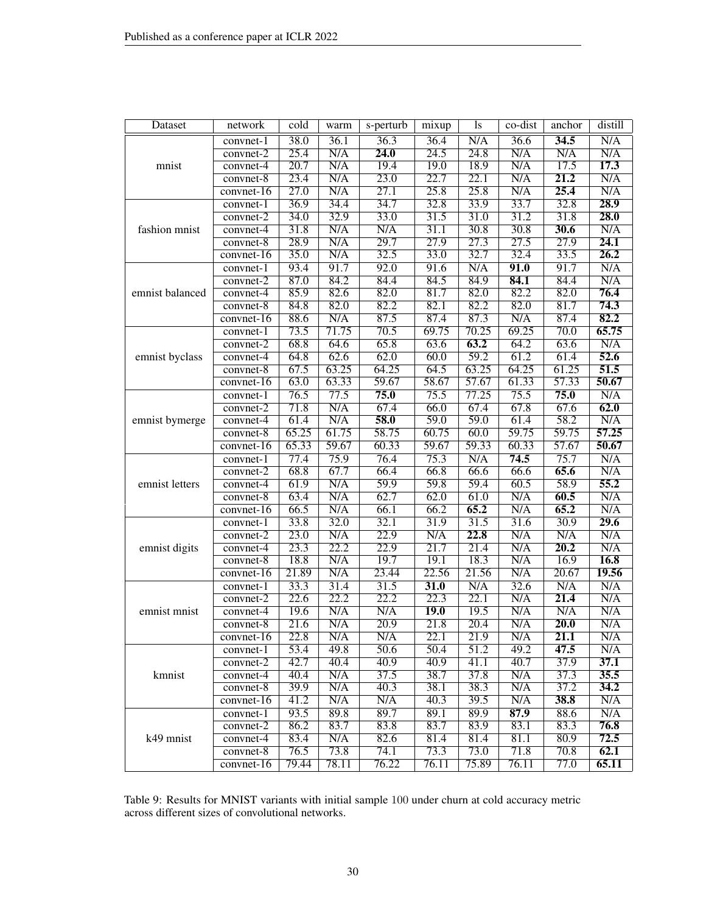| Dataset | network | cold | warm | s-perturb | mixup | ls | co-dist | anchor | distill |
|---|---|---|---|---|---|---|---|---|---|
| mnist | convnet-1 | 38.0 | 36.1 | 36.3 | 36.4 | N/A | 36.6 | **34.5** | N/A |
| | convnet-2 | 25.4 | N/A | **24.0** | 24.5 | 24.8 | N/A | N/A | N/A |
| | convnet-4 | 20.7 | N/A | 19.4 | 19.0 | 18.9 | N/A | 17.5 | **17.3** |
| | convnet-8 | 23.4 | N/A | 23.0 | 22.7 | 22.1 | N/A | **21.2** | N/A |
| | convnet-16 | 27.0 | N/A | 27.1 | 25.8 | 25.8 | N/A | **25.4** | N/A |
| fashion mnist | convnet-1 | 36.9 | 34.4 | 34.7 | 32.8 | 33.9 | 33.7 | 32.8 | **28.9** |
| | convnet-2 | 34.0 | 32.9 | 33.0 | 31.5 | 31.0 | 31.2 | 31.8 | **28.0** |
| | convnet-4 | 31.8 | N/A | N/A | 31.1 | 30.8 | 30.8 | **30.6** | N/A |
| | convnet-8 | 28.9 | N/A | 29.7 | 27.9 | 27.3 | 27.5 | 27.9 | **24.1** |
| | convnet-16 | 35.0 | N/A | 32.5 | 33.0 | 32.7 | 32.4 | 33.5 | **26.2** |
| emnist balanced | convnet-1 | 93.4 | 91.7 | 92.0 | 91.6 | N/A | **91.0** | 91.7 | N/A |
| | convnet-2 | 87.0 | 84.2 | 84.4 | 84.5 | 84.9 | **84.1** | 84.4 | N/A |
| | convnet-4 | 85.9 | 82.6 | 82.0 | 81.7 | 82.0 | 82.2 | 82.0 | **76.4** |
| | convnet-8 | 84.8 | 82.0 | 82.2 | 82.1 | 82.2 | 82.0 | 81.7 | **74.3** |
| | convnet-16 | 88.6 | N/A | 87.5 | 87.4 | 87.3 | N/A | 87.4 | **82.2** |
| emnist byclass | convnet-1 | 73.5 | 71.75 | 70.5 | 69.75 | 70.25 | 69.25 | 70.0 | **65.75** |
| | convnet-2 | 68.8 | 64.6 | 65.8 | 63.6 | **63.2** | 64.2 | 63.6 | N/A |
| | convnet-4 | 64.8 | 62.6 | 62.0 | 60.0 | 59.2 | 61.2 | 61.4 | **52.6** |
| | convnet-8 | 67.5 | 63.25 | 64.25 | 64.5 | 63.25 | 64.25 | 61.25 | **51.5** |
| | convnet-16 | 63.0 | 63.33 | 59.67 | 58.67 | 57.67 | 61.33 | 57.33 | **50.67** |
| emnist bymerge | convnet-1 | 76.5 | 77.5 | **75.0** | 75.5 | 77.25 | 75.5 | **75.0** | N/A |
| | convnet-2 | 71.8 | N/A | 67.4 | 66.0 | 67.4 | 67.8 | 67.6 | **62.0** |
| | convnet-4 | 61.4 | N/A | **58.0** | 59.0 | 59.0 | 61.4 | 58.2 | N/A |
| | convnet-8 | 65.25 | 61.75 | 58.75 | 60.75 | 60.0 | 59.75 | 59.75 | **57.25** |
| | convnet-16 | 65.33 | 59.67 | 60.33 | 59.67 | 59.33 | 60.33 | 57.67 | **50.67** |
| emnist letters | convnet-1 | 77.4 | 75.9 | 76.4 | 75.3 | N/A | **74.5** | 75.7 | N/A |
| | convnet-2 | 68.8 | 67.7 | 66.4 | 66.8 | 66.6 | 66.6 | **65.6** | N/A |
| | convnet-4 | 61.9 | N/A | 59.9 | 59.8 | 59.4 | 60.5 | 58.9 | **55.2** |
| | convnet-8 | 63.4 | N/A | 62.7 | 62.0 | 61.0 | N/A | **60.5** | N/A |
| | convnet-16 | 66.5 | N/A | 66.1 | 66.2 | **65.2** | N/A | **65.2** | N/A |
| emnist digits | convnet-1 | 33.8 | 32.0 | 32.1 | 31.9 | 31.5 | 31.6 | 30.9 | **29.6** |
| | convnet-2 | 23.0 | N/A | 22.9 | N/A | **22.8** | N/A | N/A | N/A |
| | convnet-4 | 23.3 | 22.2 | 22.9 | 21.7 | 21.4 | N/A | **20.2** | N/A |
| | convnet-8 | 18.8 | N/A | 19.7 | 19.1 | 18.3 | N/A | 16.9 | **16.8** |
| | convnet-16 | 21.89 | N/A | 23.44 | 22.56 | 21.56 | N/A | 20.67 | **19.56** |
| emnist mnist | convnet-1 | 33.3 | 31.4 | 31.5 | **31.0** | N/A | 32.6 | N/A | N/A |
| | convnet-2 | 22.6 | 22.2 | 22.2 | 22.3 | 22.1 | N/A | **21.4** | N/A |
| | convnet-4 | 19.6 | N/A | N/A | **19.0** | 19.5 | N/A | N/A | N/A |
| | convnet-8 | 21.6 | N/A | 20.9 | 21.8 | 20.4 | N/A | **20.0** | N/A |
| | convnet-16 | 22.8 | N/A | N/A | 22.1 | 21.9 | N/A | **21.1** | N/A |
| kmnist | convnet-1 | 53.4 | 49.8 | 50.6 | 50.4 | 51.2 | 49.2 | **47.5** | N/A |
| | convnet-2 | 42.7 | 40.4 | 40.9 | 40.9 | 41.1 | 40.7 | 37.9 | **37.1** |
| | convnet-4 | 40.4 | N/A | 37.5 | 38.7 | 37.8 | N/A | 37.3 | **35.5** |
| | convnet-8 | 39.9 | N/A | 40.3 | 38.1 | 38.3 | N/A | 37.2 | **34.2** |
| | convnet-16 | 41.2 | N/A | N/A | 40.3 | 39.5 | N/A | **38.8** | N/A |
| k49 mnist | convnet-1 | 93.5 | 89.8 | 89.7 | 89.1 | 89.9 | **87.9** | 88.6 | N/A |
| | convnet-2 | 86.2 | 83.7 | 83.8 | 83.7 | 83.9 | 83.1 | 83.3 | **76.8** |
| | convnet-4 | 83.4 | N/A | 82.6 | 81.4 | 81.4 | 81.1 | 80.9 | **72.5** |
| | convnet-8 | 76.5 | 73.8 | 74.1 | 73.3 | 73.0 | 71.8 | 70.8 | **62.1** |
| | convnet-16 | 79.44 | 78.11 | 76.22 | 76.11 | 75.89 | 76.11 | 77.0 | **65.11** |

Table 9: Results for MNIST variants with initial sample 100 under churn at cold accuracy metric across different sizes of convolutional networks.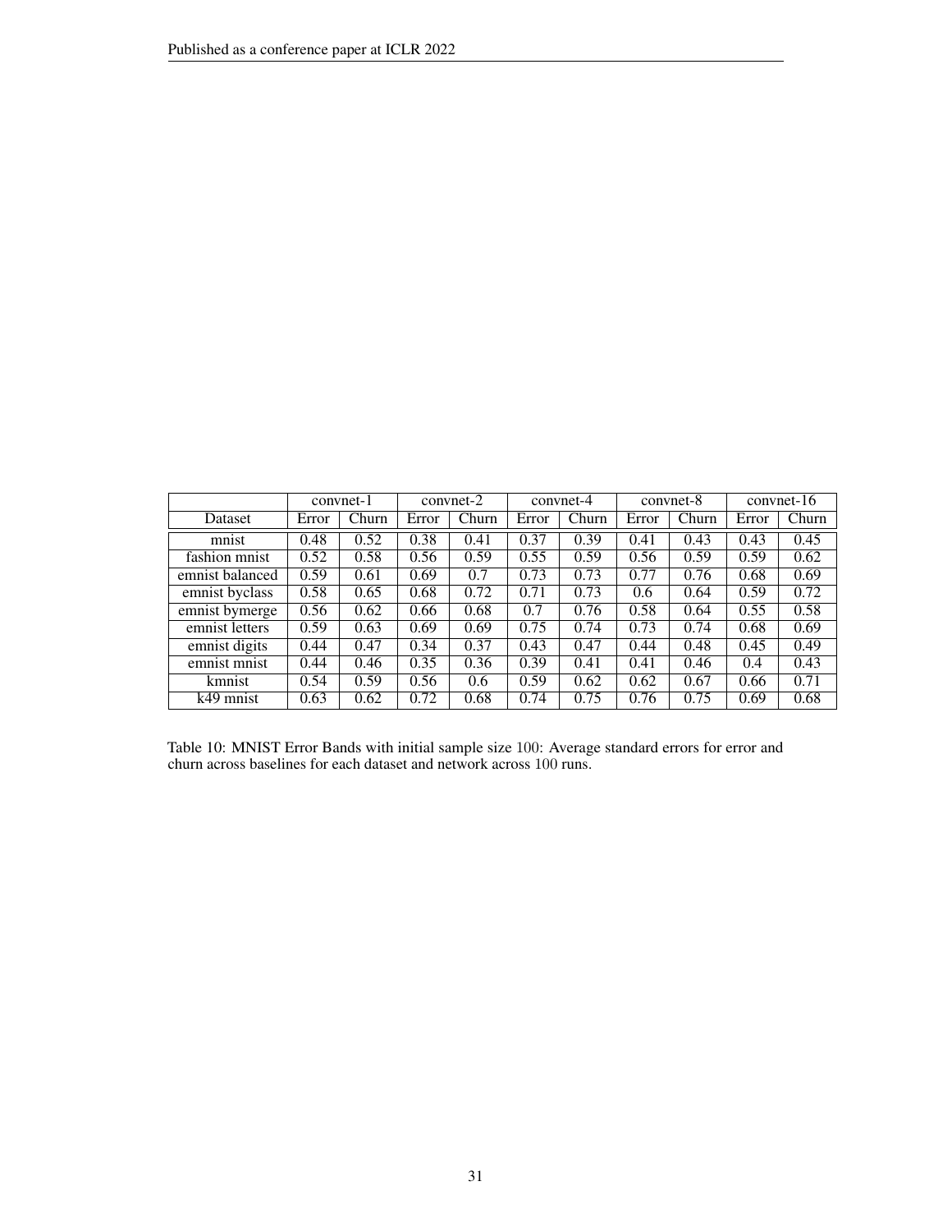| | convnet-1 | | convnet-2 | | convnet-4 | | convnet-8 | | convnet-16 | |
|---|---|---|---|---|---|---|---|---|---|---|
| Dataset | Error | Churn | Error | Churn | Error | Churn | Error | Churn | Error | Churn |
| mnist | 0.48 | 0.52 | 0.38 | 0.41 | 0.37 | 0.39 | 0.41 | 0.43 | 0.43 | 0.45 |
| fashion mnist | 0.52 | 0.58 | 0.56 | 0.59 | 0.55 | 0.59 | 0.56 | 0.59 | 0.59 | 0.62 |
| emnist balanced | 0.59 | 0.61 | 0.69 | 0.7 | 0.73 | 0.73 | 0.77 | 0.76 | 0.68 | 0.69 |
| emnist byclass | 0.58 | 0.65 | 0.68 | 0.72 | 0.71 | 0.73 | 0.6 | 0.64 | 0.59 | 0.72 |
| emnist bymerge | 0.56 | 0.62 | 0.66 | 0.68 | 0.7 | 0.76 | 0.58 | 0.64 | 0.55 | 0.58 |
| emnist letters | 0.59 | 0.63 | 0.69 | 0.69 | 0.75 | 0.74 | 0.73 | 0.74 | 0.68 | 0.69 |
| emnist digits | 0.44 | 0.47 | 0.34 | 0.37 | 0.43 | 0.47 | 0.44 | 0.48 | 0.45 | 0.49 |
| emnist mnist | 0.44 | 0.46 | 0.35 | 0.36 | 0.39 | 0.41 | 0.41 | 0.46 | 0.4 | 0.43 |
| kmnist | 0.54 | 0.59 | 0.56 | 0.6 | 0.59 | 0.62 | 0.62 | 0.67 | 0.66 | 0.71 |
| k49 mnist | 0.63 | 0.62 | 0.72 | 0.68 | 0.74 | 0.75 | 0.76 | 0.75 | 0.69 | 0.68 |

Table 10: MNIST Error Bands with initial sample size $100$: Average standard errors for error and churn across baselines for each dataset and network across $100$ runs.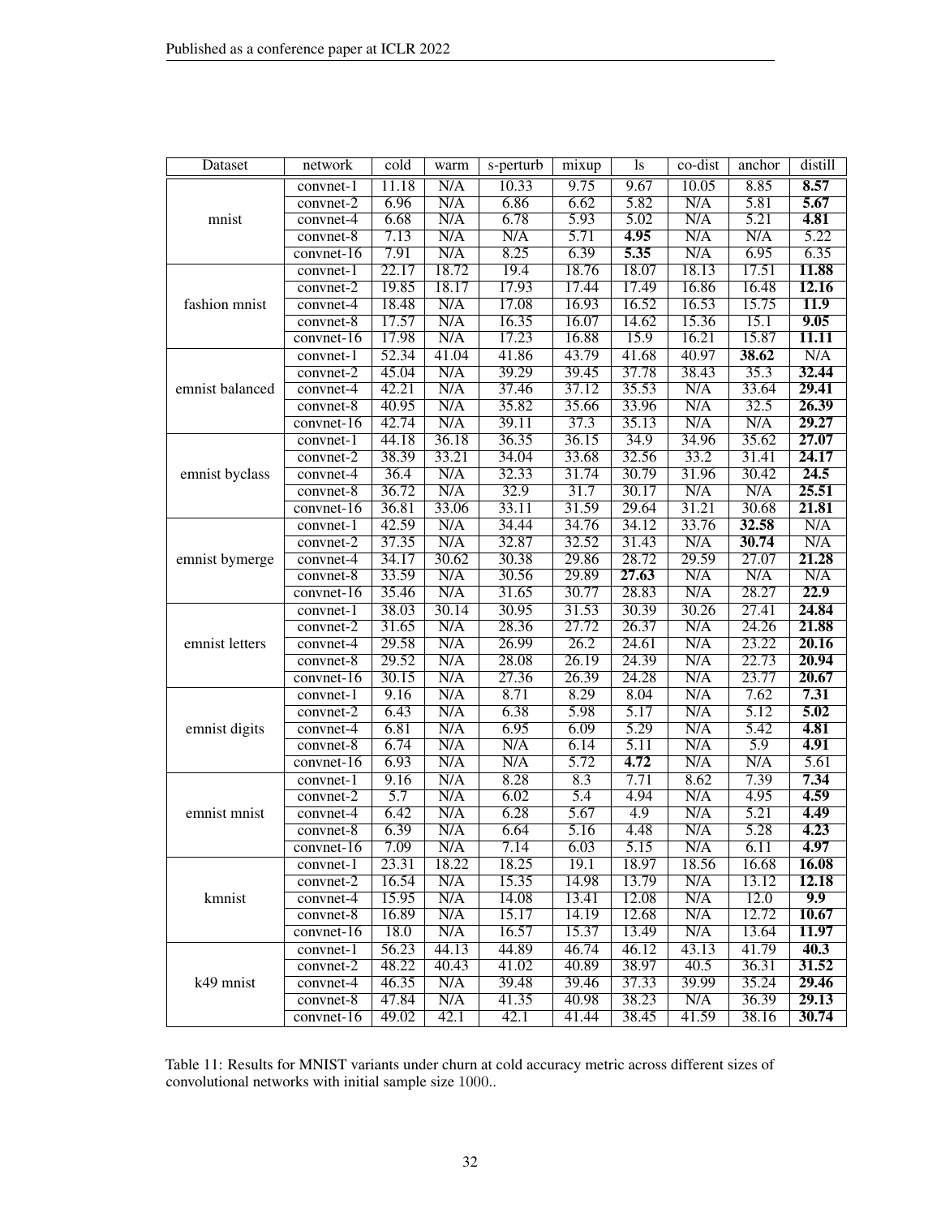| Dataset | network | cold | warm | s-perturb | mixup | ls | co-dist | anchor | distill |
|---|---|---|---|---|---|---|---|---|---|
| mnist | convnet-1 | 11.18 | N/A | 10.33 | 9.75 | 9.67 | 10.05 | 8.85 | **8.57** |
| | convnet-2 | 6.96 | N/A | 6.86 | 6.62 | 5.82 | N/A | 5.81 | **5.67** |
| | convnet-4 | 6.68 | N/A | 6.78 | 5.93 | 5.02 | N/A | 5.21 | **4.81** |
| | convnet-8 | 7.13 | N/A | N/A | 5.71 | **4.95** | N/A | N/A | 5.22 |
| | convnet-16 | 7.91 | N/A | 8.25 | 6.39 | **5.35** | N/A | 6.95 | 6.35 |
| fashion mnist | convnet-1 | 22.17 | 18.72 | 19.4 | 18.76 | 18.07 | 18.13 | 17.51 | **11.88** |
| | convnet-2 | 19.85 | 18.17 | 17.93 | 17.44 | 17.49 | 16.86 | 16.48 | **12.16** |
| | convnet-4 | 18.48 | N/A | 17.08 | 16.93 | 16.52 | 16.53 | 15.75 | **11.9** |
| | convnet-8 | 17.57 | N/A | 16.35 | 16.07 | 14.62 | 15.36 | 15.1 | **9.05** |
| | convnet-16 | 17.98 | N/A | 17.23 | 16.88 | 15.9 | 16.21 | 15.87 | **11.11** |
| emnist balanced | convnet-1 | 52.34 | 41.04 | 41.86 | 43.79 | 41.68 | 40.97 | **38.62** | N/A |
| | convnet-2 | 45.04 | N/A | 39.29 | 39.45 | 37.78 | 38.43 | 35.3 | **32.44** |
| | convnet-4 | 42.21 | N/A | 37.46 | 37.12 | 35.53 | N/A | 33.64 | **29.41** |
| | convnet-8 | 40.95 | N/A | 35.82 | 35.66 | 33.96 | N/A | 32.5 | **26.39** |
| | convnet-16 | 42.74 | N/A | 39.11 | 37.3 | 35.13 | N/A | N/A | **29.27** |
| emnist byclass | convnet-1 | 44.18 | 36.18 | 36.35 | 36.15 | 34.9 | 34.96 | 35.62 | **27.07** |
| | convnet-2 | 38.39 | 33.21 | 34.04 | 33.68 | 32.56 | 33.2 | 31.41 | **24.17** |
| | convnet-4 | 36.4 | N/A | 32.33 | 31.74 | 30.79 | 31.96 | 30.42 | **24.5** |
| | convnet-8 | 36.72 | N/A | 32.9 | 31.7 | 30.17 | N/A | N/A | **25.51** |
| | convnet-16 | 36.81 | 33.06 | 33.11 | 31.59 | 29.64 | 31.21 | 30.68 | **21.81** |
| emnist bymerge | convnet-1 | 42.59 | N/A | 34.44 | 34.76 | 34.12 | 33.76 | **32.58** | N/A |
| | convnet-2 | 37.35 | N/A | 32.87 | 32.52 | 31.43 | N/A | **30.74** | N/A |
| | convnet-4 | 34.17 | 30.62 | 30.38 | 29.86 | 28.72 | 29.59 | 27.07 | **21.28** |
| | convnet-8 | 33.59 | N/A | 30.56 | 29.89 | **27.63** | N/A | N/A | N/A |
| | convnet-16 | 35.46 | N/A | 31.65 | 30.77 | 28.83 | N/A | 28.27 | **22.9** |
| emnist letters | convnet-1 | 38.03 | 30.14 | 30.95 | 31.53 | 30.39 | 30.26 | 27.41 | **24.84** |
| | convnet-2 | 31.65 | N/A | 28.36 | 27.72 | 26.37 | N/A | 24.26 | **21.88** |
| | convnet-4 | 29.58 | N/A | 26.99 | 26.2 | 24.61 | N/A | 23.22 | **20.16** |
| | convnet-8 | 29.52 | N/A | 28.08 | 26.19 | 24.39 | N/A | 22.73 | **20.94** |
| | convnet-16 | 30.15 | N/A | 27.36 | 26.39 | 24.28 | N/A | 23.77 | **20.67** |
| emnist digits | convnet-1 | 9.16 | N/A | 8.71 | 8.29 | 8.04 | N/A | 7.62 | **7.31** |
| | convnet-2 | 6.43 | N/A | 6.38 | 5.98 | 5.17 | N/A | 5.12 | **5.02** |
| | convnet-4 | 6.81 | N/A | 6.95 | 6.09 | 5.29 | N/A | 5.42 | **4.81** |
| | convnet-8 | 6.74 | N/A | N/A | 6.14 | 5.11 | N/A | 5.9 | **4.91** |
| | convnet-16 | 6.93 | N/A | N/A | 5.72 | **4.72** | N/A | N/A | 5.61 |
| emnist mnist | convnet-1 | 9.16 | N/A | 8.28 | 8.3 | 7.71 | 8.62 | 7.39 | **7.34** |
| | convnet-2 | 5.7 | N/A | 6.02 | 5.4 | 4.94 | N/A | 4.95 | **4.59** |
| | convnet-4 | 6.42 | N/A | 6.28 | 5.67 | 4.9 | N/A | 5.21 | **4.49** |
| | convnet-8 | 6.39 | N/A | 6.64 | 5.16 | 4.48 | N/A | 5.28 | **4.23** |
| | convnet-16 | 7.09 | N/A | 7.14 | 6.03 | 5.15 | N/A | 6.11 | **4.97** |
| kmnist | convnet-1 | 23.31 | 18.22 | 18.25 | 19.1 | 18.97 | 18.56 | 16.68 | **16.08** |
| | convnet-2 | 16.54 | N/A | 15.35 | 14.98 | 13.79 | N/A | 13.12 | **12.18** |
| | convnet-4 | 15.95 | N/A | 14.08 | 13.41 | 12.08 | N/A | 12.0 | **9.9** |
| | convnet-8 | 16.89 | N/A | 15.17 | 14.19 | 12.68 | N/A | 12.72 | **10.67** |
| | convnet-16 | 18.0 | N/A | 16.57 | 15.37 | 13.49 | N/A | 13.64 | **11.97** |
| k49 mnist | convnet-1 | 56.23 | 44.13 | 44.89 | 46.74 | 46.12 | 43.13 | 41.79 | **40.3** |
| | convnet-2 | 48.22 | 40.43 | 41.02 | 40.89 | 38.97 | 40.5 | 36.31 | **31.52** |
| | convnet-4 | 46.35 | N/A | 39.48 | 39.46 | 37.33 | 39.99 | 35.24 | **29.46** |
| | convnet-8 | 47.84 | N/A | 41.35 | 40.98 | 38.23 | N/A | 36.39 | **29.13** |
| | convnet-16 | 49.02 | 42.1 | 42.1 | 41.44 | 38.45 | 41.59 | 38.16 | **30.74** |

Table 11: Results for MNIST variants under churn at cold accuracy metric across different sizes of convolutional networks with initial sample size 1000..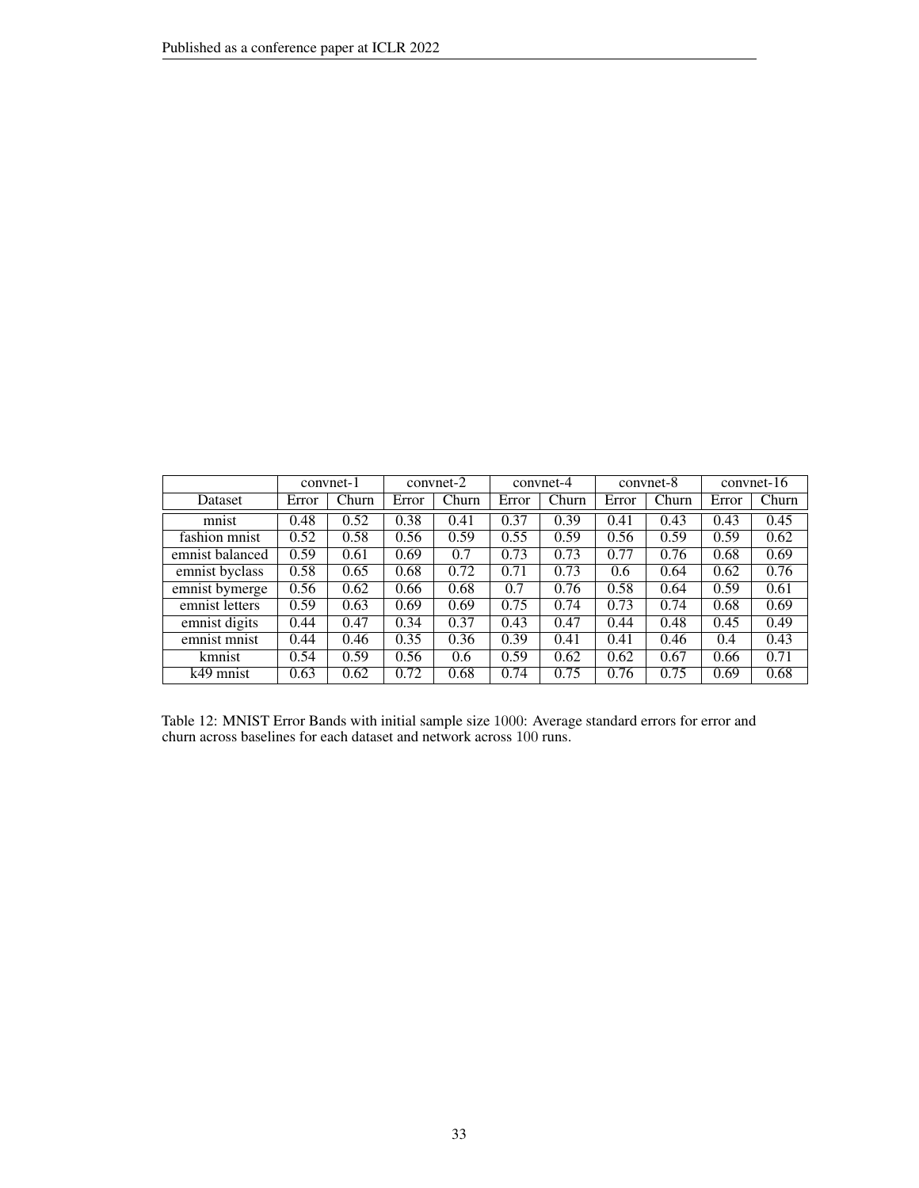| | convnet-1 | | convnet-2 | | convnet-4 | | convnet-8 | | convnet-16 | |
|---|---|---|---|---|---|---|---|---|---|---|
| Dataset | Error | Churn | Error | Churn | Error | Churn | Error | Churn | Error | Churn |
| mnist | 0.48 | 0.52 | 0.38 | 0.41 | 0.37 | 0.39 | 0.41 | 0.43 | 0.43 | 0.45 |
| fashion mnist | 0.52 | 0.58 | 0.56 | 0.59 | 0.55 | 0.59 | 0.56 | 0.59 | 0.59 | 0.62 |
| emnist balanced | 0.59 | 0.61 | 0.69 | 0.7 | 0.73 | 0.73 | 0.77 | 0.76 | 0.68 | 0.69 |
| emnist byclass | 0.58 | 0.65 | 0.68 | 0.72 | 0.71 | 0.73 | 0.6 | 0.64 | 0.62 | 0.76 |
| emnist bymerge | 0.56 | 0.62 | 0.66 | 0.68 | 0.7 | 0.76 | 0.58 | 0.64 | 0.59 | 0.61 |
| emnist letters | 0.59 | 0.63 | 0.69 | 0.69 | 0.75 | 0.74 | 0.73 | 0.74 | 0.68 | 0.69 |
| emnist digits | 0.44 | 0.47 | 0.34 | 0.37 | 0.43 | 0.47 | 0.44 | 0.48 | 0.45 | 0.49 |
| emnist mnist | 0.44 | 0.46 | 0.35 | 0.36 | 0.39 | 0.41 | 0.41 | 0.46 | 0.4 | 0.43 |
| kmnist | 0.54 | 0.59 | 0.56 | 0.6 | 0.59 | 0.62 | 0.62 | 0.67 | 0.66 | 0.71 |
| k49 mnist | 0.63 | 0.62 | 0.72 | 0.68 | 0.74 | 0.75 | 0.76 | 0.75 | 0.69 | 0.68 |

Table 12: MNIST Error Bands with initial sample size $1000$: Average standard errors for error and churn across baselines for each dataset and network across $100$ runs.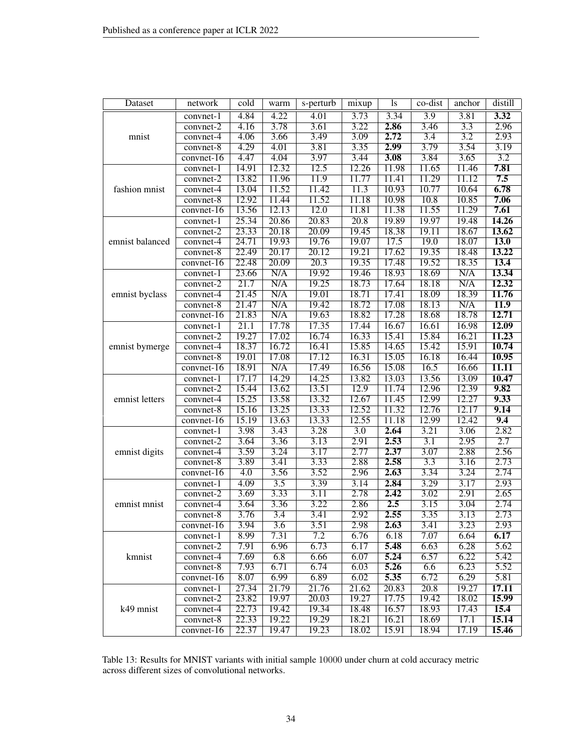| Dataset | network | cold | warm | s-perturb | mixup | ls | co-dist | anchor | distill |
|---|---|---|---|---|---|---|---|---|---|
| mnist | convnet-1 | 4.84 | 4.22 | 4.01 | 3.73 | 3.34 | 3.9 | 3.81 | **3.32** |
| | convnet-2 | 4.16 | 3.78 | 3.61 | 3.22 | **2.86** | 3.46 | 3.3 | 2.96 |
| | convnet-4 | 4.06 | 3.66 | 3.49 | 3.09 | **2.72** | 3.4 | 3.2 | 2.93 |
| | convnet-8 | 4.29 | 4.01 | 3.81 | 3.35 | **2.99** | 3.79 | 3.54 | 3.19 |
| | convnet-16 | 4.47 | 4.04 | 3.97 | 3.44 | **3.08** | 3.84 | 3.65 | 3.2 |
| fashion mnist | convnet-1 | 14.91 | 12.32 | 12.5 | 12.26 | 11.98 | 11.65 | 11.46 | **7.81** |
| | convnet-2 | 13.82 | 11.96 | 11.9 | 11.77 | 11.41 | 11.29 | 11.12 | **7.5** |
| | convnet-4 | 13.04 | 11.52 | 11.42 | 11.3 | 10.93 | 10.77 | 10.64 | **6.78** |
| | convnet-8 | 12.92 | 11.44 | 11.52 | 11.18 | 10.98 | 10.8 | 10.85 | **7.06** |
| | convnet-16 | 13.56 | 12.13 | 12.0 | 11.81 | 11.38 | 11.55 | 11.29 | **7.61** |
| emnist balanced | convnet-1 | 25.34 | 20.86 | 20.83 | 20.8 | 19.89 | 19.97 | 19.48 | **14.26** |
| | convnet-2 | 23.33 | 20.18 | 20.09 | 19.45 | 18.38 | 19.11 | 18.67 | **13.62** |
| | convnet-4 | 24.71 | 19.93 | 19.76 | 19.07 | 17.5 | 19.0 | 18.07 | **13.0** |
| | convnet-8 | 22.49 | 20.17 | 20.12 | 19.21 | 17.62 | 19.35 | 18.48 | **13.22** |
| | convnet-16 | 22.48 | 20.09 | 20.3 | 19.35 | 17.48 | 19.52 | 18.35 | **13.4** |
| emnist byclass | convnet-1 | 23.66 | N/A | 19.92 | 19.46 | 18.93 | 18.69 | N/A | **13.34** |
| | convnet-2 | 21.7 | N/A | 19.25 | 18.73 | 17.64 | 18.18 | N/A | **12.32** |
| | convnet-4 | 21.45 | N/A | 19.01 | 18.71 | 17.41 | 18.09 | 18.39 | **11.76** |
| | convnet-8 | 21.47 | N/A | 19.42 | 18.72 | 17.08 | 18.13 | N/A | **11.9** |
| | convnet-16 | 21.83 | N/A | 19.63 | 18.82 | 17.28 | 18.68 | 18.78 | **12.71** |
| emnist bymerge | convnet-1 | 21.1 | 17.78 | 17.35 | 17.44 | 16.67 | 16.61 | 16.98 | **12.09** |
| | convnet-2 | 19.27 | 17.02 | 16.74 | 16.33 | 15.41 | 15.84 | 16.21 | **11.23** |
| | convnet-4 | 18.37 | 16.72 | 16.41 | 15.85 | 14.65 | 15.42 | 15.91 | **10.74** |
| | convnet-8 | 19.01 | 17.08 | 17.12 | 16.31 | 15.05 | 16.18 | 16.44 | **10.95** |
| | convnet-16 | 18.91 | N/A | 17.49 | 16.56 | 15.08 | 16.5 | 16.66 | **11.11** |
| emnist letters | convnet-1 | 17.17 | 14.29 | 14.25 | 13.82 | 13.03 | 13.56 | 13.09 | **10.47** |
| | convnet-2 | 15.44 | 13.62 | 13.51 | 12.9 | 11.74 | 12.96 | 12.39 | **9.82** |
| | convnet-4 | 15.25 | 13.58 | 13.32 | 12.67 | 11.45 | 12.99 | 12.27 | **9.33** |
| | convnet-8 | 15.16 | 13.25 | 13.33 | 12.52 | 11.32 | 12.76 | 12.17 | **9.14** |
| | convnet-16 | 15.19 | 13.63 | 13.33 | 12.55 | 11.18 | 12.99 | 12.42 | **9.4** |
| emnist digits | convnet-1 | 3.98 | 3.43 | 3.28 | 3.0 | **2.64** | 3.21 | 3.06 | 2.82 |
| | convnet-2 | 3.64 | 3.36 | 3.13 | 2.91 | **2.53** | 3.1 | 2.95 | 2.7 |
| | convnet-4 | 3.59 | 3.24 | 3.17 | 2.77 | **2.37** | 3.07 | 2.88 | 2.56 |
| | convnet-8 | 3.89 | 3.41 | 3.33 | 2.88 | **2.58** | 3.3 | 3.16 | 2.73 |
| | convnet-16 | 4.0 | 3.56 | 3.52 | 2.96 | **2.63** | 3.34 | 3.24 | 2.74 |
| emnist mnist | convnet-1 | 4.09 | 3.5 | 3.39 | 3.14 | **2.84** | 3.29 | 3.17 | 2.93 |
| | convnet-2 | 3.69 | 3.33 | 3.11 | 2.78 | **2.42** | 3.02 | 2.91 | 2.65 |
| | convnet-4 | 3.64 | 3.36 | 3.22 | 2.86 | **2.5** | 3.15 | 3.04 | 2.74 |
| | convnet-8 | 3.76 | 3.4 | 3.41 | 2.92 | **2.55** | 3.35 | 3.13 | 2.73 |
| | convnet-16 | 3.94 | 3.6 | 3.51 | 2.98 | **2.63** | 3.41 | 3.23 | 2.93 |
| kmnist | convnet-1 | 8.99 | 7.31 | 7.2 | 6.76 | 6.18 | 7.07 | 6.64 | **6.17** |
| | convnet-2 | 7.91 | 6.96 | 6.73 | 6.17 | **5.48** | 6.63 | 6.28 | 5.62 |
| | convnet-4 | 7.69 | 6.8 | 6.66 | 6.07 | **5.24** | 6.57 | 6.22 | 5.42 |
| | convnet-8 | 7.93 | 6.71 | 6.74 | 6.03 | **5.26** | 6.6 | 6.23 | 5.52 |
| | convnet-16 | 8.07 | 6.99 | 6.89 | 6.02 | **5.35** | 6.72 | 6.29 | 5.81 |
| k49 mnist | convnet-1 | 27.34 | 21.79 | 21.76 | 21.62 | 20.83 | 20.8 | 19.27 | **17.11** |
| | convnet-2 | 23.82 | 19.97 | 20.03 | 19.27 | 17.75 | 19.42 | 18.02 | **15.99** |
| | convnet-4 | 22.73 | 19.42 | 19.34 | 18.48 | 16.57 | 18.93 | 17.43 | **15.4** |
| | convnet-8 | 22.33 | 19.22 | 19.29 | 18.21 | 16.21 | 18.69 | 17.1 | **15.14** |
| | convnet-16 | 22.37 | 19.47 | 19.23 | 18.02 | 15.91 | 18.94 | 17.19 | **15.46** |

Table 13: Results for MNIST variants with initial sample 10000 under churn at cold accuracy metric across different sizes of convolutional networks.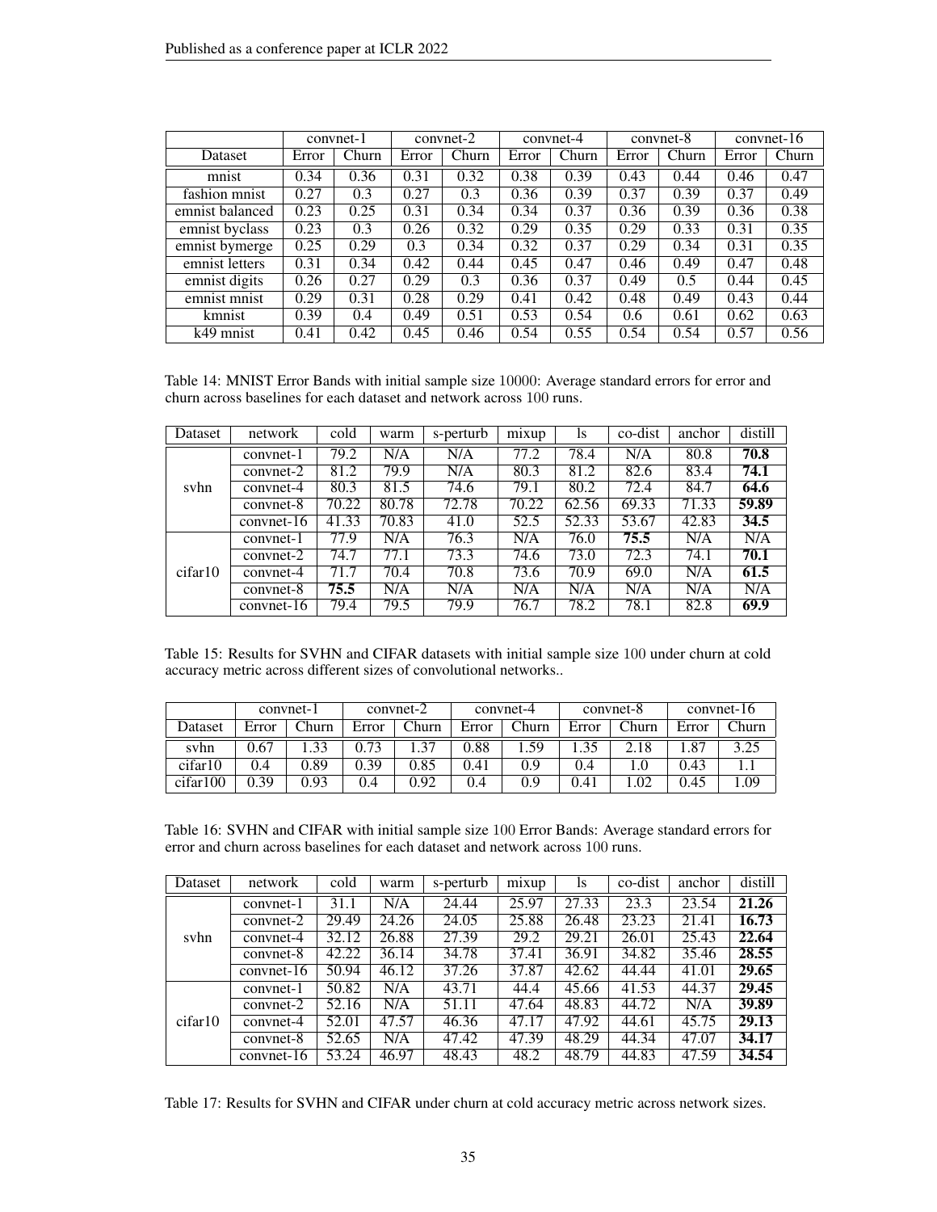| | convnet-1 | | convnet-2 | | convnet-4 | | convnet-8 | | convnet-16 | |
|---|---|---|---|---|---|---|---|---|---|---|
| Dataset | Error | Churn | Error | Churn | Error | Churn | Error | Churn | Error | Churn |
| mnist | 0.34 | 0.36 | 0.31 | 0.32 | 0.38 | 0.39 | 0.43 | 0.44 | 0.46 | 0.47 |
| fashion mnist | 0.27 | 0.3 | 0.27 | 0.3 | 0.36 | 0.39 | 0.37 | 0.39 | 0.37 | 0.49 |
| emnist balanced | 0.23 | 0.25 | 0.31 | 0.34 | 0.34 | 0.37 | 0.36 | 0.39 | 0.36 | 0.38 |
| emnist byclass | 0.23 | 0.3 | 0.26 | 0.32 | 0.29 | 0.35 | 0.29 | 0.33 | 0.31 | 0.35 |
| emnist bymerge | 0.25 | 0.29 | 0.3 | 0.34 | 0.32 | 0.37 | 0.29 | 0.34 | 0.31 | 0.35 |
| emnist letters | 0.31 | 0.34 | 0.42 | 0.44 | 0.45 | 0.47 | 0.46 | 0.49 | 0.47 | 0.48 |
| emnist digits | 0.26 | 0.27 | 0.29 | 0.3 | 0.36 | 0.37 | 0.49 | 0.5 | 0.44 | 0.45 |
| emnist mnist | 0.29 | 0.31 | 0.28 | 0.29 | 0.41 | 0.42 | 0.48 | 0.49 | 0.43 | 0.44 |
| kmnist | 0.39 | 0.4 | 0.49 | 0.51 | 0.53 | 0.54 | 0.6 | 0.61 | 0.62 | 0.63 |
| k49 mnist | 0.41 | 0.42 | 0.45 | 0.46 | 0.54 | 0.55 | 0.54 | 0.54 | 0.57 | 0.56 |

Table 14: MNIST Error Bands with initial sample size 10000: Average standard errors for error and churn across baselines for each dataset and network across 100 runs.

| Dataset | network | cold | warm | s-perturb | mixup | ls | co-dist | anchor | distill |
|---|---|---|---|---|---|---|---|---|---|
| svhn | convnet-1 | 79.2 | N/A | N/A | 77.2 | 78.4 | N/A | 80.8 | **70.8** |
| | convnet-2 | 81.2 | 79.9 | N/A | 80.3 | 81.2 | 82.6 | 83.4 | **74.1** |
| | convnet-4 | 80.3 | 81.5 | 74.6 | 79.1 | 80.2 | 72.4 | 84.7 | **64.6** |
| | convnet-8 | 70.22 | 80.78 | 72.78 | 70.22 | 62.56 | 69.33 | 71.33 | **59.89** |
| | convnet-16 | 41.33 | 70.83 | 41.0 | 52.5 | 52.33 | 53.67 | 42.83 | **34.5** |
| cifar10 | convnet-1 | 77.9 | N/A | 76.3 | N/A | 76.0 | **75.5** | N/A | N/A |
| | convnet-2 | 74.7 | 77.1 | 73.3 | 74.6 | 73.0 | 72.3 | 74.1 | **70.1** |
| | convnet-4 | 71.7 | 70.4 | 70.8 | 73.6 | 70.9 | 69.0 | N/A | **61.5** |
| | convnet-8 | **75.5** | N/A | N/A | N/A | N/A | N/A | N/A | N/A |
| | convnet-16 | 79.4 | 79.5 | 79.9 | 76.7 | 78.2 | 78.1 | 82.8 | **69.9** |

Table 15: Results for SVHN and CIFAR datasets with initial sample size 100 under churn at cold accuracy metric across different sizes of convolutional networks..

| | convnet-1 | | convnet-2 | | convnet-4 | | convnet-8 | | convnet-16 | |
|---|---|---|---|---|---|---|---|---|---|---|
| Dataset | Error | Churn | Error | Churn | Error | Churn | Error | Churn | Error | Churn |
| svhn | 0.67 | 1.33 | 0.73 | 1.37 | 0.88 | 1.59 | 1.35 | 2.18 | 1.87 | 3.25 |
| cifar10 | 0.4 | 0.89 | 0.39 | 0.85 | 0.41 | 0.9 | 0.4 | 1.0 | 0.43 | 1.1 |
| cifar100 | 0.39 | 0.93 | 0.4 | 0.92 | 0.4 | 0.9 | 0.41 | 1.02 | 0.45 | 1.09 |

Table 16: SVHN and CIFAR with initial sample size 100 Error Bands: Average standard errors for error and churn across baselines for each dataset and network across 100 runs.

| Dataset | network | cold | warm | s-perturb | mixup | ls | co-dist | anchor | distill |
|---|---|---|---|---|---|---|---|---|---|
| svhn | convnet-1 | 31.1 | N/A | 24.44 | 25.97 | 27.33 | 23.3 | 23.54 | **21.26** |
| | convnet-2 | 29.49 | 24.26 | 24.05 | 25.88 | 26.48 | 23.23 | 21.41 | **16.73** |
| | convnet-4 | 32.12 | 26.88 | 27.39 | 29.2 | 29.21 | 26.01 | 25.43 | **22.64** |
| | convnet-8 | 42.22 | 36.14 | 34.78 | 37.41 | 36.91 | 34.82 | 35.46 | **28.55** |
| | convnet-16 | 50.94 | 46.12 | 37.26 | 37.87 | 42.62 | 44.44 | 41.01 | **29.65** |
| cifar10 | convnet-1 | 50.82 | N/A | 43.71 | 44.4 | 45.66 | 41.53 | 44.37 | **29.45** |
| | convnet-2 | 52.16 | N/A | 51.11 | 47.64 | 48.83 | 44.72 | N/A | **39.89** |
| | convnet-4 | 52.01 | 47.57 | 46.36 | 47.17 | 47.92 | 44.61 | 45.75 | **29.13** |
| | convnet-8 | 52.65 | N/A | 47.42 | 47.39 | 48.29 | 44.34 | 47.07 | **34.17** |
| | convnet-16 | 53.24 | 46.97 | 48.43 | 48.2 | 48.79 | 44.83 | 47.59 | **34.54** |

Table 17: Results for SVHN and CIFAR under churn at cold accuracy metric across network sizes.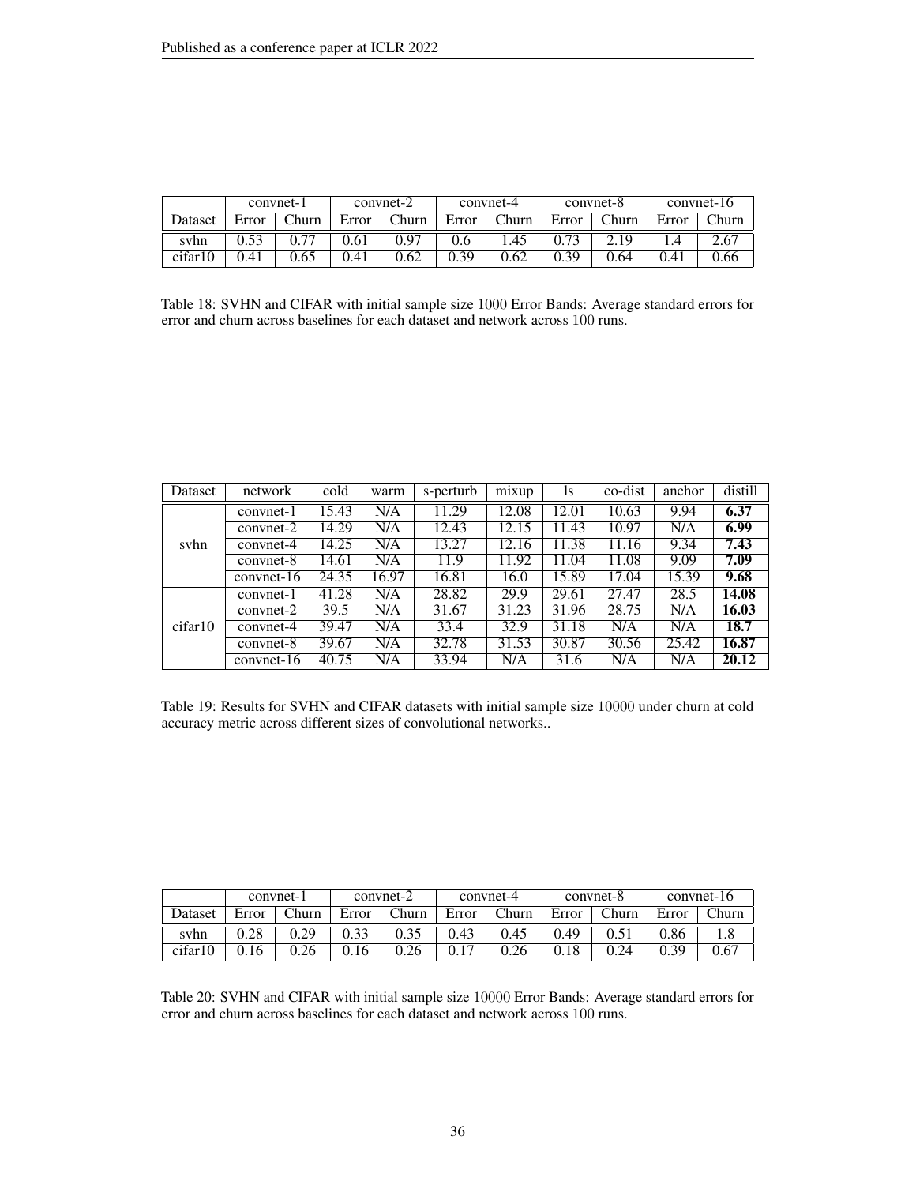| | convnet-1 | | convnet-2 | | convnet-4 | | convnet-8 | | convnet-16 | |
|---|---|---|---|---|---|---|---|---|---|---|
| Dataset | Error | Churn | Error | Churn | Error | Churn | Error | Churn | Error | Churn |
| svhn | 0.53 | 0.77 | 0.61 | 0.97 | 0.6 | 1.45 | 0.73 | 2.19 | 1.4 | 2.67 |
| cifar10 | 0.41 | 0.65 | 0.41 | 0.62 | 0.39 | 0.62 | 0.39 | 0.64 | 0.41 | 0.66 |

Table 18: SVHN and CIFAR with initial sample size 1000 Error Bands: Average standard errors for error and churn across baselines for each dataset and network across 100 runs.

| Dataset | network | cold | warm | s-perturb | mixup | ls | co-dist | anchor | distill |
|---|---|---|---|---|---|---|---|---|---|
| svhn | convnet-1 | 15.43 | N/A | 11.29 | 12.08 | 12.01 | 10.63 | 9.94 | **6.37** |
| | convnet-2 | 14.29 | N/A | 12.43 | 12.15 | 11.43 | 10.97 | N/A | **6.99** |
| | convnet-4 | 14.25 | N/A | 13.27 | 12.16 | 11.38 | 11.16 | 9.34 | **7.43** |
| | convnet-8 | 14.61 | N/A | 11.9 | 11.92 | 11.04 | 11.08 | 9.09 | **7.09** |
| | convnet-16 | 24.35 | 16.97 | 16.81 | 16.0 | 15.89 | 17.04 | 15.39 | **9.68** |
| cifar10 | convnet-1 | 41.28 | N/A | 28.82 | 29.9 | 29.61 | 27.47 | 28.5 | **14.08** |
| | convnet-2 | 39.5 | N/A | 31.67 | 31.23 | 31.96 | 28.75 | N/A | **16.03** |
| | convnet-4 | 39.47 | N/A | 33.4 | 32.9 | 31.18 | N/A | N/A | **18.7** |
| | convnet-8 | 39.67 | N/A | 32.78 | 31.53 | 30.87 | 30.56 | 25.42 | **16.87** |
| | convnet-16 | 40.75 | N/A | 33.94 | N/A | 31.6 | N/A | N/A | **20.12** |

Table 19: Results for SVHN and CIFAR datasets with initial sample size 10000 under churn at cold accuracy metric across different sizes of convolutional networks..

| | convnet-1 | | convnet-2 | | convnet-4 | | convnet-8 | | convnet-16 | |
|---|---|---|---|---|---|---|---|---|---|---|
| Dataset | Error | Churn | Error | Churn | Error | Churn | Error | Churn | Error | Churn |
| svhn | 0.28 | 0.29 | 0.33 | 0.35 | 0.43 | 0.45 | 0.49 | 0.51 | 0.86 | 1.8 |
| cifar10 | 0.16 | 0.26 | 0.16 | 0.26 | 0.17 | 0.26 | 0.18 | 0.24 | 0.39 | 0.67 |

Table 20: SVHN and CIFAR with initial sample size 10000 Error Bands: Average standard errors for error and churn across baselines for each dataset and network across 100 runs.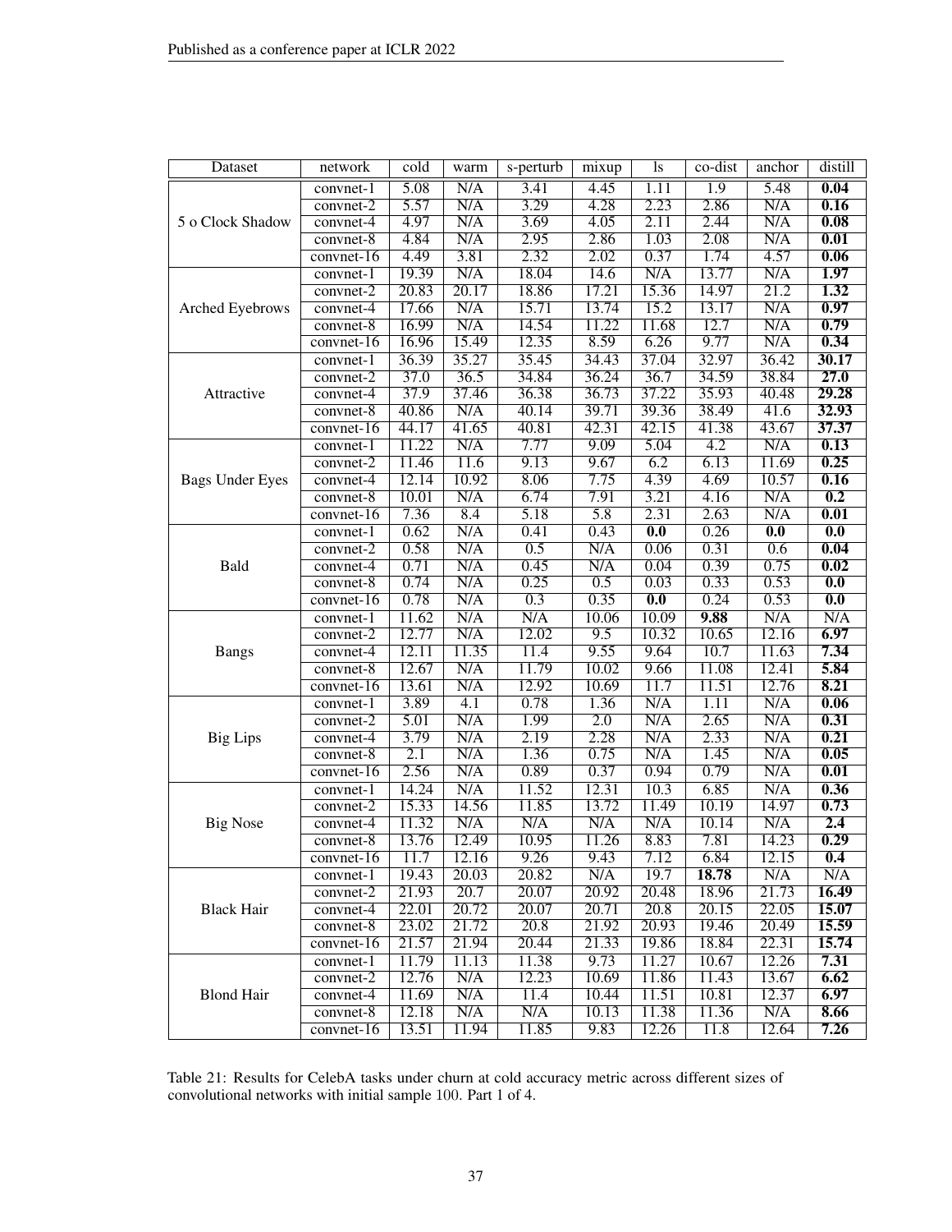| Dataset | network | cold | warm | s-perturb | mixup | ls | co-dist | anchor | distill |
|---|---|---|---|---|---|---|---|---|---|
| 5 o Clock Shadow | convnet-1 | 5.08 | N/A | 3.41 | 4.45 | 1.11 | 1.9 | 5.48 | **0.04** |
| | convnet-2 | 5.57 | N/A | 3.29 | 4.28 | 2.23 | 2.86 | N/A | **0.16** |
| | convnet-4 | 4.97 | N/A | 3.69 | 4.05 | 2.11 | 2.44 | N/A | **0.08** |
| | convnet-8 | 4.84 | N/A | 2.95 | 2.86 | 1.03 | 2.08 | N/A | **0.01** |
| | convnet-16 | 4.49 | 3.81 | 2.32 | 2.02 | 0.37 | 1.74 | 4.57 | **0.06** |
| Arched Eyebrows | convnet-1 | 19.39 | N/A | 18.04 | 14.6 | N/A | 13.77 | N/A | **1.97** |
| | convnet-2 | 20.83 | 20.17 | 18.86 | 17.21 | 15.36 | 14.97 | 21.2 | **1.32** |
| | convnet-4 | 17.66 | N/A | 15.71 | 13.74 | 15.2 | 13.17 | N/A | **0.97** |
| | convnet-8 | 16.99 | N/A | 14.54 | 11.22 | 11.68 | 12.7 | N/A | **0.79** |
| | convnet-16 | 16.96 | 15.49 | 12.35 | 8.59 | 6.26 | 9.77 | N/A | **0.34** |
| Attractive | convnet-1 | 36.39 | 35.27 | 35.45 | 34.43 | 37.04 | 32.97 | 36.42 | **30.17** |
| | convnet-2 | 37.0 | 36.5 | 34.84 | 36.24 | 36.7 | 34.59 | 38.84 | **27.0** |
| | convnet-4 | 37.9 | 37.46 | 36.38 | 36.73 | 37.22 | 35.93 | 40.48 | **29.28** |
| | convnet-8 | 40.86 | N/A | 40.14 | 39.71 | 39.36 | 38.49 | 41.6 | **32.93** |
| | convnet-16 | 44.17 | 41.65 | 40.81 | 42.31 | 42.15 | 41.38 | 43.67 | **37.37** |
| Bags Under Eyes | convnet-1 | 11.22 | N/A | 7.77 | 9.09 | 5.04 | 4.2 | N/A | **0.13** |
| | convnet-2 | 11.46 | 11.6 | 9.13 | 9.67 | 6.2 | 6.13 | 11.69 | **0.25** |
| | convnet-4 | 12.14 | 10.92 | 8.06 | 7.75 | 4.39 | 4.69 | 10.57 | **0.16** |
| | convnet-8 | 10.01 | N/A | 6.74 | 7.91 | 3.21 | 4.16 | N/A | **0.2** |
| | convnet-16 | 7.36 | 8.4 | 5.18 | 5.8 | 2.31 | 2.63 | N/A | **0.01** |
| Bald | convnet-1 | 0.62 | N/A | 0.41 | 0.43 | **0.0** | 0.26 | **0.0** | **0.0** |
| | convnet-2 | 0.58 | N/A | 0.5 | N/A | 0.06 | 0.31 | 0.6 | **0.04** |
| | convnet-4 | 0.71 | N/A | 0.45 | N/A | 0.04 | 0.39 | 0.75 | **0.02** |
| | convnet-8 | 0.74 | N/A | 0.25 | 0.5 | 0.03 | 0.33 | 0.53 | **0.0** |
| | convnet-16 | 0.78 | N/A | 0.3 | 0.35 | **0.0** | 0.24 | 0.53 | **0.0** |
| Bangs | convnet-1 | 11.62 | N/A | N/A | 10.06 | 10.09 | **9.88** | N/A | N/A |
| | convnet-2 | 12.77 | N/A | 12.02 | 9.5 | 10.32 | 10.65 | 12.16 | **6.97** |
| | convnet-4 | 12.11 | 11.35 | 11.4 | 9.55 | 9.64 | 10.7 | 11.63 | **7.34** |
| | convnet-8 | 12.67 | N/A | 11.79 | 10.02 | 9.66 | 11.08 | 12.41 | **5.84** |
| | convnet-16 | 13.61 | N/A | 12.92 | 10.69 | 11.7 | 11.51 | 12.76 | **8.21** |
| Big Lips | convnet-1 | 3.89 | 4.1 | 0.78 | 1.36 | N/A | 1.11 | N/A | **0.06** |
| | convnet-2 | 5.01 | N/A | 1.99 | 2.0 | N/A | 2.65 | N/A | **0.31** |
| | convnet-4 | 3.79 | N/A | 2.19 | 2.28 | N/A | 2.33 | N/A | **0.21** |
| | convnet-8 | 2.1 | N/A | 1.36 | 0.75 | N/A | 1.45 | N/A | **0.05** |
| | convnet-16 | 2.56 | N/A | 0.89 | 0.37 | 0.94 | 0.79 | N/A | **0.01** |
| Big Nose | convnet-1 | 14.24 | N/A | 11.52 | 12.31 | 10.3 | 6.85 | N/A | **0.36** |
| | convnet-2 | 15.33 | 14.56 | 11.85 | 13.72 | 11.49 | 10.19 | 14.97 | **0.73** |
| | convnet-4 | 11.32 | N/A | N/A | N/A | N/A | 10.14 | N/A | **2.4** |
| | convnet-8 | 13.76 | 12.49 | 10.95 | 11.26 | 8.83 | 7.81 | 14.23 | **0.29** |
| | convnet-16 | 11.7 | 12.16 | 9.26 | 9.43 | 7.12 | 6.84 | 12.15 | **0.4** |
| Black Hair | convnet-1 | 19.43 | 20.03 | 20.82 | N/A | 19.7 | **18.78** | N/A | N/A |
| | convnet-2 | 21.93 | 20.7 | 20.07 | 20.92 | 20.48 | 18.96 | 21.73 | **16.49** |
| | convnet-4 | 22.01 | 20.72 | 20.07 | 20.71 | 20.8 | 20.15 | 22.05 | **15.07** |
| | convnet-8 | 23.02 | 21.72 | 20.8 | 21.92 | 20.93 | 19.46 | 20.49 | **15.59** |
| | convnet-16 | 21.57 | 21.94 | 20.44 | 21.33 | 19.86 | 18.84 | 22.31 | **15.74** |
| Blond Hair | convnet-1 | 11.79 | 11.13 | 11.38 | 9.73 | 11.27 | 10.67 | 12.26 | **7.31** |
| | convnet-2 | 12.76 | N/A | 12.23 | 10.69 | 11.86 | 11.43 | 13.67 | **6.62** |
| | convnet-4 | 11.69 | N/A | 11.4 | 10.44 | 11.51 | 10.81 | 12.37 | **6.97** |
| | convnet-8 | 12.18 | N/A | N/A | 10.13 | 11.38 | 11.36 | N/A | **8.66** |
| | convnet-16 | 13.51 | 11.94 | 11.85 | 9.83 | 12.26 | 11.8 | 12.64 | **7.26** |

Table 21: Results for CelebA tasks under churn at cold accuracy metric across different sizes of convolutional networks with initial sample 100. Part 1 of 4.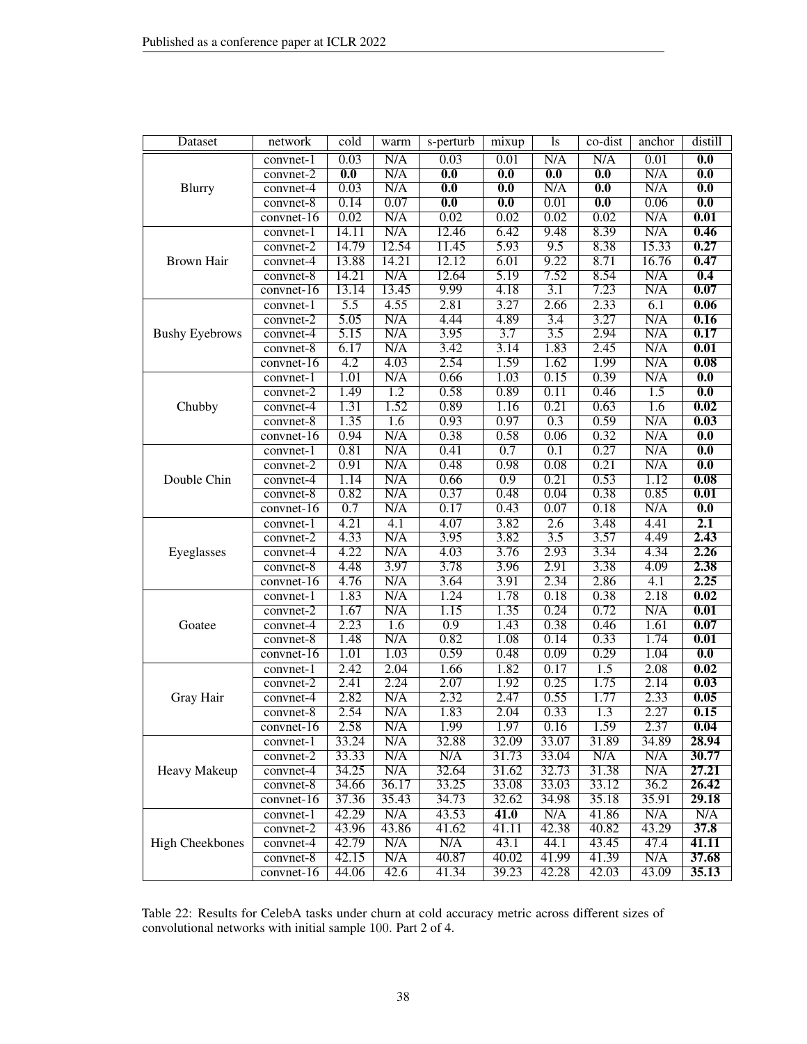| Dataset | network | cold | warm | s-perturb | mixup | ls | co-dist | anchor | distill |
|---|---|---|---|---|---|---|---|---|---|
| Blurry | convnet-1 | 0.03 | N/A | 0.03 | 0.01 | N/A | N/A | 0.01 | **0.0** |
| | convnet-2 | **0.0** | N/A | **0.0** | **0.0** | **0.0** | **0.0** | N/A | **0.0** |
| | convnet-4 | 0.03 | N/A | **0.0** | **0.0** | N/A | **0.0** | N/A | **0.0** |
| | convnet-8 | 0.14 | 0.07 | **0.0** | **0.0** | 0.01 | **0.0** | 0.06 | **0.0** |
| | convnet-16 | 0.02 | N/A | 0.02 | 0.02 | 0.02 | 0.02 | N/A | **0.01** |
| Brown Hair | convnet-1 | 14.11 | N/A | 12.46 | 6.42 | 9.48 | 8.39 | N/A | **0.46** |
| | convnet-2 | 14.79 | 12.54 | 11.45 | 5.93 | 9.5 | 8.38 | 15.33 | **0.27** |
| | convnet-4 | 13.88 | 14.21 | 12.12 | 6.01 | 9.22 | 8.71 | 16.76 | **0.47** |
| | convnet-8 | 14.21 | N/A | 12.64 | 5.19 | 7.52 | 8.54 | N/A | **0.4** |
| | convnet-16 | 13.14 | 13.45 | 9.99 | 4.18 | 3.1 | 7.23 | N/A | **0.07** |
| Bushy Eyebrows | convnet-1 | 5.5 | 4.55 | 2.81 | 3.27 | 2.66 | 2.33 | 6.1 | **0.06** |
| | convnet-2 | 5.05 | N/A | 4.44 | 4.89 | 3.4 | 3.27 | N/A | **0.16** |
| | convnet-4 | 5.15 | N/A | 3.95 | 3.7 | 3.5 | 2.94 | N/A | **0.17** |
| | convnet-8 | 6.17 | N/A | 3.42 | 3.14 | 1.83 | 2.45 | N/A | **0.01** |
| | convnet-16 | 4.2 | 4.03 | 2.54 | 1.59 | 1.62 | 1.99 | N/A | **0.08** |
| Chubby | convnet-1 | 1.01 | N/A | 0.66 | 1.03 | 0.15 | 0.39 | N/A | **0.0** |
| | convnet-2 | 1.49 | 1.2 | 0.58 | 0.89 | 0.11 | 0.46 | 1.5 | **0.0** |
| | convnet-4 | 1.31 | 1.52 | 0.89 | 1.16 | 0.21 | 0.63 | 1.6 | **0.02** |
| | convnet-8 | 1.35 | 1.6 | 0.93 | 0.97 | 0.3 | 0.59 | N/A | **0.03** |
| | convnet-16 | 0.94 | N/A | 0.38 | 0.58 | 0.06 | 0.32 | N/A | **0.0** |
| Double Chin | convnet-1 | 0.81 | N/A | 0.41 | 0.7 | 0.1 | 0.27 | N/A | **0.0** |
| | convnet-2 | 0.91 | N/A | 0.48 | 0.98 | 0.08 | 0.21 | N/A | **0.0** |
| | convnet-4 | 1.14 | N/A | 0.66 | 0.9 | 0.21 | 0.53 | 1.12 | **0.08** |
| | convnet-8 | 0.82 | N/A | 0.37 | 0.48 | 0.04 | 0.38 | 0.85 | **0.01** |
| | convnet-16 | 0.7 | N/A | 0.17 | 0.43 | 0.07 | 0.18 | N/A | **0.0** |
| Eyeglasses | convnet-1 | 4.21 | 4.1 | 4.07 | 3.82 | 2.6 | 3.48 | 4.41 | **2.1** |
| | convnet-2 | 4.33 | N/A | 3.95 | 3.82 | 3.5 | 3.57 | 4.49 | **2.43** |
| | convnet-4 | 4.22 | N/A | 4.03 | 3.76 | 2.93 | 3.34 | 4.34 | **2.26** |
| | convnet-8 | 4.48 | 3.97 | 3.78 | 3.96 | 2.91 | 3.38 | 4.09 | **2.38** |
| | convnet-16 | 4.76 | N/A | 3.64 | 3.91 | 2.34 | 2.86 | 4.1 | **2.25** |
| Goatee | convnet-1 | 1.83 | N/A | 1.24 | 1.78 | 0.18 | 0.38 | 2.18 | **0.02** |
| | convnet-2 | 1.67 | N/A | 1.15 | 1.35 | 0.24 | 0.72 | N/A | **0.01** |
| | convnet-4 | 2.23 | 1.6 | 0.9 | 1.43 | 0.38 | 0.46 | 1.61 | **0.07** |
| | convnet-8 | 1.48 | N/A | 0.82 | 1.08 | 0.14 | 0.33 | 1.74 | **0.01** |
| | convnet-16 | 1.01 | 1.03 | 0.59 | 0.48 | 0.09 | 0.29 | 1.04 | **0.0** |
| Gray Hair | convnet-1 | 2.42 | 2.04 | 1.66 | 1.82 | 0.17 | 1.5 | 2.08 | **0.02** |
| | convnet-2 | 2.41 | 2.24 | 2.07 | 1.92 | 0.25 | 1.75 | 2.14 | **0.03** |
| | convnet-4 | 2.82 | N/A | 2.32 | 2.47 | 0.55 | 1.77 | 2.33 | **0.05** |
| | convnet-8 | 2.54 | N/A | 1.83 | 2.04 | 0.33 | 1.3 | 2.27 | **0.15** |
| | convnet-16 | 2.58 | N/A | 1.99 | 1.97 | 0.16 | 1.59 | 2.37 | **0.04** |
| Heavy Makeup | convnet-1 | 33.24 | N/A | 32.88 | 32.09 | 33.07 | 31.89 | 34.89 | **28.94** |
| | convnet-2 | 33.33 | N/A | N/A | 31.73 | 33.04 | N/A | N/A | **30.77** |
| | convnet-4 | 34.25 | N/A | 32.64 | 31.62 | 32.73 | 31.38 | N/A | **27.21** |
| | convnet-8 | 34.66 | 36.17 | 33.25 | 33.08 | 33.03 | 33.12 | 36.2 | **26.42** |
| | convnet-16 | 37.36 | 35.43 | 34.73 | 32.62 | 34.98 | 35.18 | 35.91 | **29.18** |
| High Cheekbones | convnet-1 | 42.29 | N/A | 43.53 | **41.0** | N/A | 41.86 | N/A | N/A |
| | convnet-2 | 43.96 | 43.86 | 41.62 | 41.11 | 42.38 | 40.82 | 43.29 | **37.8** |
| | convnet-4 | 42.79 | N/A | N/A | 43.1 | 44.1 | 43.45 | 47.4 | **41.11** |
| | convnet-8 | 42.15 | N/A | 40.87 | 40.02 | 41.99 | 41.39 | N/A | **37.68** |
| | convnet-16 | 44.06 | 42.6 | 41.34 | 39.23 | 42.28 | 42.03 | 43.09 | **35.13** |

Table 22: Results for CelebA tasks under churn at cold accuracy metric across different sizes of convolutional networks with initial sample 100. Part 2 of 4.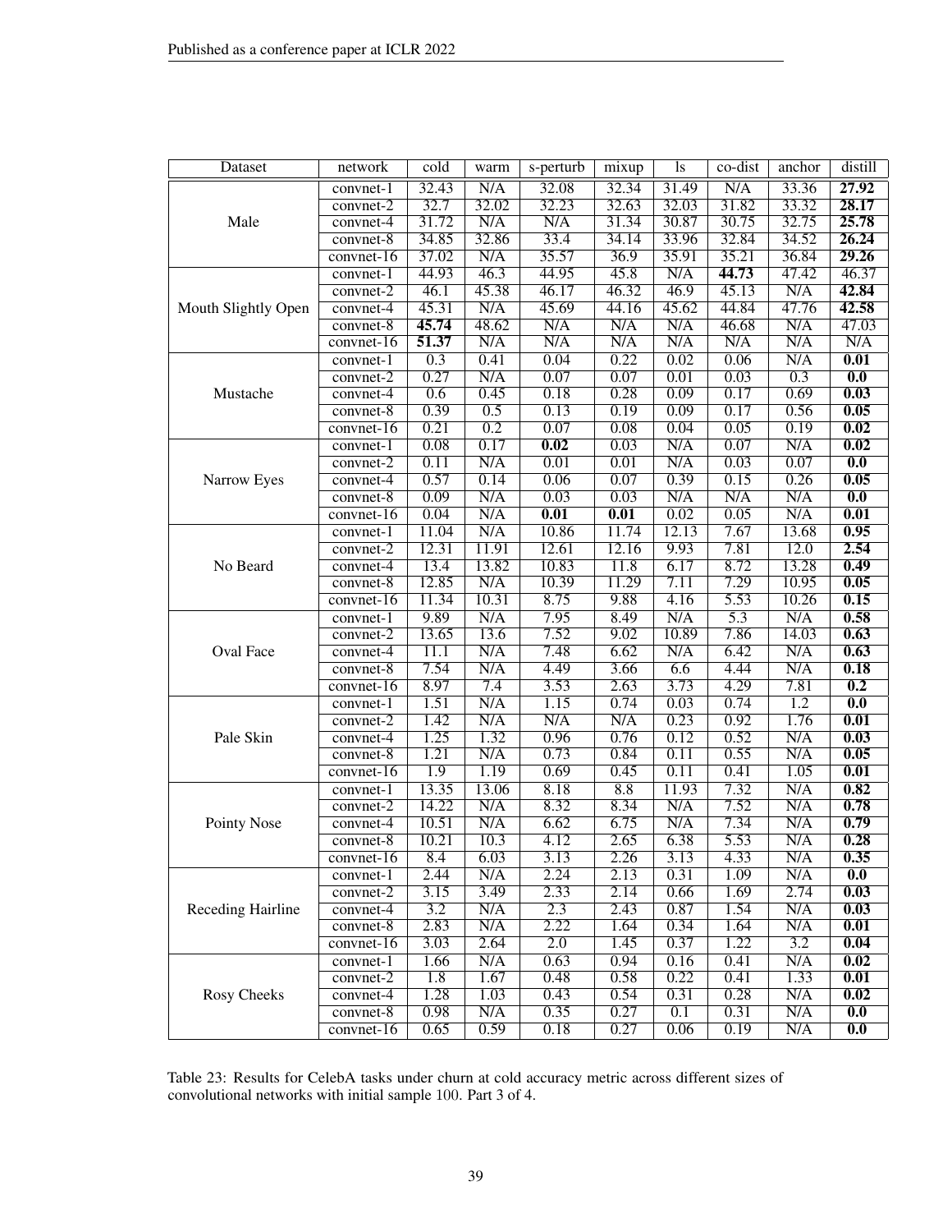| Dataset | network | cold | warm | s-perturb | mixup | ls | co-dist | anchor | distill |
|---|---|---|---|---|---|---|---|---|---|
| Male | convnet-1 | 32.43 | N/A | 32.08 | 32.34 | 31.49 | N/A | 33.36 | **27.92** |
| | convnet-2 | 32.7 | 32.02 | 32.23 | 32.63 | 32.03 | 31.82 | 33.32 | **28.17** |
| | convnet-4 | 31.72 | N/A | N/A | 31.34 | 30.87 | 30.75 | 32.75 | **25.78** |
| | convnet-8 | 34.85 | 32.86 | 33.4 | 34.14 | 33.96 | 32.84 | 34.52 | **26.24** |
| | convnet-16 | 37.02 | N/A | 35.57 | 36.9 | 35.91 | 35.21 | 36.84 | **29.26** |
| Mouth Slightly Open | convnet-1 | 44.93 | 46.3 | 44.95 | 45.8 | N/A | **44.73** | 47.42 | 46.37 |
| | convnet-2 | 46.1 | 45.38 | 46.17 | 46.32 | 46.9 | 45.13 | N/A | **42.84** |
| | convnet-4 | 45.31 | N/A | 45.69 | 44.16 | 45.62 | 44.84 | 47.76 | **42.58** |
| | convnet-8 | **45.74** | 48.62 | N/A | N/A | N/A | 46.68 | N/A | 47.03 |
| | convnet-16 | **51.37** | N/A | N/A | N/A | N/A | N/A | N/A | N/A |
| Mustache | convnet-1 | 0.3 | 0.41 | 0.04 | 0.22 | 0.02 | 0.06 | N/A | **0.01** |
| | convnet-2 | 0.27 | N/A | 0.07 | 0.07 | 0.01 | 0.03 | 0.3 | **0.0** |
| | convnet-4 | 0.6 | 0.45 | 0.18 | 0.28 | 0.09 | 0.17 | 0.69 | **0.03** |
| | convnet-8 | 0.39 | 0.5 | 0.13 | 0.19 | 0.09 | 0.17 | 0.56 | **0.05** |
| | convnet-16 | 0.21 | 0.2 | 0.07 | 0.08 | 0.04 | 0.05 | 0.19 | **0.02** |
| Narrow Eyes | convnet-1 | 0.08 | 0.17 | **0.02** | 0.03 | N/A | 0.07 | N/A | **0.02** |
| | convnet-2 | 0.11 | N/A | 0.01 | 0.01 | N/A | 0.03 | 0.07 | **0.0** |
| | convnet-4 | 0.57 | 0.14 | 0.06 | 0.07 | 0.39 | 0.15 | 0.26 | **0.05** |
| | convnet-8 | 0.09 | N/A | 0.03 | 0.03 | N/A | N/A | N/A | **0.0** |
| | convnet-16 | 0.04 | N/A | **0.01** | **0.01** | 0.02 | 0.05 | N/A | **0.01** |
| No Beard | convnet-1 | 11.04 | N/A | 10.86 | 11.74 | 12.13 | 7.67 | 13.68 | **0.95** |
| | convnet-2 | 12.31 | 11.91 | 12.61 | 12.16 | 9.93 | 7.81 | 12.0 | **2.54** |
| | convnet-4 | 13.4 | 13.82 | 10.83 | 11.8 | 6.17 | 8.72 | 13.28 | **0.49** |
| | convnet-8 | 12.85 | N/A | 10.39 | 11.29 | 7.11 | 7.29 | 10.95 | **0.05** |
| | convnet-16 | 11.34 | 10.31 | 8.75 | 9.88 | 4.16 | 5.53 | 10.26 | **0.15** |
| Oval Face | convnet-1 | 9.89 | N/A | 7.95 | 8.49 | N/A | 5.3 | N/A | **0.58** |
| | convnet-2 | 13.65 | 13.6 | 7.52 | 9.02 | 10.89 | 7.86 | 14.03 | **0.63** |
| | convnet-4 | 11.1 | N/A | 7.48 | 6.62 | N/A | 6.42 | N/A | **0.63** |
| | convnet-8 | 7.54 | N/A | 4.49 | 3.66 | 6.6 | 4.44 | N/A | **0.18** |
| | convnet-16 | 8.97 | 7.4 | 3.53 | 2.63 | 3.73 | 4.29 | 7.81 | **0.2** |
| Pale Skin | convnet-1 | 1.51 | N/A | 1.15 | 0.74 | 0.03 | 0.74 | 1.2 | **0.0** |
| | convnet-2 | 1.42 | N/A | N/A | N/A | 0.23 | 0.92 | 1.76 | **0.01** |
| | convnet-4 | 1.25 | 1.32 | 0.96 | 0.76 | 0.12 | 0.52 | N/A | **0.03** |
| | convnet-8 | 1.21 | N/A | 0.73 | 0.84 | 0.11 | 0.55 | N/A | **0.05** |
| | convnet-16 | 1.9 | 1.19 | 0.69 | 0.45 | 0.11 | 0.41 | 1.05 | **0.01** |
| Pointy Nose | convnet-1 | 13.35 | 13.06 | 8.18 | 8.8 | 11.93 | 7.32 | N/A | **0.82** |
| | convnet-2 | 14.22 | N/A | 8.32 | 8.34 | N/A | 7.52 | N/A | **0.78** |
| | convnet-4 | 10.51 | N/A | 6.62 | 6.75 | N/A | 7.34 | N/A | **0.79** |
| | convnet-8 | 10.21 | 10.3 | 4.12 | 2.65 | 6.38 | 5.53 | N/A | **0.28** |
| | convnet-16 | 8.4 | 6.03 | 3.13 | 2.26 | 3.13 | 4.33 | N/A | **0.35** |
| Receding Hairline | convnet-1 | 2.44 | N/A | 2.24 | 2.13 | 0.31 | 1.09 | N/A | **0.0** |
| | convnet-2 | 3.15 | 3.49 | 2.33 | 2.14 | 0.66 | 1.69 | 2.74 | **0.03** |
| | convnet-4 | 3.2 | N/A | 2.3 | 2.43 | 0.87 | 1.54 | N/A | **0.03** |
| | convnet-8 | 2.83 | N/A | 2.22 | 1.64 | 0.34 | 1.64 | N/A | **0.01** |
| | convnet-16 | 3.03 | 2.64 | 2.0 | 1.45 | 0.37 | 1.22 | 3.2 | **0.04** |
| Rosy Cheeks | convnet-1 | 1.66 | N/A | 0.63 | 0.94 | 0.16 | 0.41 | N/A | **0.02** |
| | convnet-2 | 1.8 | 1.67 | 0.48 | 0.58 | 0.22 | 0.41 | 1.33 | **0.01** |
| | convnet-4 | 1.28 | 1.03 | 0.43 | 0.54 | 0.31 | 0.28 | N/A | **0.02** |
| | convnet-8 | 0.98 | N/A | 0.35 | 0.27 | 0.1 | 0.31 | N/A | **0.0** |
| | convnet-16 | 0.65 | 0.59 | 0.18 | 0.27 | 0.06 | 0.19 | N/A | **0.0** |

Table 23: Results for CelebA tasks under churn at cold accuracy metric across different sizes of convolutional networks with initial sample 100. Part 3 of 4.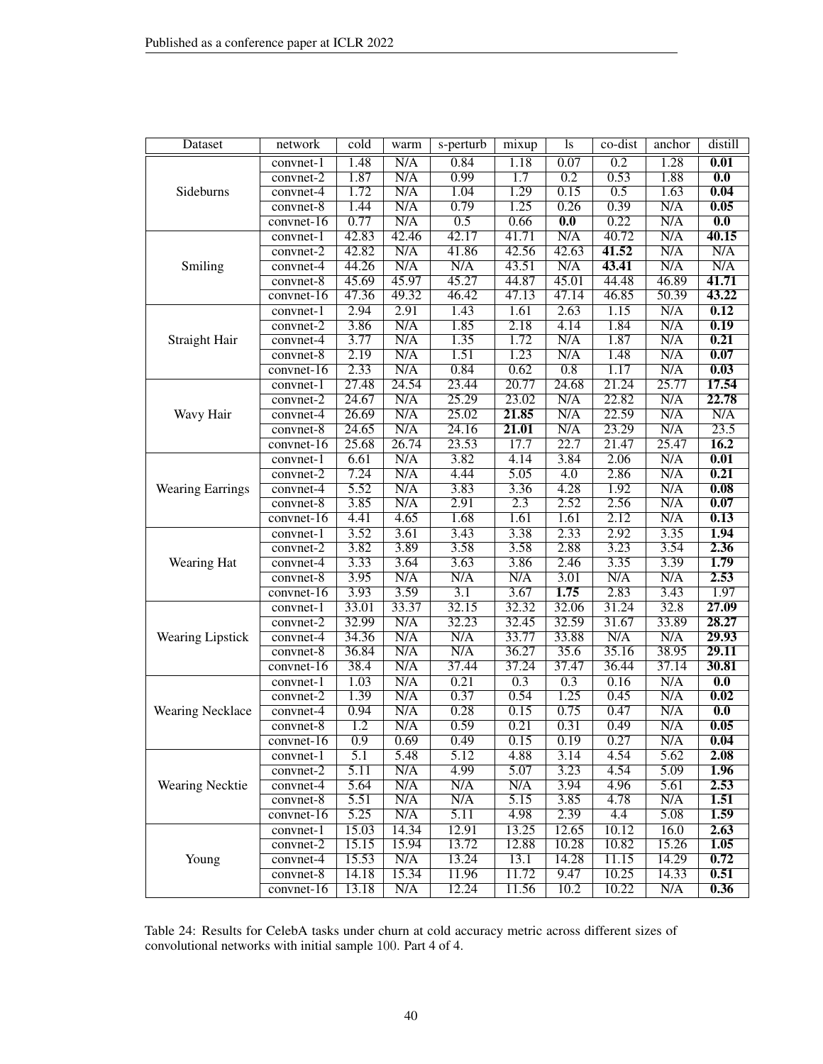| Dataset | network | cold | warm | s-perturb | mixup | ls | co-dist | anchor | distill |
|---|---|---|---|---|---|---|---|---|---|
| Sideburns | convnet-1 | 1.48 | N/A | 0.84 | 1.18 | 0.07 | 0.2 | 1.28 | **0.01** |
| | convnet-2 | 1.87 | N/A | 0.99 | 1.7 | 0.2 | 0.53 | 1.88 | **0.0** |
| | convnet-4 | 1.72 | N/A | 1.04 | 1.29 | 0.15 | 0.5 | 1.63 | **0.04** |
| | convnet-8 | 1.44 | N/A | 0.79 | 1.25 | 0.26 | 0.39 | N/A | **0.05** |
| | convnet-16 | 0.77 | N/A | 0.5 | 0.66 | **0.0** | 0.22 | N/A | **0.0** |
| Smiling | convnet-1 | 42.83 | 42.46 | 42.17 | 41.71 | N/A | 40.72 | N/A | **40.15** |
| | convnet-2 | 42.82 | N/A | 41.86 | 42.56 | 42.63 | **41.52** | N/A | N/A |
| | convnet-4 | 44.26 | N/A | N/A | 43.51 | N/A | **43.41** | N/A | N/A |
| | convnet-8 | 45.69 | 45.97 | 45.27 | 44.87 | 45.01 | 44.48 | 46.89 | **41.71** |
| | convnet-16 | 47.36 | 49.32 | 46.42 | 47.13 | 47.14 | 46.85 | 50.39 | **43.22** |
| Straight Hair | convnet-1 | 2.94 | 2.91 | 1.43 | 1.61 | 2.63 | 1.15 | N/A | **0.12** |
| | convnet-2 | 3.86 | N/A | 1.85 | 2.18 | 4.14 | 1.84 | N/A | **0.19** |
| | convnet-4 | 3.77 | N/A | 1.35 | 1.72 | N/A | 1.87 | N/A | **0.21** |
| | convnet-8 | 2.19 | N/A | 1.51 | 1.23 | N/A | 1.48 | N/A | **0.07** |
| | convnet-16 | 2.33 | N/A | 0.84 | 0.62 | 0.8 | 1.17 | N/A | **0.03** |
| Wavy Hair | convnet-1 | 27.48 | 24.54 | 23.44 | 20.77 | 24.68 | 21.24 | 25.77 | **17.54** |
| | convnet-2 | 24.67 | N/A | 25.29 | 23.02 | N/A | 22.82 | N/A | **22.78** |
| | convnet-4 | 26.69 | N/A | 25.02 | **21.85** | N/A | 22.59 | N/A | N/A |
| | convnet-8 | 24.65 | N/A | 24.16 | **21.01** | N/A | 23.29 | N/A | 23.5 |
| | convnet-16 | 25.68 | 26.74 | 23.53 | 17.7 | 22.7 | 21.47 | 25.47 | **16.2** |
| Wearing Earrings | convnet-1 | 6.61 | N/A | 3.82 | 4.14 | 3.84 | 2.06 | N/A | **0.01** |
| | convnet-2 | 7.24 | N/A | 4.44 | 5.05 | 4.0 | 2.86 | N/A | **0.21** |
| | convnet-4 | 5.52 | N/A | 3.83 | 3.36 | 4.28 | 1.92 | N/A | **0.08** |
| | convnet-8 | 3.85 | N/A | 2.91 | 2.3 | 2.52 | 2.56 | N/A | **0.07** |
| | convnet-16 | 4.41 | 4.65 | 1.68 | 1.61 | 1.61 | 2.12 | N/A | **0.13** |
| Wearing Hat | convnet-1 | 3.52 | 3.61 | 3.43 | 3.38 | 2.33 | 2.92 | 3.35 | **1.94** |
| | convnet-2 | 3.82 | 3.89 | 3.58 | 3.58 | 2.88 | 3.23 | 3.54 | **2.36** |
| | convnet-4 | 3.33 | 3.64 | 3.63 | 3.86 | 2.46 | 3.35 | 3.39 | **1.79** |
| | convnet-8 | 3.95 | N/A | N/A | N/A | 3.01 | N/A | N/A | **2.53** |
| | convnet-16 | 3.93 | 3.59 | 3.1 | 3.67 | **1.75** | 2.83 | 3.43 | 1.97 |
| Wearing Lipstick | convnet-1 | 33.01 | 33.37 | 32.15 | 32.32 | 32.06 | 31.24 | 32.8 | **27.09** |
| | convnet-2 | 32.99 | N/A | 32.23 | 32.45 | 32.59 | 31.67 | 33.89 | **28.27** |
| | convnet-4 | 34.36 | N/A | N/A | 33.77 | 33.88 | N/A | N/A | **29.93** |
| | convnet-8 | 36.84 | N/A | N/A | 36.27 | 35.6 | 35.16 | 38.95 | **29.11** |
| | convnet-16 | 38.4 | N/A | 37.44 | 37.24 | 37.47 | 36.44 | 37.14 | **30.81** |
| Wearing Necklace | convnet-1 | 1.03 | N/A | 0.21 | 0.3 | 0.3 | 0.16 | N/A | **0.0** |
| | convnet-2 | 1.39 | N/A | 0.37 | 0.54 | 1.25 | 0.45 | N/A | **0.02** |
| | convnet-4 | 0.94 | N/A | 0.28 | 0.15 | 0.75 | 0.47 | N/A | **0.0** |
| | convnet-8 | 1.2 | N/A | 0.59 | 0.21 | 0.31 | 0.49 | N/A | **0.05** |
| | convnet-16 | 0.9 | 0.69 | 0.49 | 0.15 | 0.19 | 0.27 | N/A | **0.04** |
| Wearing Necktie | convnet-1 | 5.1 | 5.48 | 5.12 | 4.88 | 3.14 | 4.54 | 5.62 | **2.08** |
| | convnet-2 | 5.11 | N/A | 4.99 | 5.07 | 3.23 | 4.54 | 5.09 | **1.96** |
| | convnet-4 | 5.64 | N/A | N/A | N/A | 3.94 | 4.96 | 5.61 | **2.53** |
| | convnet-8 | 5.51 | N/A | N/A | 5.15 | 3.85 | 4.78 | N/A | **1.51** |
| | convnet-16 | 5.25 | N/A | 5.11 | 4.98 | 2.39 | 4.4 | 5.08 | **1.59** |
| Young | convnet-1 | 15.03 | 14.34 | 12.91 | 13.25 | 12.65 | 10.12 | 16.0 | **2.63** |
| | convnet-2 | 15.15 | 15.94 | 13.72 | 12.88 | 10.28 | 10.82 | 15.26 | **1.05** |
| | convnet-4 | 15.53 | N/A | 13.24 | 13.1 | 14.28 | 11.15 | 14.29 | **0.72** |
| | convnet-8 | 14.18 | 15.34 | 11.96 | 11.72 | 9.47 | 10.25 | 14.33 | **0.51** |
| | convnet-16 | 13.18 | N/A | 12.24 | 11.56 | 10.2 | 10.22 | N/A | **0.36** |

Table 24: Results for CelebA tasks under churn at cold accuracy metric across different sizes of convolutional networks with initial sample 100. Part 4 of 4.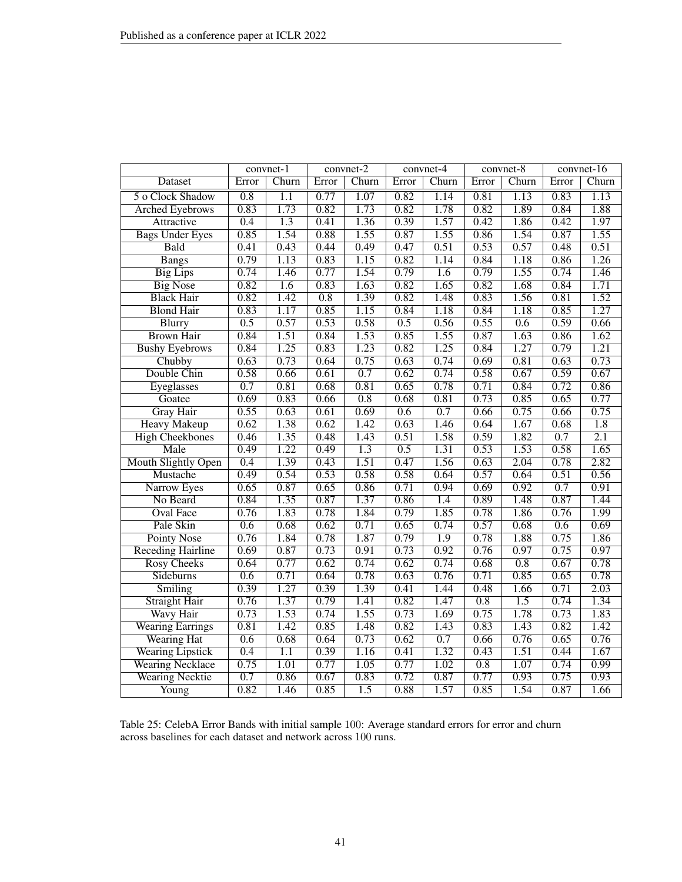| | convnet-1 | | convnet-2 | | convnet-4 | | convnet-8 | | convnet-16 | |
|---|---|---|---|---|---|---|---|---|---|---|
| Dataset | Error | Churn | Error | Churn | Error | Churn | Error | Churn | Error | Churn |
| 5 o Clock Shadow | 0.8 | 1.1 | 0.77 | 1.07 | 0.82 | 1.14 | 0.81 | 1.13 | 0.83 | 1.13 |
| Arched Eyebrows | 0.83 | 1.73 | 0.82 | 1.73 | 0.82 | 1.78 | 0.82 | 1.89 | 0.84 | 1.88 |
| Attractive | 0.4 | 1.3 | 0.41 | 1.36 | 0.39 | 1.57 | 0.42 | 1.86 | 0.42 | 1.97 |
| Bags Under Eyes | 0.85 | 1.54 | 0.88 | 1.55 | 0.87 | 1.55 | 0.86 | 1.54 | 0.87 | 1.55 |
| Bald | 0.41 | 0.43 | 0.44 | 0.49 | 0.47 | 0.51 | 0.53 | 0.57 | 0.48 | 0.51 |
| Bangs | 0.79 | 1.13 | 0.83 | 1.15 | 0.82 | 1.14 | 0.84 | 1.18 | 0.86 | 1.26 |
| Big Lips | 0.74 | 1.46 | 0.77 | 1.54 | 0.79 | 1.6 | 0.79 | 1.55 | 0.74 | 1.46 |
| Big Nose | 0.82 | 1.6 | 0.83 | 1.63 | 0.82 | 1.65 | 0.82 | 1.68 | 0.84 | 1.71 |
| Black Hair | 0.82 | 1.42 | 0.8 | 1.39 | 0.82 | 1.48 | 0.83 | 1.56 | 0.81 | 1.52 |
| Blond Hair | 0.83 | 1.17 | 0.85 | 1.15 | 0.84 | 1.18 | 0.84 | 1.18 | 0.85 | 1.27 |
| Blurry | 0.5 | 0.57 | 0.53 | 0.58 | 0.5 | 0.56 | 0.55 | 0.6 | 0.59 | 0.66 |
| Brown Hair | 0.84 | 1.51 | 0.84 | 1.53 | 0.85 | 1.55 | 0.87 | 1.63 | 0.86 | 1.62 |
| Bushy Eyebrows | 0.84 | 1.25 | 0.83 | 1.23 | 0.82 | 1.25 | 0.84 | 1.27 | 0.79 | 1.21 |
| Chubby | 0.63 | 0.73 | 0.64 | 0.75 | 0.63 | 0.74 | 0.69 | 0.81 | 0.63 | 0.73 |
| Double Chin | 0.58 | 0.66 | 0.61 | 0.7 | 0.62 | 0.74 | 0.58 | 0.67 | 0.59 | 0.67 |
| Eyeglasses | 0.7 | 0.81 | 0.68 | 0.81 | 0.65 | 0.78 | 0.71 | 0.84 | 0.72 | 0.86 |
| Goatee | 0.69 | 0.83 | 0.66 | 0.8 | 0.68 | 0.81 | 0.73 | 0.85 | 0.65 | 0.77 |
| Gray Hair | 0.55 | 0.63 | 0.61 | 0.69 | 0.6 | 0.7 | 0.66 | 0.75 | 0.66 | 0.75 |
| Heavy Makeup | 0.62 | 1.38 | 0.62 | 1.42 | 0.63 | 1.46 | 0.64 | 1.67 | 0.68 | 1.8 |
| High Cheekbones | 0.46 | 1.35 | 0.48 | 1.43 | 0.51 | 1.58 | 0.59 | 1.82 | 0.7 | 2.1 |
| Male | 0.49 | 1.22 | 0.49 | 1.3 | 0.5 | 1.31 | 0.53 | 1.53 | 0.58 | 1.65 |
| Mouth Slightly Open | 0.4 | 1.39 | 0.43 | 1.51 | 0.47 | 1.56 | 0.63 | 2.04 | 0.78 | 2.82 |
| Mustache | 0.49 | 0.54 | 0.53 | 0.58 | 0.58 | 0.64 | 0.57 | 0.64 | 0.51 | 0.56 |
| Narrow Eyes | 0.65 | 0.87 | 0.65 | 0.86 | 0.71 | 0.94 | 0.69 | 0.92 | 0.7 | 0.91 |
| No Beard | 0.84 | 1.35 | 0.87 | 1.37 | 0.86 | 1.4 | 0.89 | 1.48 | 0.87 | 1.44 |
| Oval Face | 0.76 | 1.83 | 0.78 | 1.84 | 0.79 | 1.85 | 0.78 | 1.86 | 0.76 | 1.99 |
| Pale Skin | 0.6 | 0.68 | 0.62 | 0.71 | 0.65 | 0.74 | 0.57 | 0.68 | 0.6 | 0.69 |
| Pointy Nose | 0.76 | 1.84 | 0.78 | 1.87 | 0.79 | 1.9 | 0.78 | 1.88 | 0.75 | 1.86 |
| Receding Hairline | 0.69 | 0.87 | 0.73 | 0.91 | 0.73 | 0.92 | 0.76 | 0.97 | 0.75 | 0.97 |
| Rosy Cheeks | 0.64 | 0.77 | 0.62 | 0.74 | 0.62 | 0.74 | 0.68 | 0.8 | 0.67 | 0.78 |
| Sideburns | 0.6 | 0.71 | 0.64 | 0.78 | 0.63 | 0.76 | 0.71 | 0.85 | 0.65 | 0.78 |
| Smiling | 0.39 | 1.27 | 0.39 | 1.39 | 0.41 | 1.44 | 0.48 | 1.66 | 0.71 | 2.03 |
| Straight Hair | 0.76 | 1.37 | 0.79 | 1.41 | 0.82 | 1.47 | 0.8 | 1.5 | 0.74 | 1.34 |
| Wavy Hair | 0.73 | 1.53 | 0.74 | 1.55 | 0.73 | 1.69 | 0.75 | 1.78 | 0.73 | 1.83 |
| Wearing Earrings | 0.81 | 1.42 | 0.85 | 1.48 | 0.82 | 1.43 | 0.83 | 1.43 | 0.82 | 1.42 |
| Wearing Hat | 0.6 | 0.68 | 0.64 | 0.73 | 0.62 | 0.7 | 0.66 | 0.76 | 0.65 | 0.76 |
| Wearing Lipstick | 0.4 | 1.1 | 0.39 | 1.16 | 0.41 | 1.32 | 0.43 | 1.51 | 0.44 | 1.67 |
| Wearing Necklace | 0.75 | 1.01 | 0.77 | 1.05 | 0.77 | 1.02 | 0.8 | 1.07 | 0.74 | 0.99 |
| Wearing Necktie | 0.7 | 0.86 | 0.67 | 0.83 | 0.72 | 0.87 | 0.77 | 0.93 | 0.75 | 0.93 |
| Young | 0.82 | 1.46 | 0.85 | 1.5 | 0.88 | 1.57 | 0.85 | 1.54 | 0.87 | 1.66 |

Table 25: CelebA Error Bands with initial sample 100: Average standard errors for error and churn across baselines for each dataset and network across 100 runs.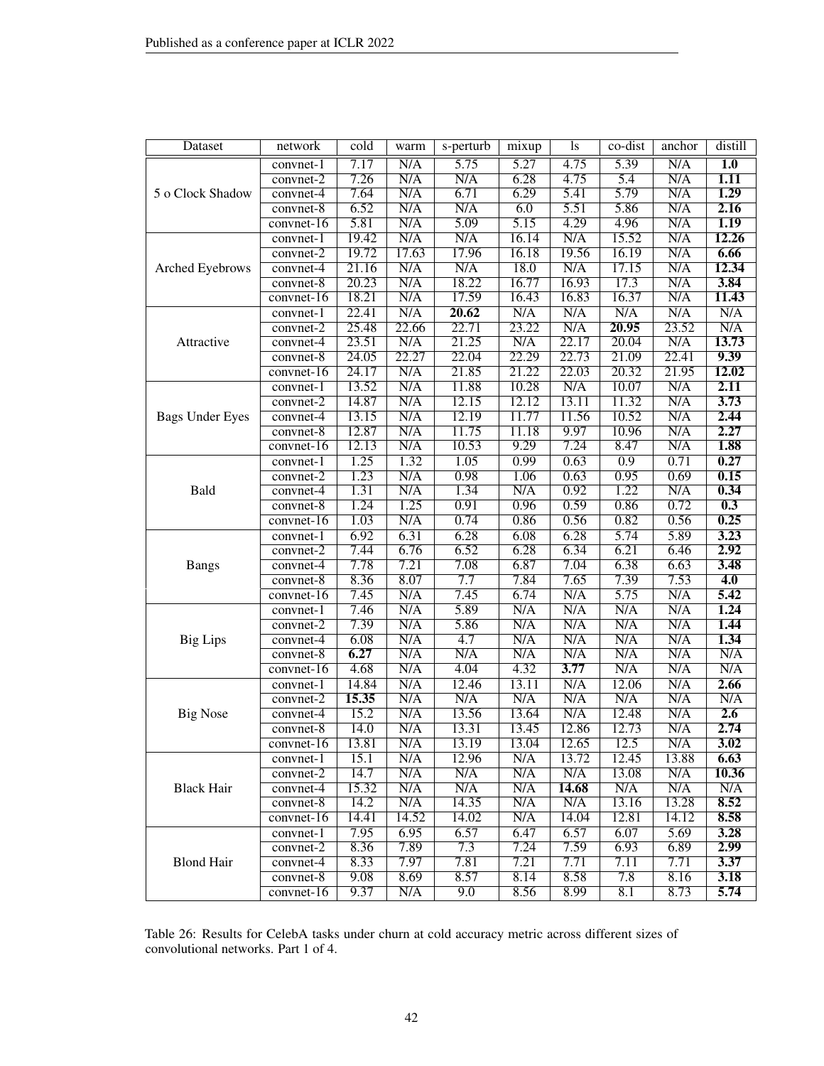| Dataset | network | cold | warm | s-perturb | mixup | ls | co-dist | anchor | distill |
|---|---|---|---|---|---|---|---|---|---|
| 5 o Clock Shadow | convnet-1 | 7.17 | N/A | 5.75 | 5.27 | 4.75 | 5.39 | N/A | **1.0** |
| | convnet-2 | 7.26 | N/A | N/A | 6.28 | 4.75 | 5.4 | N/A | **1.11** |
| | convnet-4 | 7.64 | N/A | 6.71 | 6.29 | 5.41 | 5.79 | N/A | **1.29** |
| | convnet-8 | 6.52 | N/A | N/A | 6.0 | 5.51 | 5.86 | N/A | **2.16** |
| | convnet-16 | 5.81 | N/A | 5.09 | 5.15 | 4.29 | 4.96 | N/A | **1.19** |
| Arched Eyebrows | convnet-1 | 19.42 | N/A | N/A | 16.14 | N/A | 15.52 | N/A | **12.26** |
| | convnet-2 | 19.72 | 17.63 | 17.96 | 16.18 | 19.56 | 16.19 | N/A | **6.66** |
| | convnet-4 | 21.16 | N/A | N/A | 18.0 | N/A | 17.15 | N/A | **12.34** |
| | convnet-8 | 20.23 | N/A | 18.22 | 16.77 | 16.93 | 17.3 | N/A | **3.84** |
| | convnet-16 | 18.21 | N/A | 17.59 | 16.43 | 16.83 | 16.37 | N/A | **11.43** |
| Attractive | convnet-1 | 22.41 | N/A | **20.62** | N/A | N/A | N/A | N/A | N/A |
| | convnet-2 | 25.48 | 22.66 | 22.71 | 23.22 | N/A | **20.95** | 23.52 | N/A |
| | convnet-4 | 23.51 | N/A | 21.25 | N/A | 22.17 | 20.04 | N/A | **13.73** |
| | convnet-8 | 24.05 | 22.27 | 22.04 | 22.29 | 22.73 | 21.09 | 22.41 | **9.39** |
| | convnet-16 | 24.17 | N/A | 21.85 | 21.22 | 22.03 | 20.32 | 21.95 | **12.02** |
| Bags Under Eyes | convnet-1 | 13.52 | N/A | 11.88 | 10.28 | N/A | 10.07 | N/A | **2.11** |
| | convnet-2 | 14.87 | N/A | 12.15 | 12.12 | 13.11 | 11.32 | N/A | **3.73** |
| | convnet-4 | 13.15 | N/A | 12.19 | 11.77 | 11.56 | 10.52 | N/A | **2.44** |
| | convnet-8 | 12.87 | N/A | 11.75 | 11.18 | 9.97 | 10.96 | N/A | **2.27** |
| | convnet-16 | 12.13 | N/A | 10.53 | 9.29 | 7.24 | 8.47 | N/A | **1.88** |
| Bald | convnet-1 | 1.25 | 1.32 | 1.05 | 0.99 | 0.63 | 0.9 | 0.71 | **0.27** |
| | convnet-2 | 1.23 | N/A | 0.98 | 1.06 | 0.63 | 0.95 | 0.69 | **0.15** |
| | convnet-4 | 1.31 | N/A | 1.34 | N/A | 0.92 | 1.22 | N/A | **0.34** |
| | convnet-8 | 1.24 | 1.25 | 0.91 | 0.96 | 0.59 | 0.86 | 0.72 | **0.3** |
| | convnet-16 | 1.03 | N/A | 0.74 | 0.86 | 0.56 | 0.82 | 0.56 | **0.25** |
| Bangs | convnet-1 | 6.92 | 6.31 | 6.28 | 6.08 | 6.28 | 5.74 | 5.89 | **3.23** |
| | convnet-2 | 7.44 | 6.76 | 6.52 | 6.28 | 6.34 | 6.21 | 6.46 | **2.92** |
| | convnet-4 | 7.78 | 7.21 | 7.08 | 6.87 | 7.04 | 6.38 | 6.63 | **3.48** |
| | convnet-8 | 8.36 | 8.07 | 7.7 | 7.84 | 7.65 | 7.39 | 7.53 | **4.0** |
| | convnet-16 | 7.45 | N/A | 7.45 | 6.74 | N/A | 5.75 | N/A | **5.42** |
| Big Lips | convnet-1 | 7.46 | N/A | 5.89 | N/A | N/A | N/A | N/A | **1.24** |
| | convnet-2 | 7.39 | N/A | 5.86 | N/A | N/A | N/A | N/A | **1.44** |
| | convnet-4 | 6.08 | N/A | 4.7 | N/A | N/A | N/A | N/A | **1.34** |
| | convnet-8 | **6.27** | N/A | N/A | N/A | N/A | N/A | N/A | N/A |
| | convnet-16 | 4.68 | N/A | 4.04 | 4.32 | **3.77** | N/A | N/A | N/A |
| Big Nose | convnet-1 | 14.84 | N/A | 12.46 | 13.11 | N/A | 12.06 | N/A | **2.66** |
| | convnet-2 | **15.35** | N/A | N/A | N/A | N/A | N/A | N/A | N/A |
| | convnet-4 | 15.2 | N/A | 13.56 | 13.64 | N/A | 12.48 | N/A | **2.6** |
| | convnet-8 | 14.0 | N/A | 13.31 | 13.45 | 12.86 | 12.73 | N/A | **2.74** |
| | convnet-16 | 13.81 | N/A | 13.19 | 13.04 | 12.65 | 12.5 | N/A | **3.02** |
| Black Hair | convnet-1 | 15.1 | N/A | 12.96 | N/A | 13.72 | 12.45 | 13.88 | **6.63** |
| | convnet-2 | 14.7 | N/A | N/A | N/A | N/A | 13.08 | N/A | **10.36** |
| | convnet-4 | 15.32 | N/A | N/A | N/A | **14.68** | N/A | N/A | N/A |
| | convnet-8 | 14.2 | N/A | 14.35 | N/A | N/A | 13.16 | 13.28 | **8.52** |
| | convnet-16 | 14.41 | 14.52 | 14.02 | N/A | 14.04 | 12.81 | 14.12 | **8.58** |
| Blond Hair | convnet-1 | 7.95 | 6.95 | 6.57 | 6.47 | 6.57 | 6.07 | 5.69 | **3.28** |
| | convnet-2 | 8.36 | 7.89 | 7.3 | 7.24 | 7.59 | 6.93 | 6.89 | **2.99** |
| | convnet-4 | 8.33 | 7.97 | 7.81 | 7.21 | 7.71 | 7.11 | 7.71 | **3.37** |
| | convnet-8 | 9.08 | 8.69 | 8.57 | 8.14 | 8.58 | 7.8 | 8.16 | **3.18** |
| | convnet-16 | 9.37 | N/A | 9.0 | 8.56 | 8.99 | 8.1 | 8.73 | **5.74** |

Table 26: Results for CelebA tasks under churn at cold accuracy metric across different sizes of convolutional networks. Part 1 of 4.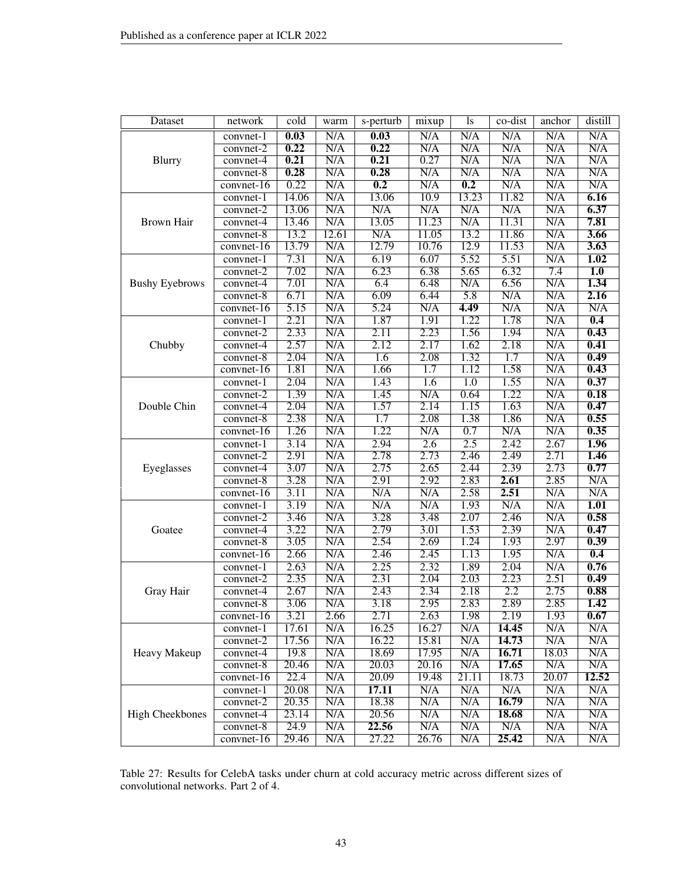| Dataset | network | cold | warm | s-perturb | mixup | ls | co-dist | anchor | distill |
|---|---|---|---|---|---|---|---|---|---|
| Blurry | convnet-1 | **0.03** | N/A | **0.03** | N/A | N/A | N/A | N/A | N/A |
| | convnet-2 | **0.22** | N/A | **0.22** | N/A | N/A | N/A | N/A | N/A |
| | convnet-4 | **0.21** | N/A | **0.21** | 0.27 | N/A | N/A | N/A | N/A |
| | convnet-8 | **0.28** | N/A | **0.28** | N/A | N/A | N/A | N/A | N/A |
| | convnet-16 | 0.22 | N/A | **0.2** | N/A | **0.2** | N/A | N/A | N/A |
| Brown Hair | convnet-1 | 14.06 | N/A | 13.06 | 10.9 | 13.23 | 11.82 | N/A | **6.16** |
| | convnet-2 | 13.06 | N/A | N/A | N/A | N/A | N/A | N/A | **6.37** |
| | convnet-4 | 13.46 | N/A | 13.05 | 11.23 | N/A | 11.31 | N/A | **7.81** |
| | convnet-8 | 13.2 | 12.61 | N/A | 11.05 | 13.2 | 11.86 | N/A | **3.66** |
| | convnet-16 | 13.79 | N/A | 12.79 | 10.76 | 12.9 | 11.53 | N/A | **3.63** |
| Bushy Eyebrows | convnet-1 | 7.31 | N/A | 6.19 | 6.07 | 5.52 | 5.51 | N/A | **1.02** |
| | convnet-2 | 7.02 | N/A | 6.23 | 6.38 | 5.65 | 6.32 | 7.4 | **1.0** |
| | convnet-4 | 7.01 | N/A | 6.4 | 6.48 | N/A | 6.56 | N/A | **1.34** |
| | convnet-8 | 6.71 | N/A | 6.09 | 6.44 | 5.8 | N/A | N/A | **2.16** |
| | convnet-16 | 5.15 | N/A | 5.24 | N/A | **4.49** | N/A | N/A | N/A |
| Chubby | convnet-1 | 2.21 | N/A | 1.87 | 1.91 | 1.22 | 1.78 | N/A | **0.4** |
| | convnet-2 | 2.33 | N/A | 2.11 | 2.23 | 1.56 | 1.94 | N/A | **0.43** |
| | convnet-4 | 2.57 | N/A | 2.12 | 2.17 | 1.62 | 2.18 | N/A | **0.41** |
| | convnet-8 | 2.04 | N/A | 1.6 | 2.08 | 1.32 | 1.7 | N/A | **0.49** |
| | convnet-16 | 1.81 | N/A | 1.66 | 1.7 | 1.12 | 1.58 | N/A | **0.43** |
| Double Chin | convnet-1 | 2.04 | N/A | 1.43 | 1.6 | 1.0 | 1.55 | N/A | **0.37** |
| | convnet-2 | 1.39 | N/A | 1.45 | N/A | 0.64 | 1.22 | N/A | **0.18** |
| | convnet-4 | 2.04 | N/A | 1.57 | 2.14 | 1.15 | 1.63 | N/A | **0.47** |
| | convnet-8 | 2.38 | N/A | 1.7 | 2.08 | 1.38 | 1.86 | N/A | **0.55** |
| | convnet-16 | 1.26 | N/A | 1.22 | N/A | 0.7 | N/A | N/A | **0.35** |
| Eyeglasses | convnet-1 | 3.14 | N/A | 2.94 | 2.6 | 2.5 | 2.42 | 2.67 | **1.96** |
| | convnet-2 | 2.91 | N/A | 2.78 | 2.73 | 2.46 | 2.49 | 2.71 | **1.46** |
| | convnet-4 | 3.07 | N/A | 2.75 | 2.65 | 2.44 | 2.39 | 2.73 | **0.77** |
| | convnet-8 | 3.28 | N/A | 2.91 | 2.92 | 2.83 | **2.61** | 2.85 | N/A |
| | convnet-16 | 3.11 | N/A | N/A | N/A | 2.58 | **2.51** | N/A | N/A |
| Goatee | convnet-1 | 3.19 | N/A | N/A | N/A | 1.93 | N/A | N/A | **1.01** |
| | convnet-2 | 3.46 | N/A | 3.28 | 3.48 | 2.07 | 2.46 | N/A | **0.58** |
| | convnet-4 | 3.22 | N/A | 2.79 | 3.01 | 1.53 | 2.39 | N/A | **0.47** |
| | convnet-8 | 3.05 | N/A | 2.54 | 2.69 | 1.24 | 1.93 | 2.97 | **0.39** |
| | convnet-16 | 2.66 | N/A | 2.46 | 2.45 | 1.13 | 1.95 | N/A | **0.4** |
| Gray Hair | convnet-1 | 2.63 | N/A | 2.25 | 2.32 | 1.89 | 2.04 | N/A | **0.76** |
| | convnet-2 | 2.35 | N/A | 2.31 | 2.04 | 2.03 | 2.23 | 2.51 | **0.49** |
| | convnet-4 | 2.67 | N/A | 2.43 | 2.34 | 2.18 | 2.2 | 2.75 | **0.88** |
| | convnet-8 | 3.06 | N/A | 3.18 | 2.95 | 2.83 | 2.89 | 2.85 | **1.42** |
| | convnet-16 | 3.21 | 2.66 | 2.71 | 2.63 | 1.98 | 2.19 | 1.93 | **0.67** |
| Heavy Makeup | convnet-1 | 17.61 | N/A | 16.25 | 16.27 | N/A | **14.45** | N/A | N/A |
| | convnet-2 | 17.56 | N/A | 16.22 | 15.81 | N/A | **14.73** | N/A | N/A |
| | convnet-4 | 19.8 | N/A | 18.69 | 17.95 | N/A | **16.71** | 18.03 | N/A |
| | convnet-8 | 20.46 | N/A | 20.03 | 20.16 | N/A | **17.65** | N/A | N/A |
| | convnet-16 | 22.4 | N/A | 20.09 | 19.48 | 21.11 | 18.73 | 20.07 | **12.52** |
| High Cheekbones | convnet-1 | 20.08 | N/A | **17.11** | N/A | N/A | N/A | N/A | N/A |
| | convnet-2 | 20.35 | N/A | 18.38 | N/A | N/A | **16.79** | N/A | N/A |
| | convnet-4 | 23.14 | N/A | 20.56 | N/A | N/A | **18.68** | N/A | N/A |
| | convnet-8 | 24.9 | N/A | **22.56** | N/A | N/A | N/A | N/A | N/A |
| | convnet-16 | 29.46 | N/A | 27.22 | 26.76 | N/A | **25.42** | N/A | N/A |

Table 27: Results for CelebA tasks under churn at cold accuracy metric across different sizes of convolutional networks. Part 2 of 4.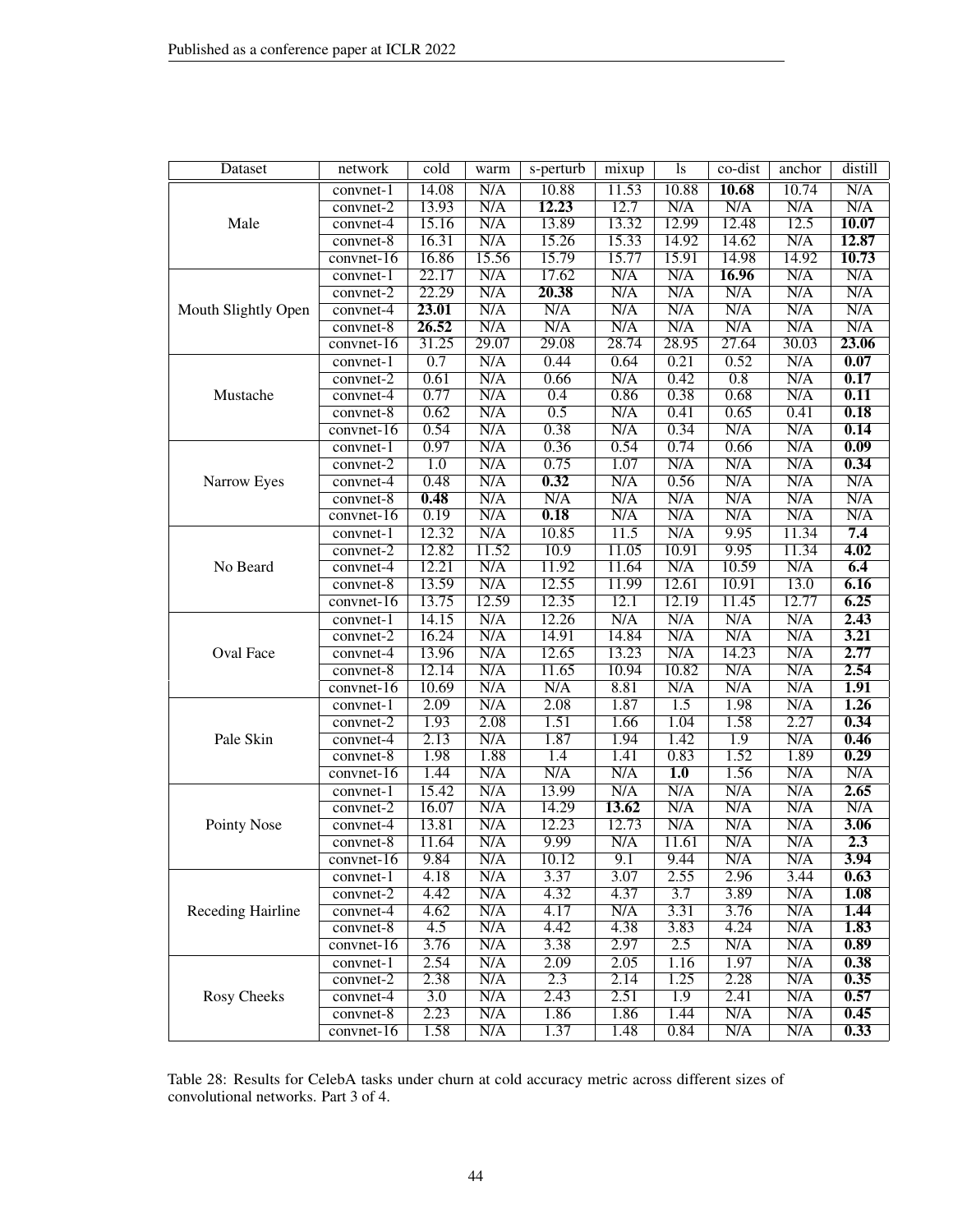| Dataset | network | cold | warm | s-perturb | mixup | ls | co-dist | anchor | distill |
|---|---|---|---|---|---|---|---|---|---|
| Male | convnet-1 | 14.08 | N/A | 10.88 | 11.53 | 10.88 | **10.68** | 10.74 | N/A |
| | convnet-2 | 13.93 | N/A | **12.23** | 12.7 | N/A | N/A | N/A | N/A |
| | convnet-4 | 15.16 | N/A | 13.89 | 13.32 | 12.99 | 12.48 | 12.5 | **10.07** |
| | convnet-8 | 16.31 | N/A | 15.26 | 15.33 | 14.92 | 14.62 | N/A | **12.87** |
| | convnet-16 | 16.86 | 15.56 | 15.79 | 15.77 | 15.91 | 14.98 | 14.92 | **10.73** |
| Mouth Slightly Open | convnet-1 | 22.17 | N/A | 17.62 | N/A | N/A | **16.96** | N/A | N/A |
| | convnet-2 | 22.29 | N/A | **20.38** | N/A | N/A | N/A | N/A | N/A |
| | convnet-4 | **23.01** | N/A | N/A | N/A | N/A | N/A | N/A | N/A |
| | convnet-8 | **26.52** | N/A | N/A | N/A | N/A | N/A | N/A | N/A |
| | convnet-16 | 31.25 | 29.07 | 29.08 | 28.74 | 28.95 | 27.64 | 30.03 | **23.06** |
| Mustache | convnet-1 | 0.7 | N/A | 0.44 | 0.64 | 0.21 | 0.52 | N/A | **0.07** |
| | convnet-2 | 0.61 | N/A | 0.66 | N/A | 0.42 | 0.8 | N/A | **0.17** |
| | convnet-4 | 0.77 | N/A | 0.4 | 0.86 | 0.38 | 0.68 | N/A | **0.11** |
| | convnet-8 | 0.62 | N/A | 0.5 | N/A | 0.41 | 0.65 | 0.41 | **0.18** |
| | convnet-16 | 0.54 | N/A | 0.38 | N/A | 0.34 | N/A | N/A | **0.14** |
| Narrow Eyes | convnet-1 | 0.97 | N/A | 0.36 | 0.54 | 0.74 | 0.66 | N/A | **0.09** |
| | convnet-2 | 1.0 | N/A | 0.75 | 1.07 | N/A | N/A | N/A | **0.34** |
| | convnet-4 | 0.48 | N/A | **0.32** | N/A | 0.56 | N/A | N/A | N/A |
| | convnet-8 | **0.48** | N/A | N/A | N/A | N/A | N/A | N/A | N/A |
| | convnet-16 | 0.19 | N/A | **0.18** | N/A | N/A | N/A | N/A | N/A |
| No Beard | convnet-1 | 12.32 | N/A | 10.85 | 11.5 | N/A | 9.95 | 11.34 | **7.4** |
| | convnet-2 | 12.82 | 11.52 | 10.9 | 11.05 | 10.91 | 9.95 | 11.34 | **4.02** |
| | convnet-4 | 12.21 | N/A | 11.92 | 11.64 | N/A | 10.59 | N/A | **6.4** |
| | convnet-8 | 13.59 | N/A | 12.55 | 11.99 | 12.61 | 10.91 | 13.0 | **6.16** |
| | convnet-16 | 13.75 | 12.59 | 12.35 | 12.1 | 12.19 | 11.45 | 12.77 | **6.25** |
| Oval Face | convnet-1 | 14.15 | N/A | 12.26 | N/A | N/A | N/A | N/A | **2.43** |
| | convnet-2 | 16.24 | N/A | 14.91 | 14.84 | N/A | N/A | N/A | **3.21** |
| | convnet-4 | 13.96 | N/A | 12.65 | 13.23 | N/A | 14.23 | N/A | **2.77** |
| | convnet-8 | 12.14 | N/A | 11.65 | 10.94 | 10.82 | N/A | N/A | **2.54** |
| | convnet-16 | 10.69 | N/A | N/A | 8.81 | N/A | N/A | N/A | **1.91** |
| Pale Skin | convnet-1 | 2.09 | N/A | 2.08 | 1.87 | 1.5 | 1.98 | N/A | **1.26** |
| | convnet-2 | 1.93 | 2.08 | 1.51 | 1.66 | 1.04 | 1.58 | 2.27 | **0.34** |
| | convnet-4 | 2.13 | N/A | 1.87 | 1.94 | 1.42 | 1.9 | N/A | **0.46** |
| | convnet-8 | 1.98 | 1.88 | 1.4 | 1.41 | 0.83 | 1.52 | 1.89 | **0.29** |
| | convnet-16 | 1.44 | N/A | N/A | N/A | **1.0** | 1.56 | N/A | N/A |
| Pointy Nose | convnet-1 | 15.42 | N/A | 13.99 | N/A | N/A | N/A | N/A | **2.65** |
| | convnet-2 | 16.07 | N/A | 14.29 | **13.62** | N/A | N/A | N/A | N/A |
| | convnet-4 | 13.81 | N/A | 12.23 | 12.73 | N/A | N/A | N/A | **3.06** |
| | convnet-8 | 11.64 | N/A | 9.99 | N/A | 11.61 | N/A | N/A | **2.3** |
| | convnet-16 | 9.84 | N/A | 10.12 | 9.1 | 9.44 | N/A | N/A | **3.94** |
| Receding Hairline | convnet-1 | 4.18 | N/A | 3.37 | 3.07 | 2.55 | 2.96 | 3.44 | **0.63** |
| | convnet-2 | 4.42 | N/A | 4.32 | 4.37 | 3.7 | 3.89 | N/A | **1.08** |
| | convnet-4 | 4.62 | N/A | 4.17 | N/A | 3.31 | 3.76 | N/A | **1.44** |
| | convnet-8 | 4.5 | N/A | 4.42 | 4.38 | 3.83 | 4.24 | N/A | **1.83** |
| | convnet-16 | 3.76 | N/A | 3.38 | 2.97 | 2.5 | N/A | N/A | **0.89** |
| Rosy Cheeks | convnet-1 | 2.54 | N/A | 2.09 | 2.05 | 1.16 | 1.97 | N/A | **0.38** |
| | convnet-2 | 2.38 | N/A | 2.3 | 2.14 | 1.25 | 2.28 | N/A | **0.35** |
| | convnet-4 | 3.0 | N/A | 2.43 | 2.51 | 1.9 | 2.41 | N/A | **0.57** |
| | convnet-8 | 2.23 | N/A | 1.86 | 1.86 | 1.44 | N/A | N/A | **0.45** |
| | convnet-16 | 1.58 | N/A | 1.37 | 1.48 | 0.84 | N/A | N/A | **0.33** |

Table 28: Results for CelebA tasks under churn at cold accuracy metric across different sizes of convolutional networks. Part 3 of 4.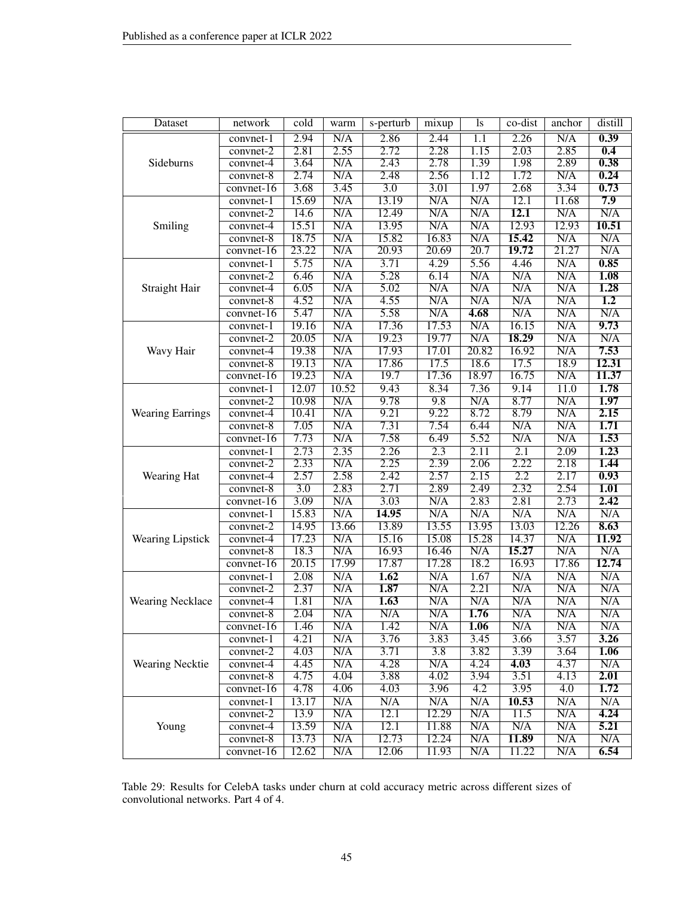| Dataset | network | cold | warm | s-perturb | mixup | ls | co-dist | anchor | distill |
|---|---|---|---|---|---|---|---|---|---|
| Sideburns | convnet-1 | 2.94 | N/A | 2.86 | 2.44 | 1.1 | 2.26 | N/A | **0.39** |
| | convnet-2 | 2.81 | 2.55 | 2.72 | 2.28 | 1.15 | 2.03 | 2.85 | **0.4** |
| | convnet-4 | 3.64 | N/A | 2.43 | 2.78 | 1.39 | 1.98 | 2.89 | **0.38** |
| | convnet-8 | 2.74 | N/A | 2.48 | 2.56 | 1.12 | 1.72 | N/A | **0.24** |
| | convnet-16 | 3.68 | 3.45 | 3.0 | 3.01 | 1.97 | 2.68 | 3.34 | **0.73** |
| Smiling | convnet-1 | 15.69 | N/A | 13.19 | N/A | N/A | 12.1 | 11.68 | **7.9** |
| | convnet-2 | 14.6 | N/A | 12.49 | N/A | N/A | **12.1** | N/A | N/A |
| | convnet-4 | 15.51 | N/A | 13.95 | N/A | N/A | 12.93 | 12.93 | **10.51** |
| | convnet-8 | 18.75 | N/A | 15.82 | 16.83 | N/A | **15.42** | N/A | N/A |
| | convnet-16 | 23.22 | N/A | 20.93 | 20.69 | 20.7 | **19.72** | 21.27 | N/A |
| Straight Hair | convnet-1 | 5.75 | N/A | 3.71 | 4.29 | 5.56 | 4.46 | N/A | **0.85** |
| | convnet-2 | 6.46 | N/A | 5.28 | 6.14 | N/A | N/A | N/A | **1.08** |
| | convnet-4 | 6.05 | N/A | 5.02 | N/A | N/A | N/A | N/A | **1.28** |
| | convnet-8 | 4.52 | N/A | 4.55 | N/A | N/A | N/A | N/A | **1.2** |
| | convnet-16 | 5.47 | N/A | 5.58 | N/A | **4.68** | N/A | N/A | N/A |
| Wavy Hair | convnet-1 | 19.16 | N/A | 17.36 | 17.53 | N/A | 16.15 | N/A | **9.73** |
| | convnet-2 | 20.05 | N/A | 19.23 | 19.77 | N/A | **18.29** | N/A | N/A |
| | convnet-4 | 19.38 | N/A | 17.93 | 17.01 | 20.82 | 16.92 | N/A | **7.53** |
| | convnet-8 | 19.13 | N/A | 17.86 | 17.5 | 18.6 | 17.5 | 18.9 | **12.31** |
| | convnet-16 | 19.23 | N/A | 19.7 | 17.36 | 18.97 | 16.75 | N/A | **11.37** |
| Wearing Earrings | convnet-1 | 12.07 | 10.52 | 9.43 | 8.34 | 7.36 | 9.14 | 11.0 | **1.78** |
| | convnet-2 | 10.98 | N/A | 9.78 | 9.8 | N/A | 8.77 | N/A | **1.97** |
| | convnet-4 | 10.41 | N/A | 9.21 | 9.22 | 8.72 | 8.79 | N/A | **2.15** |
| | convnet-8 | 7.05 | N/A | 7.31 | 7.54 | 6.44 | N/A | N/A | **1.71** |
| | convnet-16 | 7.73 | N/A | 7.58 | 6.49 | 5.52 | N/A | N/A | **1.53** |
| Wearing Hat | convnet-1 | 2.73 | 2.35 | 2.26 | 2.3 | 2.11 | 2.1 | 2.09 | **1.23** |
| | convnet-2 | 2.33 | N/A | 2.25 | 2.39 | 2.06 | 2.22 | 2.18 | **1.44** |
| | convnet-4 | 2.57 | 2.58 | 2.42 | 2.57 | 2.15 | 2.2 | 2.17 | **0.93** |
| | convnet-8 | 3.0 | 2.83 | 2.71 | 2.89 | 2.49 | 2.32 | 2.54 | **1.01** |
| | convnet-16 | 3.09 | N/A | 3.03 | N/A | 2.83 | 2.81 | 2.73 | **2.42** |
| Wearing Lipstick | convnet-1 | 15.83 | N/A | **14.95** | N/A | N/A | N/A | N/A | N/A |
| | convnet-2 | 14.95 | 13.66 | 13.89 | 13.55 | 13.95 | 13.03 | 12.26 | **8.63** |
| | convnet-4 | 17.23 | N/A | 15.16 | 15.08 | 15.28 | 14.37 | N/A | **11.92** |
| | convnet-8 | 18.3 | N/A | 16.93 | 16.46 | N/A | **15.27** | N/A | N/A |
| | convnet-16 | 20.15 | 17.99 | 17.87 | 17.28 | 18.2 | 16.93 | 17.86 | **12.74** |
| Wearing Necklace | convnet-1 | 2.08 | N/A | **1.62** | N/A | 1.67 | N/A | N/A | N/A |
| | convnet-2 | 2.37 | N/A | **1.87** | N/A | 2.21 | N/A | N/A | N/A |
| | convnet-4 | 1.81 | N/A | **1.63** | N/A | N/A | N/A | N/A | N/A |
| | convnet-8 | 2.04 | N/A | N/A | N/A | **1.76** | N/A | N/A | N/A |
| | convnet-16 | 1.46 | N/A | 1.42 | N/A | **1.06** | N/A | N/A | N/A |
| Wearing Necktie | convnet-1 | 4.21 | N/A | 3.76 | 3.83 | 3.45 | 3.66 | 3.57 | **3.26** |
| | convnet-2 | 4.03 | N/A | 3.71 | 3.8 | 3.82 | 3.39 | 3.64 | **1.06** |
| | convnet-4 | 4.45 | N/A | 4.28 | N/A | 4.24 | **4.03** | 4.37 | N/A |
| | convnet-8 | 4.75 | 4.04 | 3.88 | 4.02 | 3.94 | 3.51 | 4.13 | **2.01** |
| | convnet-16 | 4.78 | 4.06 | 4.03 | 3.96 | 4.2 | 3.95 | 4.0 | **1.72** |
| Young | convnet-1 | 13.17 | N/A | N/A | N/A | N/A | **10.53** | N/A | N/A |
| | convnet-2 | 13.9 | N/A | 12.1 | 12.29 | N/A | 11.5 | N/A | **4.24** |
| | convnet-4 | 13.59 | N/A | 12.1 | 11.88 | N/A | N/A | N/A | **5.21** |
| | convnet-8 | 13.73 | N/A | 12.73 | 12.24 | N/A | **11.89** | N/A | N/A |
| | convnet-16 | 12.62 | N/A | 12.06 | 11.93 | N/A | 11.22 | N/A | **6.54** |

Table 29: Results for CelebA tasks under churn at cold accuracy metric across different sizes of convolutional networks. Part 4 of 4.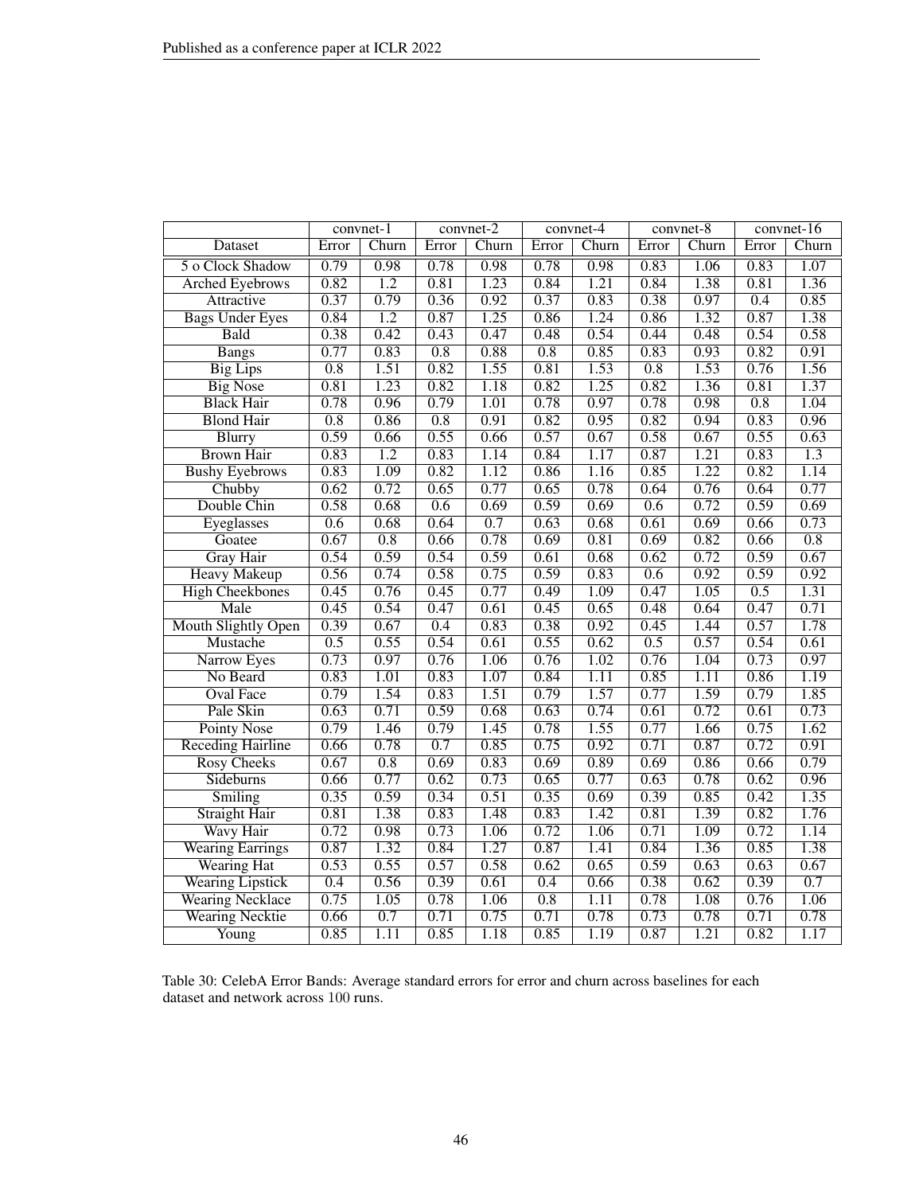| | convnet-1 | | convnet-2 | | convnet-4 | | convnet-8 | | convnet-16 | |
|---|---|---|---|---|---|---|---|---|---|---|
| Dataset | Error | Churn | Error | Churn | Error | Churn | Error | Churn | Error | Churn |
| 5 o Clock Shadow | 0.79 | 0.98 | 0.78 | 0.98 | 0.78 | 0.98 | 0.83 | 1.06 | 0.83 | 1.07 |
| Arched Eyebrows | 0.82 | 1.2 | 0.81 | 1.23 | 0.84 | 1.21 | 0.84 | 1.38 | 0.81 | 1.36 |
| Attractive | 0.37 | 0.79 | 0.36 | 0.92 | 0.37 | 0.83 | 0.38 | 0.97 | 0.4 | 0.85 |
| Bags Under Eyes | 0.84 | 1.2 | 0.87 | 1.25 | 0.86 | 1.24 | 0.86 | 1.32 | 0.87 | 1.38 |
| Bald | 0.38 | 0.42 | 0.43 | 0.47 | 0.48 | 0.54 | 0.44 | 0.48 | 0.54 | 0.58 |
| Bangs | 0.77 | 0.83 | 0.8 | 0.88 | 0.8 | 0.85 | 0.83 | 0.93 | 0.82 | 0.91 |
| Big Lips | 0.8 | 1.51 | 0.82 | 1.55 | 0.81 | 1.53 | 0.8 | 1.53 | 0.76 | 1.56 |
| Big Nose | 0.81 | 1.23 | 0.82 | 1.18 | 0.82 | 1.25 | 0.82 | 1.36 | 0.81 | 1.37 |
| Black Hair | 0.78 | 0.96 | 0.79 | 1.01 | 0.78 | 0.97 | 0.78 | 0.98 | 0.8 | 1.04 |
| Blond Hair | 0.8 | 0.86 | 0.8 | 0.91 | 0.82 | 0.95 | 0.82 | 0.94 | 0.83 | 0.96 |
| Blurry | 0.59 | 0.66 | 0.55 | 0.66 | 0.57 | 0.67 | 0.58 | 0.67 | 0.55 | 0.63 |
| Brown Hair | 0.83 | 1.2 | 0.83 | 1.14 | 0.84 | 1.17 | 0.87 | 1.21 | 0.83 | 1.3 |
| Bushy Eyebrows | 0.83 | 1.09 | 0.82 | 1.12 | 0.86 | 1.16 | 0.85 | 1.22 | 0.82 | 1.14 |
| Chubby | 0.62 | 0.72 | 0.65 | 0.77 | 0.65 | 0.78 | 0.64 | 0.76 | 0.64 | 0.77 |
| Double Chin | 0.58 | 0.68 | 0.6 | 0.69 | 0.59 | 0.69 | 0.6 | 0.72 | 0.59 | 0.69 |
| Eyeglasses | 0.6 | 0.68 | 0.64 | 0.7 | 0.63 | 0.68 | 0.61 | 0.69 | 0.66 | 0.73 |
| Goatee | 0.67 | 0.8 | 0.66 | 0.78 | 0.69 | 0.81 | 0.69 | 0.82 | 0.66 | 0.8 |
| Gray Hair | 0.54 | 0.59 | 0.54 | 0.59 | 0.61 | 0.68 | 0.62 | 0.72 | 0.59 | 0.67 |
| Heavy Makeup | 0.56 | 0.74 | 0.58 | 0.75 | 0.59 | 0.83 | 0.6 | 0.92 | 0.59 | 0.92 |
| High Cheekbones | 0.45 | 0.76 | 0.45 | 0.77 | 0.49 | 1.09 | 0.47 | 1.05 | 0.5 | 1.31 |
| Male | 0.45 | 0.54 | 0.47 | 0.61 | 0.45 | 0.65 | 0.48 | 0.64 | 0.47 | 0.71 |
| Mouth Slightly Open | 0.39 | 0.67 | 0.4 | 0.83 | 0.38 | 0.92 | 0.45 | 1.44 | 0.57 | 1.78 |
| Mustache | 0.5 | 0.55 | 0.54 | 0.61 | 0.55 | 0.62 | 0.5 | 0.57 | 0.54 | 0.61 |
| Narrow Eyes | 0.73 | 0.97 | 0.76 | 1.06 | 0.76 | 1.02 | 0.76 | 1.04 | 0.73 | 0.97 |
| No Beard | 0.83 | 1.01 | 0.83 | 1.07 | 0.84 | 1.11 | 0.85 | 1.11 | 0.86 | 1.19 |
| Oval Face | 0.79 | 1.54 | 0.83 | 1.51 | 0.79 | 1.57 | 0.77 | 1.59 | 0.79 | 1.85 |
| Pale Skin | 0.63 | 0.71 | 0.59 | 0.68 | 0.63 | 0.74 | 0.61 | 0.72 | 0.61 | 0.73 |
| Pointy Nose | 0.79 | 1.46 | 0.79 | 1.45 | 0.78 | 1.55 | 0.77 | 1.66 | 0.75 | 1.62 |
| Receding Hairline | 0.66 | 0.78 | 0.7 | 0.85 | 0.75 | 0.92 | 0.71 | 0.87 | 0.72 | 0.91 |
| Rosy Cheeks | 0.67 | 0.8 | 0.69 | 0.83 | 0.69 | 0.89 | 0.69 | 0.86 | 0.66 | 0.79 |
| Sideburns | 0.66 | 0.77 | 0.62 | 0.73 | 0.65 | 0.77 | 0.63 | 0.78 | 0.62 | 0.96 |
| Smiling | 0.35 | 0.59 | 0.34 | 0.51 | 0.35 | 0.69 | 0.39 | 0.85 | 0.42 | 1.35 |
| Straight Hair | 0.81 | 1.38 | 0.83 | 1.48 | 0.83 | 1.42 | 0.81 | 1.39 | 0.82 | 1.76 |
| Wavy Hair | 0.72 | 0.98 | 0.73 | 1.06 | 0.72 | 1.06 | 0.71 | 1.09 | 0.72 | 1.14 |
| Wearing Earrings | 0.87 | 1.32 | 0.84 | 1.27 | 0.87 | 1.41 | 0.84 | 1.36 | 0.85 | 1.38 |
| Wearing Hat | 0.53 | 0.55 | 0.57 | 0.58 | 0.62 | 0.65 | 0.59 | 0.63 | 0.63 | 0.67 |
| Wearing Lipstick | 0.4 | 0.56 | 0.39 | 0.61 | 0.4 | 0.66 | 0.38 | 0.62 | 0.39 | 0.7 |
| Wearing Necklace | 0.75 | 1.05 | 0.78 | 1.06 | 0.8 | 1.11 | 0.78 | 1.08 | 0.76 | 1.06 |
| Wearing Necktie | 0.66 | 0.7 | 0.71 | 0.75 | 0.71 | 0.78 | 0.73 | 0.78 | 0.71 | 0.78 |
| Young | 0.85 | 1.11 | 0.85 | 1.18 | 0.85 | 1.19 | 0.87 | 1.21 | 0.82 | 1.17 |

Table 30: CelebA Error Bands: Average standard errors for error and churn across baselines for each dataset and network across 100 runs.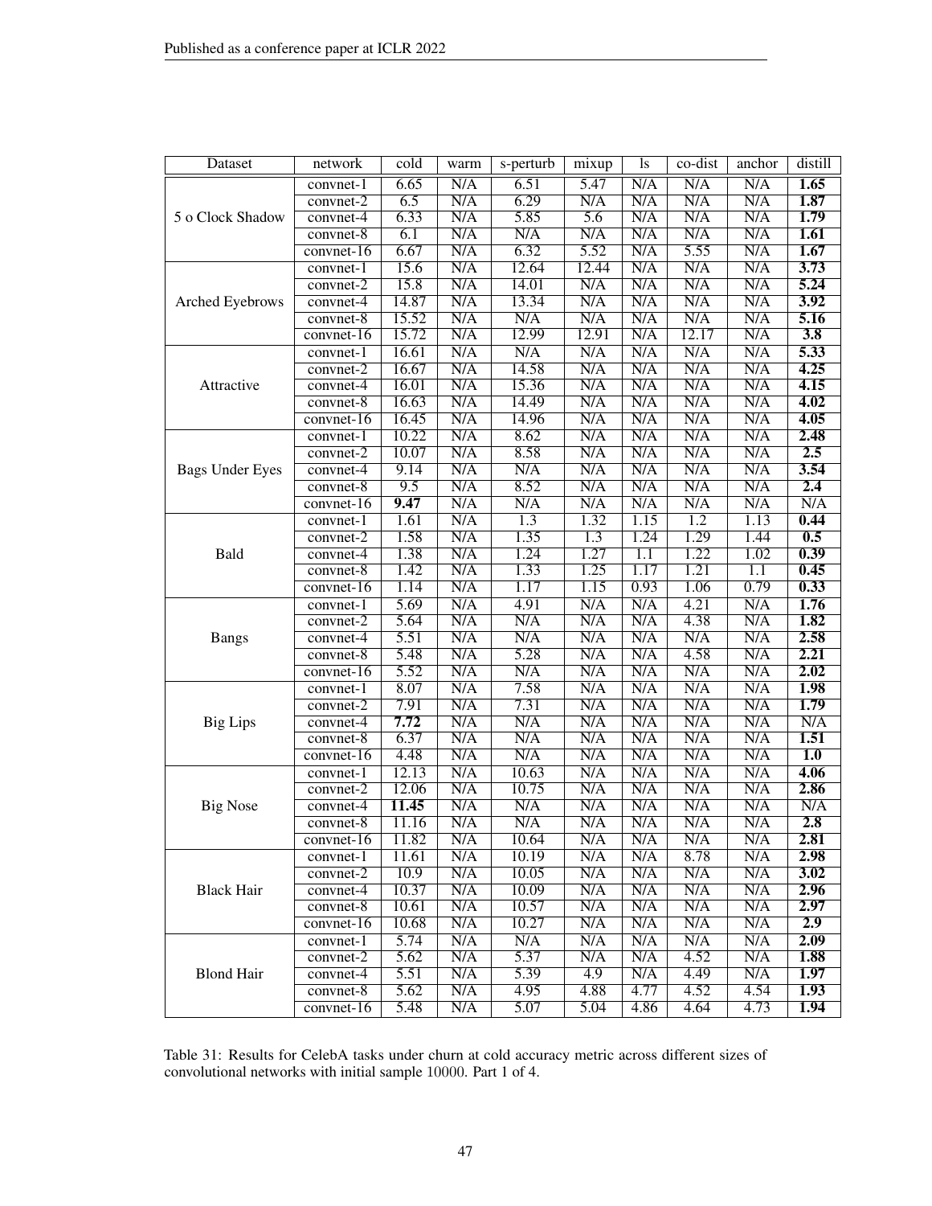| Dataset | network | cold | warm | s-perturb | mixup | ls | co-dist | anchor | distill |
|---|---|---|---|---|---|---|---|---|---|
| 5 o Clock Shadow | convnet-1 | 6.65 | N/A | 6.51 | 5.47 | N/A | N/A | N/A | **1.65** |
| | convnet-2 | 6.5 | N/A | 6.29 | N/A | N/A | N/A | N/A | **1.87** |
| | convnet-4 | 6.33 | N/A | 5.85 | 5.6 | N/A | N/A | N/A | **1.79** |
| | convnet-8 | 6.1 | N/A | N/A | N/A | N/A | N/A | N/A | **1.61** |
| | convnet-16 | 6.67 | N/A | 6.32 | 5.52 | N/A | 5.55 | N/A | **1.67** |
| Arched Eyebrows | convnet-1 | 15.6 | N/A | 12.64 | 12.44 | N/A | N/A | N/A | **3.73** |
| | convnet-2 | 15.8 | N/A | 14.01 | N/A | N/A | N/A | N/A | **5.24** |
| | convnet-4 | 14.87 | N/A | 13.34 | N/A | N/A | N/A | N/A | **3.92** |
| | convnet-8 | 15.52 | N/A | N/A | N/A | N/A | N/A | N/A | **5.16** |
| | convnet-16 | 15.72 | N/A | 12.99 | 12.91 | N/A | 12.17 | N/A | **3.8** |
| Attractive | convnet-1 | 16.61 | N/A | N/A | N/A | N/A | N/A | N/A | **5.33** |
| | convnet-2 | 16.67 | N/A | 14.58 | N/A | N/A | N/A | N/A | **4.25** |
| | convnet-4 | 16.01 | N/A | 15.36 | N/A | N/A | N/A | N/A | **4.15** |
| | convnet-8 | 16.63 | N/A | 14.49 | N/A | N/A | N/A | N/A | **4.02** |
| | convnet-16 | 16.45 | N/A | 14.96 | N/A | N/A | N/A | N/A | **4.05** |
| Bags Under Eyes | convnet-1 | 10.22 | N/A | 8.62 | N/A | N/A | N/A | N/A | **2.48** |
| | convnet-2 | 10.07 | N/A | 8.58 | N/A | N/A | N/A | N/A | **2.5** |
| | convnet-4 | 9.14 | N/A | N/A | N/A | N/A | N/A | N/A | **3.54** |
| | convnet-8 | 9.5 | N/A | 8.52 | N/A | N/A | N/A | N/A | **2.4** |
| | convnet-16 | **9.47** | N/A | N/A | N/A | N/A | N/A | N/A | N/A |
| Bald | convnet-1 | 1.61 | N/A | 1.3 | 1.32 | 1.15 | 1.2 | 1.13 | **0.44** |
| | convnet-2 | 1.58 | N/A | 1.35 | 1.3 | 1.24 | 1.29 | 1.44 | **0.5** |
| | convnet-4 | 1.38 | N/A | 1.24 | 1.27 | 1.1 | 1.22 | 1.02 | **0.39** |
| | convnet-8 | 1.42 | N/A | 1.33 | 1.25 | 1.17 | 1.21 | 1.1 | **0.45** |
| | convnet-16 | 1.14 | N/A | 1.17 | 1.15 | 0.93 | 1.06 | 0.79 | **0.33** |
| Bangs | convnet-1 | 5.69 | N/A | 4.91 | N/A | N/A | 4.21 | N/A | **1.76** |
| | convnet-2 | 5.64 | N/A | N/A | N/A | N/A | 4.38 | N/A | **1.82** |
| | convnet-4 | 5.51 | N/A | N/A | N/A | N/A | N/A | N/A | **2.58** |
| | convnet-8 | 5.48 | N/A | 5.28 | N/A | N/A | 4.58 | N/A | **2.21** |
| | convnet-16 | 5.52 | N/A | N/A | N/A | N/A | N/A | N/A | **2.02** |
| Big Lips | convnet-1 | 8.07 | N/A | 7.58 | N/A | N/A | N/A | N/A | **1.98** |
| | convnet-2 | 7.91 | N/A | 7.31 | N/A | N/A | N/A | N/A | **1.79** |
| | convnet-4 | **7.72** | N/A | N/A | N/A | N/A | N/A | N/A | N/A |
| | convnet-8 | 6.37 | N/A | N/A | N/A | N/A | N/A | N/A | **1.51** |
| | convnet-16 | 4.48 | N/A | N/A | N/A | N/A | N/A | N/A | **1.0** |
| Big Nose | convnet-1 | 12.13 | N/A | 10.63 | N/A | N/A | N/A | N/A | **4.06** |
| | convnet-2 | 12.06 | N/A | 10.75 | N/A | N/A | N/A | N/A | **2.86** |
| | convnet-4 | **11.45** | N/A | N/A | N/A | N/A | N/A | N/A | N/A |
| | convnet-8 | 11.16 | N/A | N/A | N/A | N/A | N/A | N/A | **2.8** |
| | convnet-16 | 11.82 | N/A | 10.64 | N/A | N/A | N/A | N/A | **2.81** |
| Black Hair | convnet-1 | 11.61 | N/A | 10.19 | N/A | N/A | 8.78 | N/A | **2.98** |
| | convnet-2 | 10.9 | N/A | 10.05 | N/A | N/A | N/A | N/A | **3.02** |
| | convnet-4 | 10.37 | N/A | 10.09 | N/A | N/A | N/A | N/A | **2.96** |
| | convnet-8 | 10.61 | N/A | 10.57 | N/A | N/A | N/A | N/A | **2.97** |
| | convnet-16 | 10.68 | N/A | 10.27 | N/A | N/A | N/A | N/A | **2.9** |
| Blond Hair | convnet-1 | 5.74 | N/A | N/A | N/A | N/A | N/A | N/A | **2.09** |
| | convnet-2 | 5.62 | N/A | 5.37 | N/A | N/A | 4.52 | N/A | **1.88** |
| | convnet-4 | 5.51 | N/A | 5.39 | 4.9 | N/A | 4.49 | N/A | **1.97** |
| | convnet-8 | 5.62 | N/A | 4.95 | 4.88 | 4.77 | 4.52 | 4.54 | **1.93** |
| | convnet-16 | 5.48 | N/A | 5.07 | 5.04 | 4.86 | 4.64 | 4.73 | **1.94** |

Table 31: Results for CelebA tasks under churn at cold accuracy metric across different sizes of convolutional networks with initial sample 10000. Part 1 of 4.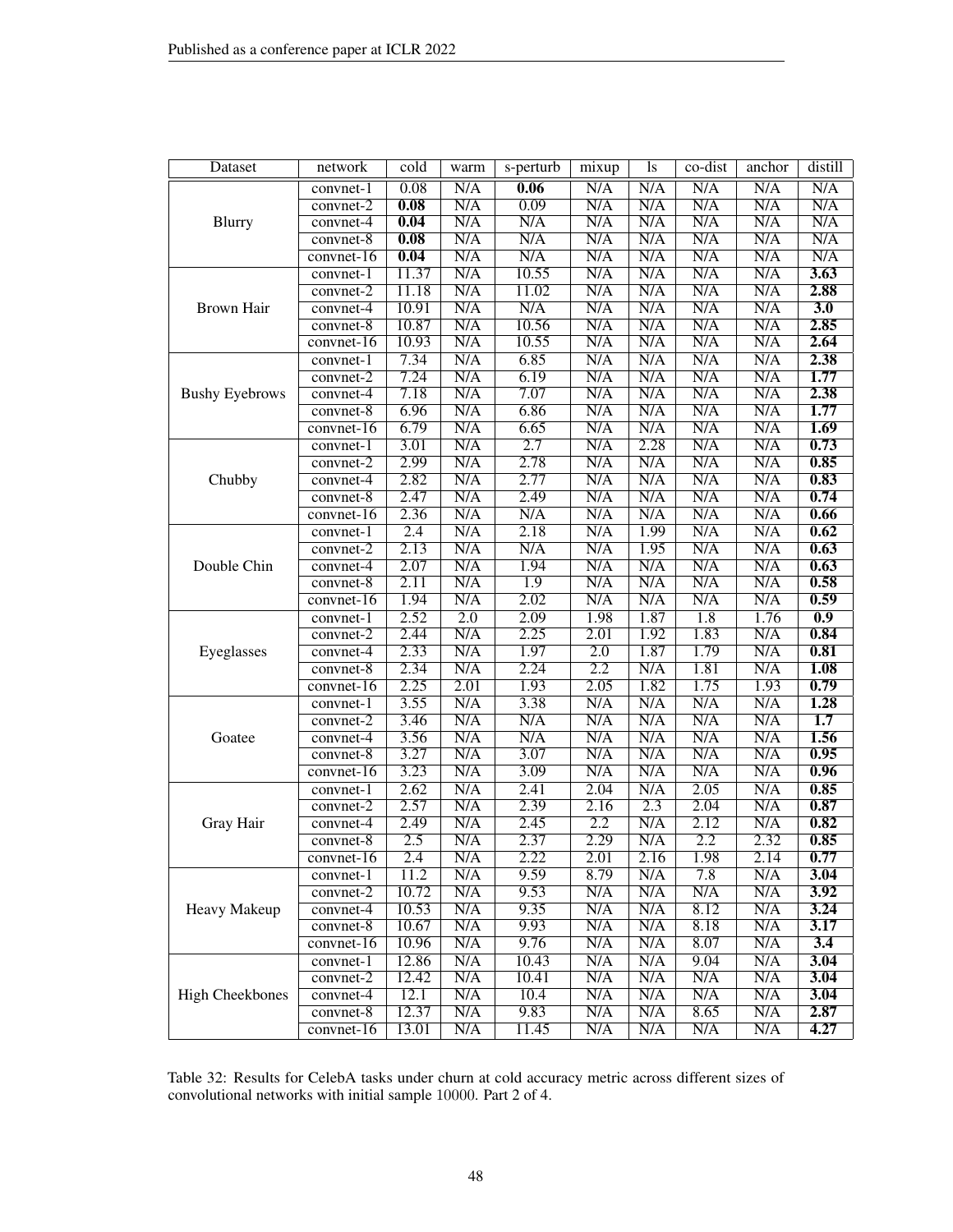| Dataset | network | cold | warm | s-perturb | mixup | ls | co-dist | anchor | distill |
|---|---|---|---|---|---|---|---|---|---|
| Blurry | convnet-1 | 0.08 | N/A | **0.06** | N/A | N/A | N/A | N/A | N/A |
| | convnet-2 | **0.08** | N/A | 0.09 | N/A | N/A | N/A | N/A | N/A |
| | convnet-4 | **0.04** | N/A | N/A | N/A | N/A | N/A | N/A | N/A |
| | convnet-8 | **0.08** | N/A | N/A | N/A | N/A | N/A | N/A | N/A |
| | convnet-16 | **0.04** | N/A | N/A | N/A | N/A | N/A | N/A | N/A |
| Brown Hair | convnet-1 | 11.37 | N/A | 10.55 | N/A | N/A | N/A | N/A | **3.63** |
| | convnet-2 | 11.18 | N/A | 11.02 | N/A | N/A | N/A | N/A | **2.88** |
| | convnet-4 | 10.91 | N/A | N/A | N/A | N/A | N/A | N/A | **3.0** |
| | convnet-8 | 10.87 | N/A | 10.56 | N/A | N/A | N/A | N/A | **2.85** |
| | convnet-16 | 10.93 | N/A | 10.55 | N/A | N/A | N/A | N/A | **2.64** |
| Bushy Eyebrows | convnet-1 | 7.34 | N/A | 6.85 | N/A | N/A | N/A | N/A | **2.38** |
| | convnet-2 | 7.24 | N/A | 6.19 | N/A | N/A | N/A | N/A | **1.77** |
| | convnet-4 | 7.18 | N/A | 7.07 | N/A | N/A | N/A | N/A | **2.38** |
| | convnet-8 | 6.96 | N/A | 6.86 | N/A | N/A | N/A | N/A | **1.77** |
| | convnet-16 | 6.79 | N/A | 6.65 | N/A | N/A | N/A | N/A | **1.69** |
| Chubby | convnet-1 | 3.01 | N/A | 2.7 | N/A | 2.28 | N/A | N/A | **0.73** |
| | convnet-2 | 2.99 | N/A | 2.78 | N/A | N/A | N/A | N/A | **0.85** |
| | convnet-4 | 2.82 | N/A | 2.77 | N/A | N/A | N/A | N/A | **0.83** |
| | convnet-8 | 2.47 | N/A | 2.49 | N/A | N/A | N/A | N/A | **0.74** |
| | convnet-16 | 2.36 | N/A | N/A | N/A | N/A | N/A | N/A | **0.66** |
| Double Chin | convnet-1 | 2.4 | N/A | 2.18 | N/A | 1.99 | N/A | N/A | **0.62** |
| | convnet-2 | 2.13 | N/A | N/A | N/A | 1.95 | N/A | N/A | **0.63** |
| | convnet-4 | 2.07 | N/A | 1.94 | N/A | N/A | N/A | N/A | **0.63** |
| | convnet-8 | 2.11 | N/A | 1.9 | N/A | N/A | N/A | N/A | **0.58** |
| | convnet-16 | 1.94 | N/A | 2.02 | N/A | N/A | N/A | N/A | **0.59** |
| Eyeglasses | convnet-1 | 2.52 | 2.0 | 2.09 | 1.98 | 1.87 | 1.8 | 1.76 | **0.9** |
| | convnet-2 | 2.44 | N/A | 2.25 | 2.01 | 1.92 | 1.83 | N/A | **0.84** |
| | convnet-4 | 2.33 | N/A | 1.97 | 2.0 | 1.87 | 1.79 | N/A | **0.81** |
| | convnet-8 | 2.34 | N/A | 2.24 | 2.2 | N/A | 1.81 | N/A | **1.08** |
| | convnet-16 | 2.25 | 2.01 | 1.93 | 2.05 | 1.82 | 1.75 | 1.93 | **0.79** |
| Goatee | convnet-1 | 3.55 | N/A | 3.38 | N/A | N/A | N/A | N/A | **1.28** |
| | convnet-2 | 3.46 | N/A | N/A | N/A | N/A | N/A | N/A | **1.7** |
| | convnet-4 | 3.56 | N/A | N/A | N/A | N/A | N/A | N/A | **1.56** |
| | convnet-8 | 3.27 | N/A | 3.07 | N/A | N/A | N/A | N/A | **0.95** |
| | convnet-16 | 3.23 | N/A | 3.09 | N/A | N/A | N/A | N/A | **0.96** |
| Gray Hair | convnet-1 | 2.62 | N/A | 2.41 | 2.04 | N/A | 2.05 | N/A | **0.85** |
| | convnet-2 | 2.57 | N/A | 2.39 | 2.16 | 2.3 | 2.04 | N/A | **0.87** |
| | convnet-4 | 2.49 | N/A | 2.45 | 2.2 | N/A | 2.12 | N/A | **0.82** |
| | convnet-8 | 2.5 | N/A | 2.37 | 2.29 | N/A | 2.2 | 2.32 | **0.85** |
| | convnet-16 | 2.4 | N/A | 2.22 | 2.01 | 2.16 | 1.98 | 2.14 | **0.77** |
| Heavy Makeup | convnet-1 | 11.2 | N/A | 9.59 | 8.79 | N/A | 7.8 | N/A | **3.04** |
| | convnet-2 | 10.72 | N/A | 9.53 | N/A | N/A | N/A | N/A | **3.92** |
| | convnet-4 | 10.53 | N/A | 9.35 | N/A | N/A | 8.12 | N/A | **3.24** |
| | convnet-8 | 10.67 | N/A | 9.93 | N/A | N/A | 8.18 | N/A | **3.17** |
| | convnet-16 | 10.96 | N/A | 9.76 | N/A | N/A | 8.07 | N/A | **3.4** |
| High Cheekbones | convnet-1 | 12.86 | N/A | 10.43 | N/A | N/A | 9.04 | N/A | **3.04** |
| | convnet-2 | 12.42 | N/A | 10.41 | N/A | N/A | N/A | N/A | **3.04** |
| | convnet-4 | 12.1 | N/A | 10.4 | N/A | N/A | N/A | N/A | **3.04** |
| | convnet-8 | 12.37 | N/A | 9.83 | N/A | N/A | 8.65 | N/A | **2.87** |
| | convnet-16 | 13.01 | N/A | 11.45 | N/A | N/A | N/A | N/A | **4.27** |

Table 32: Results for CelebA tasks under churn at cold accuracy metric across different sizes of convolutional networks with initial sample 10000. Part 2 of 4.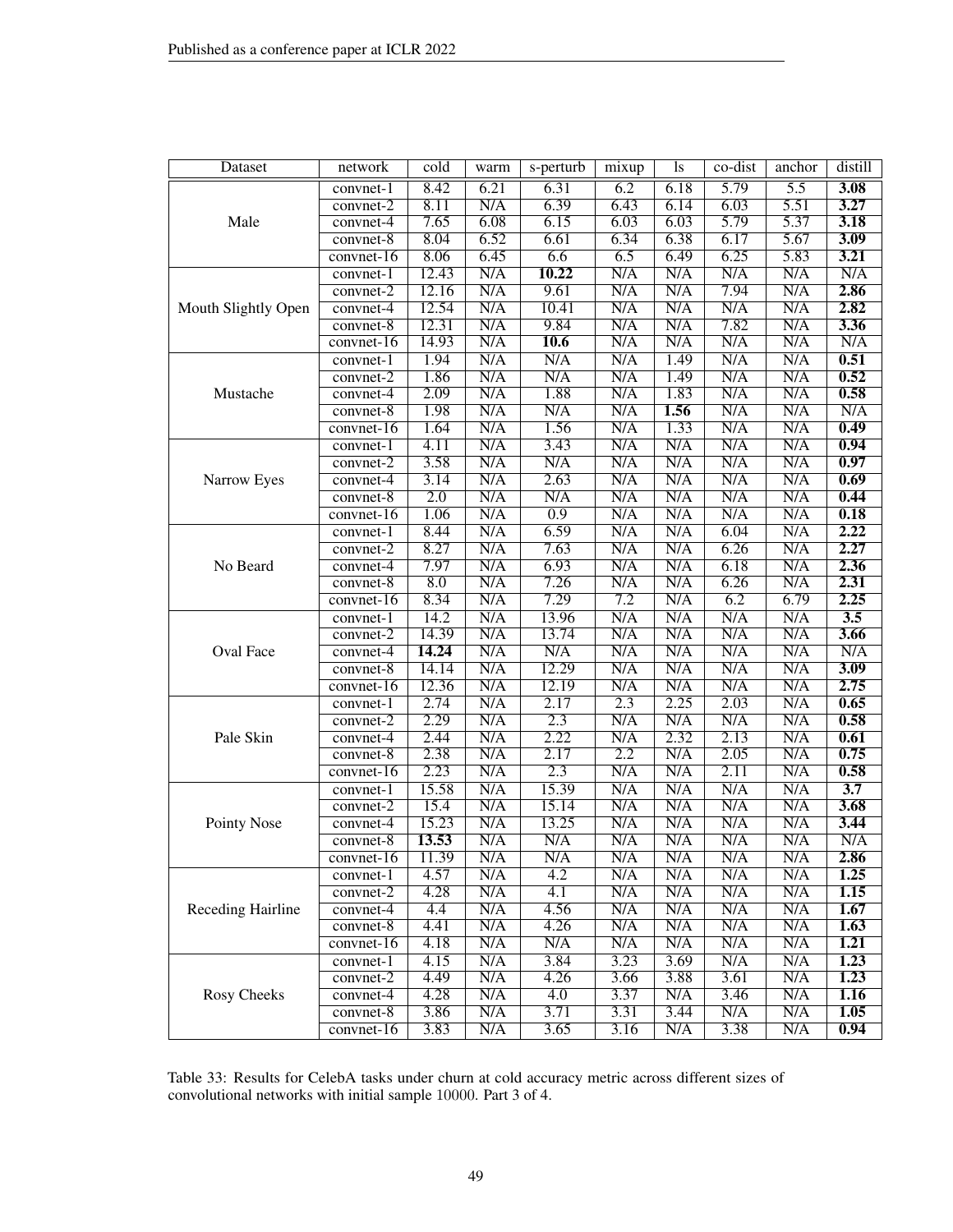| Dataset | network | cold | warm | s-perturb | mixup | ls | co-dist | anchor | distill |
|---|---|---|---|---|---|---|---|---|---|
| Male | convnet-1 | 8.42 | 6.21 | 6.31 | 6.2 | 6.18 | 5.79 | 5.5 | **3.08** |
| | convnet-2 | 8.11 | N/A | 6.39 | 6.43 | 6.14 | 6.03 | 5.51 | **3.27** |
| | convnet-4 | 7.65 | 6.08 | 6.15 | 6.03 | 6.03 | 5.79 | 5.37 | **3.18** |
| | convnet-8 | 8.04 | 6.52 | 6.61 | 6.34 | 6.38 | 6.17 | 5.67 | **3.09** |
| | convnet-16 | 8.06 | 6.45 | 6.6 | 6.5 | 6.49 | 6.25 | 5.83 | **3.21** |
| Mouth Slightly Open | convnet-1 | 12.43 | N/A | **10.22** | N/A | N/A | N/A | N/A | N/A |
| | convnet-2 | 12.16 | N/A | 9.61 | N/A | N/A | 7.94 | N/A | **2.86** |
| | convnet-4 | 12.54 | N/A | 10.41 | N/A | N/A | N/A | N/A | **2.82** |
| | convnet-8 | 12.31 | N/A | 9.84 | N/A | N/A | 7.82 | N/A | **3.36** |
| | convnet-16 | 14.93 | N/A | **10.6** | N/A | N/A | N/A | N/A | N/A |
| Mustache | convnet-1 | 1.94 | N/A | N/A | N/A | 1.49 | N/A | N/A | **0.51** |
| | convnet-2 | 1.86 | N/A | N/A | N/A | 1.49 | N/A | N/A | **0.52** |
| | convnet-4 | 2.09 | N/A | 1.88 | N/A | 1.83 | N/A | N/A | **0.58** |
| | convnet-8 | 1.98 | N/A | N/A | N/A | **1.56** | N/A | N/A | N/A |
| | convnet-16 | 1.64 | N/A | 1.56 | N/A | 1.33 | N/A | N/A | **0.49** |
| Narrow Eyes | convnet-1 | 4.11 | N/A | 3.43 | N/A | N/A | N/A | N/A | **0.94** |
| | convnet-2 | 3.58 | N/A | N/A | N/A | N/A | N/A | N/A | **0.97** |
| | convnet-4 | 3.14 | N/A | 2.63 | N/A | N/A | N/A | N/A | **0.69** |
| | convnet-8 | 2.0 | N/A | N/A | N/A | N/A | N/A | N/A | **0.44** |
| | convnet-16 | 1.06 | N/A | 0.9 | N/A | N/A | N/A | N/A | **0.18** |
| No Beard | convnet-1 | 8.44 | N/A | 6.59 | N/A | N/A | 6.04 | N/A | **2.22** |
| | convnet-2 | 8.27 | N/A | 7.63 | N/A | N/A | 6.26 | N/A | **2.27** |
| | convnet-4 | 7.97 | N/A | 6.93 | N/A | N/A | 6.18 | N/A | **2.36** |
| | convnet-8 | 8.0 | N/A | 7.26 | N/A | N/A | 6.26 | N/A | **2.31** |
| | convnet-16 | 8.34 | N/A | 7.29 | 7.2 | N/A | 6.2 | 6.79 | **2.25** |
| Oval Face | convnet-1 | 14.2 | N/A | 13.96 | N/A | N/A | N/A | N/A | **3.5** |
| | convnet-2 | 14.39 | N/A | 13.74 | N/A | N/A | N/A | N/A | **3.66** |
| | convnet-4 | **14.24** | N/A | N/A | N/A | N/A | N/A | N/A | N/A |
| | convnet-8 | 14.14 | N/A | 12.29 | N/A | N/A | N/A | N/A | **3.09** |
| | convnet-16 | 12.36 | N/A | 12.19 | N/A | N/A | N/A | N/A | **2.75** |
| Pale Skin | convnet-1 | 2.74 | N/A | 2.17 | 2.3 | 2.25 | 2.03 | N/A | **0.65** |
| | convnet-2 | 2.29 | N/A | 2.3 | N/A | N/A | N/A | N/A | **0.58** |
| | convnet-4 | 2.44 | N/A | 2.22 | N/A | 2.32 | 2.13 | N/A | **0.61** |
| | convnet-8 | 2.38 | N/A | 2.17 | 2.2 | N/A | 2.05 | N/A | **0.75** |
| | convnet-16 | 2.23 | N/A | 2.3 | N/A | N/A | 2.11 | N/A | **0.58** |
| Pointy Nose | convnet-1 | 15.58 | N/A | 15.39 | N/A | N/A | N/A | N/A | **3.7** |
| | convnet-2 | 15.4 | N/A | 15.14 | N/A | N/A | N/A | N/A | **3.68** |
| | convnet-4 | 15.23 | N/A | 13.25 | N/A | N/A | N/A | N/A | **3.44** |
| | convnet-8 | **13.53** | N/A | N/A | N/A | N/A | N/A | N/A | N/A |
| | convnet-16 | 11.39 | N/A | N/A | N/A | N/A | N/A | N/A | **2.86** |
| Receding Hairline | convnet-1 | 4.57 | N/A | 4.2 | N/A | N/A | N/A | N/A | **1.25** |
| | convnet-2 | 4.28 | N/A | 4.1 | N/A | N/A | N/A | N/A | **1.15** |
| | convnet-4 | 4.4 | N/A | 4.56 | N/A | N/A | N/A | N/A | **1.67** |
| | convnet-8 | 4.41 | N/A | 4.26 | N/A | N/A | N/A | N/A | **1.63** |
| | convnet-16 | 4.18 | N/A | N/A | N/A | N/A | N/A | N/A | **1.21** |
| Rosy Cheeks | convnet-1 | 4.15 | N/A | 3.84 | 3.23 | 3.69 | N/A | N/A | **1.23** |
| | convnet-2 | 4.49 | N/A | 4.26 | 3.66 | 3.88 | 3.61 | N/A | **1.23** |
| | convnet-4 | 4.28 | N/A | 4.0 | 3.37 | N/A | 3.46 | N/A | **1.16** |
| | convnet-8 | 3.86 | N/A | 3.71 | 3.31 | 3.44 | N/A | N/A | **1.05** |
| | convnet-16 | 3.83 | N/A | 3.65 | 3.16 | N/A | 3.38 | N/A | **0.94** |

Table 33: Results for CelebA tasks under churn at cold accuracy metric across different sizes of convolutional networks with initial sample 10000. Part 3 of 4.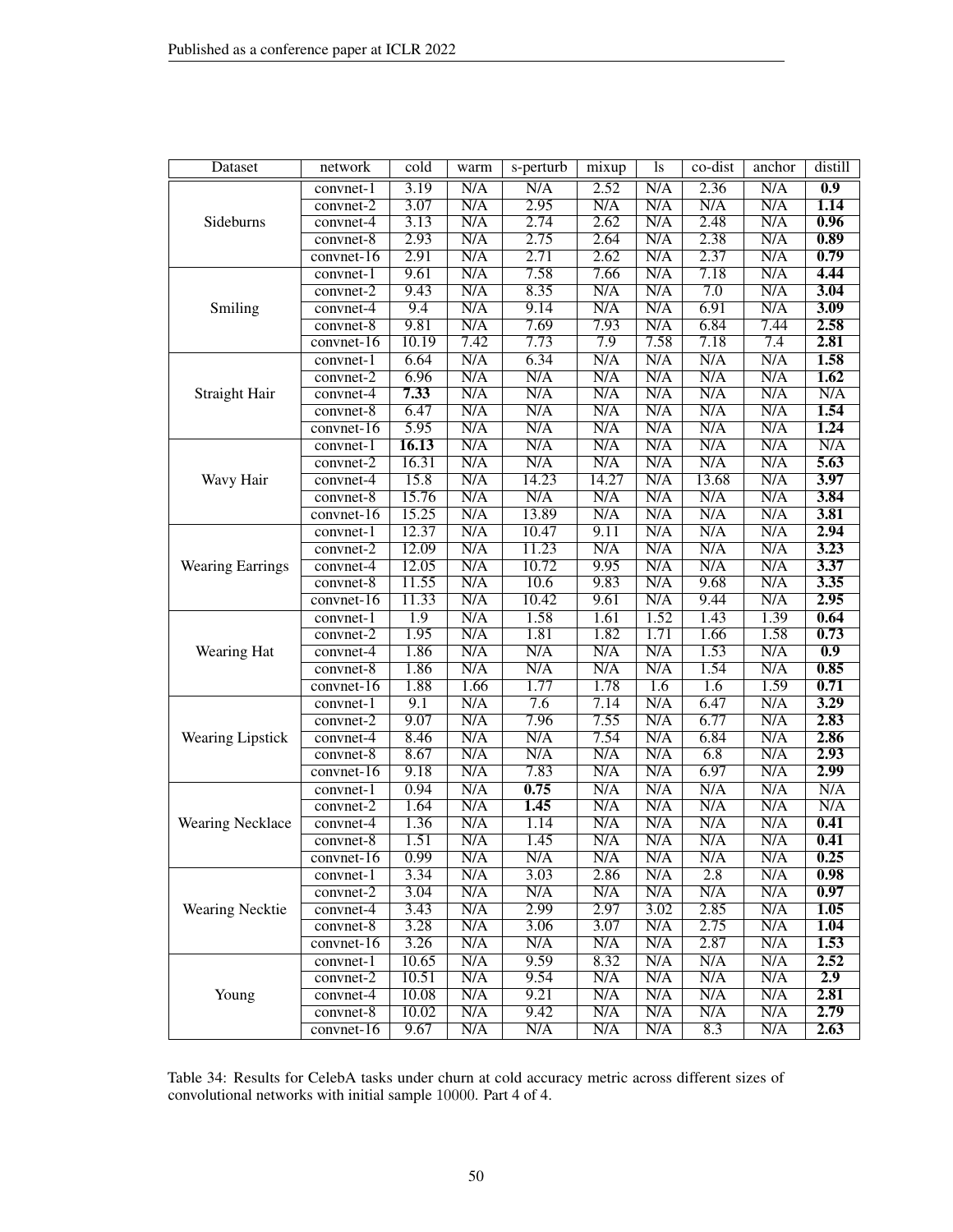| Dataset | network | cold | warm | s-perturb | mixup | ls | co-dist | anchor | distill |
|---|---|---|---|---|---|---|---|---|---|
| Sideburns | convnet-1 | 3.19 | N/A | N/A | 2.52 | N/A | 2.36 | N/A | **0.9** |
| | convnet-2 | 3.07 | N/A | 2.95 | N/A | N/A | N/A | N/A | **1.14** |
| | convnet-4 | 3.13 | N/A | 2.74 | 2.62 | N/A | 2.48 | N/A | **0.96** |
| | convnet-8 | 2.93 | N/A | 2.75 | 2.64 | N/A | 2.38 | N/A | **0.89** |
| | convnet-16 | 2.91 | N/A | 2.71 | 2.62 | N/A | 2.37 | N/A | **0.79** |
| Smiling | convnet-1 | 9.61 | N/A | 7.58 | 7.66 | N/A | 7.18 | N/A | **4.44** |
| | convnet-2 | 9.43 | N/A | 8.35 | N/A | N/A | 7.0 | N/A | **3.04** |
| | convnet-4 | 9.4 | N/A | 9.14 | N/A | N/A | 6.91 | N/A | **3.09** |
| | convnet-8 | 9.81 | N/A | 7.69 | 7.93 | N/A | 6.84 | 7.44 | **2.58** |
| | convnet-16 | 10.19 | 7.42 | 7.73 | 7.9 | 7.58 | 7.18 | 7.4 | **2.81** |
| Straight Hair | convnet-1 | 6.64 | N/A | 6.34 | N/A | N/A | N/A | N/A | **1.58** |
| | convnet-2 | 6.96 | N/A | N/A | N/A | N/A | N/A | N/A | **1.62** |
| | convnet-4 | **7.33** | N/A | N/A | N/A | N/A | N/A | N/A | N/A |
| | convnet-8 | 6.47 | N/A | N/A | N/A | N/A | N/A | N/A | **1.54** |
| | convnet-16 | 5.95 | N/A | N/A | N/A | N/A | N/A | N/A | **1.24** |
| Wavy Hair | convnet-1 | **16.13** | N/A | N/A | N/A | N/A | N/A | N/A | N/A |
| | convnet-2 | 16.31 | N/A | N/A | N/A | N/A | N/A | N/A | **5.63** |
| | convnet-4 | 15.8 | N/A | 14.23 | 14.27 | N/A | 13.68 | N/A | **3.97** |
| | convnet-8 | 15.76 | N/A | N/A | N/A | N/A | N/A | N/A | **3.84** |
| | convnet-16 | 15.25 | N/A | 13.89 | N/A | N/A | N/A | N/A | **3.81** |
| Wearing Earrings | convnet-1 | 12.37 | N/A | 10.47 | 9.11 | N/A | N/A | N/A | **2.94** |
| | convnet-2 | 12.09 | N/A | 11.23 | N/A | N/A | N/A | N/A | **3.23** |
| | convnet-4 | 12.05 | N/A | 10.72 | 9.95 | N/A | N/A | N/A | **3.37** |
| | convnet-8 | 11.55 | N/A | 10.6 | 9.83 | N/A | 9.68 | N/A | **3.35** |
| | convnet-16 | 11.33 | N/A | 10.42 | 9.61 | N/A | 9.44 | N/A | **2.95** |
| Wearing Hat | convnet-1 | 1.9 | N/A | 1.58 | 1.61 | 1.52 | 1.43 | 1.39 | **0.64** |
| | convnet-2 | 1.95 | N/A | 1.81 | 1.82 | 1.71 | 1.66 | 1.58 | **0.73** |
| | convnet-4 | 1.86 | N/A | N/A | N/A | N/A | 1.53 | N/A | **0.9** |
| | convnet-8 | 1.86 | N/A | N/A | N/A | N/A | 1.54 | N/A | **0.85** |
| | convnet-16 | 1.88 | 1.66 | 1.77 | 1.78 | 1.6 | 1.6 | 1.59 | **0.71** |
| Wearing Lipstick | convnet-1 | 9.1 | N/A | 7.6 | 7.14 | N/A | 6.47 | N/A | **3.29** |
| | convnet-2 | 9.07 | N/A | 7.96 | 7.55 | N/A | 6.77 | N/A | **2.83** |
| | convnet-4 | 8.46 | N/A | N/A | 7.54 | N/A | 6.84 | N/A | **2.86** |
| | convnet-8 | 8.67 | N/A | N/A | N/A | N/A | 6.8 | N/A | **2.93** |
| | convnet-16 | 9.18 | N/A | 7.83 | N/A | N/A | 6.97 | N/A | **2.99** |
| Wearing Necklace | convnet-1 | 0.94 | N/A | **0.75** | N/A | N/A | N/A | N/A | N/A |
| | convnet-2 | 1.64 | N/A | **1.45** | N/A | N/A | N/A | N/A | N/A |
| | convnet-4 | 1.36 | N/A | 1.14 | N/A | N/A | N/A | N/A | **0.41** |
| | convnet-8 | 1.51 | N/A | 1.45 | N/A | N/A | N/A | N/A | **0.41** |
| | convnet-16 | 0.99 | N/A | N/A | N/A | N/A | N/A | N/A | **0.25** |
| Wearing Necktie | convnet-1 | 3.34 | N/A | 3.03 | 2.86 | N/A | 2.8 | N/A | **0.98** |
| | convnet-2 | 3.04 | N/A | N/A | N/A | N/A | N/A | N/A | **0.97** |
| | convnet-4 | 3.43 | N/A | 2.99 | 2.97 | 3.02 | 2.85 | N/A | **1.05** |
| | convnet-8 | 3.28 | N/A | 3.06 | 3.07 | N/A | 2.75 | N/A | **1.04** |
| | convnet-16 | 3.26 | N/A | N/A | N/A | N/A | 2.87 | N/A | **1.53** |
| Young | convnet-1 | 10.65 | N/A | 9.59 | 8.32 | N/A | N/A | N/A | **2.52** |
| | convnet-2 | 10.51 | N/A | 9.54 | N/A | N/A | N/A | N/A | **2.9** |
| | convnet-4 | 10.08 | N/A | 9.21 | N/A | N/A | N/A | N/A | **2.81** |
| | convnet-8 | 10.02 | N/A | 9.42 | N/A | N/A | N/A | N/A | **2.79** |
| | convnet-16 | 9.67 | N/A | N/A | N/A | N/A | 8.3 | N/A | **2.63** |

Table 34: Results for CelebA tasks under churn at cold accuracy metric across different sizes of convolutional networks with initial sample 10000. Part 4 of 4.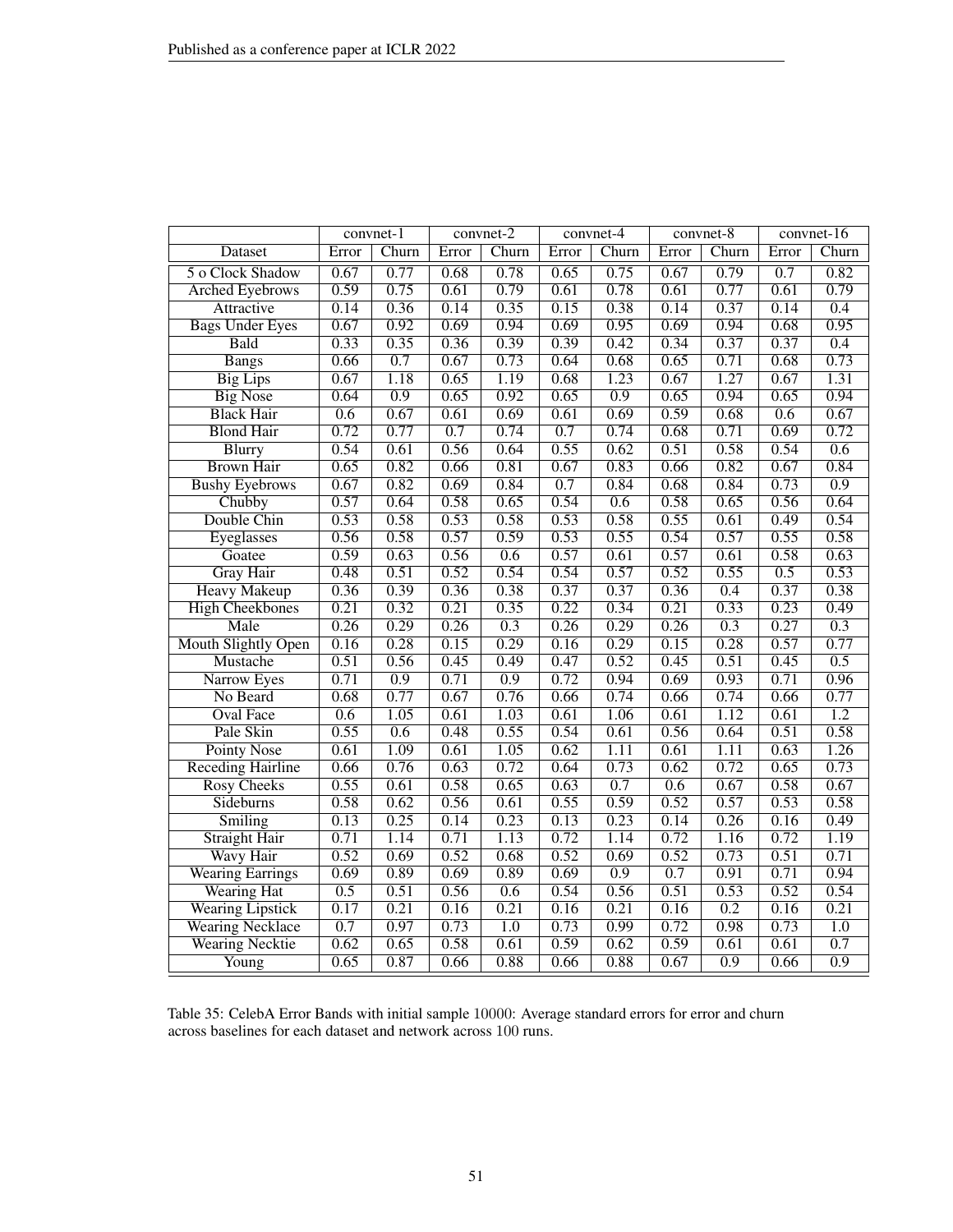| | convnet-1 | | convnet-2 | | convnet-4 | | convnet-8 | | convnet-16 | |
|---|---|---|---|---|---|---|---|---|---|---|
| Dataset | Error | Churn | Error | Churn | Error | Churn | Error | Churn | Error | Churn |
| 5 o Clock Shadow | 0.67 | 0.77 | 0.68 | 0.78 | 0.65 | 0.75 | 0.67 | 0.79 | 0.7 | 0.82 |
| Arched Eyebrows | 0.59 | 0.75 | 0.61 | 0.79 | 0.61 | 0.78 | 0.61 | 0.77 | 0.61 | 0.79 |
| Attractive | 0.14 | 0.36 | 0.14 | 0.35 | 0.15 | 0.38 | 0.14 | 0.37 | 0.14 | 0.4 |
| Bags Under Eyes | 0.67 | 0.92 | 0.69 | 0.94 | 0.69 | 0.95 | 0.69 | 0.94 | 0.68 | 0.95 |
| Bald | 0.33 | 0.35 | 0.36 | 0.39 | 0.39 | 0.42 | 0.34 | 0.37 | 0.37 | 0.4 |
| Bangs | 0.66 | 0.7 | 0.67 | 0.73 | 0.64 | 0.68 | 0.65 | 0.71 | 0.68 | 0.73 |
| Big Lips | 0.67 | 1.18 | 0.65 | 1.19 | 0.68 | 1.23 | 0.67 | 1.27 | 0.67 | 1.31 |
| Big Nose | 0.64 | 0.9 | 0.65 | 0.92 | 0.65 | 0.9 | 0.65 | 0.94 | 0.65 | 0.94 |
| Black Hair | 0.6 | 0.67 | 0.61 | 0.69 | 0.61 | 0.69 | 0.59 | 0.68 | 0.6 | 0.67 |
| Blond Hair | 0.72 | 0.77 | 0.7 | 0.74 | 0.7 | 0.74 | 0.68 | 0.71 | 0.69 | 0.72 |
| Blurry | 0.54 | 0.61 | 0.56 | 0.64 | 0.55 | 0.62 | 0.51 | 0.58 | 0.54 | 0.6 |
| Brown Hair | 0.65 | 0.82 | 0.66 | 0.81 | 0.67 | 0.83 | 0.66 | 0.82 | 0.67 | 0.84 |
| Bushy Eyebrows | 0.67 | 0.82 | 0.69 | 0.84 | 0.7 | 0.84 | 0.68 | 0.84 | 0.73 | 0.9 |
| Chubby | 0.57 | 0.64 | 0.58 | 0.65 | 0.54 | 0.6 | 0.58 | 0.65 | 0.56 | 0.64 |
| Double Chin | 0.53 | 0.58 | 0.53 | 0.58 | 0.53 | 0.58 | 0.55 | 0.61 | 0.49 | 0.54 |
| Eyeglasses | 0.56 | 0.58 | 0.57 | 0.59 | 0.53 | 0.55 | 0.54 | 0.57 | 0.55 | 0.58 |
| Goatee | 0.59 | 0.63 | 0.56 | 0.6 | 0.57 | 0.61 | 0.57 | 0.61 | 0.58 | 0.63 |
| Gray Hair | 0.48 | 0.51 | 0.52 | 0.54 | 0.54 | 0.57 | 0.52 | 0.55 | 0.5 | 0.53 |
| Heavy Makeup | 0.36 | 0.39 | 0.36 | 0.38 | 0.37 | 0.37 | 0.36 | 0.4 | 0.37 | 0.38 |
| High Cheekbones | 0.21 | 0.32 | 0.21 | 0.35 | 0.22 | 0.34 | 0.21 | 0.33 | 0.23 | 0.49 |
| Male | 0.26 | 0.29 | 0.26 | 0.3 | 0.26 | 0.29 | 0.26 | 0.3 | 0.27 | 0.3 |
| Mouth Slightly Open | 0.16 | 0.28 | 0.15 | 0.29 | 0.16 | 0.29 | 0.15 | 0.28 | 0.57 | 0.77 |
| Mustache | 0.51 | 0.56 | 0.45 | 0.49 | 0.47 | 0.52 | 0.45 | 0.51 | 0.45 | 0.5 |
| Narrow Eyes | 0.71 | 0.9 | 0.71 | 0.9 | 0.72 | 0.94 | 0.69 | 0.93 | 0.71 | 0.96 |
| No Beard | 0.68 | 0.77 | 0.67 | 0.76 | 0.66 | 0.74 | 0.66 | 0.74 | 0.66 | 0.77 |
| Oval Face | 0.6 | 1.05 | 0.61 | 1.03 | 0.61 | 1.06 | 0.61 | 1.12 | 0.61 | 1.2 |
| Pale Skin | 0.55 | 0.6 | 0.48 | 0.55 | 0.54 | 0.61 | 0.56 | 0.64 | 0.51 | 0.58 |
| Pointy Nose | 0.61 | 1.09 | 0.61 | 1.05 | 0.62 | 1.11 | 0.61 | 1.11 | 0.63 | 1.26 |
| Receding Hairline | 0.66 | 0.76 | 0.63 | 0.72 | 0.64 | 0.73 | 0.62 | 0.72 | 0.65 | 0.73 |
| Rosy Cheeks | 0.55 | 0.61 | 0.58 | 0.65 | 0.63 | 0.7 | 0.6 | 0.67 | 0.58 | 0.67 |
| Sideburns | 0.58 | 0.62 | 0.56 | 0.61 | 0.55 | 0.59 | 0.52 | 0.57 | 0.53 | 0.58 |
| Smiling | 0.13 | 0.25 | 0.14 | 0.23 | 0.13 | 0.23 | 0.14 | 0.26 | 0.16 | 0.49 |
| Straight Hair | 0.71 | 1.14 | 0.71 | 1.13 | 0.72 | 1.14 | 0.72 | 1.16 | 0.72 | 1.19 |
| Wavy Hair | 0.52 | 0.69 | 0.52 | 0.68 | 0.52 | 0.69 | 0.52 | 0.73 | 0.51 | 0.71 |
| Wearing Earrings | 0.69 | 0.89 | 0.69 | 0.89 | 0.69 | 0.9 | 0.7 | 0.91 | 0.71 | 0.94 |
| Wearing Hat | 0.5 | 0.51 | 0.56 | 0.6 | 0.54 | 0.56 | 0.51 | 0.53 | 0.52 | 0.54 |
| Wearing Lipstick | 0.17 | 0.21 | 0.16 | 0.21 | 0.16 | 0.21 | 0.16 | 0.2 | 0.16 | 0.21 |
| Wearing Necklace | 0.7 | 0.97 | 0.73 | 1.0 | 0.73 | 0.99 | 0.72 | 0.98 | 0.73 | 1.0 |
| Wearing Necktie | 0.62 | 0.65 | 0.58 | 0.61 | 0.59 | 0.62 | 0.59 | 0.61 | 0.61 | 0.7 |
| Young | 0.65 | 0.87 | 0.66 | 0.88 | 0.66 | 0.88 | 0.67 | 0.9 | 0.66 | 0.9 |

Table 35: CelebA Error Bands with initial sample 10000: Average standard errors for error and churn across baselines for each dataset and network across 100 runs.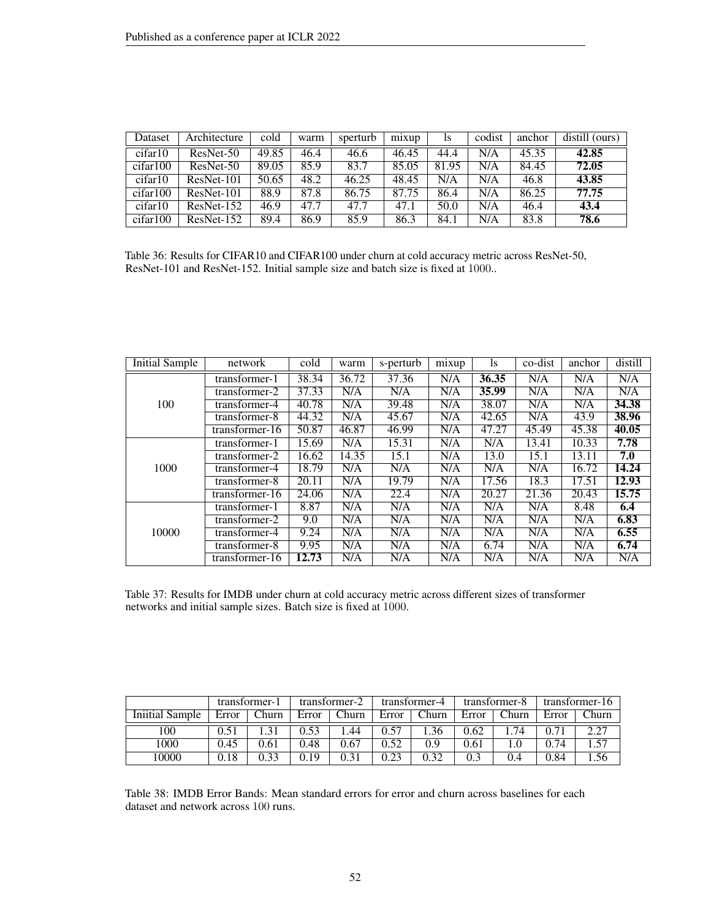| Dataset | Architecture | cold | warm | sperturb | mixup | ls | codist | anchor | distill (ours) |
|---|---|---|---|---|---|---|---|---|---|
| cifar10 | ResNet-50 | 49.85 | 46.4 | 46.6 | 46.45 | 44.4 | N/A | 45.35 | **42.85** |
| cifar100 | ResNet-50 | 89.05 | 85.9 | 83.7 | 85.05 | 81.95 | N/A | 84.45 | **72.05** |
| cifar10 | ResNet-101 | 50.65 | 48.2 | 46.25 | 48.45 | N/A | N/A | 46.8 | **43.85** |
| cifar100 | ResNet-101 | 88.9 | 87.8 | 86.75 | 87.75 | 86.4 | N/A | 86.25 | **77.75** |
| cifar10 | ResNet-152 | 46.9 | 47.7 | 47.7 | 47.1 | 50.0 | N/A | 46.4 | **43.4** |
| cifar100 | ResNet-152 | 89.4 | 86.9 | 85.9 | 86.3 | 84.1 | N/A | 83.8 | **78.6** |

Table 36: Results for CIFAR10 and CIFAR100 under churn at cold accuracy metric across ResNet-50, ResNet-101 and ResNet-152. Initial sample size and batch size is fixed at 1000..

| Initial Sample | network | cold | warm | s-perturb | mixup | ls | co-dist | anchor | distill |
|---|---|---|---|---|---|---|---|---|---|
| 100 | transformer-1 | 38.34 | 36.72 | 37.36 | N/A | **36.35** | N/A | N/A | N/A |
| | transformer-2 | 37.33 | N/A | N/A | N/A | **35.99** | N/A | N/A | N/A |
| | transformer-4 | 40.78 | N/A | 39.48 | N/A | 38.07 | N/A | N/A | **34.38** |
| | transformer-8 | 44.32 | N/A | 45.67 | N/A | 42.65 | N/A | 43.9 | **38.96** |
| | transformer-16 | 50.87 | 46.87 | 46.99 | N/A | 47.27 | 45.49 | 45.38 | **40.05** |
| 1000 | transformer-1 | 15.69 | N/A | 15.31 | N/A | N/A | 13.41 | 10.33 | **7.78** |
| | transformer-2 | 16.62 | 14.35 | 15.1 | N/A | 13.0 | 15.1 | 13.11 | **7.0** |
| | transformer-4 | 18.79 | N/A | N/A | N/A | N/A | N/A | 16.72 | **14.24** |
| | transformer-8 | 20.11 | N/A | 19.79 | N/A | 17.56 | 18.3 | 17.51 | **12.93** |
| | transformer-16 | 24.06 | N/A | 22.4 | N/A | 20.27 | 21.36 | 20.43 | **15.75** |
| 10000 | transformer-1 | 8.87 | N/A | N/A | N/A | N/A | N/A | 8.48 | **6.4** |
| | transformer-2 | 9.0 | N/A | N/A | N/A | N/A | N/A | N/A | **6.83** |
| | transformer-4 | 9.24 | N/A | N/A | N/A | N/A | N/A | N/A | **6.55** |
| | transformer-8 | 9.95 | N/A | N/A | N/A | 6.74 | N/A | N/A | **6.74** |
| | transformer-16 | **12.73** | N/A | N/A | N/A | N/A | N/A | N/A | N/A |

Table 37: Results for IMDB under churn at cold accuracy metric across different sizes of transformer networks and initial sample sizes. Batch size is fixed at 1000.

| | transformer-1 | | transformer-2 | | transformer-4 | | transformer-8 | | transformer-16 | |
|---|---|---|---|---|---|---|---|---|---|---|
| Iniitial Sample | Error | Churn | Error | Churn | Error | Churn | Error | Churn | Error | Churn |
| 100 | 0.51 | 1.31 | 0.53 | 1.44 | 0.57 | 1.36 | 0.62 | 1.74 | 0.71 | 2.27 |
| 1000 | 0.45 | 0.61 | 0.48 | 0.67 | 0.52 | 0.9 | 0.61 | 1.0 | 0.74 | 1.57 |
| 10000 | 0.18 | 0.33 | 0.19 | 0.31 | 0.23 | 0.32 | 0.3 | 0.4 | 0.84 | 1.56 |

Table 38: IMDB Error Bands: Mean standard errors for error and churn across baselines for each dataset and network across 100 runs.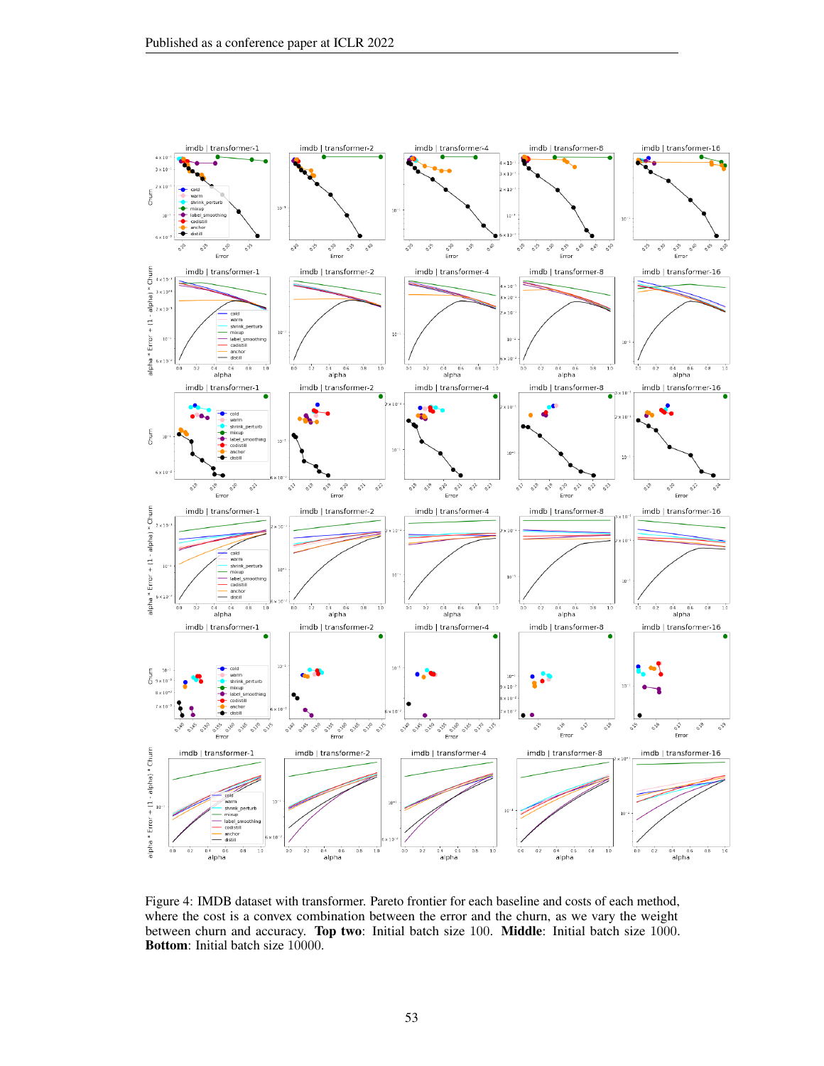Figure 4: IMDB dataset with transformer. Pareto frontier for each baseline and costs of each method, where the cost is a convex combination between the error and the churn, as we vary the weight between churn and accuracy. **Top two**: Initial batch size 100. **Middle**: Initial batch size 1000. **Bottom**: Initial batch size 10000.